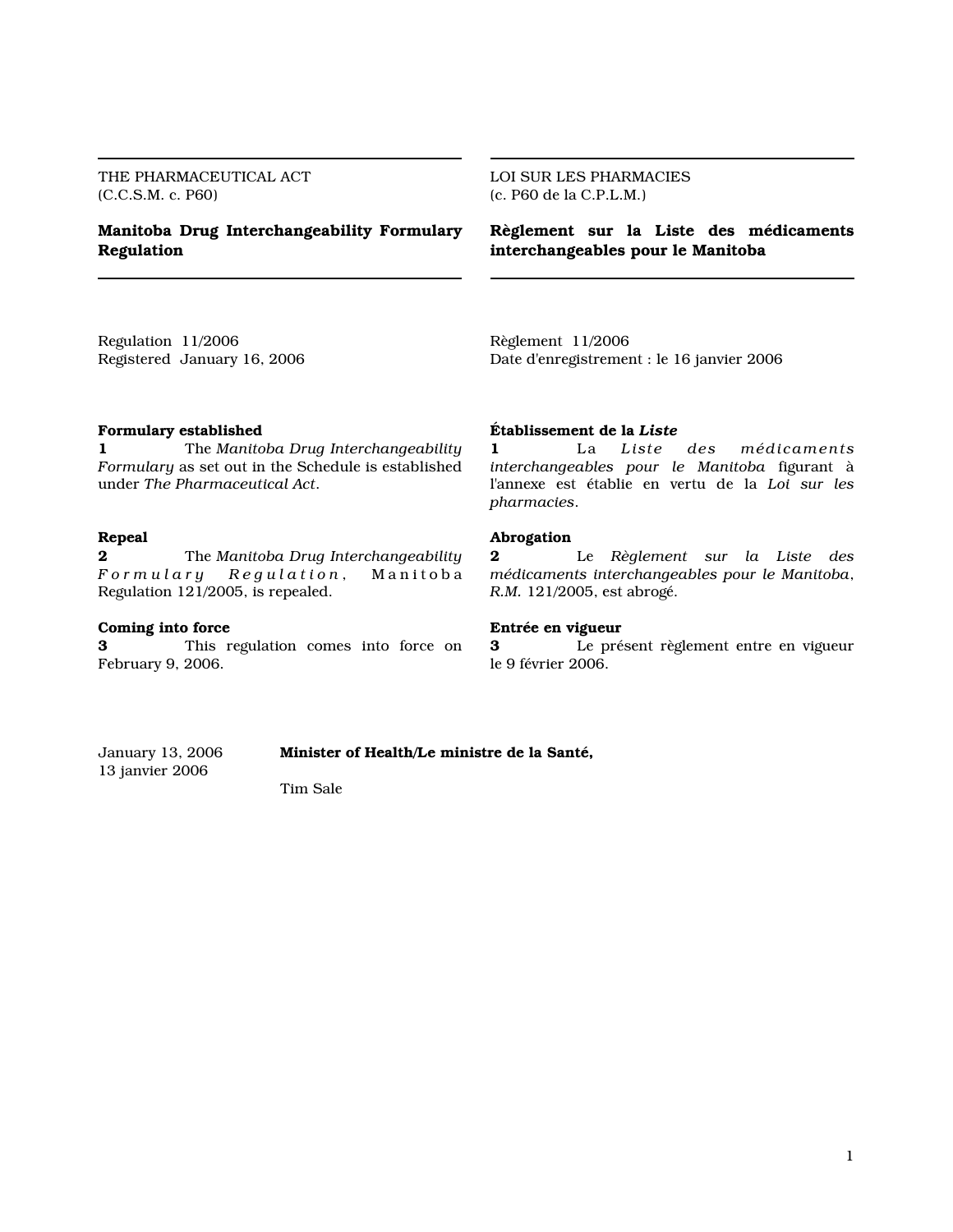THE PHARMACEUTICAL ACT
(C.C.S.M. c. P60)

# Manitoba Drug Interchangeability Formulary Regulation

Regulation 11/2006
Registered January 16, 2006

**Formulary established**

**1** The *Manitoba Drug Interchangeability Formulary* as set out in the Schedule is established under *The Pharmaceutical Act*.

**Repeal**

**2** The *Manitoba Drug Interchangeability Formulary Regulation*, Manitoba Regulation 121/2005, is repealed.

**Coming into force**

**3** This regulation comes into force on February 9, 2006.

LOI SUR LES PHARMACIES
(c. P60 de la C.P.L.M.)

# Règlement sur la Liste des médicaments interchangeables pour le Manitoba

Règlement 11/2006
Date d'enregistrement : le 16 janvier 2006

**Établissement de la *Liste***

**1** La *Liste des médicaments interchangeables pour le Manitoba* figurant à l'annexe est établie en vertu de la *Loi sur les pharmacies*.

**Abrogation**

**2** Le *Règlement sur la Liste des médicaments interchangeables pour le Manitoba*, *R.M.* 121/2005, est abrogé.

**Entrée en vigueur**

**3** Le présent règlement entre en vigueur le 9 février 2006.

January 13, 2006
13 janvier 2006

**Minister of Health/Le ministre de la Santé,**

Tim Sale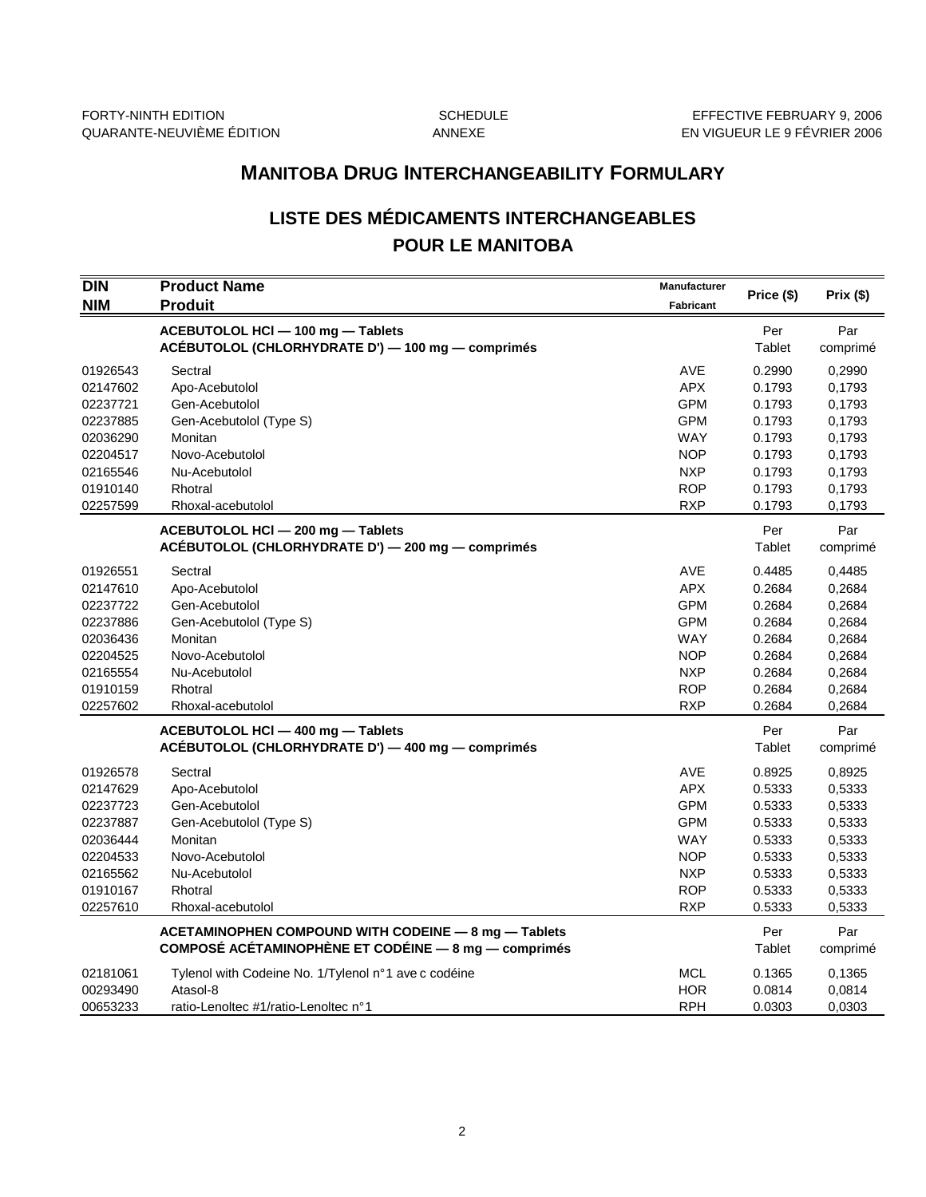FORTY-NINTH EDITION
QUARANTE-NEUVIÈME ÉDITION

SCHEDULE
ANNEXE

EFFECTIVE FEBRUARY 9, 2006
EN VIGUEUR LE 9 FÉVRIER 2006

# MANITOBA DRUG INTERCHANGEABILITY FORMULARY

## LISTE DES MÉDICAMENTS INTERCHANGEABLES POUR LE MANITOBA

| DIN<br>NIM | Product Name<br>Produit | Manufacturer<br>Fabricant | Price ($) | Prix ($) |
|---|---|---|---|---|
| | **ACEBUTOLOL HCl — 100 mg — Tablets**<br>**ACÉBUTOLOL (CHLORHYDRATE D') — 100 mg — comprimés** | | Per Tablet | Par comprimé |
| 01926543 | Sectral | AVE | 0.2990 | 0,2990 |
| 02147602 | Apo-Acebutolol | APX | 0.1793 | 0,1793 |
| 02237721 | Gen-Acebutolol | GPM | 0.1793 | 0,1793 |
| 02237885 | Gen-Acebutolol (Type S) | GPM | 0.1793 | 0,1793 |
| 02036290 | Monitan | WAY | 0.1793 | 0,1793 |
| 02204517 | Novo-Acebutolol | NOP | 0.1793 | 0,1793 |
| 02165546 | Nu-Acebutolol | NXP | 0.1793 | 0,1793 |
| 01910140 | Rhotral | ROP | 0.1793 | 0,1793 |
| 02257599 | Rhoxal-acebutolol | RXP | 0.1793 | 0,1793 |
| | **ACEBUTOLOL HCl — 200 mg — Tablets**<br>**ACÉBUTOLOL (CHLORHYDRATE D') — 200 mg — comprimés** | | Per Tablet | Par comprimé |
| 01926551 | Sectral | AVE | 0.4485 | 0,4485 |
| 02147610 | Apo-Acebutolol | APX | 0.2684 | 0,2684 |
| 02237722 | Gen-Acebutolol | GPM | 0.2684 | 0,2684 |
| 02237886 | Gen-Acebutolol (Type S) | GPM | 0.2684 | 0,2684 |
| 02036436 | Monitan | WAY | 0.2684 | 0,2684 |
| 02204525 | Novo-Acebutolol | NOP | 0.2684 | 0,2684 |
| 02165554 | Nu-Acebutolol | NXP | 0.2684 | 0,2684 |
| 01910159 | Rhotral | ROP | 0.2684 | 0,2684 |
| 02257602 | Rhoxal-acebutolol | RXP | 0.2684 | 0,2684 |
| | **ACEBUTOLOL HCl — 400 mg — Tablets**<br>**ACÉBUTOLOL (CHLORHYDRATE D') — 400 mg — comprimés** | | Per Tablet | Par comprimé |
| 01926578 | Sectral | AVE | 0.8925 | 0,8925 |
| 02147629 | Apo-Acebutolol | APX | 0.5333 | 0,5333 |
| 02237723 | Gen-Acebutolol | GPM | 0.5333 | 0,5333 |
| 02237887 | Gen-Acebutolol (Type S) | GPM | 0.5333 | 0,5333 |
| 02036444 | Monitan | WAY | 0.5333 | 0,5333 |
| 02204533 | Novo-Acebutolol | NOP | 0.5333 | 0,5333 |
| 02165562 | Nu-Acebutolol | NXP | 0.5333 | 0,5333 |
| 01910167 | Rhotral | ROP | 0.5333 | 0,5333 |
| 02257610 | Rhoxal-acebutolol | RXP | 0.5333 | 0,5333 |
| | **ACETAMINOPHEN COMPOUND WITH CODEINE — 8 mg — Tablets**<br>**COMPOSÉ ACÉTAMINOPHÈNE ET CODÉINE — 8 mg — comprimés** | | Per Tablet | Par comprimé |
| 02181061 | Tylenol with Codeine No. 1/Tylenol n°1 avec codéine | MCL | 0.1365 | 0,1365 |
| 00293490 | Atasol-8 | HOR | 0.0814 | 0,0814 |
| 00653233 | ratio-Lenoltec #1/ratio-Lenoltec n°1 | RPH | 0.0303 | 0,0303 |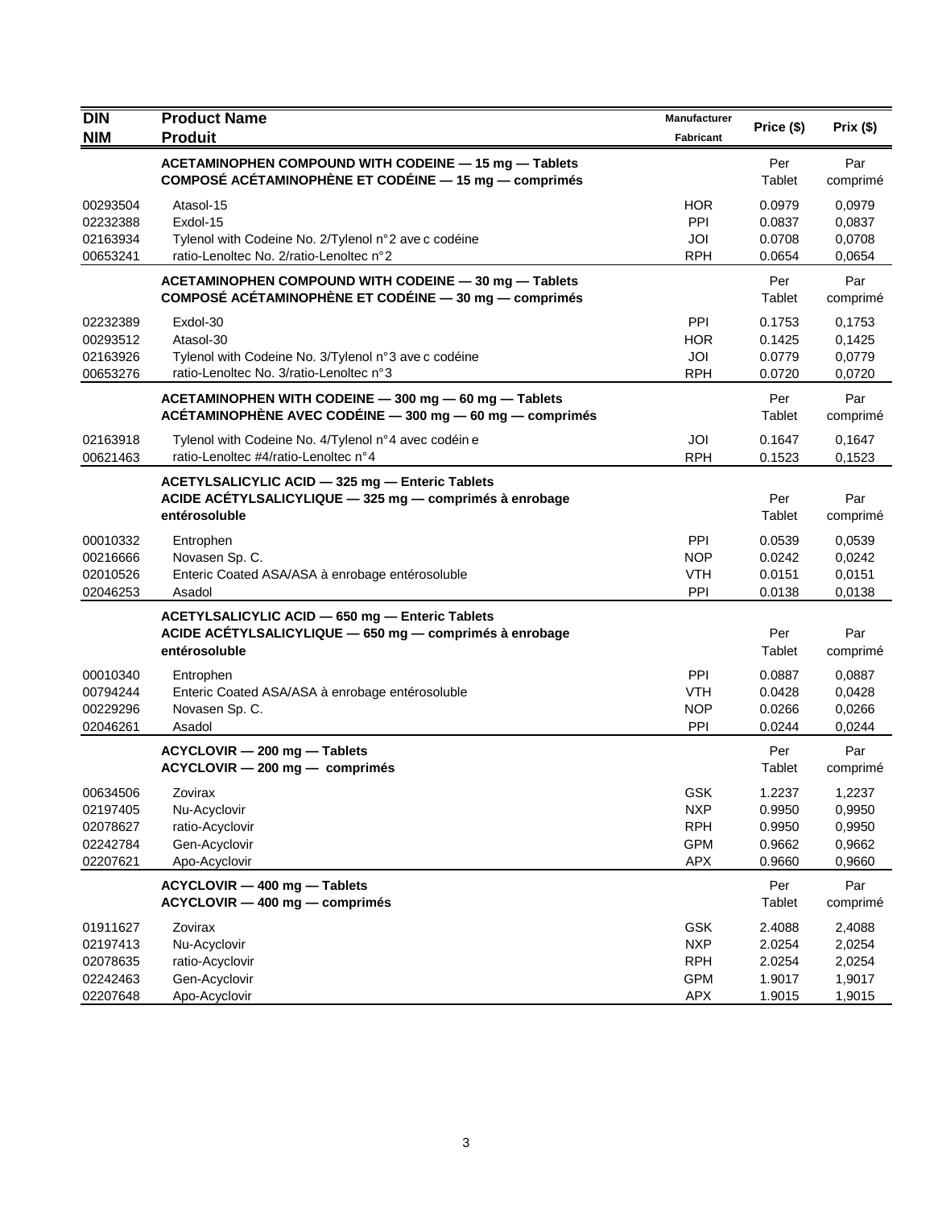| DIN<br>NIM | Product Name<br>Produit | Manufacturer<br>Fabricant | Price ($) | Prix ($) |
|---|---|---|---|---|
| | **ACETAMINOPHEN COMPOUND WITH CODEINE — 15 mg — Tablets**<br>**COMPOSÉ ACÉTAMINOPHÈNE ET CODÉINE — 15 mg — comprimés** | | Per Tablet | Par comprimé |
| 00293504 | Atasol-15 | HOR | 0.0979 | 0,0979 |
| 02232388 | Exdol-15 | PPI | 0.0837 | 0,0837 |
| 02163934 | Tylenol with Codeine No. 2/Tylenol n°2 avec codéine | JOI | 0.0708 | 0,0708 |
| 00653241 | ratio-Lenoltec No. 2/ratio-Lenoltec n°2 | RPH | 0.0654 | 0,0654 |
| | **ACETAMINOPHEN COMPOUND WITH CODEINE — 30 mg — Tablets**<br>**COMPOSÉ ACÉTAMINOPHÈNE ET CODÉINE — 30 mg — comprimés** | | Per Tablet | Par comprimé |
| 02232389 | Exdol-30 | PPI | 0.1753 | 0,1753 |
| 00293512 | Atasol-30 | HOR | 0.1425 | 0,1425 |
| 02163926 | Tylenol with Codeine No. 3/Tylenol n°3 avec codéine | JOI | 0.0779 | 0,0779 |
| 00653276 | ratio-Lenoltec No. 3/ratio-Lenoltec n°3 | RPH | 0.0720 | 0,0720 |
| | **ACETAMINOPHEN WITH CODEINE — 300 mg — 60 mg — Tablets**<br>**ACÉTAMINOPHÈNE AVEC CODÉINE — 300 mg — 60 mg — comprimés** | | Per Tablet | Par comprimé |
| 02163918 | Tylenol with Codeine No. 4/Tylenol n°4 avec codéine | JOI | 0.1647 | 0,1647 |
| 00621463 | ratio-Lenoltec #4/ratio-Lenoltec n°4 | RPH | 0.1523 | 0,1523 |
| | **ACETYLSALICYLIC ACID — 325 mg — Enteric Tablets**<br>**ACIDE ACÉTYLSALICYLIQUE — 325 mg — comprimés à enrobage entérosoluble** | | Per Tablet | Par comprimé |
| 00010332 | Entrophen | PPI | 0.0539 | 0,0539 |
| 00216666 | Novasen Sp. C. | NOP | 0.0242 | 0,0242 |
| 02010526 | Enteric Coated ASA/ASA à enrobage entérosoluble | VTH | 0.0151 | 0,0151 |
| 02046253 | Asadol | PPI | 0.0138 | 0,0138 |
| | **ACETYLSALICYLIC ACID — 650 mg — Enteric Tablets**<br>**ACIDE ACÉTYLSALICYLIQUE — 650 mg — comprimés à enrobage entérosoluble** | | Per Tablet | Par comprimé |
| 00010340 | Entrophen | PPI | 0.0887 | 0,0887 |
| 00794244 | Enteric Coated ASA/ASA à enrobage entérosoluble | VTH | 0.0428 | 0,0428 |
| 00229296 | Novasen Sp. C. | NOP | 0.0266 | 0,0266 |
| 02046261 | Asadol | PPI | 0.0244 | 0,0244 |
| | **ACYCLOVIR — 200 mg — Tablets**<br>**ACYCLOVIR — 200 mg — comprimés** | | Per Tablet | Par comprimé |
| 00634506 | Zovirax | GSK | 1.2237 | 1,2237 |
| 02197405 | Nu-Acyclovir | NXP | 0.9950 | 0,9950 |
| 02078627 | ratio-Acyclovir | RPH | 0.9950 | 0,9950 |
| 02242784 | Gen-Acyclovir | GPM | 0.9662 | 0,9662 |
| 02207621 | Apo-Acyclovir | APX | 0.9660 | 0,9660 |
| | **ACYCLOVIR — 400 mg — Tablets**<br>**ACYCLOVIR — 400 mg — comprimés** | | Per Tablet | Par comprimé |
| 01911627 | Zovirax | GSK | 2.4088 | 2,4088 |
| 02197413 | Nu-Acyclovir | NXP | 2.0254 | 2,0254 |
| 02078635 | ratio-Acyclovir | RPH | 2.0254 | 2,0254 |
| 02242463 | Gen-Acyclovir | GPM | 1.9017 | 1,9017 |
| 02207648 | Apo-Acyclovir | APX | 1.9015 | 1,9015 |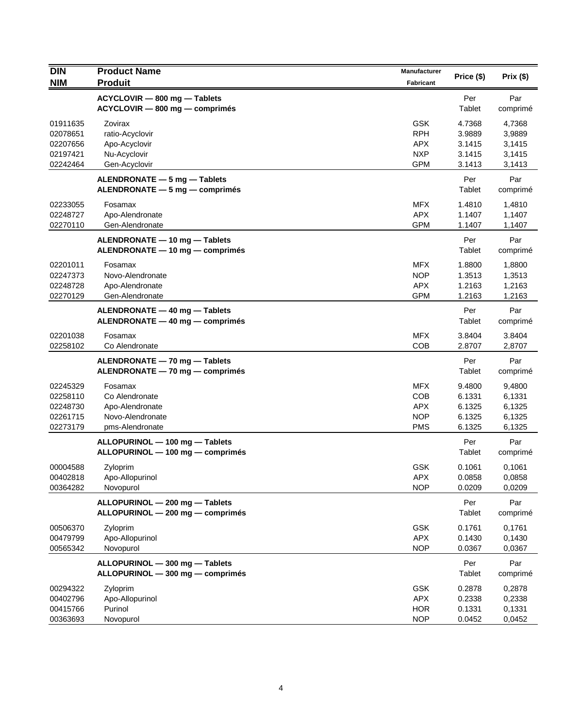| DIN<br>NIM | Product Name<br>Produit | Manufacturer<br>Fabricant | Price ($) | Prix ($) |
|---|---|---|---|---|
| | **ACYCLOVIR — 800 mg — Tablets<br>ACYCLOVIR — 800 mg — comprimés** | | Per<br>Tablet | Par<br>comprimé |
| 01911635 | Zovirax | GSK | 4.7368 | 4,7368 |
| 02078651 | ratio-Acyclovir | RPH | 3.9889 | 3,9889 |
| 02207656 | Apo-Acyclovir | APX | 3.1415 | 3,1415 |
| 02197421 | Nu-Acyclovir | NXP | 3.1415 | 3,1415 |
| 02242464 | Gen-Acyclovir | GPM | 3.1413 | 3,1413 |
| | **ALENDRONATE — 5 mg — Tablets<br>ALENDRONATE — 5 mg — comprimés** | | Per<br>Tablet | Par<br>comprimé |
| 02233055 | Fosamax | MFX | 1.4810 | 1,4810 |
| 02248727 | Apo-Alendronate | APX | 1.1407 | 1,1407 |
| 02270110 | Gen-Alendronate | GPM | 1.1407 | 1,1407 |
| | **ALENDRONATE — 10 mg — Tablets<br>ALENDRONATE — 10 mg — comprimés** | | Per<br>Tablet | Par<br>comprimé |
| 02201011 | Fosamax | MFX | 1.8800 | 1,8800 |
| 02247373 | Novo-Alendronate | NOP | 1.3513 | 1,3513 |
| 02248728 | Apo-Alendronate | APX | 1.2163 | 1,2163 |
| 02270129 | Gen-Alendronate | GPM | 1.2163 | 1,2163 |
| | **ALENDRONATE — 40 mg — Tablets<br>ALENDRONATE — 40 mg — comprimés** | | Per<br>Tablet | Par<br>comprimé |
| 02201038 | Fosamax | MFX | 3.8404 | 3.8404 |
| 02258102 | Co Alendronate | COB | 2.8707 | 2,8707 |
| | **ALENDRONATE — 70 mg — Tablets<br>ALENDRONATE — 70 mg — comprimés** | | Per<br>Tablet | Par<br>comprimé |
| 02245329 | Fosamax | MFX | 9.4800 | 9,4800 |
| 02258110 | Co Alendronate | COB | 6.1331 | 6,1331 |
| 02248730 | Apo-Alendronate | APX | 6.1325 | 6,1325 |
| 02261715 | Novo-Alendronate | NOP | 6.1325 | 6,1325 |
| 02273179 | pms-Alendronate | PMS | 6.1325 | 6,1325 |
| | **ALLOPURINOL — 100 mg — Tablets<br>ALLOPURINOL — 100 mg — comprimés** | | Per<br>Tablet | Par<br>comprimé |
| 00004588 | Zyloprim | GSK | 0.1061 | 0,1061 |
| 00402818 | Apo-Allopurinol | APX | 0.0858 | 0,0858 |
| 00364282 | Novopurol | NOP | 0.0209 | 0,0209 |
| | **ALLOPURINOL — 200 mg — Tablets<br>ALLOPURINOL — 200 mg — comprimés** | | Per<br>Tablet | Par<br>comprimé |
| 00506370 | Zyloprim | GSK | 0.1761 | 0,1761 |
| 00479799 | Apo-Allopurinol | APX | 0.1430 | 0,1430 |
| 00565342 | Novopurol | NOP | 0.0367 | 0,0367 |
| | **ALLOPURINOL — 300 mg — Tablets<br>ALLOPURINOL — 300 mg — comprimés** | | Per<br>Tablet | Par<br>comprimé |
| 00294322 | Zyloprim | GSK | 0.2878 | 0,2878 |
| 00402796 | Apo-Allopurinol | APX | 0.2338 | 0,2338 |
| 00415766 | Purinol | HOR | 0.1331 | 0,1331 |
| 00363693 | Novopurol | NOP | 0.0452 | 0,0452 |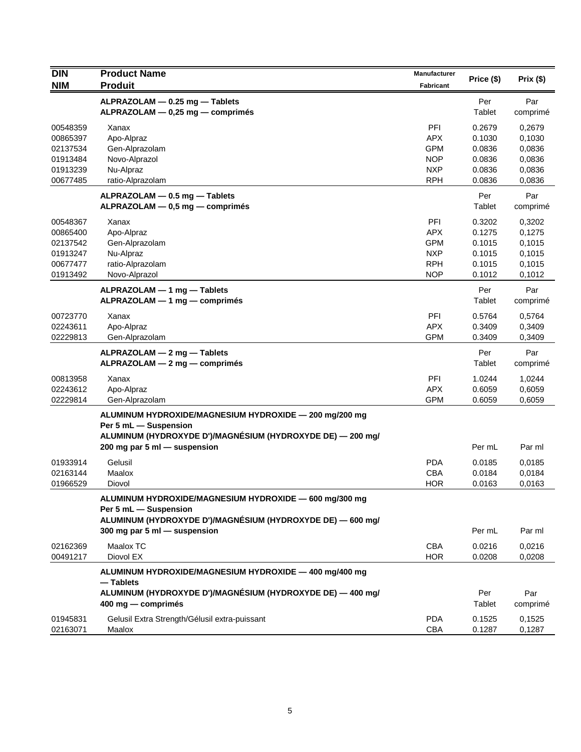| DIN<br>NIM | Product Name<br>Produit | Manufacturer<br>Fabricant | Price ($) | Prix ($) |
|---|---|---|---|---|
| | **ALPRAZOLAM — 0.25 mg — Tablets**<br>**ALPRAZOLAM — 0,25 mg — comprimés** | | Per Tablet | Par comprimé |
| 00548359 | Xanax | PFI | 0.2679 | 0,2679 |
| 00865397 | Apo-Alpraz | APX | 0.1030 | 0,1030 |
| 02137534 | Gen-Alprazolam | GPM | 0.0836 | 0,0836 |
| 01913484 | Novo-Alprazol | NOP | 0.0836 | 0,0836 |
| 01913239 | Nu-Alpraz | NXP | 0.0836 | 0,0836 |
| 00677485 | ratio-Alprazolam | RPH | 0.0836 | 0,0836 |
| | **ALPRAZOLAM — 0.5 mg — Tablets**<br>**ALPRAZOLAM — 0,5 mg — comprimés** | | Per Tablet | Par comprimé |
| 00548367 | Xanax | PFI | 0.3202 | 0,3202 |
| 00865400 | Apo-Alpraz | APX | 0.1275 | 0,1275 |
| 02137542 | Gen-Alprazolam | GPM | 0.1015 | 0,1015 |
| 01913247 | Nu-Alpraz | NXP | 0.1015 | 0,1015 |
| 00677477 | ratio-Alprazolam | RPH | 0.1015 | 0,1015 |
| 01913492 | Novo-Alprazol | NOP | 0.1012 | 0,1012 |
| | **ALPRAZOLAM — 1 mg — Tablets**<br>**ALPRAZOLAM — 1 mg — comprimés** | | Per Tablet | Par comprimé |
| 00723770 | Xanax | PFI | 0.5764 | 0,5764 |
| 02243611 | Apo-Alpraz | APX | 0.3409 | 0,3409 |
| 02229813 | Gen-Alprazolam | GPM | 0.3409 | 0,3409 |
| | **ALPRAZOLAM — 2 mg — Tablets**<br>**ALPRAZOLAM — 2 mg — comprimés** | | Per Tablet | Par comprimé |
| 00813958 | Xanax | PFI | 1.0244 | 1,0244 |
| 02243612 | Apo-Alpraz | APX | 0.6059 | 0,6059 |
| 02229814 | Gen-Alprazolam | GPM | 0.6059 | 0,6059 |
| | **ALUMINUM HYDROXIDE/MAGNESIUM HYDROXIDE — 200 mg/200 mg Per 5 mL — Suspension**<br>**ALUMINUM (HYDROXYDE D')/MAGNÉSIUM (HYDROXYDE DE) — 200 mg/ 200 mg par 5 ml — suspension** | | Per mL | Par ml |
| 01933914 | Gelusil | PDA | 0.0185 | 0,0185 |
| 02163144 | Maalox | CBA | 0.0184 | 0,0184 |
| 01966529 | Diovol | HOR | 0.0163 | 0,0163 |
| | **ALUMINUM HYDROXIDE/MAGNESIUM HYDROXIDE — 600 mg/300 mg Per 5 mL — Suspension**<br>**ALUMINUM (HYDROXYDE D')/MAGNÉSIUM (HYDROXYDE DE) — 600 mg/ 300 mg par 5 ml — suspension** | | Per mL | Par ml |
| 02162369 | Maalox TC | CBA | 0.0216 | 0,0216 |
| 00491217 | Diovol EX | HOR | 0.0208 | 0,0208 |
| | **ALUMINUM HYDROXIDE/MAGNESIUM HYDROXIDE — 400 mg/400 mg — Tablets**<br>**ALUMINUM (HYDROXYDE D')/MAGNÉSIUM (HYDROXYDE DE) — 400 mg/ 400 mg — comprimés** | | Per Tablet | Par comprimé |
| 01945831 | Gelusil Extra Strength/Gélusil extra-puissant | PDA | 0.1525 | 0,1525 |
| 02163071 | Maalox | CBA | 0.1287 | 0,1287 |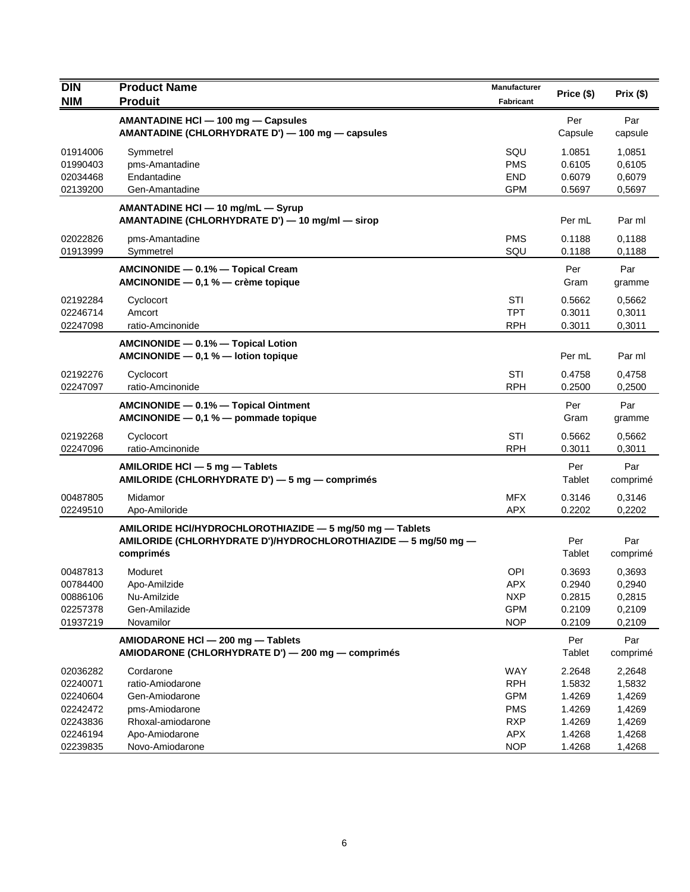| DIN<br>NIM | Product Name<br>Produit | Manufacturer<br>Fabricant | Price ($) | Prix ($) |
|---|---|---|---|---|
| | **AMANTADINE HCl — 100 mg — Capsules<br>AMANTADINE (CHLORHYDRATE D') — 100 mg — capsules** | | Per Capsule | Par capsule |
| 01914006 | Symmetrel | SQU | 1.0851 | 1,0851 |
| 01990403 | pms-Amantadine | PMS | 0.6105 | 0,6105 |
| 02034468 | Endantadine | END | 0.6079 | 0,6079 |
| 02139200 | Gen-Amantadine | GPM | 0.5697 | 0,5697 |
| | **AMANTADINE HCl — 10 mg/mL — Syrup<br>AMANTADINE (CHLORHYDRATE D') — 10 mg/ml — sirop** | | Per mL | Par ml |
| 02022826 | pms-Amantadine | PMS | 0.1188 | 0,1188 |
| 01913999 | Symmetrel | SQU | 0.1188 | 0,1188 |
| | **AMCINONIDE — 0.1% — Topical Cream<br>AMCINONIDE — 0,1 % — crème topique** | | Per Gram | Par gramme |
| 02192284 | Cyclocort | STI | 0.5662 | 0,5662 |
| 02246714 | Amcort | TPT | 0.3011 | 0,3011 |
| 02247098 | ratio-Amcinonide | RPH | 0.3011 | 0,3011 |
| | **AMCINONIDE — 0.1% — Topical Lotion<br>AMCINONIDE — 0,1 % — lotion topique** | | Per mL | Par ml |
| 02192276 | Cyclocort | STI | 0.4758 | 0,4758 |
| 02247097 | ratio-Amcinonide | RPH | 0.2500 | 0,2500 |
| | **AMCINONIDE — 0.1% — Topical Ointment<br>AMCINONIDE — 0,1 % — pommade topique** | | Per Gram | Par gramme |
| 02192268 | Cyclocort | STI | 0.5662 | 0,5662 |
| 02247096 | ratio-Amcinonide | RPH | 0.3011 | 0,3011 |
| | **AMILORIDE HCl — 5 mg — Tablets<br>AMILORIDE (CHLORHYDRATE D') — 5 mg — comprimés** | | Per Tablet | Par comprimé |
| 00487805 | Midamor | MFX | 0.3146 | 0,3146 |
| 02249510 | Apo-Amiloride | APX | 0.2202 | 0,2202 |
| | **AMILORIDE HCl/HYDROCHLOROTHIAZIDE — 5 mg/50 mg — Tablets<br>AMILORIDE (CHLORHYDRATE D')/HYDROCHLOROTHIAZIDE — 5 mg/50 mg — comprimés** | | Per Tablet | Par comprimé |
| 00487813 | Moduret | OPI | 0.3693 | 0,3693 |
| 00784400 | Apo-Amilzide | APX | 0.2940 | 0,2940 |
| 00886106 | Nu-Amilzide | NXP | 0.2815 | 0,2815 |
| 02257378 | Gen-Amilazide | GPM | 0.2109 | 0,2109 |
| 01937219 | Novamilor | NOP | 0.2109 | 0,2109 |
| | **AMIODARONE HCl — 200 mg — Tablets<br>AMIODARONE (CHLORHYDRATE D') — 200 mg — comprimés** | | Per Tablet | Par comprimé |
| 02036282 | Cordarone | WAY | 2.2648 | 2,2648 |
| 02240071 | ratio-Amiodarone | RPH | 1.5832 | 1,5832 |
| 02240604 | Gen-Amiodarone | GPM | 1.4269 | 1,4269 |
| 02242472 | pms-Amiodarone | PMS | 1.4269 | 1,4269 |
| 02243836 | Rhoxal-amiodarone | RXP | 1.4269 | 1,4269 |
| 02246194 | Apo-Amiodarone | APX | 1.4268 | 1,4268 |
| 02239835 | Novo-Amiodarone | NOP | 1.4268 | 1,4268 |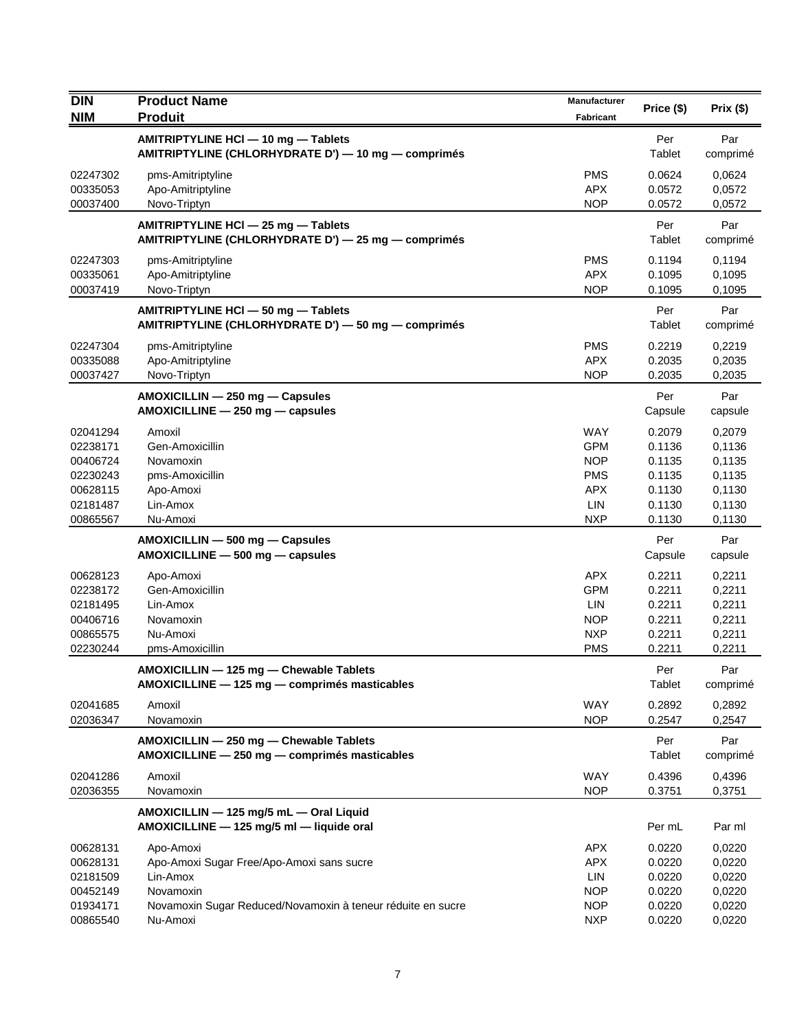| DIN<br>NIM | Product Name<br>Produit | Manufacturer<br>Fabricant | Price ($) | Prix ($) |
|---|---|---|---|---|
| | **AMITRIPTYLINE HCl — 10 mg — Tablets**<br>**AMITRIPTYLINE (CHLORHYDRATE D') — 10 mg — comprimés** | | Per Tablet | Par comprimé |
| 02247302 | pms-Amitriptyline | PMS | 0.0624 | 0,0624 |
| 00335053 | Apo-Amitriptyline | APX | 0.0572 | 0,0572 |
| 00037400 | Novo-Triptyn | NOP | 0.0572 | 0,0572 |
| | **AMITRIPTYLINE HCl — 25 mg — Tablets**<br>**AMITRIPTYLINE (CHLORHYDRATE D') — 25 mg — comprimés** | | Per Tablet | Par comprimé |
| 02247303 | pms-Amitriptyline | PMS | 0.1194 | 0,1194 |
| 00335061 | Apo-Amitriptyline | APX | 0.1095 | 0,1095 |
| 00037419 | Novo-Triptyn | NOP | 0.1095 | 0,1095 |
| | **AMITRIPTYLINE HCl — 50 mg — Tablets**<br>**AMITRIPTYLINE (CHLORHYDRATE D') — 50 mg — comprimés** | | Per Tablet | Par comprimé |
| 02247304 | pms-Amitriptyline | PMS | 0.2219 | 0,2219 |
| 00335088 | Apo-Amitriptyline | APX | 0.2035 | 0,2035 |
| 00037427 | Novo-Triptyn | NOP | 0.2035 | 0,2035 |
| | **AMOXICILLIN — 250 mg — Capsules**<br>**AMOXICILLINE — 250 mg — capsules** | | Per Capsule | Par capsule |
| 02041294 | Amoxil | WAY | 0.2079 | 0,2079 |
| 02238171 | Gen-Amoxicillin | GPM | 0.1136 | 0,1136 |
| 00406724 | Novamoxin | NOP | 0.1135 | 0,1135 |
| 02230243 | pms-Amoxicillin | PMS | 0.1135 | 0,1135 |
| 00628115 | Apo-Amoxi | APX | 0.1130 | 0,1130 |
| 02181487 | Lin-Amox | LIN | 0.1130 | 0,1130 |
| 00865567 | Nu-Amoxi | NXP | 0.1130 | 0,1130 |
| | **AMOXICILLIN — 500 mg — Capsules**<br>**AMOXICILLINE — 500 mg — capsules** | | Per Capsule | Par capsule |
| 00628123 | Apo-Amoxi | APX | 0.2211 | 0,2211 |
| 02238172 | Gen-Amoxicillin | GPM | 0.2211 | 0,2211 |
| 02181495 | Lin-Amox | LIN | 0.2211 | 0,2211 |
| 00406716 | Novamoxin | NOP | 0.2211 | 0,2211 |
| 00865575 | Nu-Amoxi | NXP | 0.2211 | 0,2211 |
| 02230244 | pms-Amoxicillin | PMS | 0.2211 | 0,2211 |
| | **AMOXICILLIN — 125 mg — Chewable Tablets**<br>**AMOXICILLINE — 125 mg — comprimés masticables** | | Per Tablet | Par comprimé |
| 02041685 | Amoxil | WAY | 0.2892 | 0,2892 |
| 02036347 | Novamoxin | NOP | 0.2547 | 0,2547 |
| | **AMOXICILLIN — 250 mg — Chewable Tablets**<br>**AMOXICILLINE — 250 mg — comprimés masticables** | | Per Tablet | Par comprimé |
| 02041286 | Amoxil | WAY | 0.4396 | 0,4396 |
| 02036355 | Novamoxin | NOP | 0.3751 | 0,3751 |
| | **AMOXICILLIN — 125 mg/5 mL — Oral Liquid**<br>**AMOXICILLINE — 125 mg/5 ml — liquide oral** | | Per mL | Par ml |
| 00628131 | Apo-Amoxi | APX | 0.0220 | 0,0220 |
| 00628131 | Apo-Amoxi Sugar Free/Apo-Amoxi sans sucre | APX | 0.0220 | 0,0220 |
| 02181509 | Lin-Amox | LIN | 0.0220 | 0,0220 |
| 00452149 | Novamoxin | NOP | 0.0220 | 0,0220 |
| 01934171 | Novamoxin Sugar Reduced/Novamoxin à teneur réduite en sucre | NOP | 0.0220 | 0,0220 |
| 00865540 | Nu-Amoxi | NXP | 0.0220 | 0,0220 |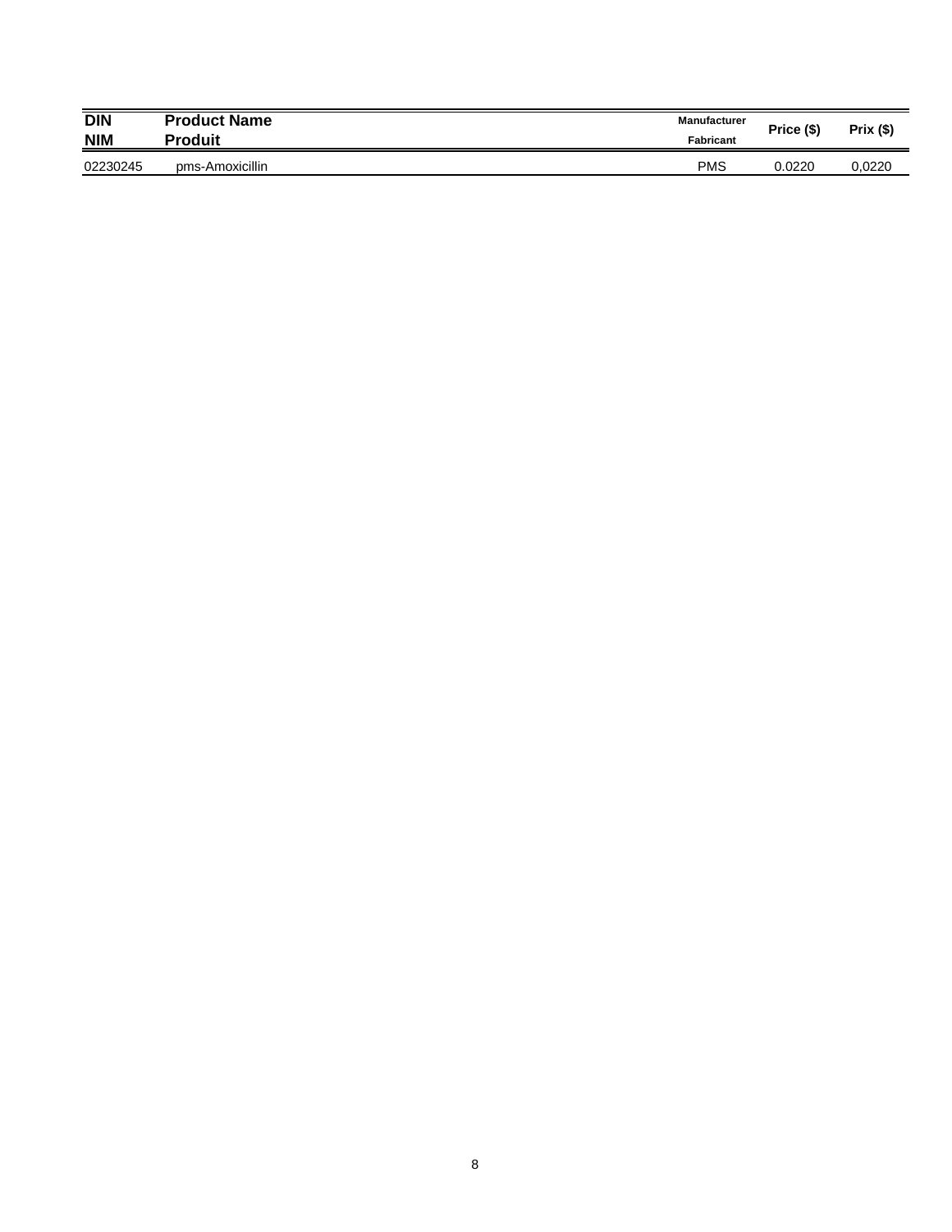| DIN<br>NIM | Product Name<br>Produit | Manufacturer<br>Fabricant | Price ($) | Prix ($) |
|---|---|---|---|---|
| 02230245 | pms-Amoxicillin | PMS | 0.0220 | 0,0220 |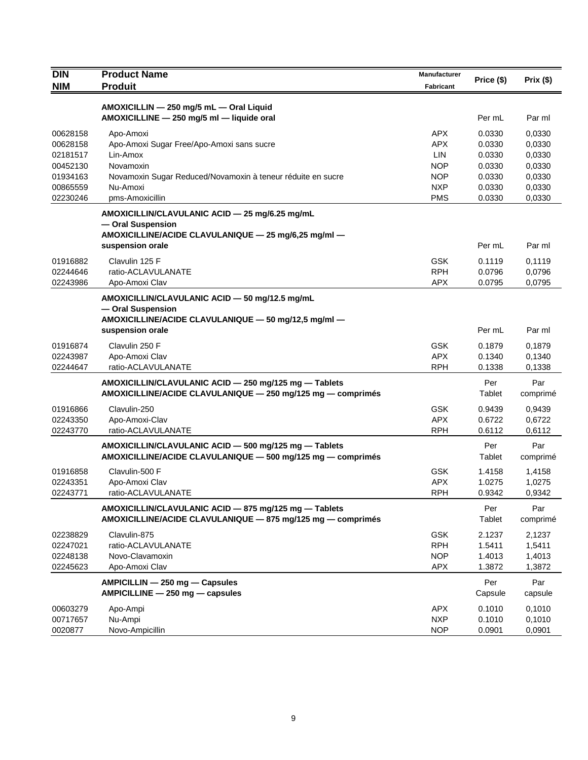| DIN<br>NIM | Product Name<br>Produit | Manufacturer<br>Fabricant | Price ($) | Prix ($) |
|---|---|---|---|---|
| | **AMOXICILLIN — 250 mg/5 mL — Oral Liquid**<br>**AMOXICILLINE — 250 mg/5 ml — liquide oral** | | Per mL | Par ml |
| 00628158 | Apo-Amoxi | APX | 0.0330 | 0,0330 |
| 00628158 | Apo-Amoxi Sugar Free/Apo-Amoxi sans sucre | APX | 0.0330 | 0,0330 |
| 02181517 | Lin-Amox | LIN | 0.0330 | 0,0330 |
| 00452130 | Novamoxin | NOP | 0.0330 | 0,0330 |
| 01934163 | Novamoxin Sugar Reduced/Novamoxin à teneur réduite en sucre | NOP | 0.0330 | 0,0330 |
| 00865559 | Nu-Amoxi | NXP | 0.0330 | 0,0330 |
| 02230246 | pms-Amoxicillin | PMS | 0.0330 | 0,0330 |
| | **AMOXICILLIN/CLAVULANIC ACID — 25 mg/6.25 mg/mL — Oral Suspension**<br>**AMOXICILLINE/ACIDE CLAVULANIQUE — 25 mg/6,25 mg/ml — suspension orale** | | Per mL | Par ml |
| 01916882 | Clavulin 125 F | GSK | 0.1119 | 0,1119 |
| 02244646 | ratio-ACLAVULANATE | RPH | 0.0796 | 0,0796 |
| 02243986 | Apo-Amoxi Clav | APX | 0.0795 | 0,0795 |
| | **AMOXICILLIN/CLAVULANIC ACID — 50 mg/12.5 mg/mL — Oral Suspension**<br>**AMOXICILLINE/ACIDE CLAVULANIQUE — 50 mg/12,5 mg/ml — suspension orale** | | Per mL | Par ml |
| 01916874 | Clavulin 250 F | GSK | 0.1879 | 0,1879 |
| 02243987 | Apo-Amoxi Clav | APX | 0.1340 | 0,1340 |
| 02244647 | ratio-ACLAVULANATE | RPH | 0.1338 | 0,1338 |
| | **AMOXICILLIN/CLAVULANIC ACID — 250 mg/125 mg — Tablets**<br>**AMOXICILLINE/ACIDE CLAVULANIQUE — 250 mg/125 mg — comprimés** | | Per Tablet | Par comprimé |
| 01916866 | Clavulin-250 | GSK | 0.9439 | 0,9439 |
| 02243350 | Apo-Amoxi-Clav | APX | 0.6722 | 0,6722 |
| 02243770 | ratio-ACLAVULANATE | RPH | 0.6112 | 0,6112 |
| | **AMOXICILLIN/CLAVULANIC ACID — 500 mg/125 mg — Tablets**<br>**AMOXICILLINE/ACIDE CLAVULANIQUE — 500 mg/125 mg — comprimés** | | Per Tablet | Par comprimé |
| 01916858 | Clavulin-500 F | GSK | 1.4158 | 1,4158 |
| 02243351 | Apo-Amoxi Clav | APX | 1.0275 | 1,0275 |
| 02243771 | ratio-ACLAVULANATE | RPH | 0.9342 | 0,9342 |
| | **AMOXICILLIN/CLAVULANIC ACID — 875 mg/125 mg — Tablets**<br>**AMOXICILLINE/ACIDE CLAVULANIQUE — 875 mg/125 mg — comprimés** | | Per Tablet | Par comprimé |
| 02238829 | Clavulin-875 | GSK | 2.1237 | 2,1237 |
| 02247021 | ratio-ACLAVULANATE | RPH | 1.5411 | 1,5411 |
| 02248138 | Novo-Clavamoxin | NOP | 1.4013 | 1,4013 |
| 02245623 | Apo-Amoxi Clav | APX | 1.3872 | 1,3872 |
| | **AMPICILLIN — 250 mg — Capsules**<br>**AMPICILLINE — 250 mg — capsules** | | Per Capsule | Par capsule |
| 00603279 | Apo-Ampi | APX | 0.1010 | 0,1010 |
| 00717657 | Nu-Ampi | NXP | 0.1010 | 0,1010 |
| 0020877 | Novo-Ampicillin | NOP | 0.0901 | 0,0901 |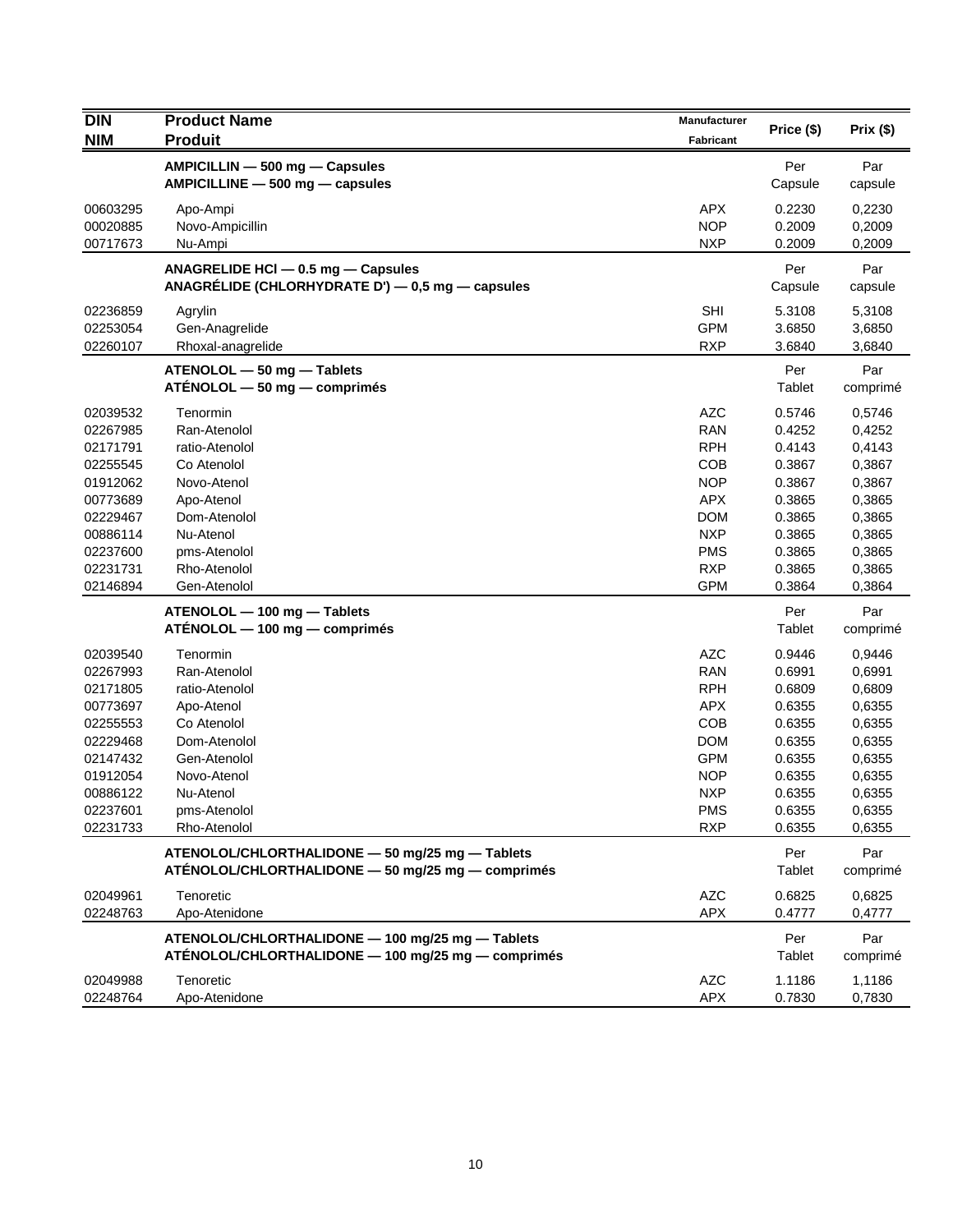| DIN<br>NIM | Product Name<br>Produit | Manufacturer<br>Fabricant | Price ($) | Prix ($) |
|---|---|---|---|---|
| | **AMPICILLIN — 500 mg — Capsules**<br>**AMPICILLINE — 500 mg — capsules** | | Per<br>Capsule | Par<br>capsule |
| 00603295 | Apo-Ampi | APX | 0.2230 | 0,2230 |
| 00020885 | Novo-Ampicillin | NOP | 0.2009 | 0,2009 |
| 00717673 | Nu-Ampi | NXP | 0.2009 | 0,2009 |
| | **ANAGRELIDE HCl — 0.5 mg — Capsules**<br>**ANAGRÉLIDE (CHLORHYDRATE D') — 0,5 mg — capsules** | | Per<br>Capsule | Par<br>capsule |
| 02236859 | Agrylin | SHI | 5.3108 | 5,3108 |
| 02253054 | Gen-Anagrelide | GPM | 3.6850 | 3,6850 |
| 02260107 | Rhoxal-anagrelide | RXP | 3.6840 | 3,6840 |
| | **ATENOLOL — 50 mg — Tablets**<br>**ATÉNOLOL — 50 mg — comprimés** | | Per<br>Tablet | Par<br>comprimé |
| 02039532 | Tenormin | AZC | 0.5746 | 0,5746 |
| 02267985 | Ran-Atenolol | RAN | 0.4252 | 0,4252 |
| 02171791 | ratio-Atenolol | RPH | 0.4143 | 0,4143 |
| 02255545 | Co Atenolol | COB | 0.3867 | 0,3867 |
| 01912062 | Novo-Atenol | NOP | 0.3867 | 0,3867 |
| 00773689 | Apo-Atenol | APX | 0.3865 | 0,3865 |
| 02229467 | Dom-Atenolol | DOM | 0.3865 | 0,3865 |
| 00886114 | Nu-Atenol | NXP | 0.3865 | 0,3865 |
| 02237600 | pms-Atenolol | PMS | 0.3865 | 0,3865 |
| 02231731 | Rho-Atenolol | RXP | 0.3865 | 0,3865 |
| 02146894 | Gen-Atenolol | GPM | 0.3864 | 0,3864 |
| | **ATENOLOL — 100 mg — Tablets**<br>**ATÉNOLOL — 100 mg — comprimés** | | Per<br>Tablet | Par<br>comprimé |
| 02039540 | Tenormin | AZC | 0.9446 | 0,9446 |
| 02267993 | Ran-Atenolol | RAN | 0.6991 | 0,6991 |
| 02171805 | ratio-Atenolol | RPH | 0.6809 | 0,6809 |
| 00773697 | Apo-Atenol | APX | 0.6355 | 0,6355 |
| 02255553 | Co Atenolol | COB | 0.6355 | 0,6355 |
| 02229468 | Dom-Atenolol | DOM | 0.6355 | 0,6355 |
| 02147432 | Gen-Atenolol | GPM | 0.6355 | 0,6355 |
| 01912054 | Novo-Atenol | NOP | 0.6355 | 0,6355 |
| 00886122 | Nu-Atenol | NXP | 0.6355 | 0,6355 |
| 02237601 | pms-Atenolol | PMS | 0.6355 | 0,6355 |
| 02231733 | Rho-Atenolol | RXP | 0.6355 | 0,6355 |
| | **ATENOLOL/CHLORTHALIDONE — 50 mg/25 mg — Tablets**<br>**ATÉNOLOL/CHLORTHALIDONE — 50 mg/25 mg — comprimés** | | Per<br>Tablet | Par<br>comprimé |
| 02049961 | Tenoretic | AZC | 0.6825 | 0,6825 |
| 02248763 | Apo-Atenidone | APX | 0.4777 | 0,4777 |
| | **ATENOLOL/CHLORTHALIDONE — 100 mg/25 mg — Tablets**<br>**ATÉNOLOL/CHLORTHALIDONE — 100 mg/25 mg — comprimés** | | Per<br>Tablet | Par<br>comprimé |
| 02049988 | Tenoretic | AZC | 1.1186 | 1,1186 |
| 02248764 | Apo-Atenidone | APX | 0.7830 | 0,7830 |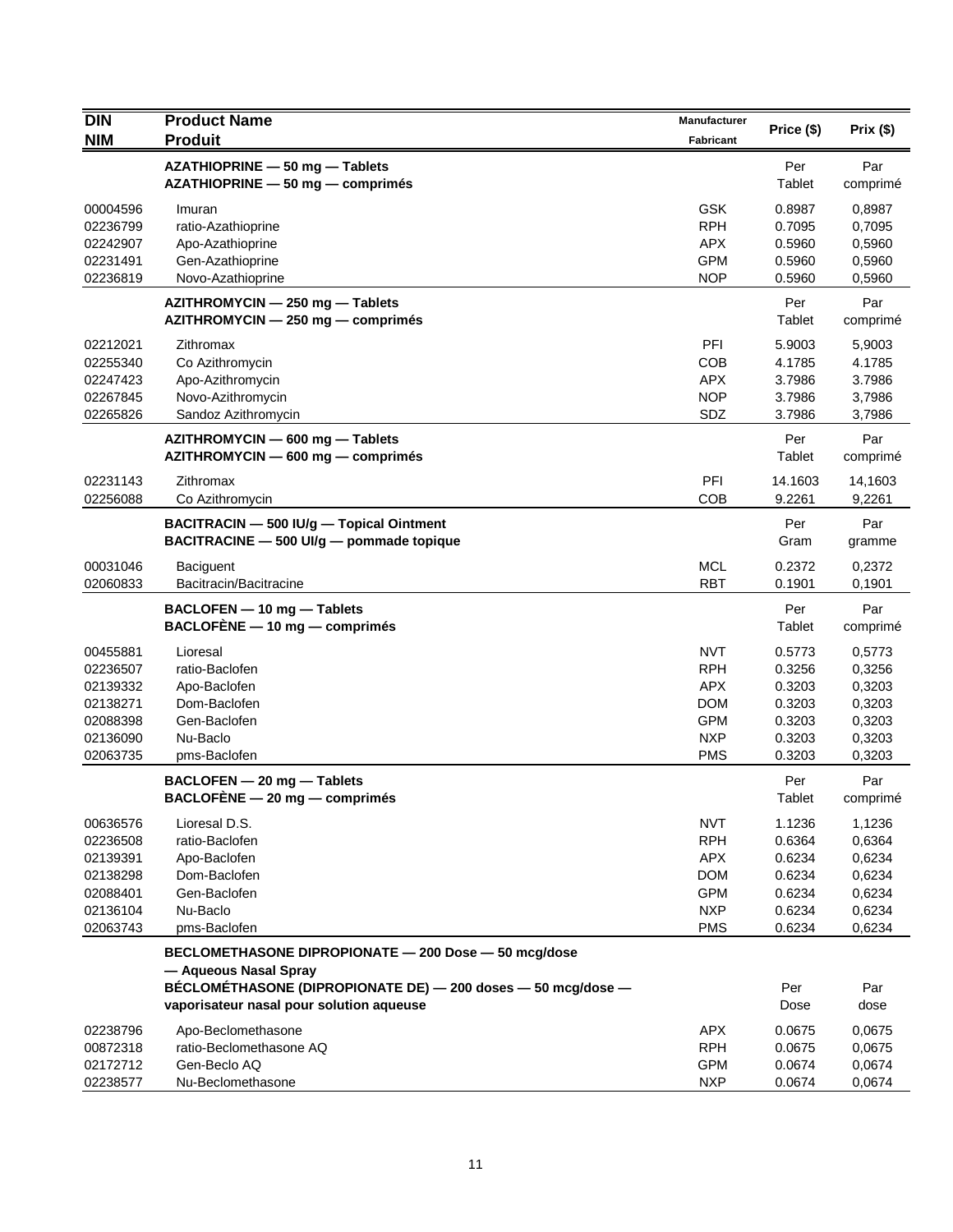| DIN<br>NIM | Product Name<br>Produit | Manufacturer<br>Fabricant | Price ($) | Prix ($) |
|---|---|---|---|---|
| | **AZATHIOPRINE — 50 mg — Tablets**<br>**AZATHIOPRINE — 50 mg — comprimés** | | Per<br>Tablet | Par<br>comprimé |
| 00004596 | Imuran | GSK | 0.8987 | 0,8987 |
| 02236799 | ratio-Azathioprine | RPH | 0.7095 | 0,7095 |
| 02242907 | Apo-Azathioprine | APX | 0.5960 | 0,5960 |
| 02231491 | Gen-Azathioprine | GPM | 0.5960 | 0,5960 |
| 02236819 | Novo-Azathioprine | NOP | 0.5960 | 0,5960 |
| | **AZITHROMYCIN — 250 mg — Tablets**<br>**AZITHROMYCIN — 250 mg — comprimés** | | Per<br>Tablet | Par<br>comprimé |
| 02212021 | Zithromax | PFI | 5.9003 | 5,9003 |
| 02255340 | Co Azithromycin | COB | 4.1785 | 4.1785 |
| 02247423 | Apo-Azithromycin | APX | 3.7986 | 3.7986 |
| 02267845 | Novo-Azithromycin | NOP | 3.7986 | 3,7986 |
| 02265826 | Sandoz Azithromycin | SDZ | 3.7986 | 3,7986 |
| | **AZITHROMYCIN — 600 mg — Tablets**<br>**AZITHROMYCIN — 600 mg — comprimés** | | Per<br>Tablet | Par<br>comprimé |
| 02231143 | Zithromax | PFI | 14.1603 | 14,1603 |
| 02256088 | Co Azithromycin | COB | 9.2261 | 9,2261 |
| | **BACITRACIN — 500 IU/g — Topical Ointment**<br>**BACITRACINE — 500 UI/g — pommade topique** | | Per<br>Gram | Par<br>gramme |
| 00031046 | Baciguent | MCL | 0.2372 | 0,2372 |
| 02060833 | Bacitracin/Bacitracine | RBT | 0.1901 | 0,1901 |
| | **BACLOFEN — 10 mg — Tablets**<br>**BACLOFÈNE — 10 mg — comprimés** | | Per<br>Tablet | Par<br>comprimé |
| 00455881 | Lioresal | NVT | 0.5773 | 0,5773 |
| 02236507 | ratio-Baclofen | RPH | 0.3256 | 0,3256 |
| 02139332 | Apo-Baclofen | APX | 0.3203 | 0,3203 |
| 02138271 | Dom-Baclofen | DOM | 0.3203 | 0,3203 |
| 02088398 | Gen-Baclofen | GPM | 0.3203 | 0,3203 |
| 02136090 | Nu-Baclo | NXP | 0.3203 | 0,3203 |
| 02063735 | pms-Baclofen | PMS | 0.3203 | 0,3203 |
| | **BACLOFEN — 20 mg — Tablets**<br>**BACLOFÈNE — 20 mg — comprimés** | | Per<br>Tablet | Par<br>comprimé |
| 00636576 | Lioresal D.S. | NVT | 1.1236 | 1,1236 |
| 02236508 | ratio-Baclofen | RPH | 0.6364 | 0,6364 |
| 02139391 | Apo-Baclofen | APX | 0.6234 | 0,6234 |
| 02138298 | Dom-Baclofen | DOM | 0.6234 | 0,6234 |
| 02088401 | Gen-Baclofen | GPM | 0.6234 | 0,6234 |
| 02136104 | Nu-Baclo | NXP | 0.6234 | 0,6234 |
| 02063743 | pms-Baclofen | PMS | 0.6234 | 0,6234 |
| | **BECLOMETHASONE DIPROPIONATE — 200 Dose — 50 mcg/dose — Aqueous Nasal Spray**<br>**BÉCLOMÉTHASONE (DIPROPIONATE DE) — 200 doses — 50 mcg/dose — vaporisateur nasal pour solution aqueuse** | | Per<br>Dose | Par<br>dose |
| 02238796 | Apo-Beclomethasone | APX | 0.0675 | 0,0675 |
| 00872318 | ratio-Beclomethasone AQ | RPH | 0.0675 | 0,0675 |
| 02172712 | Gen-Beclo AQ | GPM | 0.0674 | 0,0674 |
| 02238577 | Nu-Beclomethasone | NXP | 0.0674 | 0,0674 |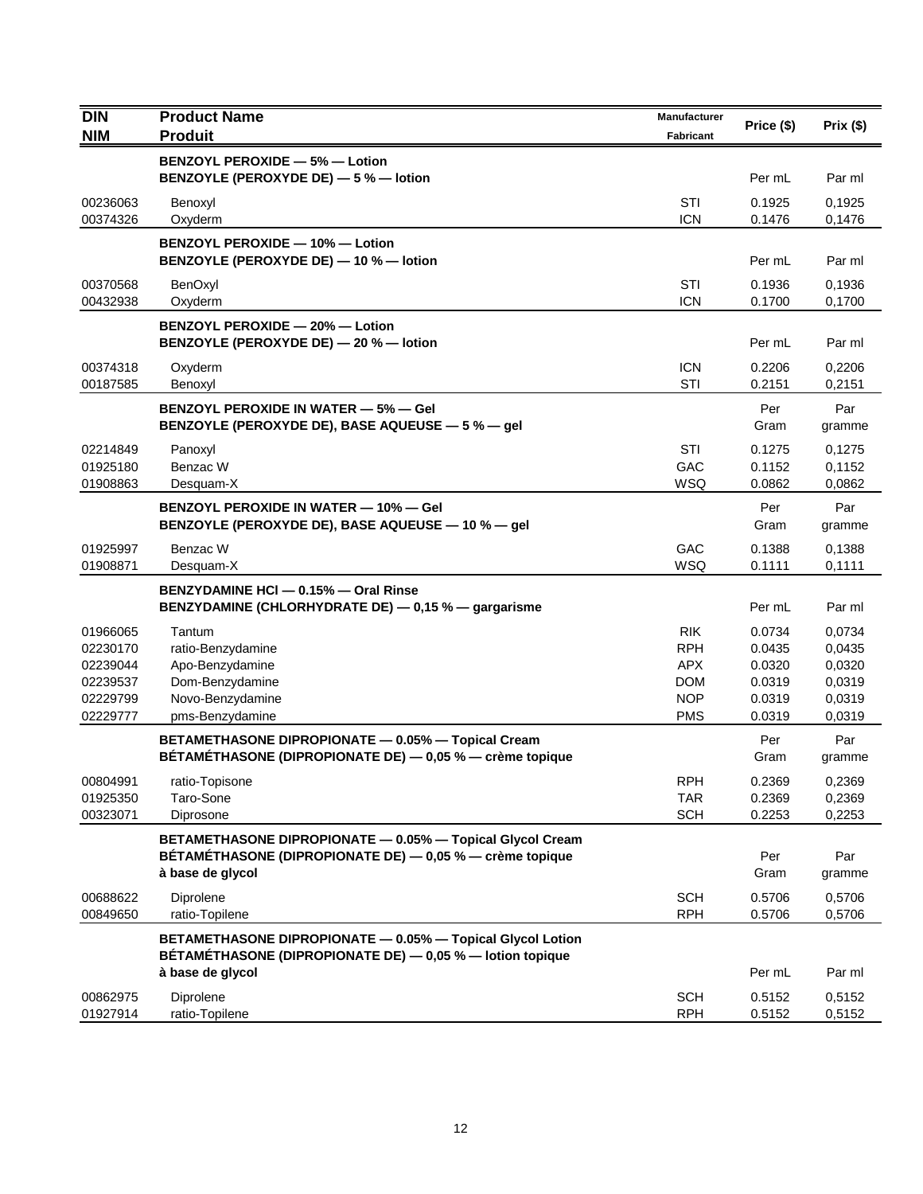| DIN<br>NIM | Product Name<br>Produit | Manufacturer<br>Fabricant | Price ($) | Prix ($) |
|---|---|---|---|---|
| | **BENZOYL PEROXIDE — 5% — Lotion<br>BENZOYLE (PEROXYDE DE) — 5 % — lotion** | | Per mL | Par ml |
| 00236063 | Benoxyl | STI | 0.1925 | 0,1925 |
| 00374326 | Oxyderm | ICN | 0.1476 | 0,1476 |
| | **BENZOYL PEROXIDE — 10% — Lotion<br>BENZOYLE (PEROXYDE DE) — 10 % — lotion** | | Per mL | Par ml |
| 00370568 | BenOxyl | STI | 0.1936 | 0,1936 |
| 00432938 | Oxyderm | ICN | 0.1700 | 0,1700 |
| | **BENZOYL PEROXIDE — 20% — Lotion<br>BENZOYLE (PEROXYDE DE) — 20 % — lotion** | | Per mL | Par ml |
| 00374318 | Oxyderm | ICN | 0.2206 | 0,2206 |
| 00187585 | Benoxyl | STI | 0.2151 | 0,2151 |
| | **BENZOYL PEROXIDE IN WATER — 5% — Gel<br>BENZOYLE (PEROXYDE DE), BASE AQUEUSE — 5 % — gel** | | Per Gram | Par gramme |
| 02214849 | Panoxyl | STI | 0.1275 | 0,1275 |
| 01925180 | Benzac W | GAC | 0.1152 | 0,1152 |
| 01908863 | Desquam-X | WSQ | 0.0862 | 0,0862 |
| | **BENZOYL PEROXIDE IN WATER — 10% — Gel<br>BENZOYLE (PEROXYDE DE), BASE AQUEUSE — 10 % — gel** | | Per Gram | Par gramme |
| 01925997 | Benzac W | GAC | 0.1388 | 0,1388 |
| 01908871 | Desquam-X | WSQ | 0.1111 | 0,1111 |
| | **BENZYDAMINE HCl — 0.15% — Oral Rinse<br>BENZYDAMINE (CHLORHYDRATE DE) — 0,15 % — gargarisme** | | Per mL | Par ml |
| 01966065 | Tantum | RIK | 0.0734 | 0,0734 |
| 02230170 | ratio-Benzydamine | RPH | 0.0435 | 0,0435 |
| 02239044 | Apo-Benzydamine | APX | 0.0320 | 0,0320 |
| 02239537 | Dom-Benzydamine | DOM | 0.0319 | 0,0319 |
| 02229799 | Novo-Benzydamine | NOP | 0.0319 | 0,0319 |
| 02229777 | pms-Benzydamine | PMS | 0.0319 | 0,0319 |
| | **BETAMETHASONE DIPROPIONATE — 0.05% — Topical Cream<br>BÉTAMÉTHASONE (DIPROPIONATE DE) — 0,05 % — crème topique** | | Per Gram | Par gramme |
| 00804991 | ratio-Topisone | RPH | 0.2369 | 0,2369 |
| 01925350 | Taro-Sone | TAR | 0.2369 | 0,2369 |
| 00323071 | Diprosone | SCH | 0.2253 | 0,2253 |
| | **BETAMETHASONE DIPROPIONATE — 0.05% — Topical Glycol Cream<br>BÉTAMÉTHASONE (DIPROPIONATE DE) — 0,05 % — crème topique à base de glycol** | | Per Gram | Par gramme |
| 00688622 | Diprolene | SCH | 0.5706 | 0,5706 |
| 00849650 | ratio-Topilene | RPH | 0.5706 | 0,5706 |
| | **BETAMETHASONE DIPROPIONATE — 0.05% — Topical Glycol Lotion<br>BÉTAMÉTHASONE (DIPROPIONATE DE) — 0,05 % — lotion topique à base de glycol** | | Per mL | Par ml |
| 00862975 | Diprolene | SCH | 0.5152 | 0,5152 |
| 01927914 | ratio-Topilene | RPH | 0.5152 | 0,5152 |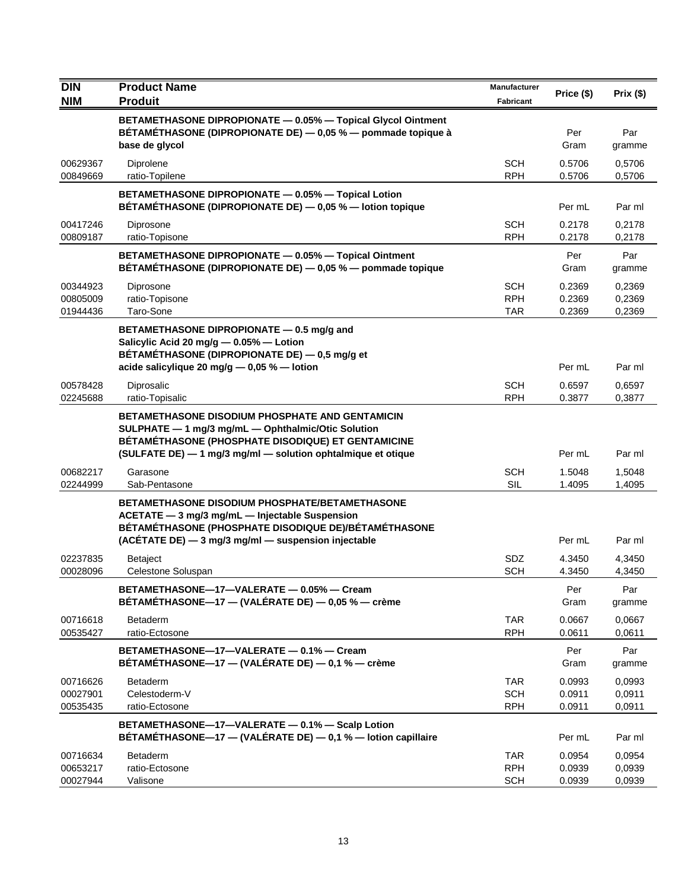| DIN<br>NIM | Product Name<br>Produit | Manufacturer<br>Fabricant | Price ($) | Prix ($) |
|---|---|---|---|---|
| | **BETAMETHASONE DIPROPIONATE — 0.05% — Topical Glycol Ointment<br>BÉTAMÉTHASONE (DIPROPIONATE DE) — 0,05 % — pommade topique à base de glycol** | | Per Gram | Par gramme |
| 00629367 | Diprolene | SCH | 0.5706 | 0,5706 |
| 00849669 | ratio-Topilene | RPH | 0.5706 | 0,5706 |
| | **BETAMETHASONE DIPROPIONATE — 0.05% — Topical Lotion<br>BÉTAMÉTHASONE (DIPROPIONATE DE) — 0,05 % — lotion topique** | | Per mL | Par ml |
| 00417246 | Diprosone | SCH | 0.2178 | 0,2178 |
| 00809187 | ratio-Topisone | RPH | 0.2178 | 0,2178 |
| | **BETAMETHASONE DIPROPIONATE — 0.05% — Topical Ointment<br>BÉTAMÉTHASONE (DIPROPIONATE DE) — 0,05 % — pommade topique** | | Per Gram | Par gramme |
| 00344923 | Diprosone | SCH | 0.2369 | 0,2369 |
| 00805009 | ratio-Topisone | RPH | 0.2369 | 0,2369 |
| 01944436 | Taro-Sone | TAR | 0.2369 | 0,2369 |
| | **BETAMETHASONE DIPROPIONATE — 0.5 mg/g and Salicylic Acid 20 mg/g — 0.05% — Lotion<br>BÉTAMÉTHASONE (DIPROPIONATE DE) — 0,5 mg/g et acide salicylique 20 mg/g — 0,05 % — lotion** | | Per mL | Par ml |
| 00578428 | Diprosalic | SCH | 0.6597 | 0,6597 |
| 02245688 | ratio-Topisalic | RPH | 0.3877 | 0,3877 |
| | **BETAMETHASONE DISODIUM PHOSPHATE AND GENTAMICIN SULPHATE — 1 mg/3 mg/mL — Ophthalmic/Otic Solution<br>BÉTAMÉTHASONE (PHOSPHATE DISODIQUE) ET GENTAMICINE (SULFATE DE) — 1 mg/3 mg/ml — solution ophtalmique et otique** | | Per mL | Par ml |
| 00682217 | Garasone | SCH | 1.5048 | 1,5048 |
| 02244999 | Sab-Pentasone | SIL | 1.4095 | 1,4095 |
| | **BETAMETHASONE DISODIUM PHOSPHATE/BETAMETHASONE ACETATE — 3 mg/3 mg/mL — Injectable Suspension<br>BÉTAMÉTHASONE (PHOSPHATE DISODIQUE DE)/BÉTAMÉTHASONE (ACÉTATE DE) — 3 mg/3 mg/ml — suspension injectable** | | Per mL | Par ml |
| 02237835 | Betaject | SDZ | 4.3450 | 4,3450 |
| 00028096 | Celestone Soluspan | SCH | 4.3450 | 4,3450 |
| | **BETAMETHASONE—17—VALERATE — 0.05% — Cream<br>BÉTAMÉTHASONE—17 — (VALÉRATE DE) — 0,05 % — crème** | | Per Gram | Par gramme |
| 00716618 | Betaderm | TAR | 0.0667 | 0,0667 |
| 00535427 | ratio-Ectosone | RPH | 0.0611 | 0,0611 |
| | **BETAMETHASONE—17—VALERATE — 0.1% — Cream<br>BÉTAMÉTHASONE—17 — (VALÉRATE DE) — 0,1 % — crème** | | Per Gram | Par gramme |
| 00716626 | Betaderm | TAR | 0.0993 | 0,0993 |
| 00027901 | Celestoderm-V | SCH | 0.0911 | 0,0911 |
| 00535435 | ratio-Ectosone | RPH | 0.0911 | 0,0911 |
| | **BETAMETHASONE—17—VALERATE — 0.1% — Scalp Lotion<br>BÉTAMÉTHASONE—17 — (VALÉRATE DE) — 0,1 % — lotion capillaire** | | Per mL | Par ml |
| 00716634 | Betaderm | TAR | 0.0954 | 0,0954 |
| 00653217 | ratio-Ectosone | RPH | 0.0939 | 0,0939 |
| 00027944 | Valisone | SCH | 0.0939 | 0,0939 |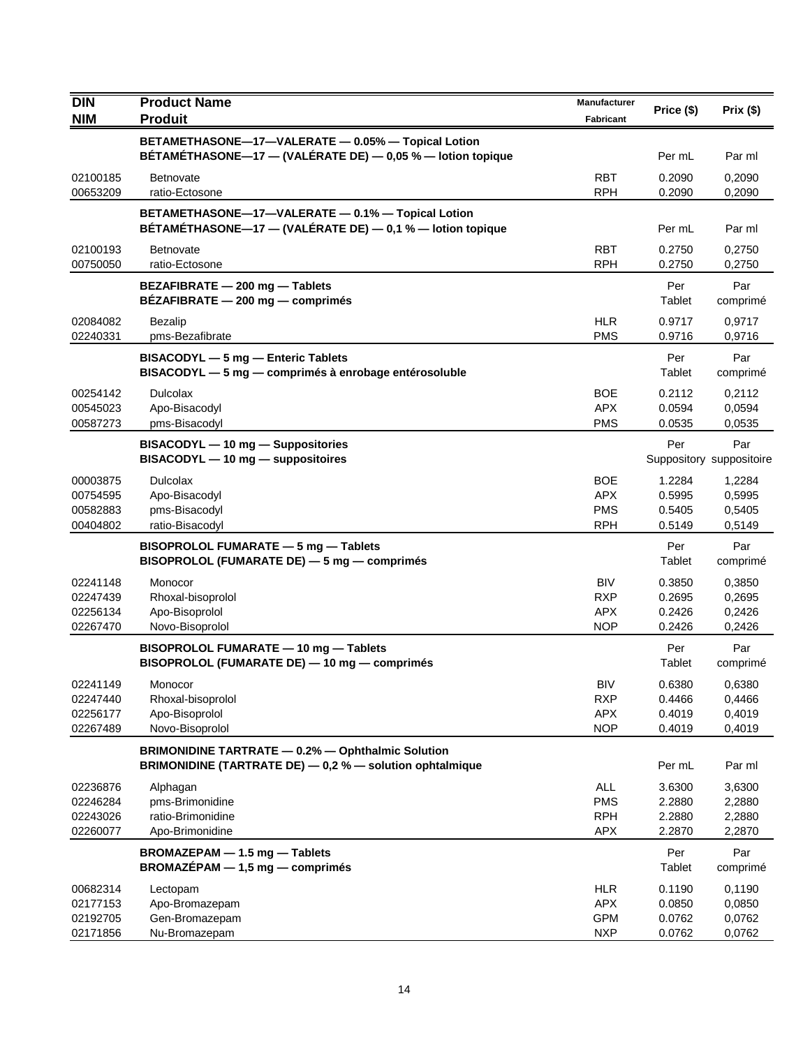| DIN<br>NIM | Product Name<br>Produit | Manufacturer<br>Fabricant | Price ($) | Prix ($) |
|---|---|---|---|---|
| | **BETAMETHASONE—17—VALERATE — 0.05% — Topical Lotion**<br>**BÉTAMÉTHASONE—17 — (VALÉRATE DE) — 0,05 % — lotion topique** | | Per mL | Par ml |
| 02100185 | Betnovate | RBT | 0.2090 | 0,2090 |
| 00653209 | ratio-Ectosone | RPH | 0.2090 | 0,2090 |
| | **BETAMETHASONE—17—VALERATE — 0.1% — Topical Lotion**<br>**BÉTAMÉTHASONE—17 — (VALÉRATE DE) — 0,1 % — lotion topique** | | Per mL | Par ml |
| 02100193 | Betnovate | RBT | 0.2750 | 0,2750 |
| 00750050 | ratio-Ectosone | RPH | 0.2750 | 0,2750 |
| | **BEZAFIBRATE — 200 mg — Tablets**<br>**BÉZAFIBRATE — 200 mg — comprimés** | | Per Tablet | Par comprimé |
| 02084082 | Bezalip | HLR | 0.9717 | 0,9717 |
| 02240331 | pms-Bezafibrate | PMS | 0.9716 | 0,9716 |
| | **BISACODYL — 5 mg — Enteric Tablets**<br>**BISACODYL — 5 mg — comprimés à enrobage entérosoluble** | | Per Tablet | Par comprimé |
| 00254142 | Dulcolax | BOE | 0.2112 | 0,2112 |
| 00545023 | Apo-Bisacodyl | APX | 0.0594 | 0,0594 |
| 00587273 | pms-Bisacodyl | PMS | 0.0535 | 0,0535 |
| | **BISACODYL — 10 mg — Suppositories**<br>**BISACODYL — 10 mg — suppositoires** | | Per Suppository | Par suppositoire |
| 00003875 | Dulcolax | BOE | 1.2284 | 1,2284 |
| 00754595 | Apo-Bisacodyl | APX | 0.5995 | 0,5995 |
| 00582883 | pms-Bisacodyl | PMS | 0.5405 | 0,5405 |
| 00404802 | ratio-Bisacodyl | RPH | 0.5149 | 0,5149 |
| | **BISOPROLOL FUMARATE — 5 mg — Tablets**<br>**BISOPROLOL (FUMARATE DE) — 5 mg — comprimés** | | Per Tablet | Par comprimé |
| 02241148 | Monocor | BIV | 0.3850 | 0,3850 |
| 02247439 | Rhoxal-bisoprolol | RXP | 0.2695 | 0,2695 |
| 02256134 | Apo-Bisoprolol | APX | 0.2426 | 0,2426 |
| 02267470 | Novo-Bisoprolol | NOP | 0.2426 | 0,2426 |
| | **BISOPROLOL FUMARATE — 10 mg — Tablets**<br>**BISOPROLOL (FUMARATE DE) — 10 mg — comprimés** | | Per Tablet | Par comprimé |
| 02241149 | Monocor | BIV | 0.6380 | 0,6380 |
| 02247440 | Rhoxal-bisoprolol | RXP | 0.4466 | 0,4466 |
| 02256177 | Apo-Bisoprolol | APX | 0.4019 | 0,4019 |
| 02267489 | Novo-Bisoprolol | NOP | 0.4019 | 0,4019 |
| | **BRIMONIDINE TARTRATE — 0.2% — Ophthalmic Solution**<br>**BRIMONIDINE (TARTRATE DE) — 0,2 % — solution ophtalmique** | | Per mL | Par ml |
| 02236876 | Alphagan | ALL | 3.6300 | 3,6300 |
| 02246284 | pms-Brimonidine | PMS | 2.2880 | 2,2880 |
| 02243026 | ratio-Brimonidine | RPH | 2.2880 | 2,2880 |
| 02260077 | Apo-Brimonidine | APX | 2.2870 | 2,2870 |
| | **BROMAZEPAM — 1.5 mg — Tablets**<br>**BROMAZÉPAM — 1,5 mg — comprimés** | | Per Tablet | Par comprimé |
| 00682314 | Lectopam | HLR | 0.1190 | 0,1190 |
| 02177153 | Apo-Bromazepam | APX | 0.0850 | 0,0850 |
| 02192705 | Gen-Bromazepam | GPM | 0.0762 | 0,0762 |
| 02171856 | Nu-Bromazepam | NXP | 0.0762 | 0,0762 |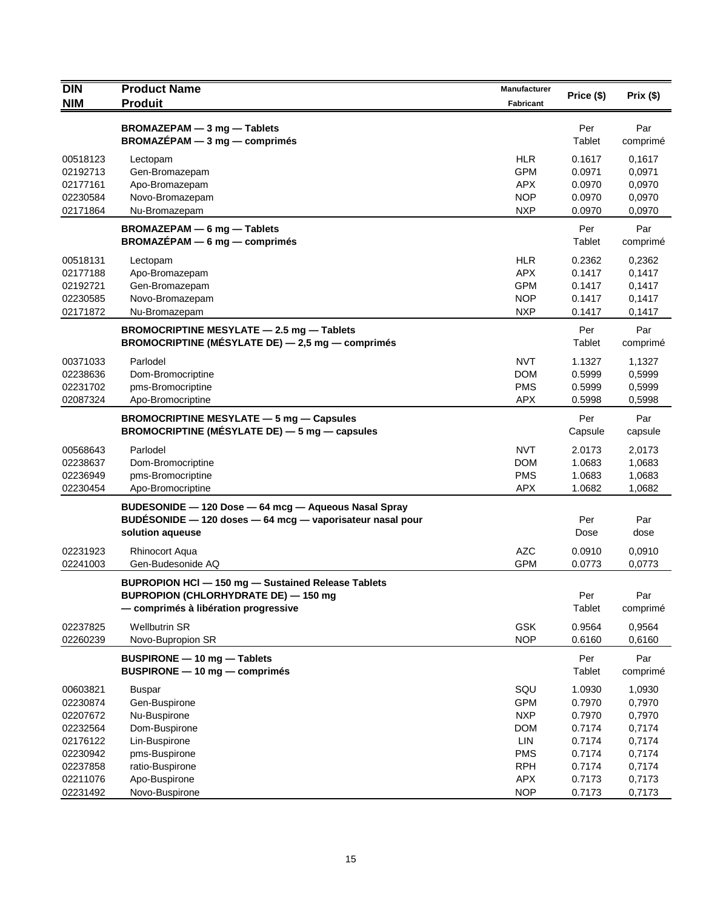| DIN<br>NIM | Product Name<br>Produit | Manufacturer<br>Fabricant | Price ($) | Prix ($) |
|---|---|---|---|---|
| | **BROMAZEPAM — 3 mg — Tablets**<br>**BROMAZÉPAM — 3 mg — comprimés** | | Per Tablet | Par comprimé |
| 00518123 | Lectopam | HLR | 0.1617 | 0,1617 |
| 02192713 | Gen-Bromazepam | GPM | 0.0971 | 0,0971 |
| 02177161 | Apo-Bromazepam | APX | 0.0970 | 0,0970 |
| 02230584 | Novo-Bromazepam | NOP | 0.0970 | 0,0970 |
| 02171864 | Nu-Bromazepam | NXP | 0.0970 | 0,0970 |
| | **BROMAZEPAM — 6 mg — Tablets**<br>**BROMAZÉPAM — 6 mg — comprimés** | | Per Tablet | Par comprimé |
| 00518131 | Lectopam | HLR | 0.2362 | 0,2362 |
| 02177188 | Apo-Bromazepam | APX | 0.1417 | 0,1417 |
| 02192721 | Gen-Bromazepam | GPM | 0.1417 | 0,1417 |
| 02230585 | Novo-Bromazepam | NOP | 0.1417 | 0,1417 |
| 02171872 | Nu-Bromazepam | NXP | 0.1417 | 0,1417 |
| | **BROMOCRIPTINE MESYLATE — 2.5 mg — Tablets**<br>**BROMOCRIPTINE (MÉSYLATE DE) — 2,5 mg — comprimés** | | Per Tablet | Par comprimé |
| 00371033 | Parlodel | NVT | 1.1327 | 1,1327 |
| 02238636 | Dom-Bromocriptine | DOM | 0.5999 | 0,5999 |
| 02231702 | pms-Bromocriptine | PMS | 0.5999 | 0,5999 |
| 02087324 | Apo-Bromocriptine | APX | 0.5998 | 0,5998 |
| | **BROMOCRIPTINE MESYLATE — 5 mg — Capsules**<br>**BROMOCRIPTINE (MÉSYLATE DE) — 5 mg — capsules** | | Per Capsule | Par capsule |
| 00568643 | Parlodel | NVT | 2.0173 | 2,0173 |
| 02238637 | Dom-Bromocriptine | DOM | 1.0683 | 1,0683 |
| 02236949 | pms-Bromocriptine | PMS | 1.0683 | 1,0683 |
| 02230454 | Apo-Bromocriptine | APX | 1.0682 | 1,0682 |
| | **BUDESONIDE — 120 Dose — 64 mcg — Aqueous Nasal Spray**<br>**BUDÉSONIDE — 120 doses — 64 mcg — vaporisateur nasal pour solution aqueuse** | | Per Dose | Par dose |
| 02231923 | Rhinocort Aqua | AZC | 0.0910 | 0,0910 |
| 02241003 | Gen-Budesonide AQ | GPM | 0.0773 | 0,0773 |
| | **BUPROPION HCl — 150 mg — Sustained Release Tablets**<br>**BUPROPION (CHLORHYDRATE DE) — 150 mg — comprimés à libération progressive** | | Per Tablet | Par comprimé |
| 02237825 | Wellbutrin SR | GSK | 0.9564 | 0,9564 |
| 02260239 | Novo-Bupropion SR | NOP | 0.6160 | 0,6160 |
| | **BUSPIRONE — 10 mg — Tablets**<br>**BUSPIRONE — 10 mg — comprimés** | | Per Tablet | Par comprimé |
| 00603821 | Buspar | SQU | 1.0930 | 1,0930 |
| 02230874 | Gen-Buspirone | GPM | 0.7970 | 0,7970 |
| 02207672 | Nu-Buspirone | NXP | 0.7970 | 0,7970 |
| 02232564 | Dom-Buspirone | DOM | 0.7174 | 0,7174 |
| 02176122 | Lin-Buspirone | LIN | 0.7174 | 0,7174 |
| 02230942 | pms-Buspirone | PMS | 0.7174 | 0,7174 |
| 02237858 | ratio-Buspirone | RPH | 0.7174 | 0,7174 |
| 02211076 | Apo-Buspirone | APX | 0.7173 | 0,7173 |
| 02231492 | Novo-Buspirone | NOP | 0.7173 | 0,7173 |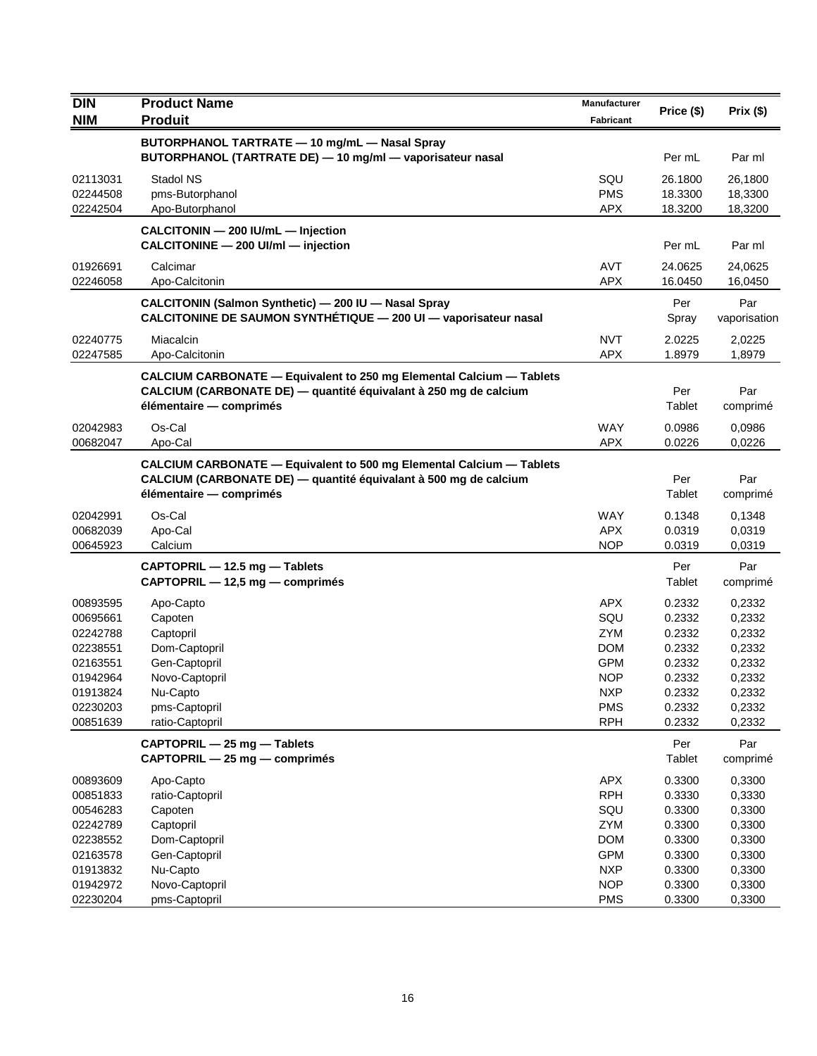| DIN<br>NIM | Product Name<br>Produit | Manufacturer<br>Fabricant | Price ($) | Prix ($) |
|---|---|---|---|---|
| | **BUTORPHANOL TARTRATE — 10 mg/mL — Nasal Spray**<br>**BUTORPHANOL (TARTRATE DE) — 10 mg/ml — vaporisateur nasal** | | Per mL | Par ml |
| 02113031 | Stadol NS | SQU | 26.1800 | 26,1800 |
| 02244508 | pms-Butorphanol | PMS | 18.3300 | 18,3300 |
| 02242504 | Apo-Butorphanol | APX | 18.3200 | 18,3200 |
| | **CALCITONIN — 200 IU/mL — Injection**<br>**CALCITONINE — 200 UI/ml — injection** | | Per mL | Par ml |
| 01926691 | Calcimar | AVT | 24.0625 | 24,0625 |
| 02246058 | Apo-Calcitonin | APX | 16.0450 | 16,0450 |
| | **CALCITONIN (Salmon Synthetic) — 200 IU — Nasal Spray**<br>**CALCITONINE DE SAUMON SYNTHÉTIQUE — 200 UI — vaporisateur nasal** | | Per Spray | Par vaporisation |
| 02240775 | Miacalcin | NVT | 2.0225 | 2,0225 |
| 02247585 | Apo-Calcitonin | APX | 1.8979 | 1,8979 |
| | **CALCIUM CARBONATE — Equivalent to 250 mg Elemental Calcium — Tablets**<br>**CALCIUM (CARBONATE DE) — quantité équivalant à 250 mg de calcium élémentaire — comprimés** | | Per Tablet | Par comprimé |
| 02042983 | Os-Cal | WAY | 0.0986 | 0,0986 |
| 00682047 | Apo-Cal | APX | 0.0226 | 0,0226 |
| | **CALCIUM CARBONATE — Equivalent to 500 mg Elemental Calcium — Tablets**<br>**CALCIUM (CARBONATE DE) — quantité équivalant à 500 mg de calcium élémentaire — comprimés** | | Per Tablet | Par comprimé |
| 02042991 | Os-Cal | WAY | 0.1348 | 0,1348 |
| 00682039 | Apo-Cal | APX | 0.0319 | 0,0319 |
| 00645923 | Calcium | NOP | 0.0319 | 0,0319 |
| | **CAPTOPRIL — 12.5 mg — Tablets**<br>**CAPTOPRIL — 12,5 mg — comprimés** | | Per Tablet | Par comprimé |
| 00893595 | Apo-Capto | APX | 0.2332 | 0,2332 |
| 00695661 | Capoten | SQU | 0.2332 | 0,2332 |
| 02242788 | Captopril | ZYM | 0.2332 | 0,2332 |
| 02238551 | Dom-Captopril | DOM | 0.2332 | 0,2332 |
| 02163551 | Gen-Captopril | GPM | 0.2332 | 0,2332 |
| 01942964 | Novo-Captopril | NOP | 0.2332 | 0,2332 |
| 01913824 | Nu-Capto | NXP | 0.2332 | 0,2332 |
| 02230203 | pms-Captopril | PMS | 0.2332 | 0,2332 |
| 00851639 | ratio-Captopril | RPH | 0.2332 | 0,2332 |
| | **CAPTOPRIL — 25 mg — Tablets**<br>**CAPTOPRIL — 25 mg — comprimés** | | Per Tablet | Par comprimé |
| 00893609 | Apo-Capto | APX | 0.3300 | 0,3300 |
| 00851833 | ratio-Captopril | RPH | 0.3330 | 0,3330 |
| 00546283 | Capoten | SQU | 0.3300 | 0,3300 |
| 02242789 | Captopril | ZYM | 0.3300 | 0,3300 |
| 02238552 | Dom-Captopril | DOM | 0.3300 | 0,3300 |
| 02163578 | Gen-Captopril | GPM | 0.3300 | 0,3300 |
| 01913832 | Nu-Capto | NXP | 0.3300 | 0,3300 |
| 01942972 | Novo-Captopril | NOP | 0.3300 | 0,3300 |
| 02230204 | pms-Captopril | PMS | 0.3300 | 0,3300 |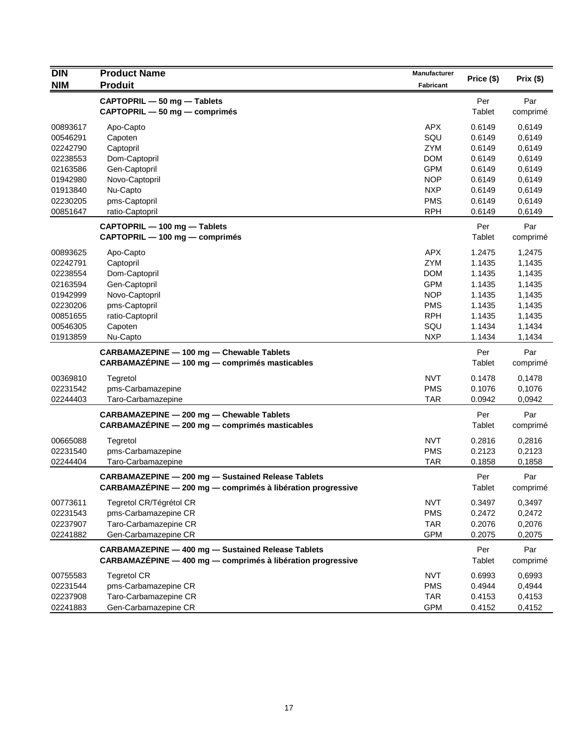| DIN<br>NIM | Product Name<br>Produit | Manufacturer<br>Fabricant | Price ($) | Prix ($) |
|---|---|---|---|---|
| | **CAPTOPRIL — 50 mg — Tablets**<br>**CAPTOPRIL — 50 mg — comprimés** | | Per<br>Tablet | Par<br>comprimé |
| 00893617 | Apo-Capto | APX | 0.6149 | 0,6149 |
| 00546291 | Capoten | SQU | 0.6149 | 0,6149 |
| 02242790 | Captopril | ZYM | 0.6149 | 0,6149 |
| 02238553 | Dom-Captopril | DOM | 0.6149 | 0,6149 |
| 02163586 | Gen-Captopril | GPM | 0.6149 | 0,6149 |
| 01942980 | Novo-Captopril | NOP | 0.6149 | 0,6149 |
| 01913840 | Nu-Capto | NXP | 0.6149 | 0,6149 |
| 02230205 | pms-Captopril | PMS | 0.6149 | 0,6149 |
| 00851647 | ratio-Captopril | RPH | 0.6149 | 0,6149 |
| | **CAPTOPRIL — 100 mg — Tablets**<br>**CAPTOPRIL — 100 mg — comprimés** | | Per<br>Tablet | Par<br>comprimé |
| 00893625 | Apo-Capto | APX | 1.2475 | 1,2475 |
| 02242791 | Captopril | ZYM | 1.1435 | 1,1435 |
| 02238554 | Dom-Captopril | DOM | 1.1435 | 1,1435 |
| 02163594 | Gen-Captopril | GPM | 1.1435 | 1,1435 |
| 01942999 | Novo-Captopril | NOP | 1.1435 | 1,1435 |
| 02230206 | pms-Captopril | PMS | 1.1435 | 1,1435 |
| 00851655 | ratio-Captopril | RPH | 1.1435 | 1,1435 |
| 00546305 | Capoten | SQU | 1.1434 | 1,1434 |
| 01913859 | Nu-Capto | NXP | 1.1434 | 1,1434 |
| | **CARBAMAZEPINE — 100 mg — Chewable Tablets**<br>**CARBAMAZÉPINE — 100 mg — comprimés masticables** | | Per<br>Tablet | Par<br>comprimé |
| 00369810 | Tegretol | NVT | 0.1478 | 0,1478 |
| 02231542 | pms-Carbamazepine | PMS | 0.1076 | 0,1076 |
| 02244403 | Taro-Carbamazepine | TAR | 0.0942 | 0,0942 |
| | **CARBAMAZEPINE — 200 mg — Chewable Tablets**<br>**CARBAMAZÉPINE — 200 mg — comprimés masticables** | | Per<br>Tablet | Par<br>comprimé |
| 00665088 | Tegretol | NVT | 0.2816 | 0,2816 |
| 02231540 | pms-Carbamazepine | PMS | 0.2123 | 0,2123 |
| 02244404 | Taro-Carbamazepine | TAR | 0.1858 | 0,1858 |
| | **CARBAMAZEPINE — 200 mg — Sustained Release Tablets**<br>**CARBAMAZÉPINE — 200 mg — comprimés à libération progressive** | | Per<br>Tablet | Par<br>comprimé |
| 00773611 | Tegretol CR/Tégrétol CR | NVT | 0.3497 | 0,3497 |
| 02231543 | pms-Carbamazepine CR | PMS | 0.2472 | 0,2472 |
| 02237907 | Taro-Carbamazepine CR | TAR | 0.2076 | 0,2076 |
| 02241882 | Gen-Carbamazepine CR | GPM | 0.2075 | 0,2075 |
| | **CARBAMAZEPINE — 400 mg — Sustained Release Tablets**<br>**CARBAMAZÉPINE — 400 mg — comprimés à libération progressive** | | Per<br>Tablet | Par<br>comprimé |
| 00755583 | Tegretol CR | NVT | 0.6993 | 0,6993 |
| 02231544 | pms-Carbamazepine CR | PMS | 0.4944 | 0,4944 |
| 02237908 | Taro-Carbamazepine CR | TAR | 0.4153 | 0,4153 |
| 02241883 | Gen-Carbamazepine CR | GPM | 0.4152 | 0,4152 |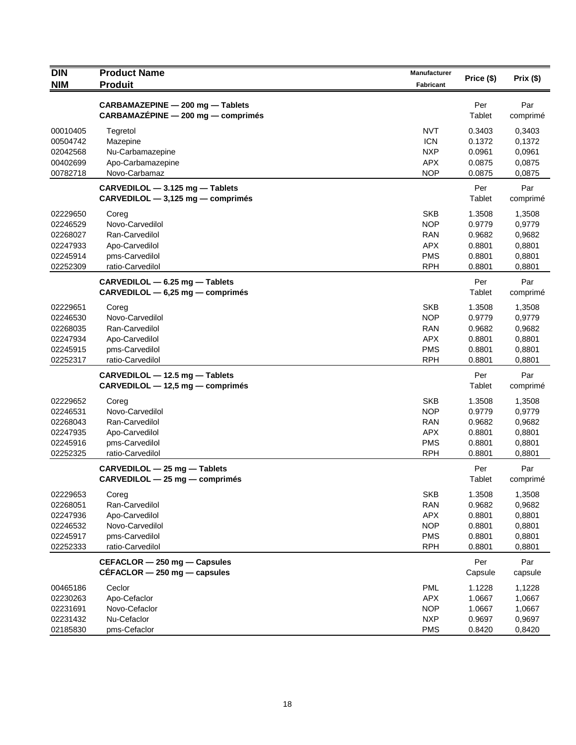| DIN<br>NIM | Product Name<br>Produit | Manufacturer<br>Fabricant | Price ($) | Prix ($) |
|---|---|---|---|---|
| | **CARBAMAZEPINE — 200 mg — Tablets**<br>**CARBAMAZÉPINE — 200 mg — comprimés** | | Per<br>Tablet | Par<br>comprimé |
| 00010405 | Tegretol | NVT | 0.3403 | 0,3403 |
| 00504742 | Mazepine | ICN | 0.1372 | 0,1372 |
| 02042568 | Nu-Carbamazepine | NXP | 0.0961 | 0,0961 |
| 00402699 | Apo-Carbamazepine | APX | 0.0875 | 0,0875 |
| 00782718 | Novo-Carbamaz | NOP | 0.0875 | 0,0875 |
| | **CARVEDILOL — 3.125 mg — Tablets**<br>**CARVEDILOL — 3,125 mg — comprimés** | | Per<br>Tablet | Par<br>comprimé |
| 02229650 | Coreg | SKB | 1.3508 | 1,3508 |
| 02246529 | Novo-Carvedilol | NOP | 0.9779 | 0,9779 |
| 02268027 | Ran-Carvedilol | RAN | 0.9682 | 0,9682 |
| 02247933 | Apo-Carvedilol | APX | 0.8801 | 0,8801 |
| 02245914 | pms-Carvedilol | PMS | 0.8801 | 0,8801 |
| 02252309 | ratio-Carvedilol | RPH | 0.8801 | 0,8801 |
| | **CARVEDILOL — 6.25 mg — Tablets**<br>**CARVEDILOL — 6,25 mg — comprimés** | | Per<br>Tablet | Par<br>comprimé |
| 02229651 | Coreg | SKB | 1.3508 | 1,3508 |
| 02246530 | Novo-Carvedilol | NOP | 0.9779 | 0,9779 |
| 02268035 | Ran-Carvedilol | RAN | 0.9682 | 0,9682 |
| 02247934 | Apo-Carvedilol | APX | 0.8801 | 0,8801 |
| 02245915 | pms-Carvedilol | PMS | 0.8801 | 0,8801 |
| 02252317 | ratio-Carvedilol | RPH | 0.8801 | 0,8801 |
| | **CARVEDILOL — 12.5 mg — Tablets**<br>**CARVEDILOL — 12,5 mg — comprimés** | | Per<br>Tablet | Par<br>comprimé |
| 02229652 | Coreg | SKB | 1.3508 | 1,3508 |
| 02246531 | Novo-Carvedilol | NOP | 0.9779 | 0,9779 |
| 02268043 | Ran-Carvedilol | RAN | 0.9682 | 0,9682 |
| 02247935 | Apo-Carvedilol | APX | 0.8801 | 0,8801 |
| 02245916 | pms-Carvedilol | PMS | 0.8801 | 0,8801 |
| 02252325 | ratio-Carvedilol | RPH | 0.8801 | 0,8801 |
| | **CARVEDILOL — 25 mg — Tablets**<br>**CARVEDILOL — 25 mg — comprimés** | | Per<br>Tablet | Par<br>comprimé |
| 02229653 | Coreg | SKB | 1.3508 | 1,3508 |
| 02268051 | Ran-Carvedilol | RAN | 0.9682 | 0,9682 |
| 02247936 | Apo-Carvedilol | APX | 0.8801 | 0,8801 |
| 02246532 | Novo-Carvedilol | NOP | 0.8801 | 0,8801 |
| 02245917 | pms-Carvedilol | PMS | 0.8801 | 0,8801 |
| 02252333 | ratio-Carvedilol | RPH | 0.8801 | 0,8801 |
| | **CEFACLOR — 250 mg — Capsules**<br>**CÉFACLOR — 250 mg — capsules** | | Per<br>Capsule | Par<br>capsule |
| 00465186 | Ceclor | PML | 1.1228 | 1,1228 |
| 02230263 | Apo-Cefaclor | APX | 1.0667 | 1,0667 |
| 02231691 | Novo-Cefaclor | NOP | 1.0667 | 1,0667 |
| 02231432 | Nu-Cefaclor | NXP | 0.9697 | 0,9697 |
| 02185830 | pms-Cefaclor | PMS | 0.8420 | 0,8420 |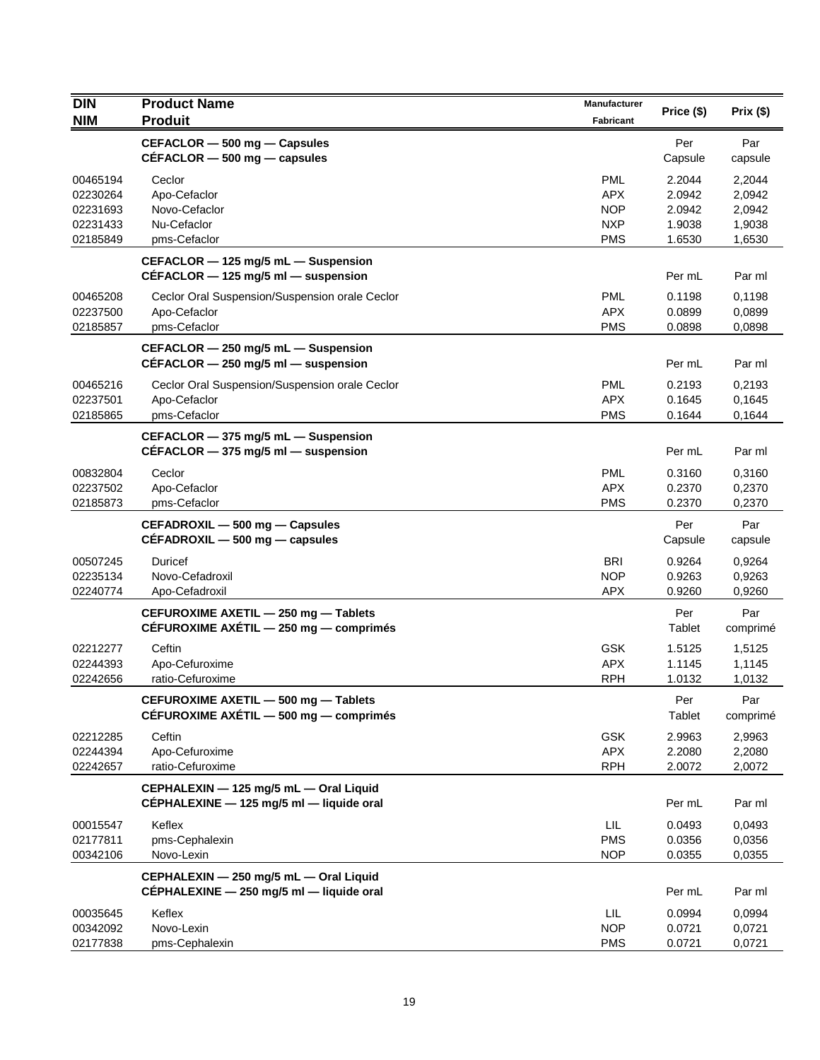| DIN<br>NIM | Product Name<br>Produit | Manufacturer<br>Fabricant | Price ($) | Prix ($) |
|---|---|---|---|---|
| | **CEFACLOR — 500 mg — Capsules**<br>**CÉFACLOR — 500 mg — capsules** | | Per Capsule | Par capsule |
| 00465194 | Ceclor | PML | 2.2044 | 2,2044 |
| 02230264 | Apo-Cefaclor | APX | 2.0942 | 2,0942 |
| 02231693 | Novo-Cefaclor | NOP | 2.0942 | 2,0942 |
| 02231433 | Nu-Cefaclor | NXP | 1.9038 | 1,9038 |
| 02185849 | pms-Cefaclor | PMS | 1.6530 | 1,6530 |
| | **CEFACLOR — 125 mg/5 mL — Suspension**<br>**CÉFACLOR — 125 mg/5 ml — suspension** | | Per mL | Par ml |
| 00465208 | Ceclor Oral Suspension/Suspension orale Ceclor | PML | 0.1198 | 0,1198 |
| 02237500 | Apo-Cefaclor | APX | 0.0899 | 0,0899 |
| 02185857 | pms-Cefaclor | PMS | 0.0898 | 0,0898 |
| | **CEFACLOR — 250 mg/5 mL — Suspension**<br>**CÉFACLOR — 250 mg/5 ml — suspension** | | Per mL | Par ml |
| 00465216 | Ceclor Oral Suspension/Suspension orale Ceclor | PML | 0.2193 | 0,2193 |
| 02237501 | Apo-Cefaclor | APX | 0.1645 | 0,1645 |
| 02185865 | pms-Cefaclor | PMS | 0.1644 | 0,1644 |
| | **CEFACLOR — 375 mg/5 mL — Suspension**<br>**CÉFACLOR — 375 mg/5 ml — suspension** | | Per mL | Par ml |
| 00832804 | Ceclor | PML | 0.3160 | 0,3160 |
| 02237502 | Apo-Cefaclor | APX | 0.2370 | 0,2370 |
| 02185873 | pms-Cefaclor | PMS | 0.2370 | 0,2370 |
| | **CEFADROXIL — 500 mg — Capsules**<br>**CÉFADROXIL — 500 mg — capsules** | | Per Capsule | Par capsule |
| 00507245 | Duricef | BRI | 0.9264 | 0,9264 |
| 02235134 | Novo-Cefadroxil | NOP | 0.9263 | 0,9263 |
| 02240774 | Apo-Cefadroxil | APX | 0.9260 | 0,9260 |
| | **CEFUROXIME AXETIL — 250 mg — Tablets**<br>**CÉFUROXIME AXÉTIL — 250 mg — comprimés** | | Per Tablet | Par comprimé |
| 02212277 | Ceftin | GSK | 1.5125 | 1,5125 |
| 02244393 | Apo-Cefuroxime | APX | 1.1145 | 1,1145 |
| 02242656 | ratio-Cefuroxime | RPH | 1.0132 | 1,0132 |
| | **CEFUROXIME AXETIL — 500 mg — Tablets**<br>**CÉFUROXIME AXÉTIL — 500 mg — comprimés** | | Per Tablet | Par comprimé |
| 02212285 | Ceftin | GSK | 2.9963 | 2,9963 |
| 02244394 | Apo-Cefuroxime | APX | 2.2080 | 2,2080 |
| 02242657 | ratio-Cefuroxime | RPH | 2.0072 | 2,0072 |
| | **CEPHALEXIN — 125 mg/5 mL — Oral Liquid**<br>**CÉPHALEXINE — 125 mg/5 ml — liquide oral** | | Per mL | Par ml |
| 00015547 | Keflex | LIL | 0.0493 | 0,0493 |
| 02177811 | pms-Cephalexin | PMS | 0.0356 | 0,0356 |
| 00342106 | Novo-Lexin | NOP | 0.0355 | 0,0355 |
| | **CEPHALEXIN — 250 mg/5 mL — Oral Liquid**<br>**CÉPHALEXINE — 250 mg/5 ml — liquide oral** | | Per mL | Par ml |
| 00035645 | Keflex | LIL | 0.0994 | 0,0994 |
| 00342092 | Novo-Lexin | NOP | 0.0721 | 0,0721 |
| 02177838 | pms-Cephalexin | PMS | 0.0721 | 0,0721 |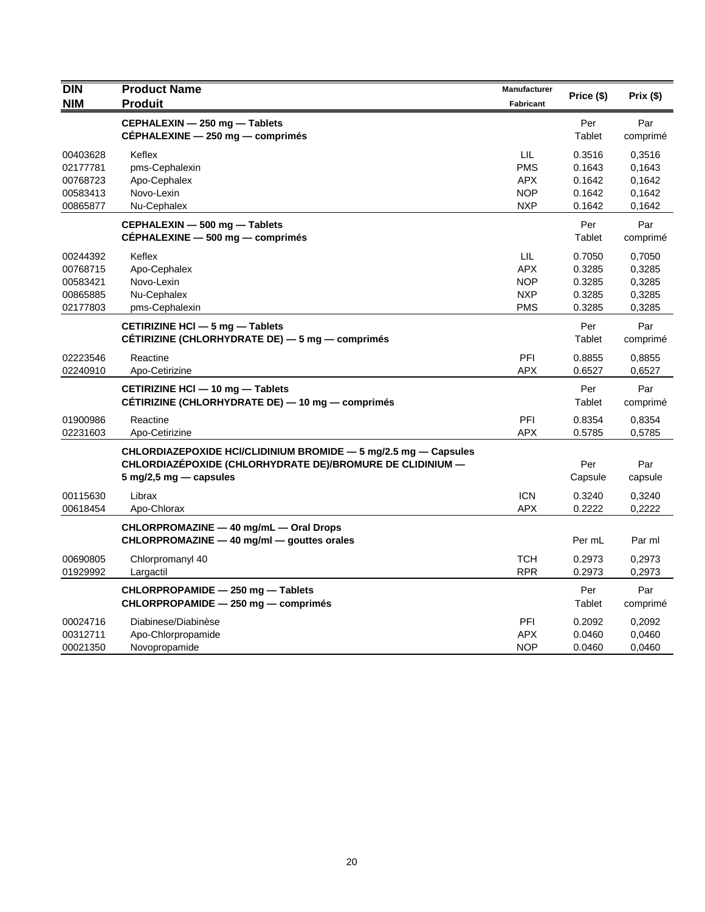| DIN<br>NIM | Product Name<br>Produit | Manufacturer<br>Fabricant | Price ($) | Prix ($) |
|---|---|---|---|---|
| | **CEPHALEXIN — 250 mg — Tablets**<br>**CÉPHALEXINE — 250 mg — comprimés** | | Per<br>Tablet | Par<br>comprimé |
| 00403628 | Keflex | LIL | 0.3516 | 0,3516 |
| 02177781 | pms-Cephalexin | PMS | 0.1643 | 0,1643 |
| 00768723 | Apo-Cephalex | APX | 0.1642 | 0,1642 |
| 00583413 | Novo-Lexin | NOP | 0.1642 | 0,1642 |
| 00865877 | Nu-Cephalex | NXP | 0.1642 | 0,1642 |
| | **CEPHALEXIN — 500 mg — Tablets**<br>**CÉPHALEXINE — 500 mg — comprimés** | | Per<br>Tablet | Par<br>comprimé |
| 00244392 | Keflex | LIL | 0.7050 | 0,7050 |
| 00768715 | Apo-Cephalex | APX | 0.3285 | 0,3285 |
| 00583421 | Novo-Lexin | NOP | 0.3285 | 0,3285 |
| 00865885 | Nu-Cephalex | NXP | 0.3285 | 0,3285 |
| 02177803 | pms-Cephalexin | PMS | 0.3285 | 0,3285 |
| | **CETIRIZINE HCl — 5 mg — Tablets**<br>**CÉTIRIZINE (CHLORHYDRATE DE) — 5 mg — comprimés** | | Per<br>Tablet | Par<br>comprimé |
| 02223546 | Reactine | PFI | 0.8855 | 0,8855 |
| 02240910 | Apo-Cetirizine | APX | 0.6527 | 0,6527 |
| | **CETIRIZINE HCl — 10 mg — Tablets**<br>**CÉTIRIZINE (CHLORHYDRATE DE) — 10 mg — comprimés** | | Per<br>Tablet | Par<br>comprimé |
| 01900986 | Reactine | PFI | 0.8354 | 0,8354 |
| 02231603 | Apo-Cetirizine | APX | 0.5785 | 0,5785 |
| | **CHLORDIAZEPOXIDE HCl/CLIDINIUM BROMIDE — 5 mg/2.5 mg — Capsules**<br>**CHLORDIAZÉPOXIDE (CHLORHYDRATE DE)/BROMURE DE CLIDINIUM — 5 mg/2,5 mg — capsules** | | Per<br>Capsule | Par<br>capsule |
| 00115630 | Librax | ICN | 0.3240 | 0,3240 |
| 00618454 | Apo-Chlorax | APX | 0.2222 | 0,2222 |
| | **CHLORPROMAZINE — 40 mg/mL — Oral Drops**<br>**CHLORPROMAZINE — 40 mg/ml — gouttes orales** | | Per mL | Par ml |
| 00690805 | Chlorpromanyl 40 | TCH | 0.2973 | 0,2973 |
| 01929992 | Largactil | RPR | 0.2973 | 0,2973 |
| | **CHLORPROPAMIDE — 250 mg — Tablets**<br>**CHLORPROPAMIDE — 250 mg — comprimés** | | Per<br>Tablet | Par<br>comprimé |
| 00024716 | Diabinese/Diabinèse | PFI | 0.2092 | 0,2092 |
| 00312711 | Apo-Chlorpropamide | APX | 0.0460 | 0,0460 |
| 00021350 | Novopropamide | NOP | 0.0460 | 0,0460 |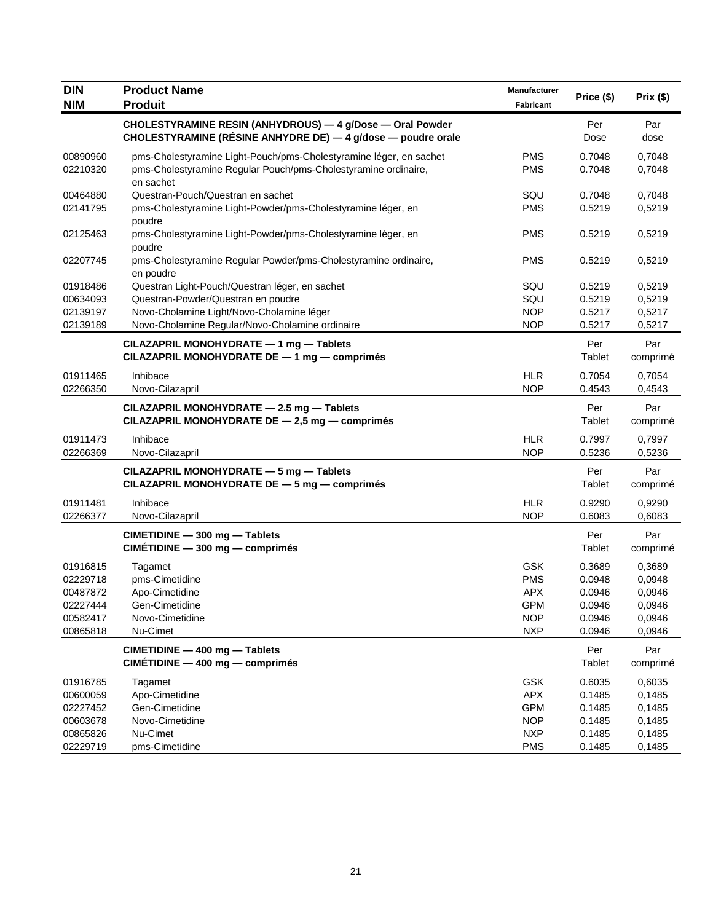| DIN<br>NIM | Product Name<br>Produit | Manufacturer<br>Fabricant | Price ($) | Prix ($) |
|---|---|---|---|---|
| | **CHOLESTYRAMINE RESIN (ANHYDROUS) — 4 g/Dose — Oral Powder**<br>**CHOLESTYRAMINE (RÉSINE ANHYDRE DE) — 4 g/dose — poudre orale** | | Per Dose | Par dose |
| 00890960 | pms-Cholestyramine Light-Pouch/pms-Cholestyramine léger, en sachet | PMS | 0.7048 | 0,7048 |
| 02210320 | pms-Cholestyramine Regular Pouch/pms-Cholestyramine ordinaire, en sachet | PMS | 0.7048 | 0,7048 |
| 00464880 | Questran-Pouch/Questran en sachet | SQU | 0.7048 | 0,7048 |
| 02141795 | pms-Cholestyramine Light-Powder/pms-Cholestyramine léger, en poudre | PMS | 0.5219 | 0,5219 |
| 02125463 | pms-Cholestyramine Light-Powder/pms-Cholestyramine léger, en poudre | PMS | 0.5219 | 0,5219 |
| 02207745 | pms-Cholestyramine Regular Powder/pms-Cholestyramine ordinaire, en poudre | PMS | 0.5219 | 0,5219 |
| 01918486 | Questran Light-Pouch/Questran léger, en sachet | SQU | 0.5219 | 0,5219 |
| 00634093 | Questran-Powder/Questran en poudre | SQU | 0.5219 | 0,5219 |
| 02139197 | Novo-Cholamine Light/Novo-Cholamine léger | NOP | 0.5217 | 0,5217 |
| 02139189 | Novo-Cholamine Regular/Novo-Cholamine ordinaire | NOP | 0.5217 | 0,5217 |
| | **CILAZAPRIL MONOHYDRATE — 1 mg — Tablets**<br>**CILAZAPRIL MONOHYDRATE DE — 1 mg — comprimés** | | Per Tablet | Par comprimé |
| 01911465 | Inhibace | HLR | 0.7054 | 0,7054 |
| 02266350 | Novo-Cilazapril | NOP | 0.4543 | 0,4543 |
| | **CILAZAPRIL MONOHYDRATE — 2.5 mg — Tablets**<br>**CILAZAPRIL MONOHYDRATE DE — 2,5 mg — comprimés** | | Per Tablet | Par comprimé |
| 01911473 | Inhibace | HLR | 0.7997 | 0,7997 |
| 02266369 | Novo-Cilazapril | NOP | 0.5236 | 0,5236 |
| | **CILAZAPRIL MONOHYDRATE — 5 mg — Tablets**<br>**CILAZAPRIL MONOHYDRATE DE — 5 mg — comprimés** | | Per Tablet | Par comprimé |
| 01911481 | Inhibace | HLR | 0.9290 | 0,9290 |
| 02266377 | Novo-Cilazapril | NOP | 0.6083 | 0,6083 |
| | **CIMETIDINE — 300 mg — Tablets**<br>**CIMÉTIDINE — 300 mg — comprimés** | | Per Tablet | Par comprimé |
| 01916815 | Tagamet | GSK | 0.3689 | 0,3689 |
| 02229718 | pms-Cimetidine | PMS | 0.0948 | 0,0948 |
| 00487872 | Apo-Cimetidine | APX | 0.0946 | 0,0946 |
| 02227444 | Gen-Cimetidine | GPM | 0.0946 | 0,0946 |
| 00582417 | Novo-Cimetidine | NOP | 0.0946 | 0,0946 |
| 00865818 | Nu-Cimet | NXP | 0.0946 | 0,0946 |
| | **CIMETIDINE — 400 mg — Tablets**<br>**CIMÉTIDINE — 400 mg — comprimés** | | Per Tablet | Par comprimé |
| 01916785 | Tagamet | GSK | 0.6035 | 0,6035 |
| 00600059 | Apo-Cimetidine | APX | 0.1485 | 0,1485 |
| 02227452 | Gen-Cimetidine | GPM | 0.1485 | 0,1485 |
| 00603678 | Novo-Cimetidine | NOP | 0.1485 | 0,1485 |
| 00865826 | Nu-Cimet | NXP | 0.1485 | 0,1485 |
| 02229719 | pms-Cimetidine | PMS | 0.1485 | 0,1485 |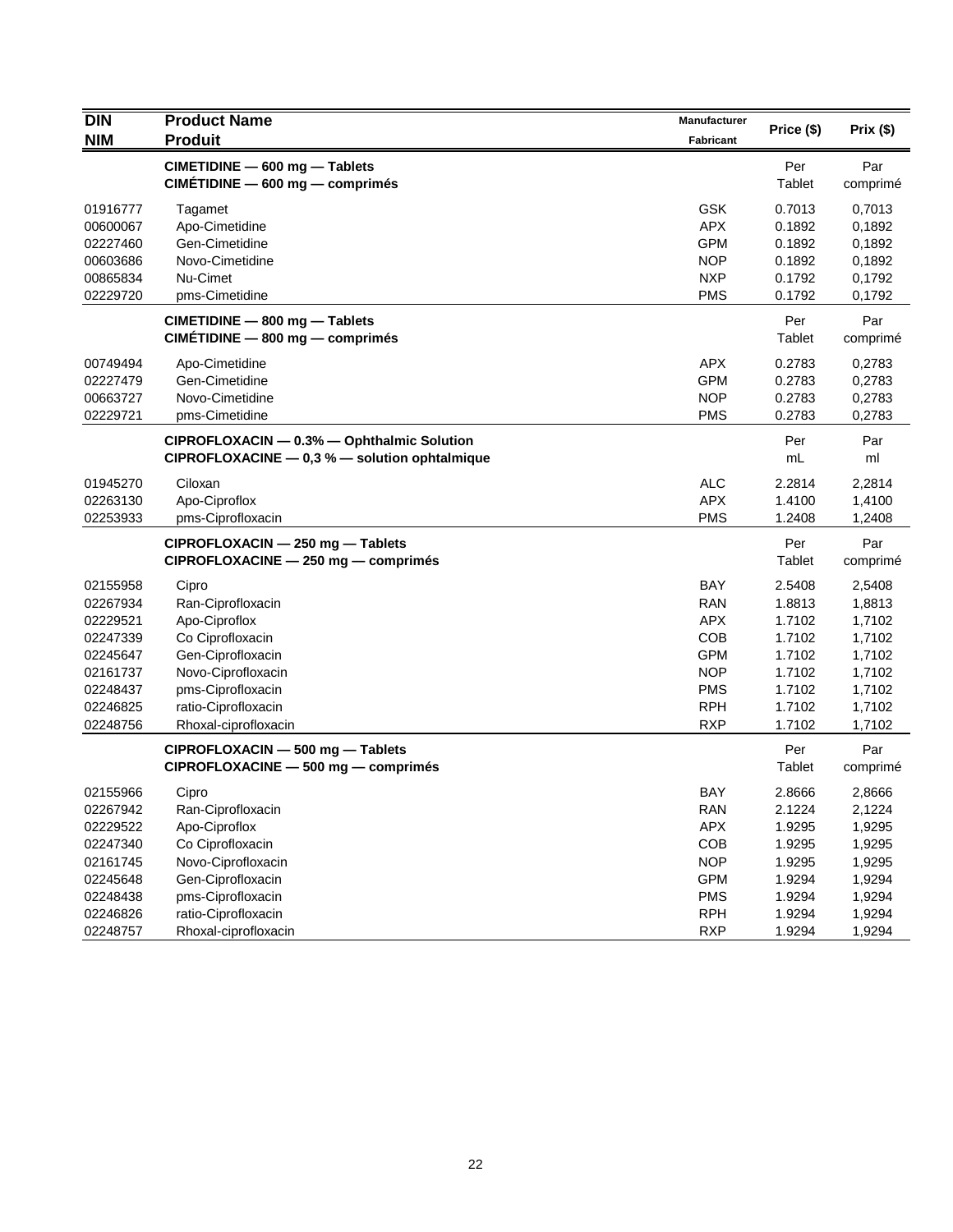| DIN<br>NIM | Product Name<br>Produit | Manufacturer<br>Fabricant | Price ($) | Prix ($) |
|---|---|---|---|---|
| | **CIMETIDINE — 600 mg — Tablets**<br>**CIMÉTIDINE — 600 mg — comprimés** | | Per Tablet | Par comprimé |
| 01916777 | Tagamet | GSK | 0.7013 | 0,7013 |
| 00600067 | Apo-Cimetidine | APX | 0.1892 | 0,1892 |
| 02227460 | Gen-Cimetidine | GPM | 0.1892 | 0,1892 |
| 00603686 | Novo-Cimetidine | NOP | 0.1892 | 0,1892 |
| 00865834 | Nu-Cimet | NXP | 0.1792 | 0,1792 |
| 02229720 | pms-Cimetidine | PMS | 0.1792 | 0,1792 |
| | **CIMETIDINE — 800 mg — Tablets**<br>**CIMÉTIDINE — 800 mg — comprimés** | | Per Tablet | Par comprimé |
| 00749494 | Apo-Cimetidine | APX | 0.2783 | 0,2783 |
| 02227479 | Gen-Cimetidine | GPM | 0.2783 | 0,2783 |
| 00663727 | Novo-Cimetidine | NOP | 0.2783 | 0,2783 |
| 02229721 | pms-Cimetidine | PMS | 0.2783 | 0,2783 |
| | **CIPROFLOXACIN — 0.3% — Ophthalmic Solution**<br>**CIPROFLOXACINE — 0,3 % — solution ophtalmique** | | Per mL | Par ml |
| 01945270 | Ciloxan | ALC | 2.2814 | 2,2814 |
| 02263130 | Apo-Ciproflox | APX | 1.4100 | 1,4100 |
| 02253933 | pms-Ciprofloxacin | PMS | 1.2408 | 1,2408 |
| | **CIPROFLOXACIN — 250 mg — Tablets**<br>**CIPROFLOXACINE — 250 mg — comprimés** | | Per Tablet | Par comprimé |
| 02155958 | Cipro | BAY | 2.5408 | 2,5408 |
| 02267934 | Ran-Ciprofloxacin | RAN | 1.8813 | 1,8813 |
| 02229521 | Apo-Ciproflox | APX | 1.7102 | 1,7102 |
| 02247339 | Co Ciprofloxacin | COB | 1.7102 | 1,7102 |
| 02245647 | Gen-Ciprofloxacin | GPM | 1.7102 | 1,7102 |
| 02161737 | Novo-Ciprofloxacin | NOP | 1.7102 | 1,7102 |
| 02248437 | pms-Ciprofloxacin | PMS | 1.7102 | 1,7102 |
| 02246825 | ratio-Ciprofloxacin | RPH | 1.7102 | 1,7102 |
| 02248756 | Rhoxal-ciprofloxacin | RXP | 1.7102 | 1,7102 |
| | **CIPROFLOXACIN — 500 mg — Tablets**<br>**CIPROFLOXACINE — 500 mg — comprimés** | | Per Tablet | Par comprimé |
| 02155966 | Cipro | BAY | 2.8666 | 2,8666 |
| 02267942 | Ran-Ciprofloxacin | RAN | 2.1224 | 2,1224 |
| 02229522 | Apo-Ciproflox | APX | 1.9295 | 1,9295 |
| 02247340 | Co Ciprofloxacin | COB | 1.9295 | 1,9295 |
| 02161745 | Novo-Ciprofloxacin | NOP | 1.9295 | 1,9295 |
| 02245648 | Gen-Ciprofloxacin | GPM | 1.9294 | 1,9294 |
| 02248438 | pms-Ciprofloxacin | PMS | 1.9294 | 1,9294 |
| 02246826 | ratio-Ciprofloxacin | RPH | 1.9294 | 1,9294 |
| 02248757 | Rhoxal-ciprofloxacin | RXP | 1.9294 | 1,9294 |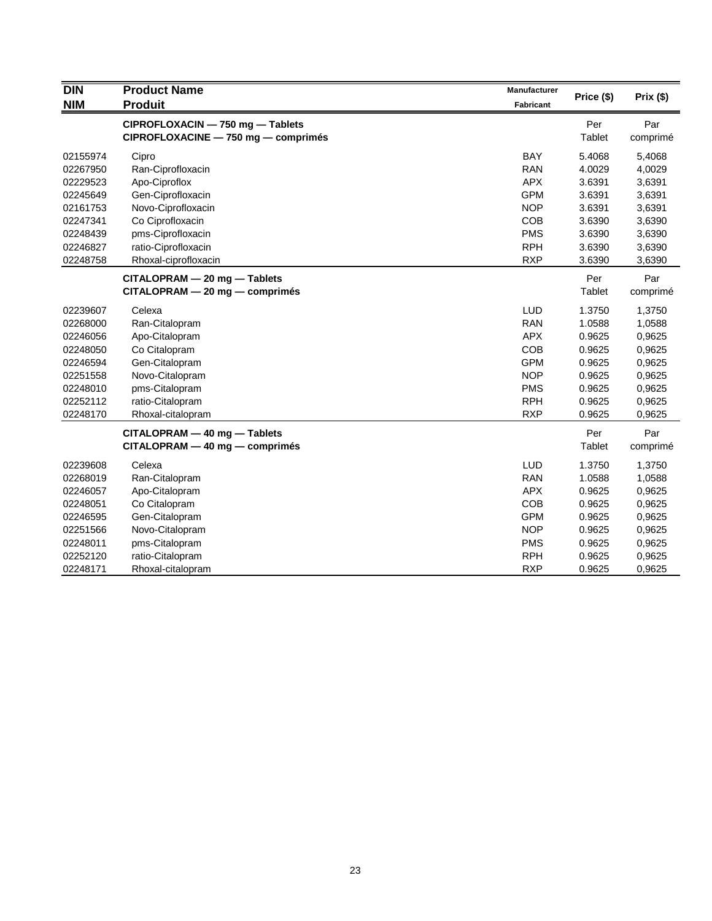| DIN<br>NIM | Product Name<br>Produit | Manufacturer<br>Fabricant | Price ($) | Prix ($) |
|---|---|---|---|---|
| | **CIPROFLOXACIN — 750 mg — Tablets**<br>**CIPROFLOXACINE — 750 mg — comprimés** | | Per<br>Tablet | Par<br>comprimé |
| 02155974 | Cipro | BAY | 5.4068 | 5,4068 |
| 02267950 | Ran-Ciprofloxacin | RAN | 4.0029 | 4,0029 |
| 02229523 | Apo-Ciproflox | APX | 3.6391 | 3,6391 |
| 02245649 | Gen-Ciprofloxacin | GPM | 3.6391 | 3,6391 |
| 02161753 | Novo-Ciprofloxacin | NOP | 3.6391 | 3,6391 |
| 02247341 | Co Ciprofloxacin | COB | 3.6390 | 3,6390 |
| 02248439 | pms-Ciprofloxacin | PMS | 3.6390 | 3,6390 |
| 02246827 | ratio-Ciprofloxacin | RPH | 3.6390 | 3,6390 |
| 02248758 | Rhoxal-ciprofloxacin | RXP | 3.6390 | 3,6390 |
| | **CITALOPRAM — 20 mg — Tablets**<br>**CITALOPRAM — 20 mg — comprimés** | | Per<br>Tablet | Par<br>comprimé |
| 02239607 | Celexa | LUD | 1.3750 | 1,3750 |
| 02268000 | Ran-Citalopram | RAN | 1.0588 | 1,0588 |
| 02246056 | Apo-Citalopram | APX | 0.9625 | 0,9625 |
| 02248050 | Co Citalopram | COB | 0.9625 | 0,9625 |
| 02246594 | Gen-Citalopram | GPM | 0.9625 | 0,9625 |
| 02251558 | Novo-Citalopram | NOP | 0.9625 | 0,9625 |
| 02248010 | pms-Citalopram | PMS | 0.9625 | 0,9625 |
| 02252112 | ratio-Citalopram | RPH | 0.9625 | 0,9625 |
| 02248170 | Rhoxal-citalopram | RXP | 0.9625 | 0,9625 |
| | **CITALOPRAM — 40 mg — Tablets**<br>**CITALOPRAM — 40 mg — comprimés** | | Per<br>Tablet | Par<br>comprimé |
| 02239608 | Celexa | LUD | 1.3750 | 1,3750 |
| 02268019 | Ran-Citalopram | RAN | 1.0588 | 1,0588 |
| 02246057 | Apo-Citalopram | APX | 0.9625 | 0,9625 |
| 02248051 | Co Citalopram | COB | 0.9625 | 0,9625 |
| 02246595 | Gen-Citalopram | GPM | 0.9625 | 0,9625 |
| 02251566 | Novo-Citalopram | NOP | 0.9625 | 0,9625 |
| 02248011 | pms-Citalopram | PMS | 0.9625 | 0,9625 |
| 02252120 | ratio-Citalopram | RPH | 0.9625 | 0,9625 |
| 02248171 | Rhoxal-citalopram | RXP | 0.9625 | 0,9625 |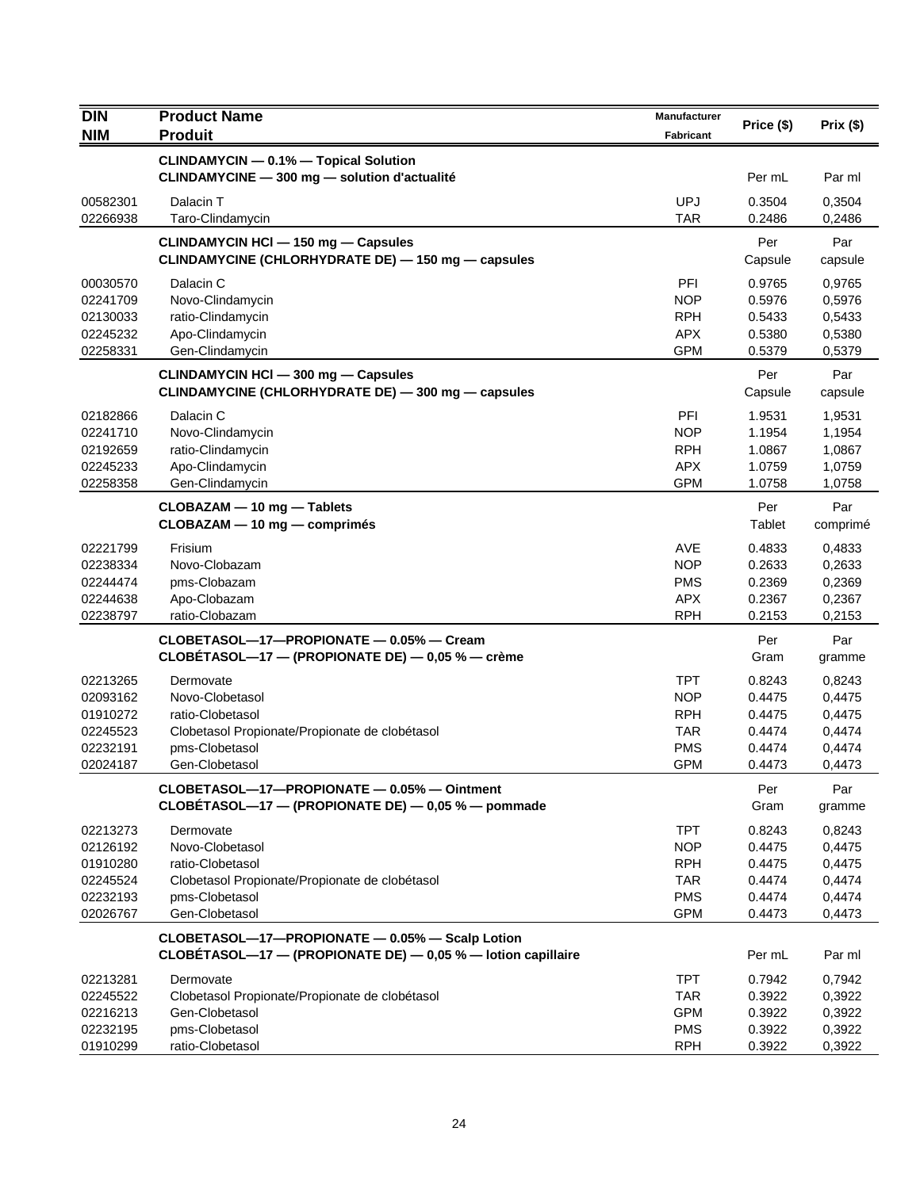| DIN<br>NIM | Product Name<br>Produit | Manufacturer<br>Fabricant | Price ($) | Prix ($) |
|---|---|---|---|---|
| | **CLINDAMYCIN — 0.1% — Topical Solution**<br>**CLINDAMYCINE — 300 mg — solution d'actualité** | | Per mL | Par ml |
| 00582301 | Dalacin T | UPJ | 0.3504 | 0,3504 |
| 02266938 | Taro-Clindamycin | TAR | 0.2486 | 0,2486 |
| | **CLINDAMYCIN HCl — 150 mg — Capsules**<br>**CLINDAMYCINE (CHLORHYDRATE DE) — 150 mg — capsules** | | Per Capsule | Par capsule |
| 00030570 | Dalacin C | PFI | 0.9765 | 0,9765 |
| 02241709 | Novo-Clindamycin | NOP | 0.5976 | 0,5976 |
| 02130033 | ratio-Clindamycin | RPH | 0.5433 | 0,5433 |
| 02245232 | Apo-Clindamycin | APX | 0.5380 | 0,5380 |
| 02258331 | Gen-Clindamycin | GPM | 0.5379 | 0,5379 |
| | **CLINDAMYCIN HCl — 300 mg — Capsules**<br>**CLINDAMYCINE (CHLORHYDRATE DE) — 300 mg — capsules** | | Per Capsule | Par capsule |
| 02182866 | Dalacin C | PFI | 1.9531 | 1,9531 |
| 02241710 | Novo-Clindamycin | NOP | 1.1954 | 1,1954 |
| 02192659 | ratio-Clindamycin | RPH | 1.0867 | 1,0867 |
| 02245233 | Apo-Clindamycin | APX | 1.0759 | 1,0759 |
| 02258358 | Gen-Clindamycin | GPM | 1.0758 | 1,0758 |
| | **CLOBAZAM — 10 mg — Tablets**<br>**CLOBAZAM — 10 mg — comprimés** | | Per Tablet | Par comprimé |
| 02221799 | Frisium | AVE | 0.4833 | 0,4833 |
| 02238334 | Novo-Clobazam | NOP | 0.2633 | 0,2633 |
| 02244474 | pms-Clobazam | PMS | 0.2369 | 0,2369 |
| 02244638 | Apo-Clobazam | APX | 0.2367 | 0,2367 |
| 02238797 | ratio-Clobazam | RPH | 0.2153 | 0,2153 |
| | **CLOBETASOL—17—PROPIONATE — 0.05% — Cream**<br>**CLOBÉTASOL—17 — (PROPIONATE DE) — 0,05 % — crème** | | Per Gram | Par gramme |
| 02213265 | Dermovate | TPT | 0.8243 | 0,8243 |
| 02093162 | Novo-Clobetasol | NOP | 0.4475 | 0,4475 |
| 01910272 | ratio-Clobetasol | RPH | 0.4475 | 0,4475 |
| 02245523 | Clobetasol Propionate/Propionate de clobétasol | TAR | 0.4474 | 0,4474 |
| 02232191 | pms-Clobetasol | PMS | 0.4474 | 0,4474 |
| 02024187 | Gen-Clobetasol | GPM | 0.4473 | 0,4473 |
| | **CLOBETASOL—17—PROPIONATE — 0.05% — Ointment**<br>**CLOBÉTASOL—17 — (PROPIONATE DE) — 0,05 % — pommade** | | Per Gram | Par gramme |
| 02213273 | Dermovate | TPT | 0.8243 | 0,8243 |
| 02126192 | Novo-Clobetasol | NOP | 0.4475 | 0,4475 |
| 01910280 | ratio-Clobetasol | RPH | 0.4475 | 0,4475 |
| 02245524 | Clobetasol Propionate/Propionate de clobétasol | TAR | 0.4474 | 0,4474 |
| 02232193 | pms-Clobetasol | PMS | 0.4474 | 0,4474 |
| 02026767 | Gen-Clobetasol | GPM | 0.4473 | 0,4473 |
| | **CLOBETASOL—17—PROPIONATE — 0.05% — Scalp Lotion**<br>**CLOBÉTASOL—17 — (PROPIONATE DE) — 0,05 % — lotion capillaire** | | Per mL | Par ml |
| 02213281 | Dermovate | TPT | 0.7942 | 0,7942 |
| 02245522 | Clobetasol Propionate/Propionate de clobétasol | TAR | 0.3922 | 0,3922 |
| 02216213 | Gen-Clobetasol | GPM | 0.3922 | 0,3922 |
| 02232195 | pms-Clobetasol | PMS | 0.3922 | 0,3922 |
| 01910299 | ratio-Clobetasol | RPH | 0.3922 | 0,3922 |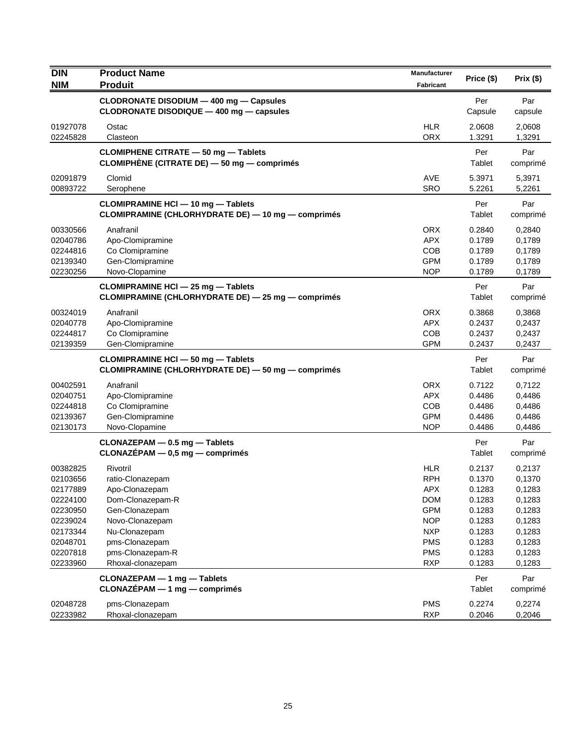| DIN<br>NIM | Product Name<br>Produit | Manufacturer<br>Fabricant | Price ($) | Prix ($) |
|---|---|---|---|---|
| | **CLODRONATE DISODIUM — 400 mg — Capsules**<br>**CLODRONATE DISODIQUE — 400 mg — capsules** | | Per Capsule | Par capsule |
| 01927078 | Ostac | HLR | 2.0608 | 2,0608 |
| 02245828 | Clasteon | ORX | 1.3291 | 1,3291 |
| | **CLOMIPHENE CITRATE — 50 mg — Tablets**<br>**CLOMIPHÈNE (CITRATE DE) — 50 mg — comprimés** | | Per Tablet | Par comprimé |
| 02091879 | Clomid | AVE | 5.3971 | 5,3971 |
| 00893722 | Serophene | SRO | 5.2261 | 5,2261 |
| | **CLOMIPRAMINE HCl — 10 mg — Tablets**<br>**CLOMIPRAMINE (CHLORHYDRATE DE) — 10 mg — comprimés** | | Per Tablet | Par comprimé |
| 00330566 | Anafranil | ORX | 0.2840 | 0,2840 |
| 02040786 | Apo-Clomipramine | APX | 0.1789 | 0,1789 |
| 02244816 | Co Clomipramine | COB | 0.1789 | 0,1789 |
| 02139340 | Gen-Clomipramine | GPM | 0.1789 | 0,1789 |
| 02230256 | Novo-Clopamine | NOP | 0.1789 | 0,1789 |
| | **CLOMIPRAMINE HCl — 25 mg — Tablets**<br>**CLOMIPRAMINE (CHLORHYDRATE DE) — 25 mg — comprimés** | | Per Tablet | Par comprimé |
| 00324019 | Anafranil | ORX | 0.3868 | 0,3868 |
| 02040778 | Apo-Clomipramine | APX | 0.2437 | 0,2437 |
| 02244817 | Co Clomipramine | COB | 0.2437 | 0,2437 |
| 02139359 | Gen-Clomipramine | GPM | 0.2437 | 0,2437 |
| | **CLOMIPRAMINE HCl — 50 mg — Tablets**<br>**CLOMIPRAMINE (CHLORHYDRATE DE) — 50 mg — comprimés** | | Per Tablet | Par comprimé |
| 00402591 | Anafranil | ORX | 0.7122 | 0,7122 |
| 02040751 | Apo-Clomipramine | APX | 0.4486 | 0,4486 |
| 02244818 | Co Clomipramine | COB | 0.4486 | 0,4486 |
| 02139367 | Gen-Clomipramine | GPM | 0.4486 | 0,4486 |
| 02130173 | Novo-Clopamine | NOP | 0.4486 | 0,4486 |
| | **CLONAZEPAM — 0.5 mg — Tablets**<br>**CLONAZÉPAM — 0,5 mg — comprimés** | | Per Tablet | Par comprimé |
| 00382825 | Rivotril | HLR | 0.2137 | 0,2137 |
| 02103656 | ratio-Clonazepam | RPH | 0.1370 | 0,1370 |
| 02177889 | Apo-Clonazepam | APX | 0.1283 | 0,1283 |
| 02224100 | Dom-Clonazepam-R | DOM | 0.1283 | 0,1283 |
| 02230950 | Gen-Clonazepam | GPM | 0.1283 | 0,1283 |
| 02239024 | Novo-Clonazepam | NOP | 0.1283 | 0,1283 |
| 02173344 | Nu-Clonazepam | NXP | 0.1283 | 0,1283 |
| 02048701 | pms-Clonazepam | PMS | 0.1283 | 0,1283 |
| 02207818 | pms-Clonazepam-R | PMS | 0.1283 | 0,1283 |
| 02233960 | Rhoxal-clonazepam | RXP | 0.1283 | 0,1283 |
| | **CLONAZEPAM — 1 mg — Tablets**<br>**CLONAZÉPAM — 1 mg — comprimés** | | Per Tablet | Par comprimé |
| 02048728 | pms-Clonazepam | PMS | 0.2274 | 0,2274 |
| 02233982 | Rhoxal-clonazepam | RXP | 0.2046 | 0,2046 |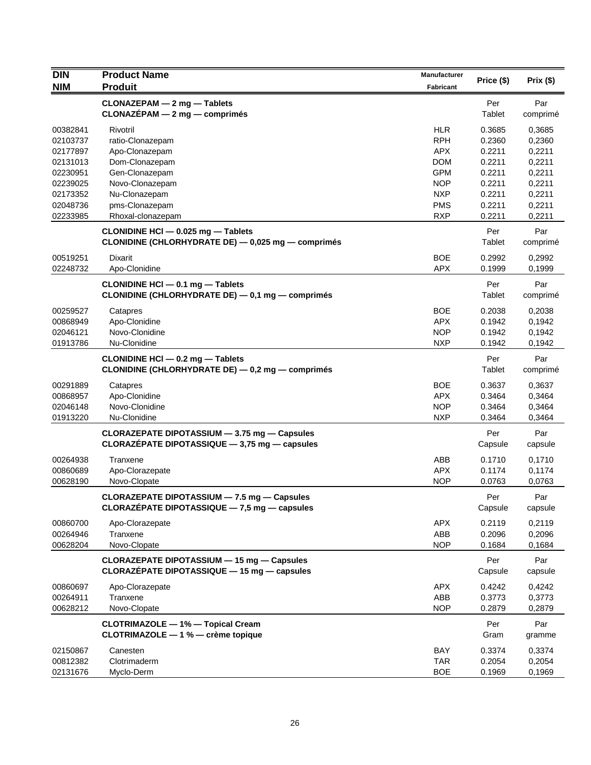| DIN<br>NIM | Product Name<br>Produit | Manufacturer<br>Fabricant | Price ($) | Prix ($) |
|---|---|---|---|---|
| | **CLONAZEPAM — 2 mg — Tablets<br>CLONAZÉPAM — 2 mg — comprimés** | | Per Tablet | Par comprimé |
| 00382841 | Rivotril | HLR | 0.3685 | 0,3685 |
| 02103737 | ratio-Clonazepam | RPH | 0.2360 | 0,2360 |
| 02177897 | Apo-Clonazepam | APX | 0.2211 | 0,2211 |
| 02131013 | Dom-Clonazepam | DOM | 0.2211 | 0,2211 |
| 02230951 | Gen-Clonazepam | GPM | 0.2211 | 0,2211 |
| 02239025 | Novo-Clonazepam | NOP | 0.2211 | 0,2211 |
| 02173352 | Nu-Clonazepam | NXP | 0.2211 | 0,2211 |
| 02048736 | pms-Clonazepam | PMS | 0.2211 | 0,2211 |
| 02233985 | Rhoxal-clonazepam | RXP | 0.2211 | 0,2211 |
| | **CLONIDINE HCl — 0.025 mg — Tablets<br>CLONIDINE (CHLORHYDRATE DE) — 0,025 mg — comprimés** | | Per Tablet | Par comprimé |
| 00519251 | Dixarit | BOE | 0.2992 | 0,2992 |
| 02248732 | Apo-Clonidine | APX | 0.1999 | 0,1999 |
| | **CLONIDINE HCl — 0.1 mg — Tablets<br>CLONIDINE (CHLORHYDRATE DE) — 0,1 mg — comprimés** | | Per Tablet | Par comprimé |
| 00259527 | Catapres | BOE | 0.2038 | 0,2038 |
| 00868949 | Apo-Clonidine | APX | 0.1942 | 0,1942 |
| 02046121 | Novo-Clonidine | NOP | 0.1942 | 0,1942 |
| 01913786 | Nu-Clonidine | NXP | 0.1942 | 0,1942 |
| | **CLONIDINE HCl — 0.2 mg — Tablets<br>CLONIDINE (CHLORHYDRATE DE) — 0,2 mg — comprimés** | | Per Tablet | Par comprimé |
| 00291889 | Catapres | BOE | 0.3637 | 0,3637 |
| 00868957 | Apo-Clonidine | APX | 0.3464 | 0,3464 |
| 02046148 | Novo-Clonidine | NOP | 0.3464 | 0,3464 |
| 01913220 | Nu-Clonidine | NXP | 0.3464 | 0,3464 |
| | **CLORAZEPATE DIPOTASSIUM — 3.75 mg — Capsules<br>CLORAZÉPATE DIPOTASSIQUE — 3,75 mg — capsules** | | Per Capsule | Par capsule |
| 00264938 | Tranxene | ABB | 0.1710 | 0,1710 |
| 00860689 | Apo-Clorazepate | APX | 0.1174 | 0,1174 |
| 00628190 | Novo-Clopate | NOP | 0.0763 | 0,0763 |
| | **CLORAZEPATE DIPOTASSIUM — 7.5 mg — Capsules<br>CLORAZÉPATE DIPOTASSIQUE — 7,5 mg — capsules** | | Per Capsule | Par capsule |
| 00860700 | Apo-Clorazepate | APX | 0.2119 | 0,2119 |
| 00264946 | Tranxene | ABB | 0.2096 | 0,2096 |
| 00628204 | Novo-Clopate | NOP | 0.1684 | 0,1684 |
| | **CLORAZEPATE DIPOTASSIUM — 15 mg — Capsules<br>CLORAZÉPATE DIPOTASSIQUE — 15 mg — capsules** | | Per Capsule | Par capsule |
| 00860697 | Apo-Clorazepate | APX | 0.4242 | 0,4242 |
| 00264911 | Tranxene | ABB | 0.3773 | 0,3773 |
| 00628212 | Novo-Clopate | NOP | 0.2879 | 0,2879 |
| | **CLOTRIMAZOLE — 1% — Topical Cream<br>CLOTRIMAZOLE — 1 % — crème topique** | | Per Gram | Par gramme |
| 02150867 | Canesten | BAY | 0.3374 | 0,3374 |
| 00812382 | Clotrimaderm | TAR | 0.2054 | 0,2054 |
| 02131676 | Myclo-Derm | BOE | 0.1969 | 0,1969 |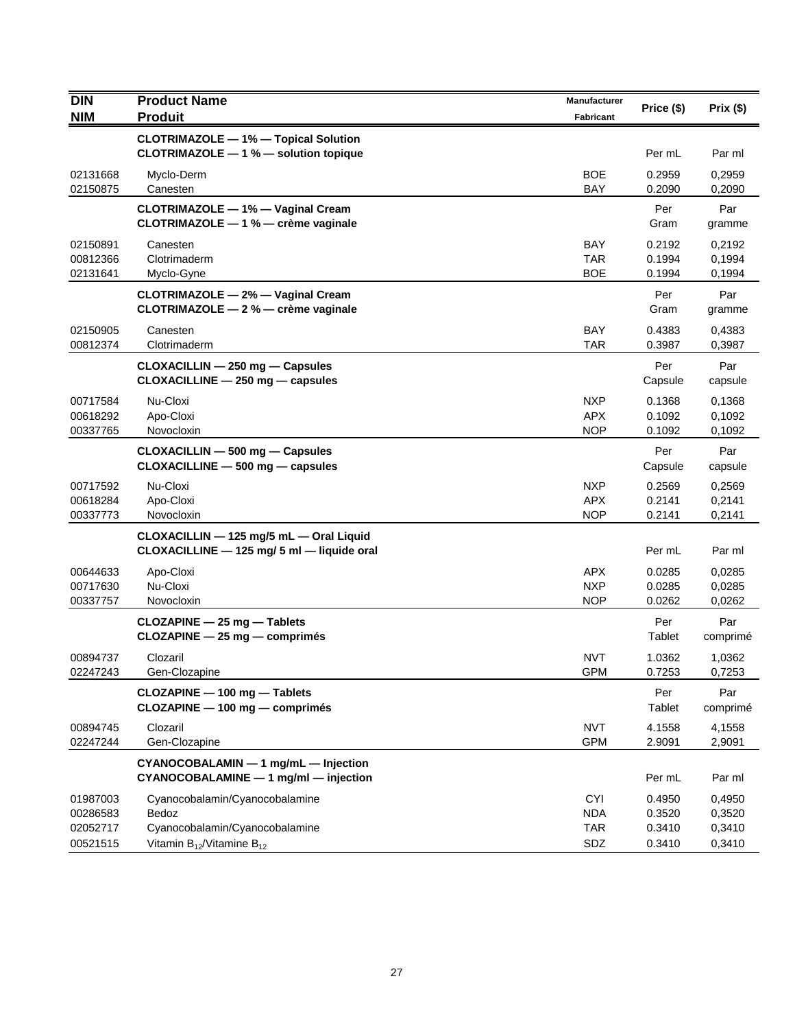| DIN<br>NIM | Product Name<br>Produit | Manufacturer<br>Fabricant | Price ($) | Prix ($) |
|---|---|---|---|---|
| | **CLOTRIMAZOLE — 1% — Topical Solution**<br>**CLOTRIMAZOLE — 1 % — solution topique** | | Per mL | Par ml |
| 02131668 | Myclo-Derm | BOE | 0.2959 | 0,2959 |
| 02150875 | Canesten | BAY | 0.2090 | 0,2090 |
| | **CLOTRIMAZOLE — 1% — Vaginal Cream**<br>**CLOTRIMAZOLE — 1 % — crème vaginale** | | Per Gram | Par gramme |
| 02150891 | Canesten | BAY | 0.2192 | 0,2192 |
| 00812366 | Clotrimaderm | TAR | 0.1994 | 0,1994 |
| 02131641 | Myclo-Gyne | BOE | 0.1994 | 0,1994 |
| | **CLOTRIMAZOLE — 2% — Vaginal Cream**<br>**CLOTRIMAZOLE — 2 % — crème vaginale** | | Per Gram | Par gramme |
| 02150905 | Canesten | BAY | 0.4383 | 0,4383 |
| 00812374 | Clotrimaderm | TAR | 0.3987 | 0,3987 |
| | **CLOXACILLIN — 250 mg — Capsules**<br>**CLOXACILLINE — 250 mg — capsules** | | Per Capsule | Par capsule |
| 00717584 | Nu-Cloxi | NXP | 0.1368 | 0,1368 |
| 00618292 | Apo-Cloxi | APX | 0.1092 | 0,1092 |
| 00337765 | Novocloxin | NOP | 0.1092 | 0,1092 |
| | **CLOXACILLIN — 500 mg — Capsules**<br>**CLOXACILLINE — 500 mg — capsules** | | Per Capsule | Par capsule |
| 00717592 | Nu-Cloxi | NXP | 0.2569 | 0,2569 |
| 00618284 | Apo-Cloxi | APX | 0.2141 | 0,2141 |
| 00337773 | Novocloxin | NOP | 0.2141 | 0,2141 |
| | **CLOXACILLIN — 125 mg/5 mL — Oral Liquid**<br>**CLOXACILLINE — 125 mg/ 5 ml — liquide oral** | | Per mL | Par ml |
| 00644633 | Apo-Cloxi | APX | 0.0285 | 0,0285 |
| 00717630 | Nu-Cloxi | NXP | 0.0285 | 0,0285 |
| 00337757 | Novocloxin | NOP | 0.0262 | 0,0262 |
| | **CLOZAPINE — 25 mg — Tablets**<br>**CLOZAPINE — 25 mg — comprimés** | | Per Tablet | Par comprimé |
| 00894737 | Clozaril | NVT | 1.0362 | 1,0362 |
| 02247243 | Gen-Clozapine | GPM | 0.7253 | 0,7253 |
| | **CLOZAPINE — 100 mg — Tablets**<br>**CLOZAPINE — 100 mg — comprimés** | | Per Tablet | Par comprimé |
| 00894745 | Clozaril | NVT | 4.1558 | 4,1558 |
| 02247244 | Gen-Clozapine | GPM | 2.9091 | 2,9091 |
| | **CYANOCOBALAMIN — 1 mg/mL — Injection**<br>**CYANOCOBALAMINE — 1 mg/ml — injection** | | Per mL | Par ml |
| 01987003 | Cyanocobalamin/Cyanocobalamine | CYI | 0.4950 | 0,4950 |
| 00286583 | Bedoz | NDA | 0.3520 | 0,3520 |
| 02052717 | Cyanocobalamin/Cyanocobalamine | TAR | 0.3410 | 0,3410 |
| 00521515 | Vitamin $B_{12}$/Vitamine $B_{12}$ | SDZ | 0.3410 | 0,3410 |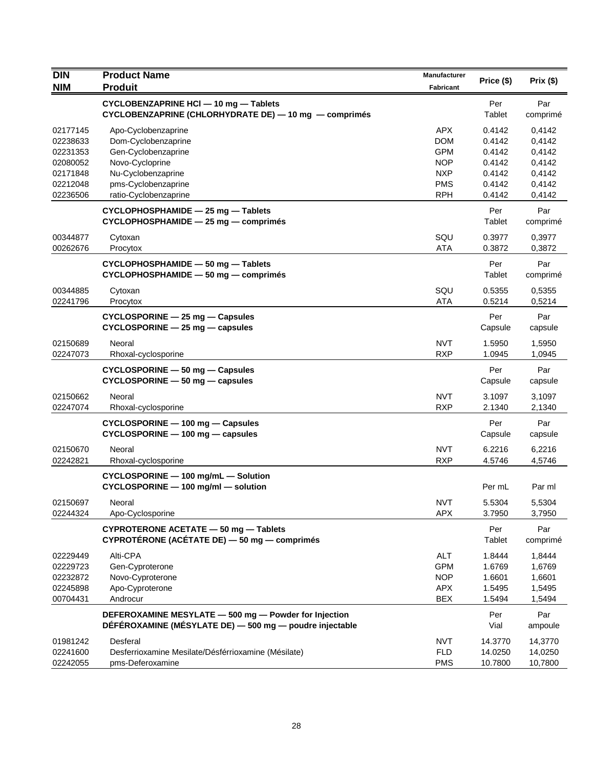| DIN<br>NIM | Product Name<br>Produit | Manufacturer<br>Fabricant | Price ($) | Prix ($) |
|---|---|---|---|---|
| | **CYCLOBENZAPRINE HCl — 10 mg — Tablets<br>CYCLOBENZAPRINE (CHLORHYDRATE DE) — 10 mg — comprimés** | | Per Tablet | Par comprimé |
| 02177145 | Apo-Cyclobenzaprine | APX | 0.4142 | 0,4142 |
| 02238633 | Dom-Cyclobenzaprine | DOM | 0.4142 | 0,4142 |
| 02231353 | Gen-Cyclobenzaprine | GPM | 0.4142 | 0,4142 |
| 02080052 | Novo-Cycloprine | NOP | 0.4142 | 0,4142 |
| 02171848 | Nu-Cyclobenzaprine | NXP | 0.4142 | 0,4142 |
| 02212048 | pms-Cyclobenzaprine | PMS | 0.4142 | 0,4142 |
| 02236506 | ratio-Cyclobenzaprine | RPH | 0.4142 | 0,4142 |
| | **CYCLOPHOSPHAMIDE — 25 mg — Tablets<br>CYCLOPHOSPHAMIDE — 25 mg — comprimés** | | Per Tablet | Par comprimé |
| 00344877 | Cytoxan | SQU | 0.3977 | 0,3977 |
| 00262676 | Procytox | ATA | 0.3872 | 0,3872 |
| | **CYCLOPHOSPHAMIDE — 50 mg — Tablets<br>CYCLOPHOSPHAMIDE — 50 mg — comprimés** | | Per Tablet | Par comprimé |
| 00344885 | Cytoxan | SQU | 0.5355 | 0,5355 |
| 02241796 | Procytox | ATA | 0.5214 | 0,5214 |
| | **CYCLOSPORINE — 25 mg — Capsules<br>CYCLOSPORINE — 25 mg — capsules** | | Per Capsule | Par capsule |
| 02150689 | Neoral | NVT | 1.5950 | 1,5950 |
| 02247073 | Rhoxal-cyclosporine | RXP | 1.0945 | 1,0945 |
| | **CYCLOSPORINE — 50 mg — Capsules<br>CYCLOSPORINE — 50 mg — capsules** | | Per Capsule | Par capsule |
| 02150662 | Neoral | NVT | 3.1097 | 3,1097 |
| 02247074 | Rhoxal-cyclosporine | RXP | 2.1340 | 2,1340 |
| | **CYCLOSPORINE — 100 mg — Capsules<br>CYCLOSPORINE — 100 mg — capsules** | | Per Capsule | Par capsule |
| 02150670 | Neoral | NVT | 6.2216 | 6,2216 |
| 02242821 | Rhoxal-cyclosporine | RXP | 4.5746 | 4,5746 |
| | **CYCLOSPORINE — 100 mg/mL — Solution<br>CYCLOSPORINE — 100 mg/ml — solution** | | Per mL | Par ml |
| 02150697 | Neoral | NVT | 5.5304 | 5,5304 |
| 02244324 | Apo-Cyclosporine | APX | 3.7950 | 3,7950 |
| | **CYPROTERONE ACETATE — 50 mg — Tablets<br>CYPROTÉRONE (ACÉTATE DE) — 50 mg — comprimés** | | Per Tablet | Par comprimé |
| 02229449 | Alti-CPA | ALT | 1.8444 | 1,8444 |
| 02229723 | Gen-Cyproterone | GPM | 1.6769 | 1,6769 |
| 02232872 | Novo-Cyproterone | NOP | 1.6601 | 1,6601 |
| 02245898 | Apo-Cyproterone | APX | 1.5495 | 1,5495 |
| 00704431 | Androcur | BEX | 1.5494 | 1,5494 |
| | **DEFEROXAMINE MESYLATE — 500 mg — Powder for Injection<br>DÉFÉROXAMINE (MÉSYLATE DE) — 500 mg — poudre injectable** | | Per Vial | Par ampoule |
| 01981242 | Desferal | NVT | 14.3770 | 14,3770 |
| 02241600 | Desferrioxamine Mesilate/Désférrioxamine (Mésilate) | FLD | 14.0250 | 14,0250 |
| 02242055 | pms-Deferoxamine | PMS | 10.7800 | 10,7800 |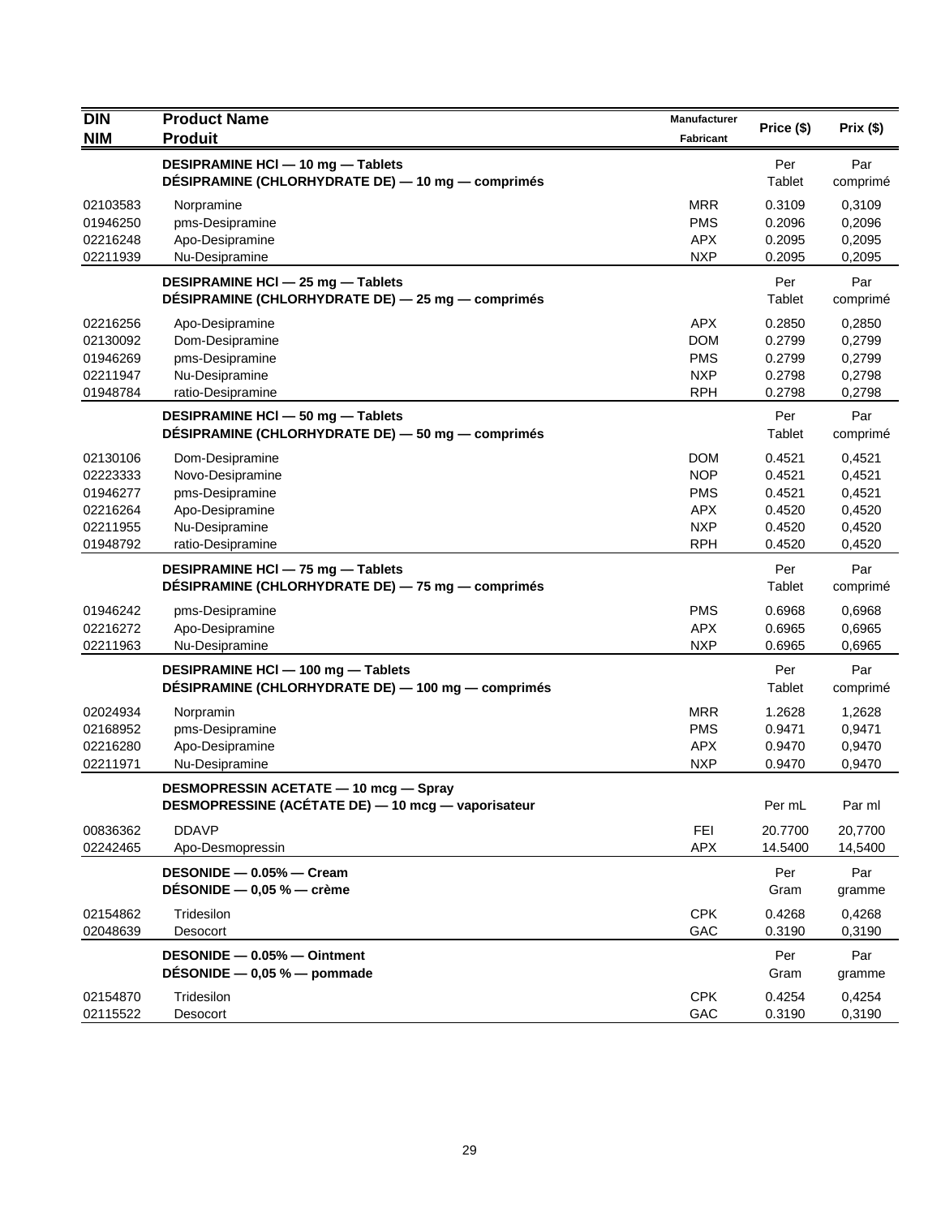| DIN<br>NIM | Product Name<br>Produit | Manufacturer<br>Fabricant | Price ($) | Prix ($) |
|---|---|---|---|---|
| | **DESIPRAMINE HCl — 10 mg — Tablets**<br>**DÉSIPRAMINE (CHLORHYDRATE DE) — 10 mg — comprimés** | | Per Tablet | Par comprimé |
| 02103583 | Norpramine | MRR | 0.3109 | 0,3109 |
| 01946250 | pms-Desipramine | PMS | 0.2096 | 0,2096 |
| 02216248 | Apo-Desipramine | APX | 0.2095 | 0,2095 |
| 02211939 | Nu-Desipramine | NXP | 0.2095 | 0,2095 |
| | **DESIPRAMINE HCl — 25 mg — Tablets**<br>**DÉSIPRAMINE (CHLORHYDRATE DE) — 25 mg — comprimés** | | Per Tablet | Par comprimé |
| 02216256 | Apo-Desipramine | APX | 0.2850 | 0,2850 |
| 02130092 | Dom-Desipramine | DOM | 0.2799 | 0,2799 |
| 01946269 | pms-Desipramine | PMS | 0.2799 | 0,2799 |
| 02211947 | Nu-Desipramine | NXP | 0.2798 | 0,2798 |
| 01948784 | ratio-Desipramine | RPH | 0.2798 | 0,2798 |
| | **DESIPRAMINE HCl — 50 mg — Tablets**<br>**DÉSIPRAMINE (CHLORHYDRATE DE) — 50 mg — comprimés** | | Per Tablet | Par comprimé |
| 02130106 | Dom-Desipramine | DOM | 0.4521 | 0,4521 |
| 02223333 | Novo-Desipramine | NOP | 0.4521 | 0,4521 |
| 01946277 | pms-Desipramine | PMS | 0.4521 | 0,4521 |
| 02216264 | Apo-Desipramine | APX | 0.4520 | 0,4520 |
| 02211955 | Nu-Desipramine | NXP | 0.4520 | 0,4520 |
| 01948792 | ratio-Desipramine | RPH | 0.4520 | 0,4520 |
| | **DESIPRAMINE HCl — 75 mg — Tablets**<br>**DÉSIPRAMINE (CHLORHYDRATE DE) — 75 mg — comprimés** | | Per Tablet | Par comprimé |
| 01946242 | pms-Desipramine | PMS | 0.6968 | 0,6968 |
| 02216272 | Apo-Desipramine | APX | 0.6965 | 0,6965 |
| 02211963 | Nu-Desipramine | NXP | 0.6965 | 0,6965 |
| | **DESIPRAMINE HCl — 100 mg — Tablets**<br>**DÉSIPRAMINE (CHLORHYDRATE DE) — 100 mg — comprimés** | | Per Tablet | Par comprimé |
| 02024934 | Norpramin | MRR | 1.2628 | 1,2628 |
| 02168952 | pms-Desipramine | PMS | 0.9471 | 0,9471 |
| 02216280 | Apo-Desipramine | APX | 0.9470 | 0,9470 |
| 02211971 | Nu-Desipramine | NXP | 0.9470 | 0,9470 |
| | **DESMOPRESSIN ACETATE — 10 mcg — Spray**<br>**DESMOPRESSINE (ACÉTATE DE) — 10 mcg — vaporisateur** | | Per mL | Par ml |
| 00836362 | DDAVP | FEI | 20.7700 | 20,7700 |
| 02242465 | Apo-Desmopressin | APX | 14.5400 | 14,5400 |
| | **DESONIDE — 0.05% — Cream**<br>**DÉSONIDE — 0,05 % — crème** | | Per Gram | Par gramme |
| 02154862 | Tridesilon | CPK | 0.4268 | 0,4268 |
| 02048639 | Desocort | GAC | 0.3190 | 0,3190 |
| | **DESONIDE — 0.05% — Ointment**<br>**DÉSONIDE — 0,05 % — pommade** | | Per Gram | Par gramme |
| 02154870 | Tridesilon | CPK | 0.4254 | 0,4254 |
| 02115522 | Desocort | GAC | 0.3190 | 0,3190 |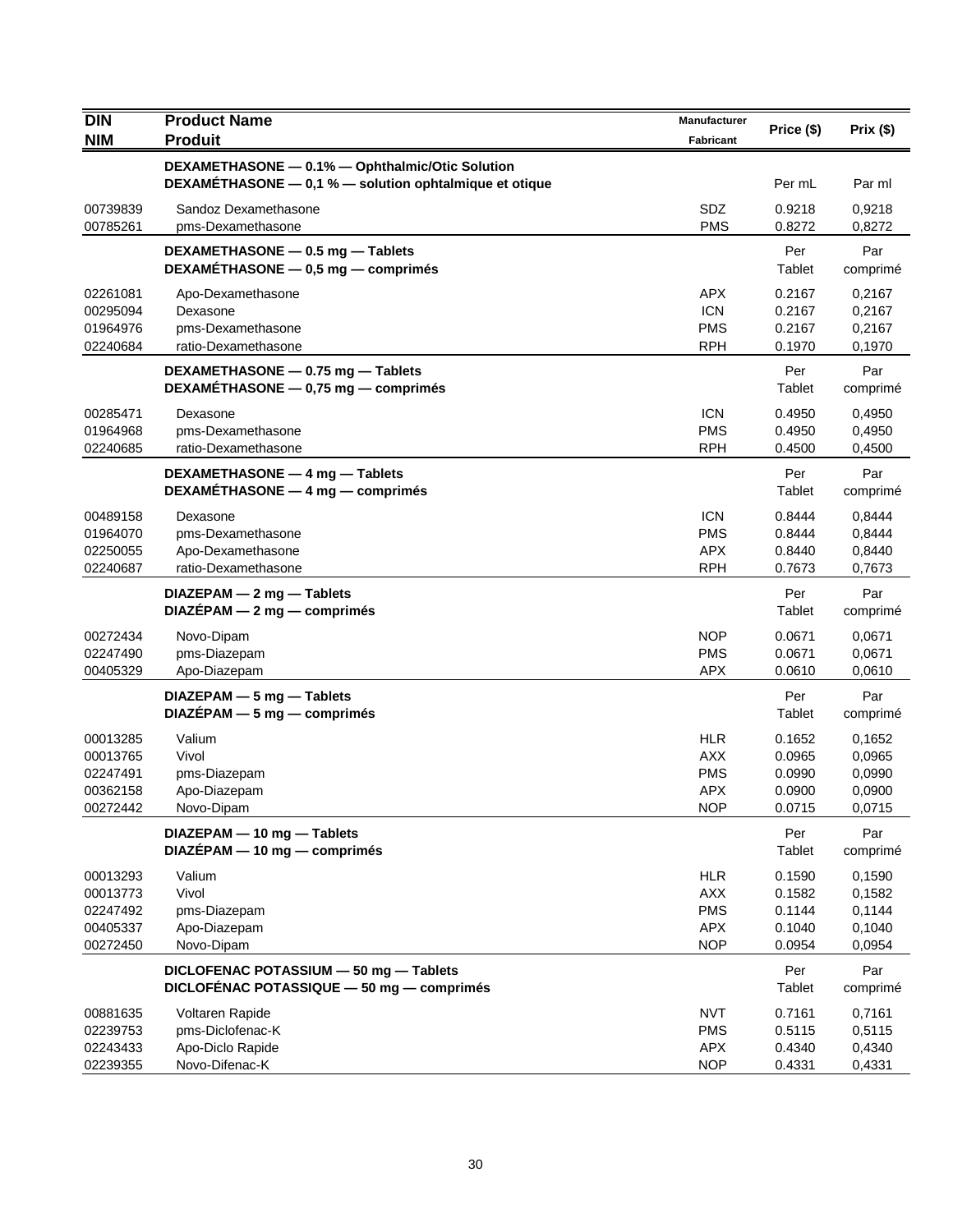| DIN<br>NIM | Product Name<br>Produit | Manufacturer<br>Fabricant | Price ($) | Prix ($) |
|---|---|---|---|---|
| | **DEXAMETHASONE — 0.1% — Ophthalmic/Otic Solution**<br>**DEXAMÉTHASONE — 0,1 % — solution ophtalmique et otique** | | Per mL | Par ml |
| 00739839 | Sandoz Dexamethasone | SDZ | 0.9218 | 0,9218 |
| 00785261 | pms-Dexamethasone | PMS | 0.8272 | 0,8272 |
| | **DEXAMETHASONE — 0.5 mg — Tablets**<br>**DEXAMÉTHASONE — 0,5 mg — comprimés** | | Per Tablet | Par comprimé |
| 02261081 | Apo-Dexamethasone | APX | 0.2167 | 0,2167 |
| 00295094 | Dexasone | ICN | 0.2167 | 0,2167 |
| 01964976 | pms-Dexamethasone | PMS | 0.2167 | 0,2167 |
| 02240684 | ratio-Dexamethasone | RPH | 0.1970 | 0,1970 |
| | **DEXAMETHASONE — 0.75 mg — Tablets**<br>**DEXAMÉTHASONE — 0,75 mg — comprimés** | | Per Tablet | Par comprimé |
| 00285471 | Dexasone | ICN | 0.4950 | 0,4950 |
| 01964968 | pms-Dexamethasone | PMS | 0.4950 | 0,4950 |
| 02240685 | ratio-Dexamethasone | RPH | 0.4500 | 0,4500 |
| | **DEXAMETHASONE — 4 mg — Tablets**<br>**DEXAMÉTHASONE — 4 mg — comprimés** | | Per Tablet | Par comprimé |
| 00489158 | Dexasone | ICN | 0.8444 | 0,8444 |
| 01964070 | pms-Dexamethasone | PMS | 0.8444 | 0,8444 |
| 02250055 | Apo-Dexamethasone | APX | 0.8440 | 0,8440 |
| 02240687 | ratio-Dexamethasone | RPH | 0.7673 | 0,7673 |
| | **DIAZEPAM — 2 mg — Tablets**<br>**DIAZÉPAM — 2 mg — comprimés** | | Per Tablet | Par comprimé |
| 00272434 | Novo-Dipam | NOP | 0.0671 | 0,0671 |
| 02247490 | pms-Diazepam | PMS | 0.0671 | 0,0671 |
| 00405329 | Apo-Diazepam | APX | 0.0610 | 0,0610 |
| | **DIAZEPAM — 5 mg — Tablets**<br>**DIAZÉPAM — 5 mg — comprimés** | | Per Tablet | Par comprimé |
| 00013285 | Valium | HLR | 0.1652 | 0,1652 |
| 00013765 | Vivol | AXX | 0.0965 | 0,0965 |
| 02247491 | pms-Diazepam | PMS | 0.0990 | 0,0990 |
| 00362158 | Apo-Diazepam | APX | 0.0900 | 0,0900 |
| 00272442 | Novo-Dipam | NOP | 0.0715 | 0,0715 |
| | **DIAZEPAM — 10 mg — Tablets**<br>**DIAZÉPAM — 10 mg — comprimés** | | Per Tablet | Par comprimé |
| 00013293 | Valium | HLR | 0.1590 | 0,1590 |
| 00013773 | Vivol | AXX | 0.1582 | 0,1582 |
| 02247492 | pms-Diazepam | PMS | 0.1144 | 0,1144 |
| 00405337 | Apo-Diazepam | APX | 0.1040 | 0,1040 |
| 00272450 | Novo-Dipam | NOP | 0.0954 | 0,0954 |
| | **DICLOFENAC POTASSIUM — 50 mg — Tablets**<br>**DICLOFÉNAC POTASSIQUE — 50 mg — comprimés** | | Per Tablet | Par comprimé |
| 00881635 | Voltaren Rapide | NVT | 0.7161 | 0,7161 |
| 02239753 | pms-Diclofenac-K | PMS | 0.5115 | 0,5115 |
| 02243433 | Apo-Diclo Rapide | APX | 0.4340 | 0,4340 |
| 02239355 | Novo-Difenac-K | NOP | 0.4331 | 0,4331 |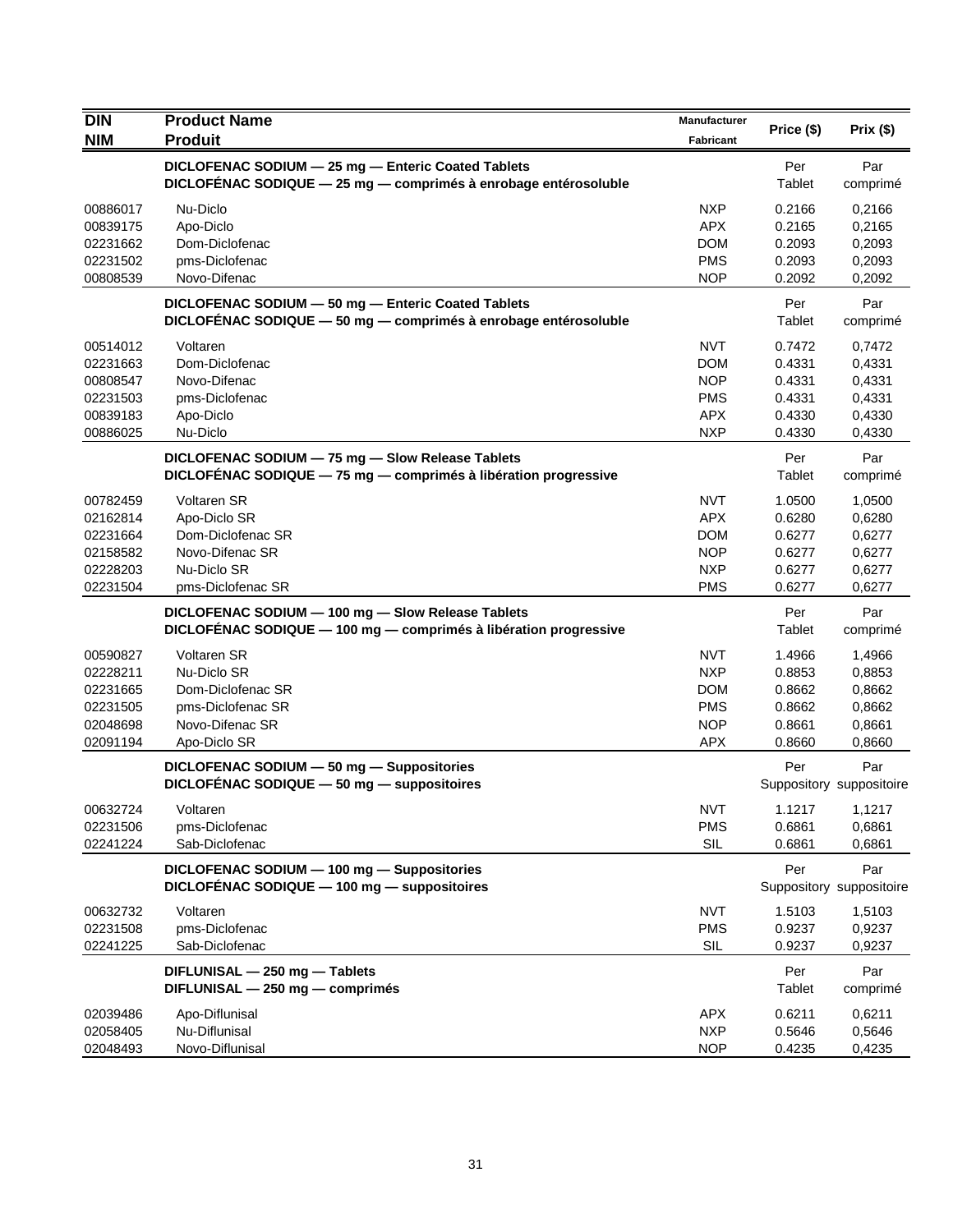| DIN<br>NIM | Product Name<br>Produit | Manufacturer<br>Fabricant | Price ($) | Prix ($) |
|---|---|---|---|---|
| | **DICLOFENAC SODIUM — 25 mg — Enteric Coated Tablets**<br>**DICLOFÉNAC SODIQUE — 25 mg — comprimés à enrobage entérosoluble** | | Per<br>Tablet | Par<br>comprimé |
| 00886017 | Nu-Diclo | NXP | 0.2166 | 0,2166 |
| 00839175 | Apo-Diclo | APX | 0.2165 | 0,2165 |
| 02231662 | Dom-Diclofenac | DOM | 0.2093 | 0,2093 |
| 02231502 | pms-Diclofenac | PMS | 0.2093 | 0,2093 |
| 00808539 | Novo-Difenac | NOP | 0.2092 | 0,2092 |
| | **DICLOFENAC SODIUM — 50 mg — Enteric Coated Tablets**<br>**DICLOFÉNAC SODIQUE — 50 mg — comprimés à enrobage entérosoluble** | | Per<br>Tablet | Par<br>comprimé |
| 00514012 | Voltaren | NVT | 0.7472 | 0,7472 |
| 02231663 | Dom-Diclofenac | DOM | 0.4331 | 0,4331 |
| 00808547 | Novo-Difenac | NOP | 0.4331 | 0,4331 |
| 02231503 | pms-Diclofenac | PMS | 0.4331 | 0,4331 |
| 00839183 | Apo-Diclo | APX | 0.4330 | 0,4330 |
| 00886025 | Nu-Diclo | NXP | 0.4330 | 0,4330 |
| | **DICLOFENAC SODIUM — 75 mg — Slow Release Tablets**<br>**DICLOFÉNAC SODIQUE — 75 mg — comprimés à libération progressive** | | Per<br>Tablet | Par<br>comprimé |
| 00782459 | Voltaren SR | NVT | 1.0500 | 1,0500 |
| 02162814 | Apo-Diclo SR | APX | 0.6280 | 0,6280 |
| 02231664 | Dom-Diclofenac SR | DOM | 0.6277 | 0,6277 |
| 02158582 | Novo-Difenac SR | NOP | 0.6277 | 0,6277 |
| 02228203 | Nu-Diclo SR | NXP | 0.6277 | 0,6277 |
| 02231504 | pms-Diclofenac SR | PMS | 0.6277 | 0,6277 |
| | **DICLOFENAC SODIUM — 100 mg — Slow Release Tablets**<br>**DICLOFÉNAC SODIQUE — 100 mg — comprimés à libération progressive** | | Per<br>Tablet | Par<br>comprimé |
| 00590827 | Voltaren SR | NVT | 1.4966 | 1,4966 |
| 02228211 | Nu-Diclo SR | NXP | 0.8853 | 0,8853 |
| 02231665 | Dom-Diclofenac SR | DOM | 0.8662 | 0,8662 |
| 02231505 | pms-Diclofenac SR | PMS | 0.8662 | 0,8662 |
| 02048698 | Novo-Difenac SR | NOP | 0.8661 | 0,8661 |
| 02091194 | Apo-Diclo SR | APX | 0.8660 | 0,8660 |
| | **DICLOFENAC SODIUM — 50 mg — Suppositories**<br>**DICLOFÉNAC SODIQUE — 50 mg — suppositoires** | | Per<br>Suppository | Par<br>suppositoire |
| 00632724 | Voltaren | NVT | 1.1217 | 1,1217 |
| 02231506 | pms-Diclofenac | PMS | 0.6861 | 0,6861 |
| 02241224 | Sab-Diclofenac | SIL | 0.6861 | 0,6861 |
| | **DICLOFENAC SODIUM — 100 mg — Suppositories**<br>**DICLOFÉNAC SODIQUE — 100 mg — suppositoires** | | Per<br>Suppository | Par<br>suppositoire |
| 00632732 | Voltaren | NVT | 1.5103 | 1,5103 |
| 02231508 | pms-Diclofenac | PMS | 0.9237 | 0,9237 |
| 02241225 | Sab-Diclofenac | SIL | 0.9237 | 0,9237 |
| | **DIFLUNISAL — 250 mg — Tablets**<br>**DIFLUNISAL — 250 mg — comprimés** | | Per<br>Tablet | Par<br>comprimé |
| 02039486 | Apo-Diflunisal | APX | 0.6211 | 0,6211 |
| 02058405 | Nu-Diflunisal | NXP | 0.5646 | 0,5646 |
| 02048493 | Novo-Diflunisal | NOP | 0.4235 | 0,4235 |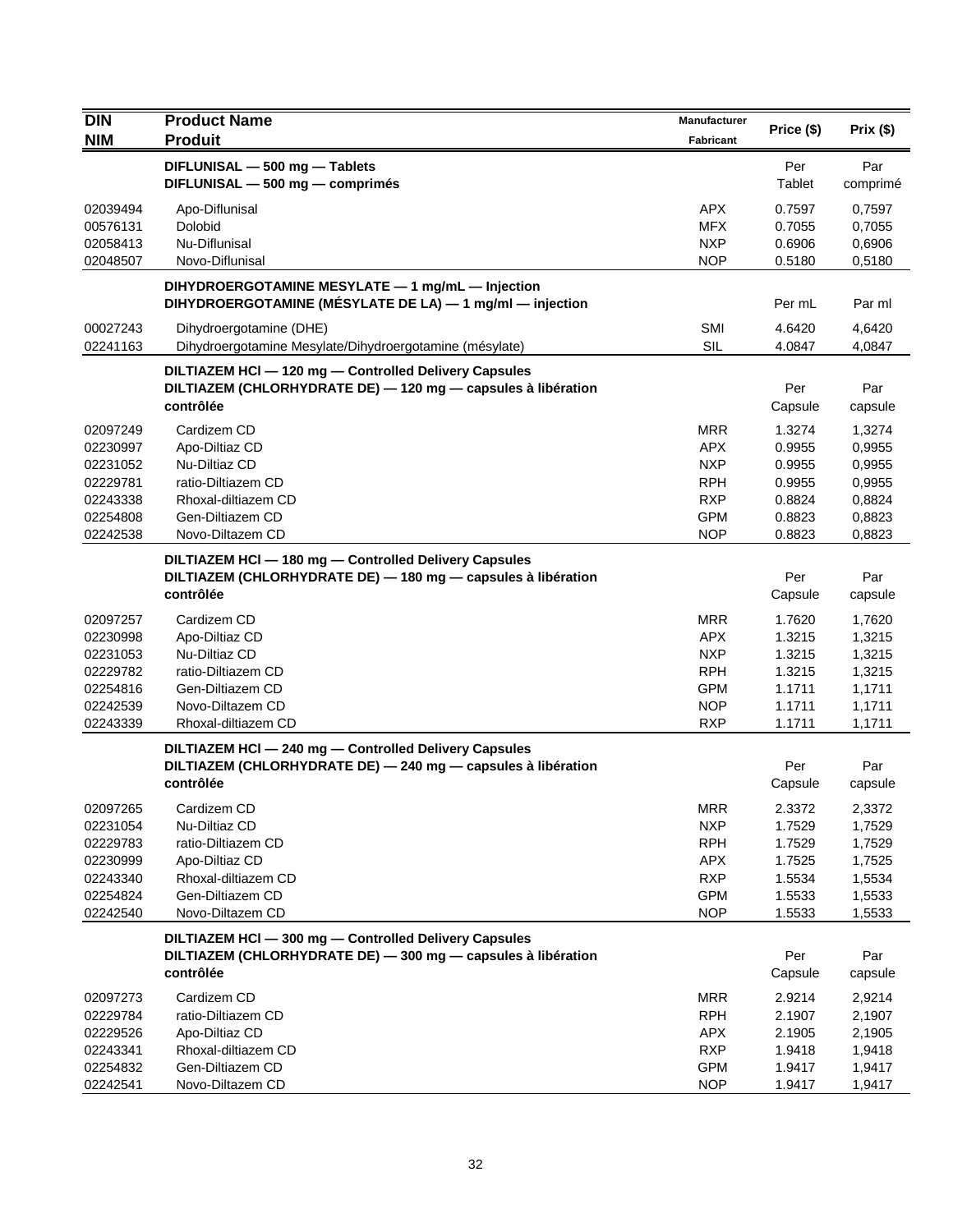| DIN<br>NIM | Product Name<br>Produit | Manufacturer<br>Fabricant | Price ($) | Prix ($) |
|---|---|---|---|---|
| | **DIFLUNISAL — 500 mg — Tablets**<br>**DIFLUNISAL — 500 mg — comprimés** | | Per Tablet | Par comprimé |
| 02039494 | Apo-Diflunisal | APX | 0.7597 | 0,7597 |
| 00576131 | Dolobid | MFX | 0.7055 | 0,7055 |
| 02058413 | Nu-Diflunisal | NXP | 0.6906 | 0,6906 |
| 02048507 | Novo-Diflunisal | NOP | 0.5180 | 0,5180 |
| | **DIHYDROERGOTAMINE MESYLATE — 1 mg/mL — Injection**<br>**DIHYDROERGOTAMINE (MÉSYLATE DE LA) — 1 mg/ml — injection** | | Per mL | Par ml |
| 00027243 | Dihydroergotamine (DHE) | SMI | 4.6420 | 4,6420 |
| 02241163 | Dihydroergotamine Mesylate/Dihydroergotamine (mésylate) | SIL | 4.0847 | 4,0847 |
| | **DILTIAZEM HCl — 120 mg — Controlled Delivery Capsules**<br>**DILTIAZEM (CHLORHYDRATE DE) — 120 mg — capsules à libération contrôlée** | | Per Capsule | Par capsule |
| 02097249 | Cardizem CD | MRR | 1.3274 | 1,3274 |
| 02230997 | Apo-Diltiaz CD | APX | 0.9955 | 0,9955 |
| 02231052 | Nu-Diltiaz CD | NXP | 0.9955 | 0,9955 |
| 02229781 | ratio-Diltiazem CD | RPH | 0.9955 | 0,9955 |
| 02243338 | Rhoxal-diltiazem CD | RXP | 0.8824 | 0,8824 |
| 02254808 | Gen-Diltiazem CD | GPM | 0.8823 | 0,8823 |
| 02242538 | Novo-Diltazem CD | NOP | 0.8823 | 0,8823 |
| | **DILTIAZEM HCl — 180 mg — Controlled Delivery Capsules**<br>**DILTIAZEM (CHLORHYDRATE DE) — 180 mg — capsules à libération contrôlée** | | Per Capsule | Par capsule |
| 02097257 | Cardizem CD | MRR | 1.7620 | 1,7620 |
| 02230998 | Apo-Diltiaz CD | APX | 1.3215 | 1,3215 |
| 02231053 | Nu-Diltiaz CD | NXP | 1.3215 | 1,3215 |
| 02229782 | ratio-Diltiazem CD | RPH | 1.3215 | 1,3215 |
| 02254816 | Gen-Diltiazem CD | GPM | 1.1711 | 1,1711 |
| 02242539 | Novo-Diltazem CD | NOP | 1.1711 | 1,1711 |
| 02243339 | Rhoxal-diltiazem CD | RXP | 1.1711 | 1,1711 |
| | **DILTIAZEM HCl — 240 mg — Controlled Delivery Capsules**<br>**DILTIAZEM (CHLORHYDRATE DE) — 240 mg — capsules à libération contrôlée** | | Per Capsule | Par capsule |
| 02097265 | Cardizem CD | MRR | 2.3372 | 2,3372 |
| 02231054 | Nu-Diltiaz CD | NXP | 1.7529 | 1,7529 |
| 02229783 | ratio-Diltiazem CD | RPH | 1.7529 | 1,7529 |
| 02230999 | Apo-Diltiaz CD | APX | 1.7525 | 1,7525 |
| 02243340 | Rhoxal-diltiazem CD | RXP | 1.5534 | 1,5534 |
| 02254824 | Gen-Diltiazem CD | GPM | 1.5533 | 1,5533 |
| 02242540 | Novo-Diltazem CD | NOP | 1.5533 | 1,5533 |
| | **DILTIAZEM HCl — 300 mg — Controlled Delivery Capsules**<br>**DILTIAZEM (CHLORHYDRATE DE) — 300 mg — capsules à libération contrôlée** | | Per Capsule | Par capsule |
| 02097273 | Cardizem CD | MRR | 2.9214 | 2,9214 |
| 02229784 | ratio-Diltiazem CD | RPH | 2.1907 | 2,1907 |
| 02229526 | Apo-Diltiaz CD | APX | 2.1905 | 2,1905 |
| 02243341 | Rhoxal-diltiazem CD | RXP | 1.9418 | 1,9418 |
| 02254832 | Gen-Diltiazem CD | GPM | 1.9417 | 1,9417 |
| 02242541 | Novo-Diltazem CD | NOP | 1.9417 | 1,9417 |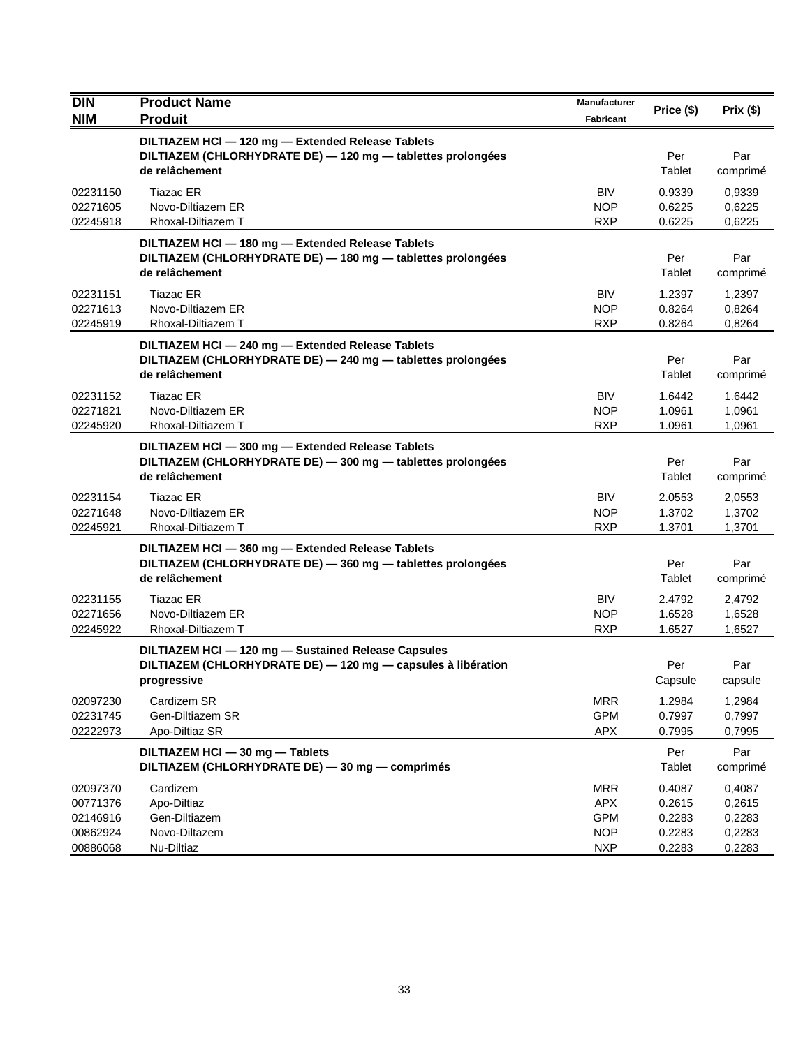| DIN<br>NIM | Product Name<br>Produit | Manufacturer<br>Fabricant | Price ($) | Prix ($) |
|---|---|---|---|---|
| | **DILTIAZEM HCl — 120 mg — Extended Release Tablets**<br>**DILTIAZEM (CHLORHYDRATE DE) — 120 mg — tablettes prolongées de relâchement** | | Per Tablet | Par comprimé |
| 02231150 | Tiazac ER | BIV | 0.9339 | 0,9339 |
| 02271605 | Novo-Diltiazem ER | NOP | 0.6225 | 0,6225 |
| 02245918 | Rhoxal-Diltiazem T | RXP | 0.6225 | 0,6225 |
| | **DILTIAZEM HCl — 180 mg — Extended Release Tablets**<br>**DILTIAZEM (CHLORHYDRATE DE) — 180 mg — tablettes prolongées de relâchement** | | Per Tablet | Par comprimé |
| 02231151 | Tiazac ER | BIV | 1.2397 | 1,2397 |
| 02271613 | Novo-Diltiazem ER | NOP | 0.8264 | 0,8264 |
| 02245919 | Rhoxal-Diltiazem T | RXP | 0.8264 | 0,8264 |
| | **DILTIAZEM HCl — 240 mg — Extended Release Tablets**<br>**DILTIAZEM (CHLORHYDRATE DE) — 240 mg — tablettes prolongées de relâchement** | | Per Tablet | Par comprimé |
| 02231152 | Tiazac ER | BIV | 1.6442 | 1.6442 |
| 02271821 | Novo-Diltiazem ER | NOP | 1.0961 | 1,0961 |
| 02245920 | Rhoxal-Diltiazem T | RXP | 1.0961 | 1,0961 |
| | **DILTIAZEM HCl — 300 mg — Extended Release Tablets**<br>**DILTIAZEM (CHLORHYDRATE DE) — 300 mg — tablettes prolongées de relâchement** | | Per Tablet | Par comprimé |
| 02231154 | Tiazac ER | BIV | 2.0553 | 2,0553 |
| 02271648 | Novo-Diltiazem ER | NOP | 1.3702 | 1,3702 |
| 02245921 | Rhoxal-Diltiazem T | RXP | 1.3701 | 1,3701 |
| | **DILTIAZEM HCl — 360 mg — Extended Release Tablets**<br>**DILTIAZEM (CHLORHYDRATE DE) — 360 mg — tablettes prolongées de relâchement** | | Per Tablet | Par comprimé |
| 02231155 | Tiazac ER | BIV | 2.4792 | 2,4792 |
| 02271656 | Novo-Diltiazem ER | NOP | 1.6528 | 1,6528 |
| 02245922 | Rhoxal-Diltiazem T | RXP | 1.6527 | 1,6527 |
| | **DILTIAZEM HCl — 120 mg — Sustained Release Capsules**<br>**DILTIAZEM (CHLORHYDRATE DE) — 120 mg — capsules à libération progressive** | | Per Capsule | Par capsule |
| 02097230 | Cardizem SR | MRR | 1.2984 | 1,2984 |
| 02231745 | Gen-Diltiazem SR | GPM | 0.7997 | 0,7997 |
| 02222973 | Apo-Diltiaz SR | APX | 0.7995 | 0,7995 |
| | **DILTIAZEM HCl — 30 mg — Tablets**<br>**DILTIAZEM (CHLORHYDRATE DE) — 30 mg — comprimés** | | Per Tablet | Par comprimé |
| 02097370 | Cardizem | MRR | 0.4087 | 0,4087 |
| 00771376 | Apo-Diltiaz | APX | 0.2615 | 0,2615 |
| 02146916 | Gen-Diltiazem | GPM | 0.2283 | 0,2283 |
| 00862924 | Novo-Diltazem | NOP | 0.2283 | 0,2283 |
| 00886068 | Nu-Diltiaz | NXP | 0.2283 | 0,2283 |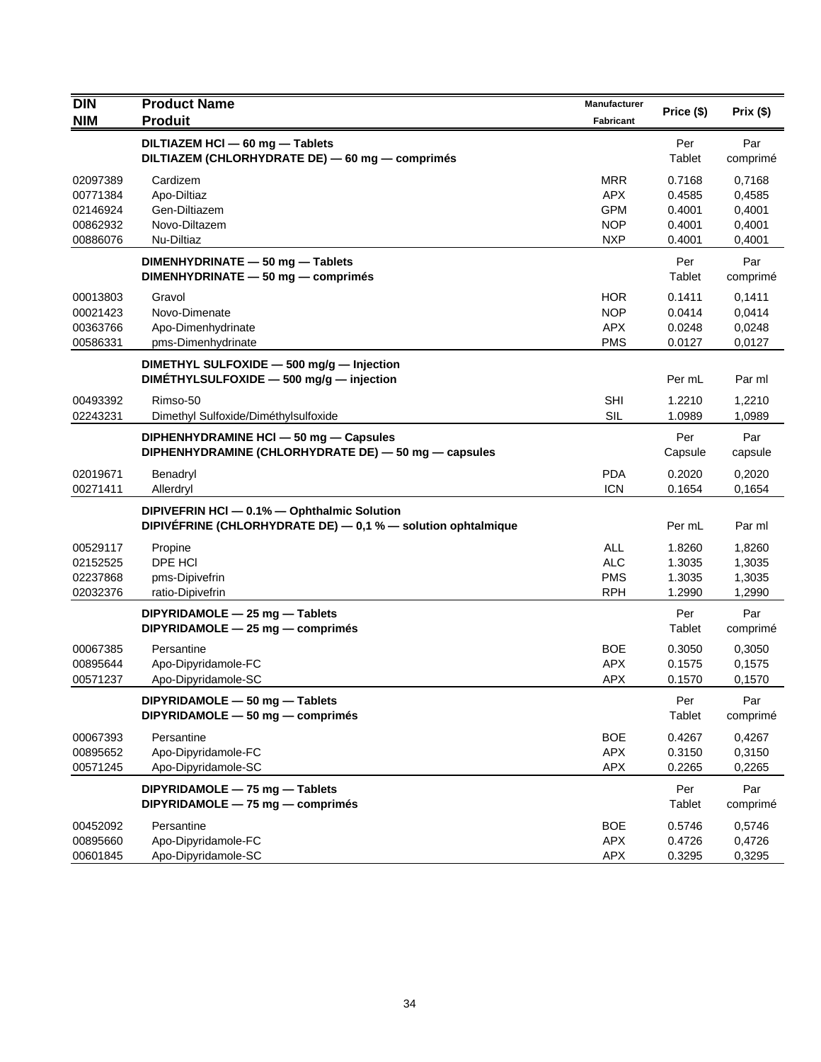| DIN<br>NIM | Product Name<br>Produit | Manufacturer<br>Fabricant | Price ($) | Prix ($) |
|---|---|---|---|---|
| | **DILTIAZEM HCl — 60 mg — Tablets**<br>**DILTIAZEM (CHLORHYDRATE DE) — 60 mg — comprimés** | | Per<br>Tablet | Par<br>comprimé |
| 02097389 | Cardizem | MRR | 0.7168 | 0,7168 |
| 00771384 | Apo-Diltiaz | APX | 0.4585 | 0,4585 |
| 02146924 | Gen-Diltiazem | GPM | 0.4001 | 0,4001 |
| 00862932 | Novo-Diltazem | NOP | 0.4001 | 0,4001 |
| 00886076 | Nu-Diltiaz | NXP | 0.4001 | 0,4001 |
| | **DIMENHYDRINATE — 50 mg — Tablets**<br>**DIMENHYDRINATE — 50 mg — comprimés** | | Per<br>Tablet | Par<br>comprimé |
| 00013803 | Gravol | HOR | 0.1411 | 0,1411 |
| 00021423 | Novo-Dimenate | NOP | 0.0414 | 0,0414 |
| 00363766 | Apo-Dimenhydrinate | APX | 0.0248 | 0,0248 |
| 00586331 | pms-Dimenhydrinate | PMS | 0.0127 | 0,0127 |
| | **DIMETHYL SULFOXIDE — 500 mg/g — Injection**<br>**DIMÉTHYLSULFOXIDE — 500 mg/g — injection** | | Per mL | Par ml |
| 00493392 | Rimso-50 | SHI | 1.2210 | 1,2210 |
| 02243231 | Dimethyl Sulfoxide/Diméthylsulfoxide | SIL | 1.0989 | 1,0989 |
| | **DIPHENHYDRAMINE HCl — 50 mg — Capsules**<br>**DIPHENHYDRAMINE (CHLORHYDRATE DE) — 50 mg — capsules** | | Per<br>Capsule | Par<br>capsule |
| 02019671 | Benadryl | PDA | 0.2020 | 0,2020 |
| 00271411 | Allerdryl | ICN | 0.1654 | 0,1654 |
| | **DIPIVEFRIN HCl — 0.1% — Ophthalmic Solution**<br>**DIPIVÉFRINE (CHLORHYDRATE DE) — 0,1 % — solution ophtalmique** | | Per mL | Par ml |
| 00529117 | Propine | ALL | 1.8260 | 1,8260 |
| 02152525 | DPE HCl | ALC | 1.3035 | 1,3035 |
| 02237868 | pms-Dipivefrin | PMS | 1.3035 | 1,3035 |
| 02032376 | ratio-Dipivefrin | RPH | 1.2990 | 1,2990 |
| | **DIPYRIDAMOLE — 25 mg — Tablets**<br>**DIPYRIDAMOLE — 25 mg — comprimés** | | Per<br>Tablet | Par<br>comprimé |
| 00067385 | Persantine | BOE | 0.3050 | 0,3050 |
| 00895644 | Apo-Dipyridamole-FC | APX | 0.1575 | 0,1575 |
| 00571237 | Apo-Dipyridamole-SC | APX | 0.1570 | 0,1570 |
| | **DIPYRIDAMOLE — 50 mg — Tablets**<br>**DIPYRIDAMOLE — 50 mg — comprimés** | | Per<br>Tablet | Par<br>comprimé |
| 00067393 | Persantine | BOE | 0.4267 | 0,4267 |
| 00895652 | Apo-Dipyridamole-FC | APX | 0.3150 | 0,3150 |
| 00571245 | Apo-Dipyridamole-SC | APX | 0.2265 | 0,2265 |
| | **DIPYRIDAMOLE — 75 mg — Tablets**<br>**DIPYRIDAMOLE — 75 mg — comprimés** | | Per<br>Tablet | Par<br>comprimé |
| 00452092 | Persantine | BOE | 0.5746 | 0,5746 |
| 00895660 | Apo-Dipyridamole-FC | APX | 0.4726 | 0,4726 |
| 00601845 | Apo-Dipyridamole-SC | APX | 0.3295 | 0,3295 |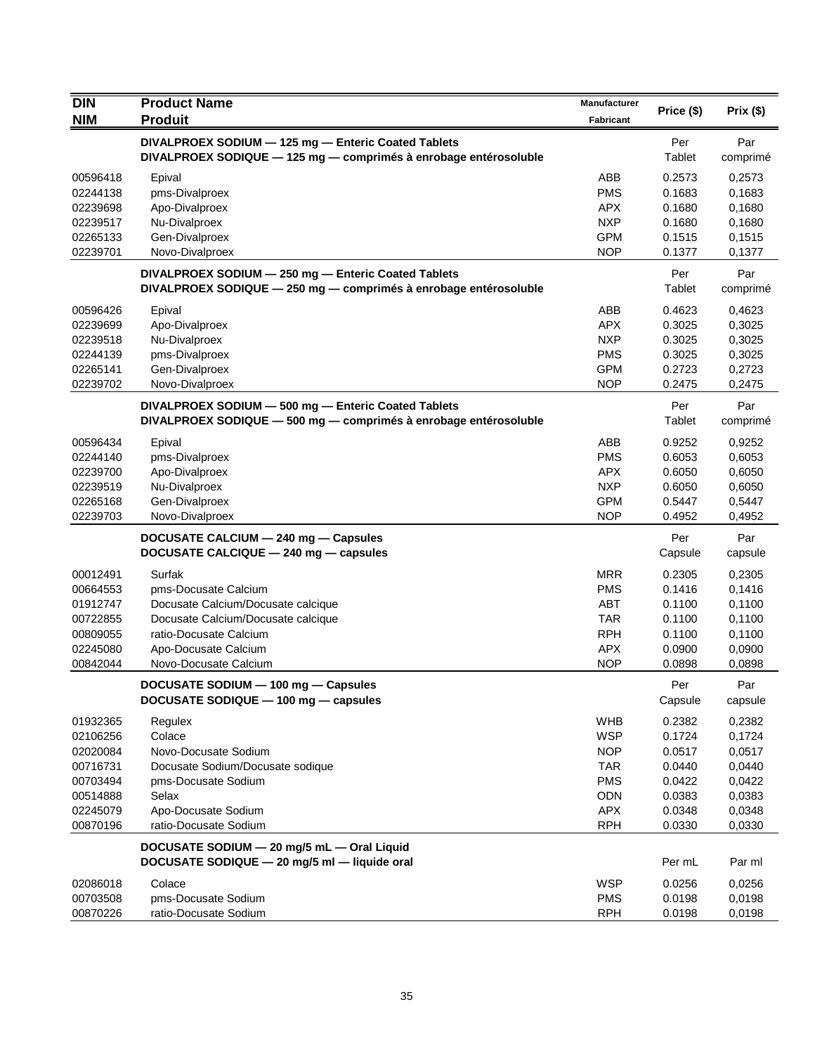| DIN<br>NIM | Product Name<br>Produit | Manufacturer<br>Fabricant | Price ($) | Prix ($) |
|---|---|---|---|---|
| | **DIVALPROEX SODIUM — 125 mg — Enteric Coated Tablets**<br>**DIVALPROEX SODIQUE — 125 mg — comprimés à enrobage entérosoluble** | | Per Tablet | Par comprimé |
| 00596418 | Epival | ABB | 0.2573 | 0,2573 |
| 02244138 | pms-Divalproex | PMS | 0.1683 | 0,1683 |
| 02239698 | Apo-Divalproex | APX | 0.1680 | 0,1680 |
| 02239517 | Nu-Divalproex | NXP | 0.1680 | 0,1680 |
| 02265133 | Gen-Divalproex | GPM | 0.1515 | 0,1515 |
| 02239701 | Novo-Divalproex | NOP | 0.1377 | 0,1377 |
| | **DIVALPROEX SODIUM — 250 mg — Enteric Coated Tablets**<br>**DIVALPROEX SODIQUE — 250 mg — comprimés à enrobage entérosoluble** | | Per Tablet | Par comprimé |
| 00596426 | Epival | ABB | 0.4623 | 0,4623 |
| 02239699 | Apo-Divalproex | APX | 0.3025 | 0,3025 |
| 02239518 | Nu-Divalproex | NXP | 0.3025 | 0,3025 |
| 02244139 | pms-Divalproex | PMS | 0.3025 | 0,3025 |
| 02265141 | Gen-Divalproex | GPM | 0.2723 | 0,2723 |
| 02239702 | Novo-Divalproex | NOP | 0.2475 | 0,2475 |
| | **DIVALPROEX SODIUM — 500 mg — Enteric Coated Tablets**<br>**DIVALPROEX SODIQUE — 500 mg — comprimés à enrobage entérosoluble** | | Per Tablet | Par comprimé |
| 00596434 | Epival | ABB | 0.9252 | 0,9252 |
| 02244140 | pms-Divalproex | PMS | 0.6053 | 0,6053 |
| 02239700 | Apo-Divalproex | APX | 0.6050 | 0,6050 |
| 02239519 | Nu-Divalproex | NXP | 0.6050 | 0,6050 |
| 02265168 | Gen-Divalproex | GPM | 0.5447 | 0,5447 |
| 02239703 | Novo-Divalproex | NOP | 0.4952 | 0,4952 |
| | **DOCUSATE CALCIUM — 240 mg — Capsules**<br>**DOCUSATE CALCIQUE — 240 mg — capsules** | | Per Capsule | Par capsule |
| 00012491 | Surfak | MRR | 0.2305 | 0,2305 |
| 00664553 | pms-Docusate Calcium | PMS | 0.1416 | 0,1416 |
| 01912747 | Docusate Calcium/Docusate calcique | ABT | 0.1100 | 0,1100 |
| 00722855 | Docusate Calcium/Docusate calcique | TAR | 0.1100 | 0,1100 |
| 00809055 | ratio-Docusate Calcium | RPH | 0.1100 | 0,1100 |
| 02245080 | Apo-Docusate Calcium | APX | 0.0900 | 0,0900 |
| 00842044 | Novo-Docusate Calcium | NOP | 0.0898 | 0,0898 |
| | **DOCUSATE SODIUM — 100 mg — Capsules**<br>**DOCUSATE SODIQUE — 100 mg — capsules** | | Per Capsule | Par capsule |
| 01932365 | Regulex | WHB | 0.2382 | 0,2382 |
| 02106256 | Colace | WSP | 0.1724 | 0,1724 |
| 02020084 | Novo-Docusate Sodium | NOP | 0.0517 | 0,0517 |
| 00716731 | Docusate Sodium/Docusate sodique | TAR | 0.0440 | 0,0440 |
| 00703494 | pms-Docusate Sodium | PMS | 0.0422 | 0,0422 |
| 00514888 | Selax | ODN | 0.0383 | 0,0383 |
| 02245079 | Apo-Docusate Sodium | APX | 0.0348 | 0,0348 |
| 00870196 | ratio-Docusate Sodium | RPH | 0.0330 | 0,0330 |
| | **DOCUSATE SODIUM — 20 mg/5 mL — Oral Liquid**<br>**DOCUSATE SODIQUE — 20 mg/5 ml — liquide oral** | | Per mL | Par ml |
| 02086018 | Colace | WSP | 0.0256 | 0,0256 |
| 00703508 | pms-Docusate Sodium | PMS | 0.0198 | 0,0198 |
| 00870226 | ratio-Docusate Sodium | RPH | 0.0198 | 0,0198 |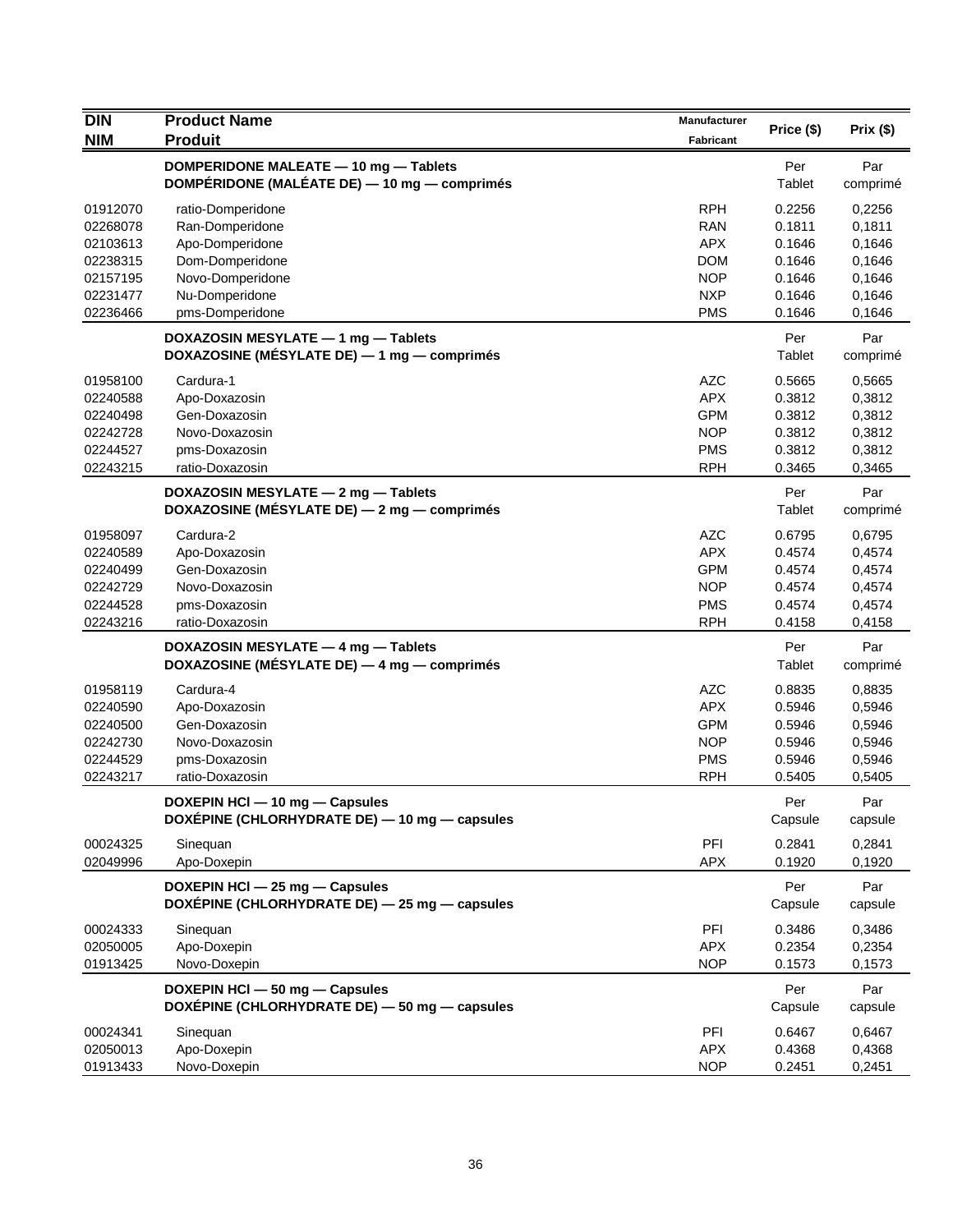| DIN<br>NIM | Product Name<br>Produit | Manufacturer<br>Fabricant | Price ($) | Prix ($) |
|---|---|---|---|---|
| | **DOMPERIDONE MALEATE — 10 mg — Tablets**<br>**DOMPÉRIDONE (MALÉATE DE) — 10 mg — comprimés** | | Per Tablet | Par comprimé |
| 01912070 | ratio-Domperidone | RPH | 0.2256 | 0,2256 |
| 02268078 | Ran-Domperidone | RAN | 0.1811 | 0,1811 |
| 02103613 | Apo-Domperidone | APX | 0.1646 | 0,1646 |
| 02238315 | Dom-Domperidone | DOM | 0.1646 | 0,1646 |
| 02157195 | Novo-Domperidone | NOP | 0.1646 | 0,1646 |
| 02231477 | Nu-Domperidone | NXP | 0.1646 | 0,1646 |
| 02236466 | pms-Domperidone | PMS | 0.1646 | 0,1646 |
| | **DOXAZOSIN MESYLATE — 1 mg — Tablets**<br>**DOXAZOSINE (MÉSYLATE DE) — 1 mg — comprimés** | | Per Tablet | Par comprimé |
| 01958100 | Cardura-1 | AZC | 0.5665 | 0,5665 |
| 02240588 | Apo-Doxazosin | APX | 0.3812 | 0,3812 |
| 02240498 | Gen-Doxazosin | GPM | 0.3812 | 0,3812 |
| 02242728 | Novo-Doxazosin | NOP | 0.3812 | 0,3812 |
| 02244527 | pms-Doxazosin | PMS | 0.3812 | 0,3812 |
| 02243215 | ratio-Doxazosin | RPH | 0.3465 | 0,3465 |
| | **DOXAZOSIN MESYLATE — 2 mg — Tablets**<br>**DOXAZOSINE (MÉSYLATE DE) — 2 mg — comprimés** | | Per Tablet | Par comprimé |
| 01958097 | Cardura-2 | AZC | 0.6795 | 0,6795 |
| 02240589 | Apo-Doxazosin | APX | 0.4574 | 0,4574 |
| 02240499 | Gen-Doxazosin | GPM | 0.4574 | 0,4574 |
| 02242729 | Novo-Doxazosin | NOP | 0.4574 | 0,4574 |
| 02244528 | pms-Doxazosin | PMS | 0.4574 | 0,4574 |
| 02243216 | ratio-Doxazosin | RPH | 0.4158 | 0,4158 |
| | **DOXAZOSIN MESYLATE — 4 mg — Tablets**<br>**DOXAZOSINE (MÉSYLATE DE) — 4 mg — comprimés** | | Per Tablet | Par comprimé |
| 01958119 | Cardura-4 | AZC | 0.8835 | 0,8835 |
| 02240590 | Apo-Doxazosin | APX | 0.5946 | 0,5946 |
| 02240500 | Gen-Doxazosin | GPM | 0.5946 | 0,5946 |
| 02242730 | Novo-Doxazosin | NOP | 0.5946 | 0,5946 |
| 02244529 | pms-Doxazosin | PMS | 0.5946 | 0,5946 |
| 02243217 | ratio-Doxazosin | RPH | 0.5405 | 0,5405 |
| | **DOXEPIN HCl — 10 mg — Capsules**<br>**DOXÉPINE (CHLORHYDRATE DE) — 10 mg — capsules** | | Per Capsule | Par capsule |
| 00024325 | Sinequan | PFI | 0.2841 | 0,2841 |
| 02049996 | Apo-Doxepin | APX | 0.1920 | 0,1920 |
| | **DOXEPIN HCl — 25 mg — Capsules**<br>**DOXÉPINE (CHLORHYDRATE DE) — 25 mg — capsules** | | Per Capsule | Par capsule |
| 00024333 | Sinequan | PFI | 0.3486 | 0,3486 |
| 02050005 | Apo-Doxepin | APX | 0.2354 | 0,2354 |
| 01913425 | Novo-Doxepin | NOP | 0.1573 | 0,1573 |
| | **DOXEPIN HCl — 50 mg — Capsules**<br>**DOXÉPINE (CHLORHYDRATE DE) — 50 mg — capsules** | | Per Capsule | Par capsule |
| 00024341 | Sinequan | PFI | 0.6467 | 0,6467 |
| 02050013 | Apo-Doxepin | APX | 0.4368 | 0,4368 |
| 01913433 | Novo-Doxepin | NOP | 0.2451 | 0,2451 |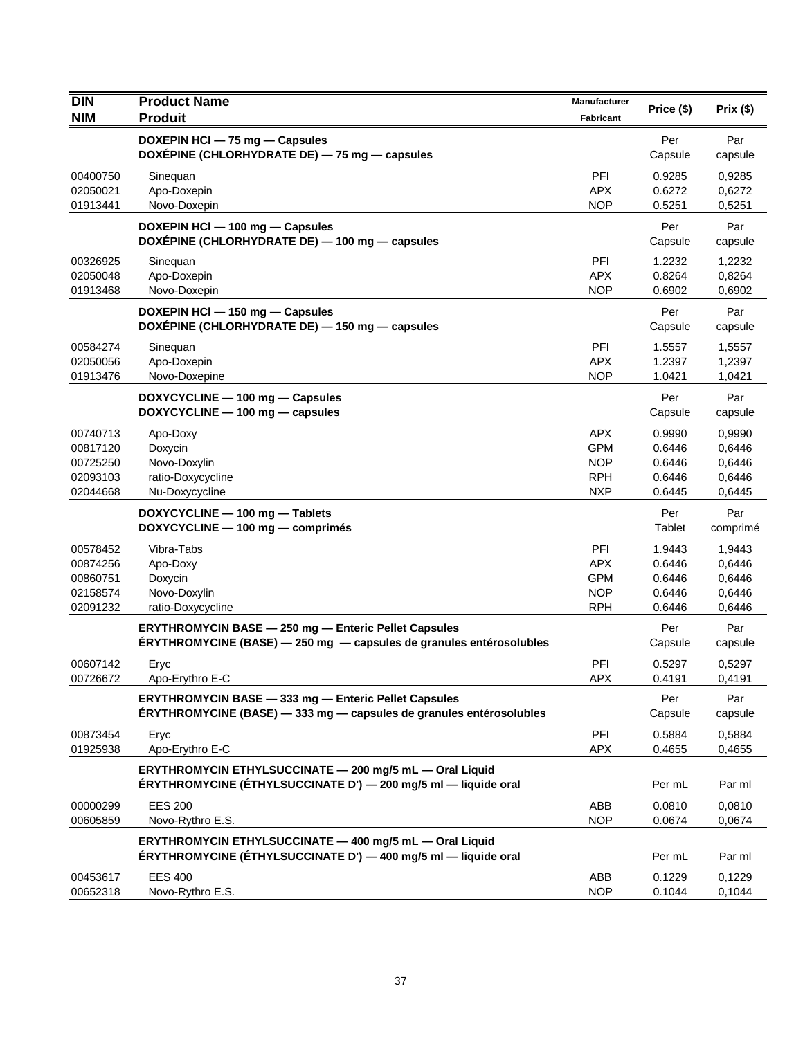| DIN<br>NIM | Product Name<br>Produit | Manufacturer<br>Fabricant | Price ($) | Prix ($) |
|---|---|---|---|---|
| | **DOXEPIN HCl — 75 mg — Capsules**<br>**DOXÉPINE (CHLORHYDRATE DE) — 75 mg — capsules** | | Per Capsule | Par capsule |
| 00400750 | Sinequan | PFI | 0.9285 | 0,9285 |
| 02050021 | Apo-Doxepin | APX | 0.6272 | 0,6272 |
| 01913441 | Novo-Doxepin | NOP | 0.5251 | 0,5251 |
| | **DOXEPIN HCl — 100 mg — Capsules**<br>**DOXÉPINE (CHLORHYDRATE DE) — 100 mg — capsules** | | Per Capsule | Par capsule |
| 00326925 | Sinequan | PFI | 1.2232 | 1,2232 |
| 02050048 | Apo-Doxepin | APX | 0.8264 | 0,8264 |
| 01913468 | Novo-Doxepin | NOP | 0.6902 | 0,6902 |
| | **DOXEPIN HCl — 150 mg — Capsules**<br>**DOXÉPINE (CHLORHYDRATE DE) — 150 mg — capsules** | | Per Capsule | Par capsule |
| 00584274 | Sinequan | PFI | 1.5557 | 1,5557 |
| 02050056 | Apo-Doxepin | APX | 1.2397 | 1,2397 |
| 01913476 | Novo-Doxepine | NOP | 1.0421 | 1,0421 |
| | **DOXYCYCLINE — 100 mg — Capsules**<br>**DOXYCYCLINE — 100 mg — capsules** | | Per Capsule | Par capsule |
| 00740713 | Apo-Doxy | APX | 0.9990 | 0,9990 |
| 00817120 | Doxycin | GPM | 0.6446 | 0,6446 |
| 00725250 | Novo-Doxylin | NOP | 0.6446 | 0,6446 |
| 02093103 | ratio-Doxycycline | RPH | 0.6446 | 0,6446 |
| 02044668 | Nu-Doxycycline | NXP | 0.6445 | 0,6445 |
| | **DOXYCYCLINE — 100 mg — Tablets**<br>**DOXYCYCLINE — 100 mg — comprimés** | | Per Tablet | Par comprimé |
| 00578452 | Vibra-Tabs | PFI | 1.9443 | 1,9443 |
| 00874256 | Apo-Doxy | APX | 0.6446 | 0,6446 |
| 00860751 | Doxycin | GPM | 0.6446 | 0,6446 |
| 02158574 | Novo-Doxylin | NOP | 0.6446 | 0,6446 |
| 02091232 | ratio-Doxycycline | RPH | 0.6446 | 0,6446 |
| | **ERYTHROMYCIN BASE — 250 mg — Enteric Pellet Capsules**<br>**ÉRYTHROMYCINE (BASE) — 250 mg — capsules de granules entérosolubles** | | Per Capsule | Par capsule |
| 00607142 | Eryc | PFI | 0.5297 | 0,5297 |
| 00726672 | Apo-Erythro E-C | APX | 0.4191 | 0,4191 |
| | **ERYTHROMYCIN BASE — 333 mg — Enteric Pellet Capsules**<br>**ÉRYTHROMYCINE (BASE) — 333 mg — capsules de granules entérosolubles** | | Per Capsule | Par capsule |
| 00873454 | Eryc | PFI | 0.5884 | 0,5884 |
| 01925938 | Apo-Erythro E-C | APX | 0.4655 | 0,4655 |
| | **ERYTHROMYCIN ETHYLSUCCINATE — 200 mg/5 mL — Oral Liquid**<br>**ÉRYTHROMYCINE (ÉTHYLSUCCINATE D') — 200 mg/5 ml — liquide oral** | | Per mL | Par ml |
| 00000299 | EES 200 | ABB | 0.0810 | 0,0810 |
| 00605859 | Novo-Rythro E.S. | NOP | 0.0674 | 0,0674 |
| | **ERYTHROMYCIN ETHYLSUCCINATE — 400 mg/5 mL — Oral Liquid**<br>**ÉRYTHROMYCINE (ÉTHYLSUCCINATE D') — 400 mg/5 ml — liquide oral** | | Per mL | Par ml |
| 00453617 | EES 400 | ABB | 0.1229 | 0,1229 |
| 00652318 | Novo-Rythro E.S. | NOP | 0.1044 | 0,1044 |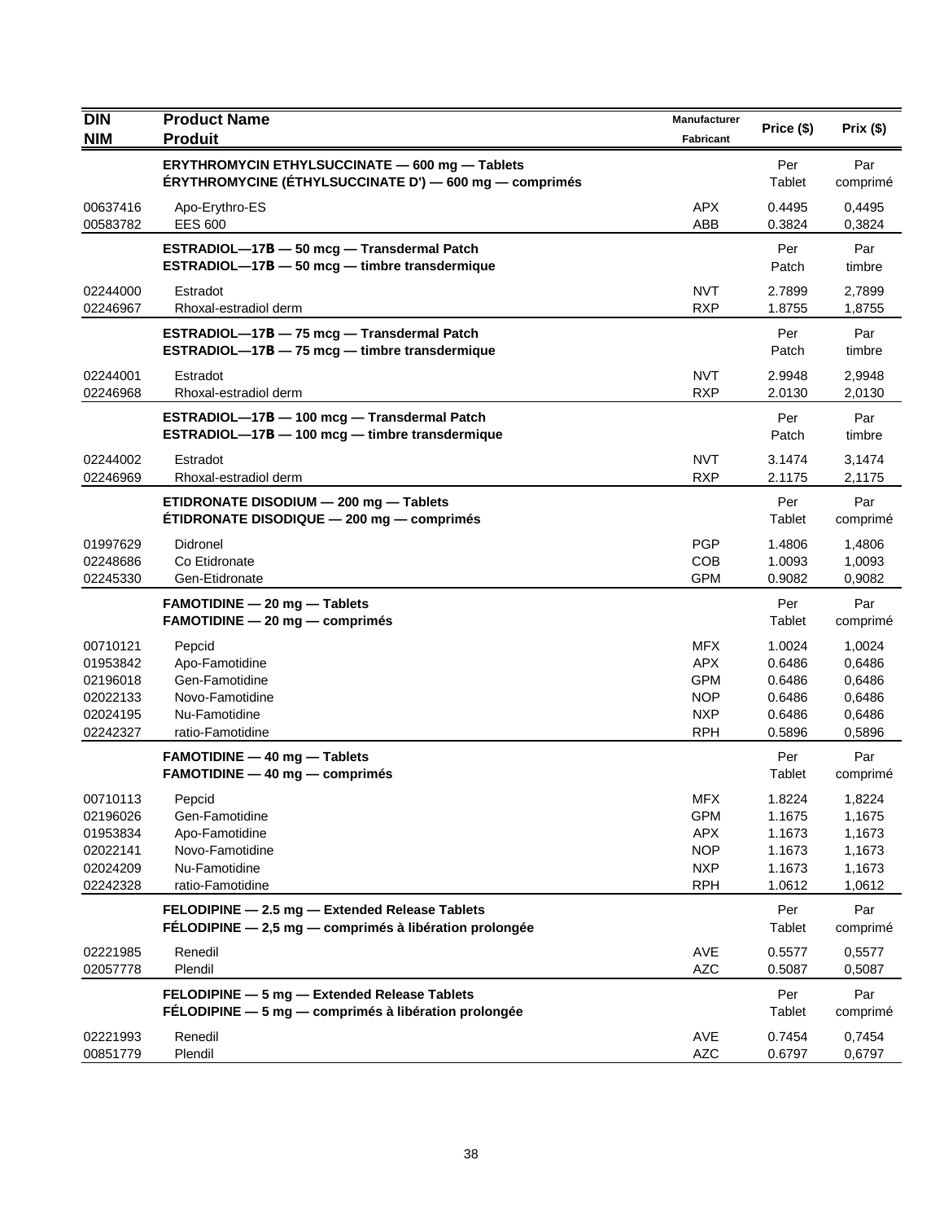| DIN<br>NIM | Product Name<br>Produit | Manufacturer<br>Fabricant | Price ($) | Prix ($) |
|---|---|---|---|---|
| | **ERYTHROMYCIN ETHYLSUCCINATE — 600 mg — Tablets**<br>**ÉRYTHROMYCINE (ÉTHYLSUCCINATE D') — 600 mg — comprimés** | | Per Tablet | Par comprimé |
| 00637416 | Apo-Erythro-ES | APX | 0.4495 | 0,4495 |
| 00583782 | EES 600 | ABB | 0.3824 | 0,3824 |
| | **ESTRADIOL—17B — 50 mcg — Transdermal Patch**<br>**ESTRADIOL—17B — 50 mcg — timbre transdermique** | | Per Patch | Par timbre |
| 02244000 | Estradot | NVT | 2.7899 | 2,7899 |
| 02246967 | Rhoxal-estradiol derm | RXP | 1.8755 | 1,8755 |
| | **ESTRADIOL—17B — 75 mcg — Transdermal Patch**<br>**ESTRADIOL—17B — 75 mcg — timbre transdermique** | | Per Patch | Par timbre |
| 02244001 | Estradot | NVT | 2.9948 | 2,9948 |
| 02246968 | Rhoxal-estradiol derm | RXP | 2.0130 | 2,0130 |
| | **ESTRADIOL—17B — 100 mcg — Transdermal Patch**<br>**ESTRADIOL—17B — 100 mcg — timbre transdermique** | | Per Patch | Par timbre |
| 02244002 | Estradot | NVT | 3.1474 | 3,1474 |
| 02246969 | Rhoxal-estradiol derm | RXP | 2.1175 | 2,1175 |
| | **ETIDRONATE DISODIUM — 200 mg — Tablets**<br>**ÉTIDRONATE DISODIQUE — 200 mg — comprimés** | | Per Tablet | Par comprimé |
| 01997629 | Didronel | PGP | 1.4806 | 1,4806 |
| 02248686 | Co Etidronate | COB | 1.0093 | 1,0093 |
| 02245330 | Gen-Etidronate | GPM | 0.9082 | 0,9082 |
| | **FAMOTIDINE — 20 mg — Tablets**<br>**FAMOTIDINE — 20 mg — comprimés** | | Per Tablet | Par comprimé |
| 00710121 | Pepcid | MFX | 1.0024 | 1,0024 |
| 01953842 | Apo-Famotidine | APX | 0.6486 | 0,6486 |
| 02196018 | Gen-Famotidine | GPM | 0.6486 | 0,6486 |
| 02022133 | Novo-Famotidine | NOP | 0.6486 | 0,6486 |
| 02024195 | Nu-Famotidine | NXP | 0.6486 | 0,6486 |
| 02242327 | ratio-Famotidine | RPH | 0.5896 | 0,5896 |
| | **FAMOTIDINE — 40 mg — Tablets**<br>**FAMOTIDINE — 40 mg — comprimés** | | Per Tablet | Par comprimé |
| 00710113 | Pepcid | MFX | 1.8224 | 1,8224 |
| 02196026 | Gen-Famotidine | GPM | 1.1675 | 1,1675 |
| 01953834 | Apo-Famotidine | APX | 1.1673 | 1,1673 |
| 02022141 | Novo-Famotidine | NOP | 1.1673 | 1,1673 |
| 02024209 | Nu-Famotidine | NXP | 1.1673 | 1,1673 |
| 02242328 | ratio-Famotidine | RPH | 1.0612 | 1,0612 |
| | **FELODIPINE — 2.5 mg — Extended Release Tablets**<br>**FÉLODIPINE — 2,5 mg — comprimés à libération prolongée** | | Per Tablet | Par comprimé |
| 02221985 | Renedil | AVE | 0.5577 | 0,5577 |
| 02057778 | Plendil | AZC | 0.5087 | 0,5087 |
| | **FELODIPINE — 5 mg — Extended Release Tablets**<br>**FÉLODIPINE — 5 mg — comprimés à libération prolongée** | | Per Tablet | Par comprimé |
| 02221993 | Renedil | AVE | 0.7454 | 0,7454 |
| 00851779 | Plendil | AZC | 0.6797 | 0,6797 |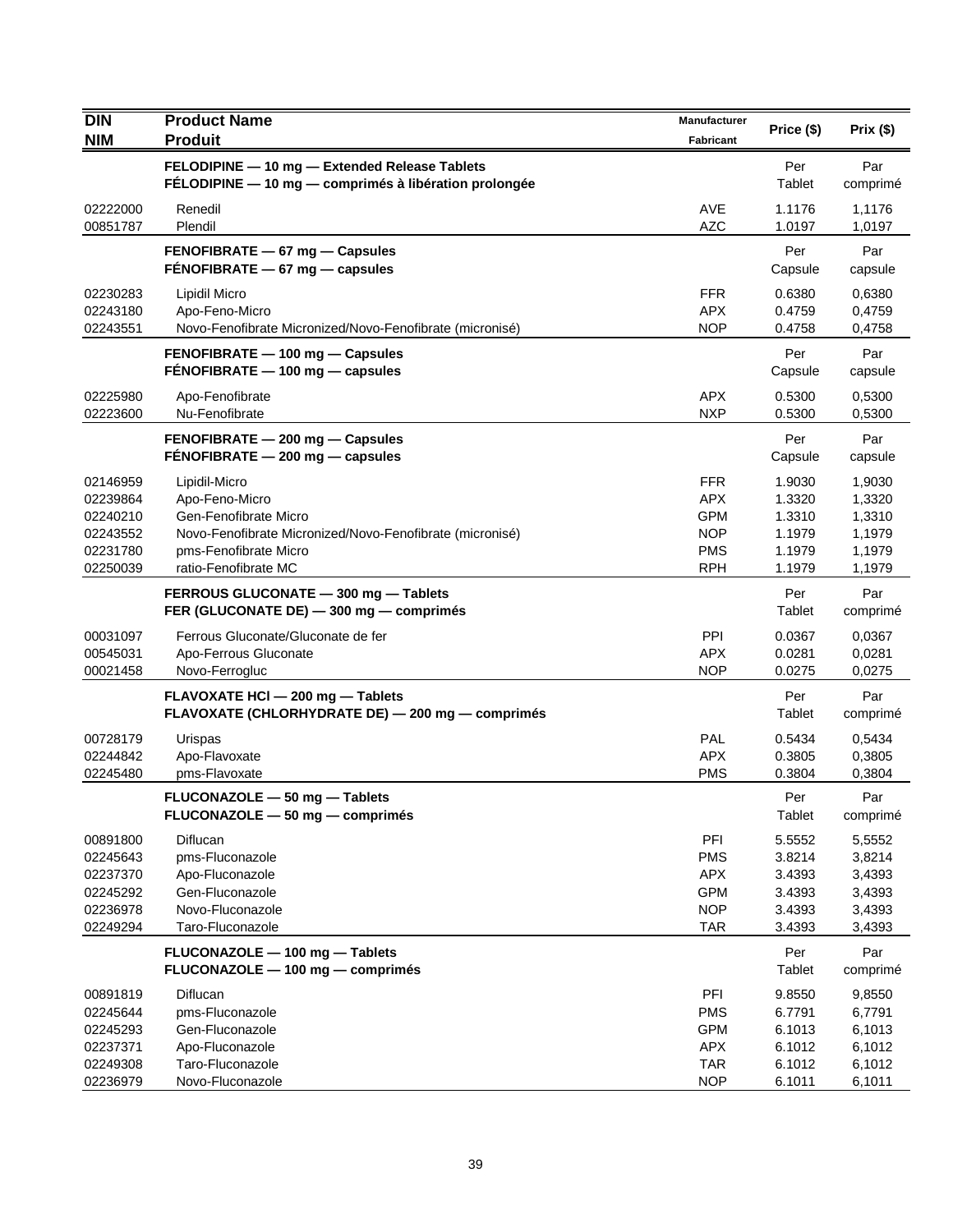| DIN<br>NIM | Product Name<br>Produit | Manufacturer<br>Fabricant | Price ($) | Prix ($) |
|---|---|---|---|---|
| | **FELODIPINE — 10 mg — Extended Release Tablets**<br>**FÉLODIPINE — 10 mg — comprimés à libération prolongée** | | Per<br>Tablet | Par<br>comprimé |
| 02222000 | Renedil | AVE | 1.1176 | 1,1176 |
| 00851787 | Plendil | AZC | 1.0197 | 1,0197 |
| | **FENOFIBRATE — 67 mg — Capsules**<br>**FÉNOFIBRATE — 67 mg — capsules** | | Per<br>Capsule | Par<br>capsule |
| 02230283 | Lipidil Micro | FFR | 0.6380 | 0,6380 |
| 02243180 | Apo-Feno-Micro | APX | 0.4759 | 0,4759 |
| 02243551 | Novo-Fenofibrate Micronized/Novo-Fenofibrate (micronisé) | NOP | 0.4758 | 0,4758 |
| | **FENOFIBRATE — 100 mg — Capsules**<br>**FÉNOFIBRATE — 100 mg — capsules** | | Per<br>Capsule | Par<br>capsule |
| 02225980 | Apo-Fenofibrate | APX | 0.5300 | 0,5300 |
| 02223600 | Nu-Fenofibrate | NXP | 0.5300 | 0,5300 |
| | **FENOFIBRATE — 200 mg — Capsules**<br>**FÉNOFIBRATE — 200 mg — capsules** | | Per<br>Capsule | Par<br>capsule |
| 02146959 | Lipidil-Micro | FFR | 1.9030 | 1,9030 |
| 02239864 | Apo-Feno-Micro | APX | 1.3320 | 1,3320 |
| 02240210 | Gen-Fenofibrate Micro | GPM | 1.3310 | 1,3310 |
| 02243552 | Novo-Fenofibrate Micronized/Novo-Fenofibrate (micronisé) | NOP | 1.1979 | 1,1979 |
| 02231780 | pms-Fenofibrate Micro | PMS | 1.1979 | 1,1979 |
| 02250039 | ratio-Fenofibrate MC | RPH | 1.1979 | 1,1979 |
| | **FERROUS GLUCONATE — 300 mg — Tablets**<br>**FER (GLUCONATE DE) — 300 mg — comprimés** | | Per<br>Tablet | Par<br>comprimé |
| 00031097 | Ferrous Gluconate/Gluconate de fer | PPI | 0.0367 | 0,0367 |
| 00545031 | Apo-Ferrous Gluconate | APX | 0.0281 | 0,0281 |
| 00021458 | Novo-Ferrogluc | NOP | 0.0275 | 0,0275 |
| | **FLAVOXATE HCl — 200 mg — Tablets**<br>**FLAVOXATE (CHLORHYDRATE DE) — 200 mg — comprimés** | | Per<br>Tablet | Par<br>comprimé |
| 00728179 | Urispas | PAL | 0.5434 | 0,5434 |
| 02244842 | Apo-Flavoxate | APX | 0.3805 | 0,3805 |
| 02245480 | pms-Flavoxate | PMS | 0.3804 | 0,3804 |
| | **FLUCONAZOLE — 50 mg — Tablets**<br>**FLUCONAZOLE — 50 mg — comprimés** | | Per<br>Tablet | Par<br>comprimé |
| 00891800 | Diflucan | PFI | 5.5552 | 5,5552 |
| 02245643 | pms-Fluconazole | PMS | 3.8214 | 3,8214 |
| 02237370 | Apo-Fluconazole | APX | 3.4393 | 3,4393 |
| 02245292 | Gen-Fluconazole | GPM | 3.4393 | 3,4393 |
| 02236978 | Novo-Fluconazole | NOP | 3.4393 | 3,4393 |
| 02249294 | Taro-Fluconazole | TAR | 3.4393 | 3,4393 |
| | **FLUCONAZOLE — 100 mg — Tablets**<br>**FLUCONAZOLE — 100 mg — comprimés** | | Per<br>Tablet | Par<br>comprimé |
| 00891819 | Diflucan | PFI | 9.8550 | 9,8550 |
| 02245644 | pms-Fluconazole | PMS | 6.7791 | 6,7791 |
| 02245293 | Gen-Fluconazole | GPM | 6.1013 | 6,1013 |
| 02237371 | Apo-Fluconazole | APX | 6.1012 | 6,1012 |
| 02249308 | Taro-Fluconazole | TAR | 6.1012 | 6,1012 |
| 02236979 | Novo-Fluconazole | NOP | 6.1011 | 6,1011 |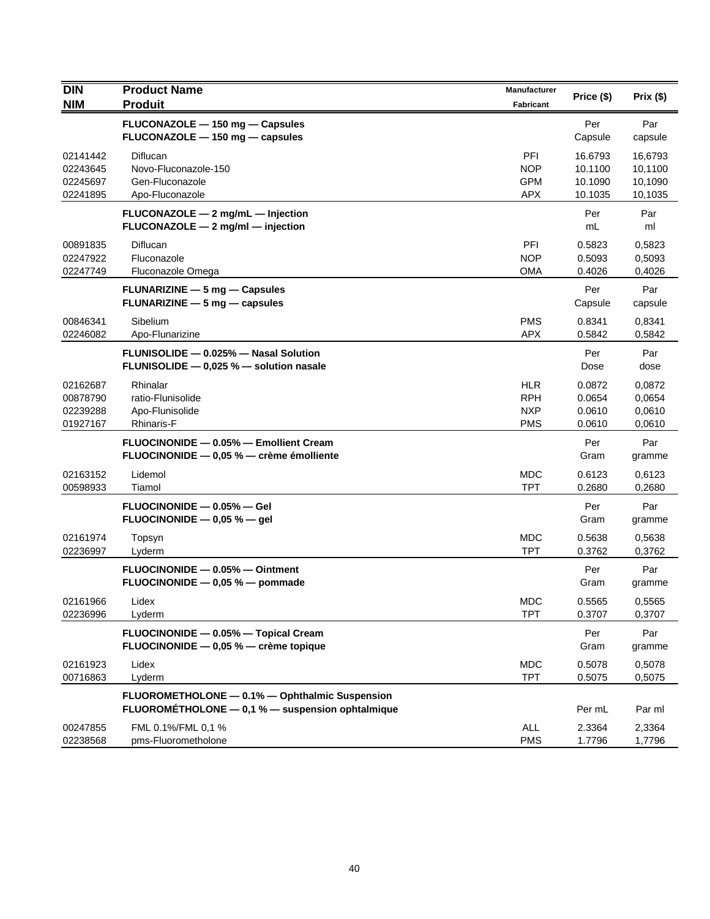| DIN<br>NIM | Product Name<br>Produit | Manufacturer<br>Fabricant | Price ($) | Prix ($) |
|---|---|---|---|---|
| | **FLUCONAZOLE — 150 mg — Capsules**<br>**FLUCONAZOLE — 150 mg — capsules** | | Per<br>Capsule | Par<br>capsule |
| 02141442 | Diflucan | PFI | 16.6793 | 16,6793 |
| 02243645 | Novo-Fluconazole-150 | NOP | 10.1100 | 10,1100 |
| 02245697 | Gen-Fluconazole | GPM | 10.1090 | 10,1090 |
| 02241895 | Apo-Fluconazole | APX | 10.1035 | 10,1035 |
| | **FLUCONAZOLE — 2 mg/mL — Injection**<br>**FLUCONAZOLE — 2 mg/ml — injection** | | Per<br>mL | Par<br>ml |
| 00891835 | Diflucan | PFI | 0.5823 | 0,5823 |
| 02247922 | Fluconazole | NOP | 0.5093 | 0,5093 |
| 02247749 | Fluconazole Omega | OMA | 0.4026 | 0,4026 |
| | **FLUNARIZINE — 5 mg — Capsules**<br>**FLUNARIZINE — 5 mg — capsules** | | Per<br>Capsule | Par<br>capsule |
| 00846341 | Sibelium | PMS | 0.8341 | 0,8341 |
| 02246082 | Apo-Flunarizine | APX | 0.5842 | 0,5842 |
| | **FLUNISOLIDE — 0.025% — Nasal Solution**<br>**FLUNISOLIDE — 0,025 % — solution nasale** | | Per<br>Dose | Par<br>dose |
| 02162687 | Rhinalar | HLR | 0.0872 | 0,0872 |
| 00878790 | ratio-Flunisolide | RPH | 0.0654 | 0,0654 |
| 02239288 | Apo-Flunisolide | NXP | 0.0610 | 0,0610 |
| 01927167 | Rhinaris-F | PMS | 0.0610 | 0,0610 |
| | **FLUOCINONIDE — 0.05% — Emollient Cream**<br>**FLUOCINONIDE — 0,05 % — crème émolliente** | | Per<br>Gram | Par<br>gramme |
| 02163152 | Lidemol | MDC | 0.6123 | 0,6123 |
| 00598933 | Tiamol | TPT | 0.2680 | 0,2680 |
| | **FLUOCINONIDE — 0.05% — Gel**<br>**FLUOCINONIDE — 0,05 % — gel** | | Per<br>Gram | Par<br>gramme |
| 02161974 | Topsyn | MDC | 0.5638 | 0,5638 |
| 02236997 | Lyderm | TPT | 0.3762 | 0,3762 |
| | **FLUOCINONIDE — 0.05% — Ointment**<br>**FLUOCINONIDE — 0,05 % — pommade** | | Per<br>Gram | Par<br>gramme |
| 02161966 | Lidex | MDC | 0.5565 | 0,5565 |
| 02236996 | Lyderm | TPT | 0.3707 | 0,3707 |
| | **FLUOCINONIDE — 0.05% — Topical Cream**<br>**FLUOCINONIDE — 0,05 % — crème topique** | | Per<br>Gram | Par<br>gramme |
| 02161923 | Lidex | MDC | 0.5078 | 0,5078 |
| 00716863 | Lyderm | TPT | 0.5075 | 0,5075 |
| | **FLUOROMETHOLONE — 0.1% — Ophthalmic Suspension**<br>**FLUOROMÉTHOLONE — 0,1 % — suspension ophtalmique** | | Per mL | Par ml |
| 00247855 | FML 0.1%/FML 0,1 % | ALL | 2.3364 | 2,3364 |
| 02238568 | pms-Fluorometholone | PMS | 1.7796 | 1,7796 |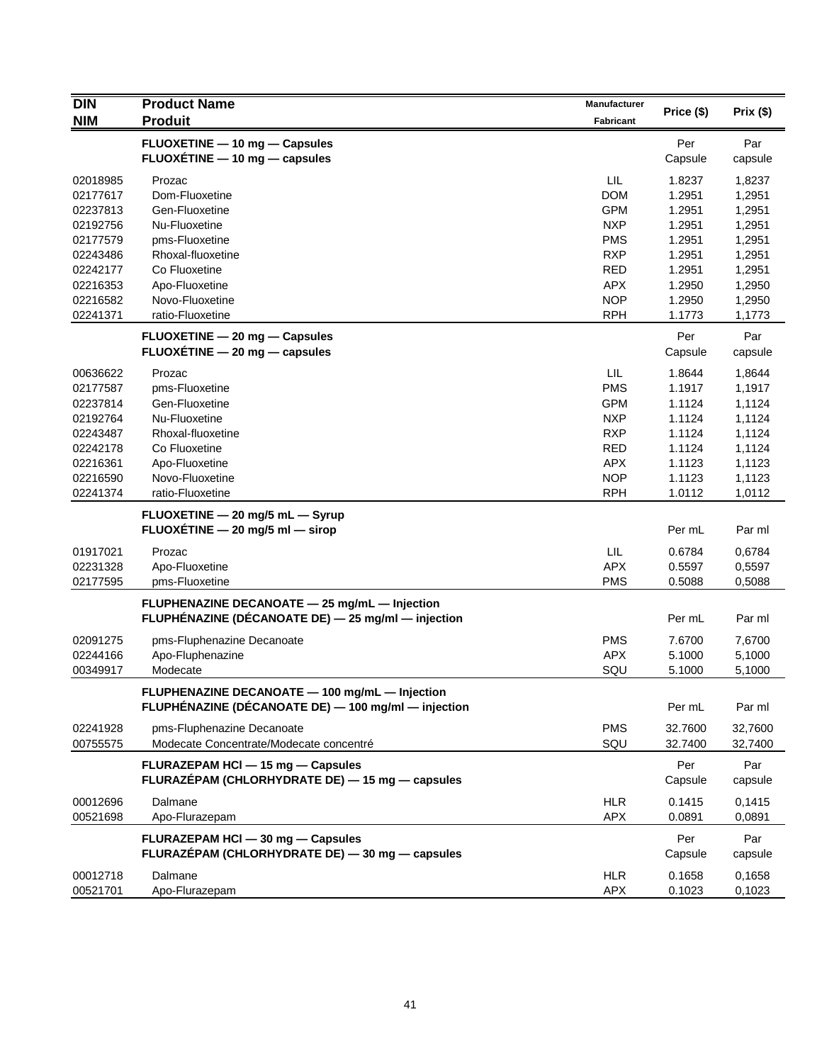| DIN<br>NIM | Product Name<br>Produit | Manufacturer<br>Fabricant | Price ($) | Prix ($) |
|---|---|---|---|---|
| | **FLUOXETINE — 10 mg — Capsules**<br>**FLUOXÉTINE — 10 mg — capsules** | | Per Capsule | Par capsule |
| 02018985 | Prozac | LIL | 1.8237 | 1,8237 |
| 02177617 | Dom-Fluoxetine | DOM | 1.2951 | 1,2951 |
| 02237813 | Gen-Fluoxetine | GPM | 1.2951 | 1,2951 |
| 02192756 | Nu-Fluoxetine | NXP | 1.2951 | 1,2951 |
| 02177579 | pms-Fluoxetine | PMS | 1.2951 | 1,2951 |
| 02243486 | Rhoxal-fluoxetine | RXP | 1.2951 | 1,2951 |
| 02242177 | Co Fluoxetine | RED | 1.2951 | 1,2951 |
| 02216353 | Apo-Fluoxetine | APX | 1.2950 | 1,2950 |
| 02216582 | Novo-Fluoxetine | NOP | 1.2950 | 1,2950 |
| 02241371 | ratio-Fluoxetine | RPH | 1.1773 | 1,1773 |
| | **FLUOXETINE — 20 mg — Capsules**<br>**FLUOXÉTINE — 20 mg — capsules** | | Per Capsule | Par capsule |
| 00636622 | Prozac | LIL | 1.8644 | 1,8644 |
| 02177587 | pms-Fluoxetine | PMS | 1.1917 | 1,1917 |
| 02237814 | Gen-Fluoxetine | GPM | 1.1124 | 1,1124 |
| 02192764 | Nu-Fluoxetine | NXP | 1.1124 | 1,1124 |
| 02243487 | Rhoxal-fluoxetine | RXP | 1.1124 | 1,1124 |
| 02242178 | Co Fluoxetine | RED | 1.1124 | 1,1124 |
| 02216361 | Apo-Fluoxetine | APX | 1.1123 | 1,1123 |
| 02216590 | Novo-Fluoxetine | NOP | 1.1123 | 1,1123 |
| 02241374 | ratio-Fluoxetine | RPH | 1.0112 | 1,0112 |
| | **FLUOXETINE — 20 mg/5 mL — Syrup**<br>**FLUOXÉTINE — 20 mg/5 ml — sirop** | | Per mL | Par ml |
| 01917021 | Prozac | LIL | 0.6784 | 0,6784 |
| 02231328 | Apo-Fluoxetine | APX | 0.5597 | 0,5597 |
| 02177595 | pms-Fluoxetine | PMS | 0.5088 | 0,5088 |
| | **FLUPHENAZINE DECANOATE — 25 mg/mL — Injection**<br>**FLUPHÉNAZINE (DÉCANOATE DE) — 25 mg/ml — injection** | | Per mL | Par ml |
| 02091275 | pms-Fluphenazine Decanoate | PMS | 7.6700 | 7,6700 |
| 02244166 | Apo-Fluphenazine | APX | 5.1000 | 5,1000 |
| 00349917 | Modecate | SQU | 5.1000 | 5,1000 |
| | **FLUPHENAZINE DECANOATE — 100 mg/mL — Injection**<br>**FLUPHÉNAZINE (DÉCANOATE DE) — 100 mg/ml — injection** | | Per mL | Par ml |
| 02241928 | pms-Fluphenazine Decanoate | PMS | 32.7600 | 32,7600 |
| 00755575 | Modecate Concentrate/Modecate concentré | SQU | 32.7400 | 32,7400 |
| | **FLURAZEPAM HCl — 15 mg — Capsules**<br>**FLURAZÉPAM (CHLORHYDRATE DE) — 15 mg — capsules** | | Per Capsule | Par capsule |
| 00012696 | Dalmane | HLR | 0.1415 | 0,1415 |
| 00521698 | Apo-Flurazepam | APX | 0.0891 | 0,0891 |
| | **FLURAZEPAM HCl — 30 mg — Capsules**<br>**FLURAZÉPAM (CHLORHYDRATE DE) — 30 mg — capsules** | | Per Capsule | Par capsule |
| 00012718 | Dalmane | HLR | 0.1658 | 0,1658 |
| 00521701 | Apo-Flurazepam | APX | 0.1023 | 0,1023 |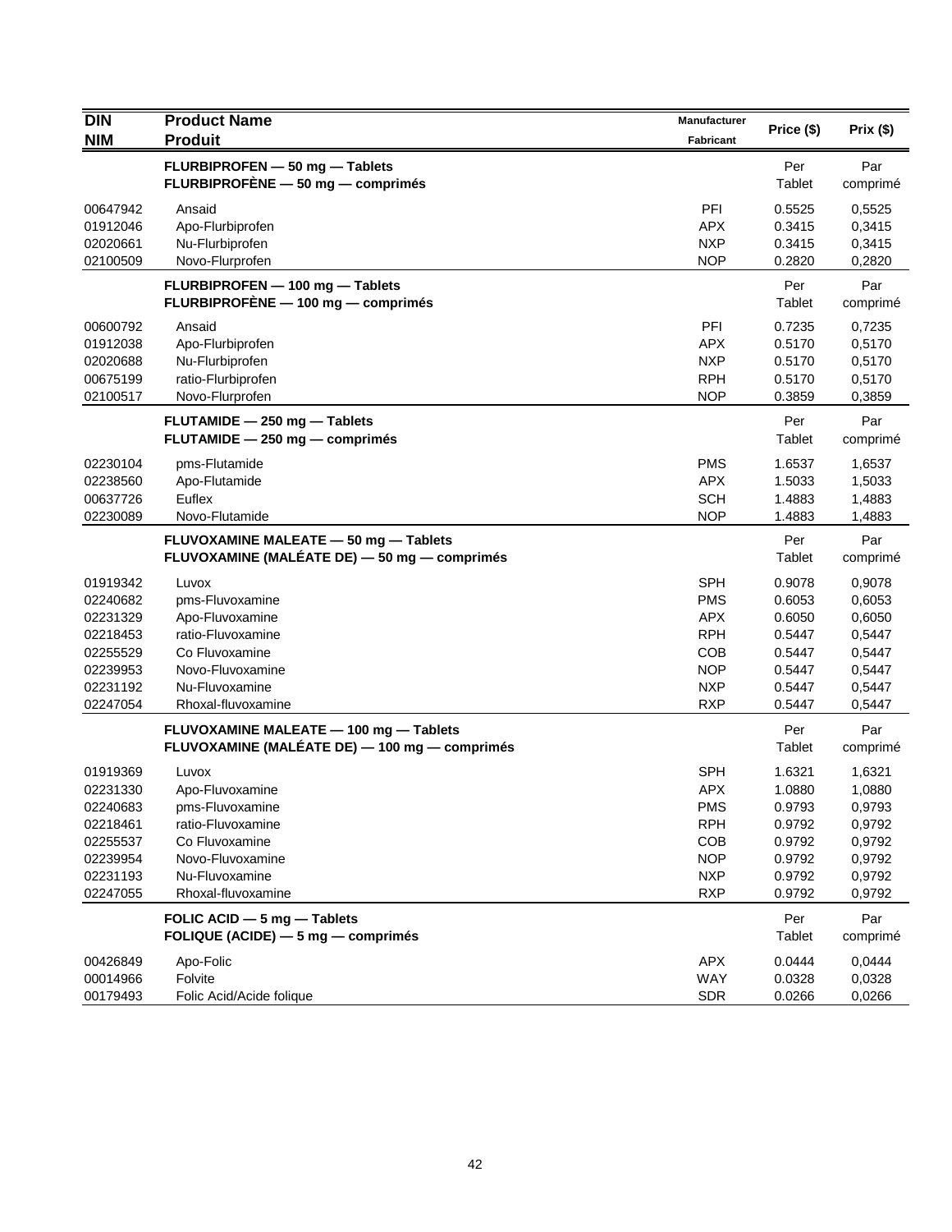| DIN<br>NIM | Product Name<br>Produit | Manufacturer<br>Fabricant | Price ($) | Prix ($) |
|---|---|---|---|---|
| | **FLURBIPROFEN — 50 mg — Tablets**<br>**FLURBIPROFÈNE — 50 mg — comprimés** | | Per<br>Tablet | Par<br>comprimé |
| 00647942 | Ansaid | PFI | 0.5525 | 0,5525 |
| 01912046 | Apo-Flurbiprofen | APX | 0.3415 | 0,3415 |
| 02020661 | Nu-Flurbiprofen | NXP | 0.3415 | 0,3415 |
| 02100509 | Novo-Flurprofen | NOP | 0.2820 | 0,2820 |
| | **FLURBIPROFEN — 100 mg — Tablets**<br>**FLURBIPROFÈNE — 100 mg — comprimés** | | Per<br>Tablet | Par<br>comprimé |
| 00600792 | Ansaid | PFI | 0.7235 | 0,7235 |
| 01912038 | Apo-Flurbiprofen | APX | 0.5170 | 0,5170 |
| 02020688 | Nu-Flurbiprofen | NXP | 0.5170 | 0,5170 |
| 00675199 | ratio-Flurbiprofen | RPH | 0.5170 | 0,5170 |
| 02100517 | Novo-Flurprofen | NOP | 0.3859 | 0,3859 |
| | **FLUTAMIDE — 250 mg — Tablets**<br>**FLUTAMIDE — 250 mg — comprimés** | | Per<br>Tablet | Par<br>comprimé |
| 02230104 | pms-Flutamide | PMS | 1.6537 | 1,6537 |
| 02238560 | Apo-Flutamide | APX | 1.5033 | 1,5033 |
| 00637726 | Euflex | SCH | 1.4883 | 1,4883 |
| 02230089 | Novo-Flutamide | NOP | 1.4883 | 1,4883 |
| | **FLUVOXAMINE MALEATE — 50 mg — Tablets**<br>**FLUVOXAMINE (MALÉATE DE) — 50 mg — comprimés** | | Per<br>Tablet | Par<br>comprimé |
| 01919342 | Luvox | SPH | 0.9078 | 0,9078 |
| 02240682 | pms-Fluvoxamine | PMS | 0.6053 | 0,6053 |
| 02231329 | Apo-Fluvoxamine | APX | 0.6050 | 0,6050 |
| 02218453 | ratio-Fluvoxamine | RPH | 0.5447 | 0,5447 |
| 02255529 | Co Fluvoxamine | COB | 0.5447 | 0,5447 |
| 02239953 | Novo-Fluvoxamine | NOP | 0.5447 | 0,5447 |
| 02231192 | Nu-Fluvoxamine | NXP | 0.5447 | 0,5447 |
| 02247054 | Rhoxal-fluvoxamine | RXP | 0.5447 | 0,5447 |
| | **FLUVOXAMINE MALEATE — 100 mg — Tablets**<br>**FLUVOXAMINE (MALÉATE DE) — 100 mg — comprimés** | | Per<br>Tablet | Par<br>comprimé |
| 01919369 | Luvox | SPH | 1.6321 | 1,6321 |
| 02231330 | Apo-Fluvoxamine | APX | 1.0880 | 1,0880 |
| 02240683 | pms-Fluvoxamine | PMS | 0.9793 | 0,9793 |
| 02218461 | ratio-Fluvoxamine | RPH | 0.9792 | 0,9792 |
| 02255537 | Co Fluvoxamine | COB | 0.9792 | 0,9792 |
| 02239954 | Novo-Fluvoxamine | NOP | 0.9792 | 0,9792 |
| 02231193 | Nu-Fluvoxamine | NXP | 0.9792 | 0,9792 |
| 02247055 | Rhoxal-fluvoxamine | RXP | 0.9792 | 0,9792 |
| | **FOLIC ACID — 5 mg — Tablets**<br>**FOLIQUE (ACIDE) — 5 mg — comprimés** | | Per<br>Tablet | Par<br>comprimé |
| 00426849 | Apo-Folic | APX | 0.0444 | 0,0444 |
| 00014966 | Folvite | WAY | 0.0328 | 0,0328 |
| 00179493 | Folic Acid/Acide folique | SDR | 0.0266 | 0,0266 |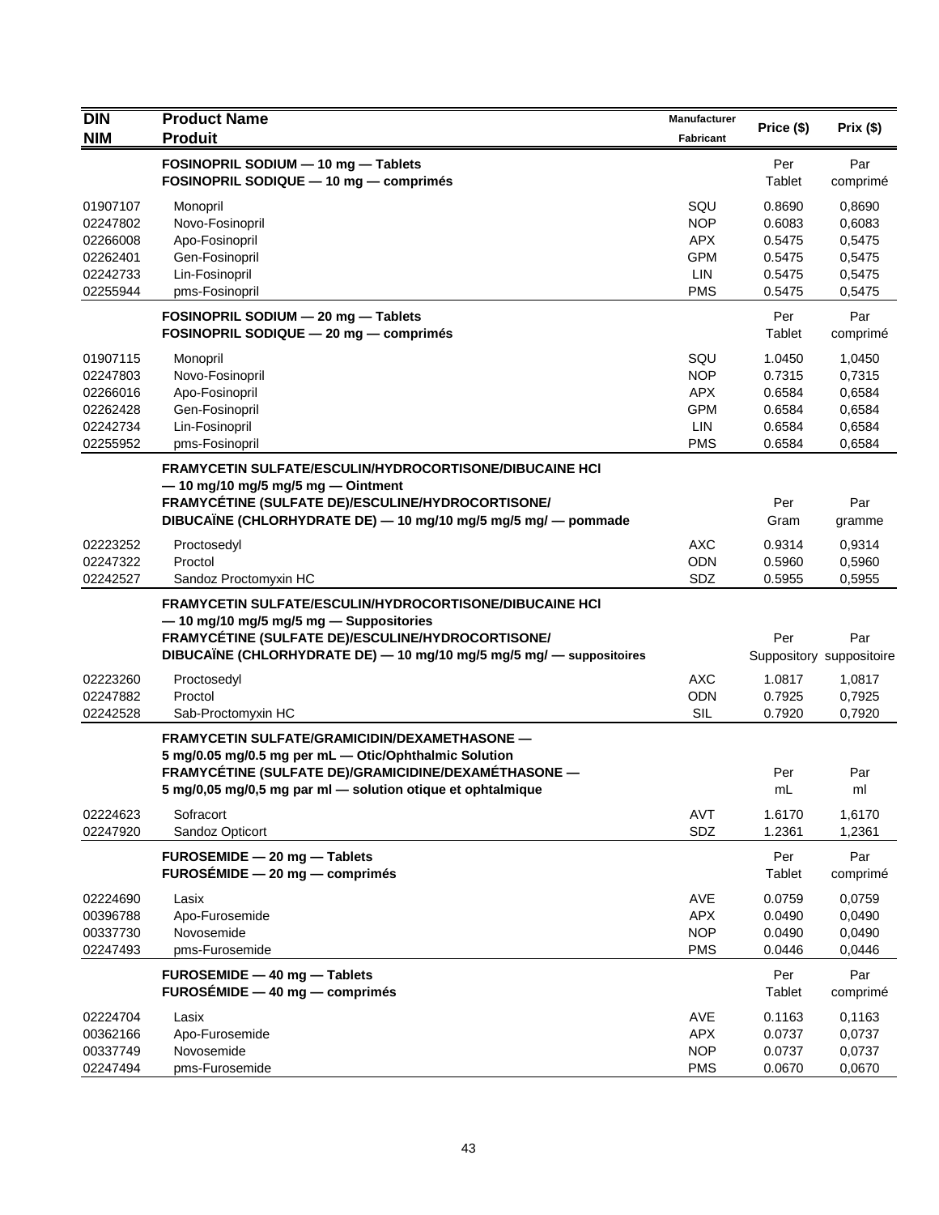| DIN<br>NIM | Product Name<br>Produit | Manufacturer<br>Fabricant | Price ($) | Prix ($) |
|---|---|---|---|---|
| | **FOSINOPRIL SODIUM — 10 mg — Tablets**<br>**FOSINOPRIL SODIQUE — 10 mg — comprimés** | | Per Tablet | Par comprimé |
| 01907107 | Monopril | SQU | 0.8690 | 0,8690 |
| 02247802 | Novo-Fosinopril | NOP | 0.6083 | 0,6083 |
| 02266008 | Apo-Fosinopril | APX | 0.5475 | 0,5475 |
| 02262401 | Gen-Fosinopril | GPM | 0.5475 | 0,5475 |
| 02242733 | Lin-Fosinopril | LIN | 0.5475 | 0,5475 |
| 02255944 | pms-Fosinopril | PMS | 0.5475 | 0,5475 |
| | **FOSINOPRIL SODIUM — 20 mg — Tablets**<br>**FOSINOPRIL SODIQUE — 20 mg — comprimés** | | Per Tablet | Par comprimé |
| 01907115 | Monopril | SQU | 1.0450 | 1,0450 |
| 02247803 | Novo-Fosinopril | NOP | 0.7315 | 0,7315 |
| 02266016 | Apo-Fosinopril | APX | 0.6584 | 0,6584 |
| 02262428 | Gen-Fosinopril | GPM | 0.6584 | 0,6584 |
| 02242734 | Lin-Fosinopril | LIN | 0.6584 | 0,6584 |
| 02255952 | pms-Fosinopril | PMS | 0.6584 | 0,6584 |
| | **FRAMYCETIN SULFATE/ESCULIN/HYDROCORTISONE/DIBUCAINE HCl — 10 mg/10 mg/5 mg/5 mg — Ointment**<br>**FRAMYCÉTINE (SULFATE DE)/ESCULINE/HYDROCORTISONE/ DIBUCAÏNE (CHLORHYDRATE DE) — 10 mg/10 mg/5 mg/5 mg/ — pommade** | | Per Gram | Par gramme |
| 02223252 | Proctosedyl | AXC | 0.9314 | 0,9314 |
| 02247322 | Proctol | ODN | 0.5960 | 0,5960 |
| 02242527 | Sandoz Proctomyxin HC | SDZ | 0.5955 | 0,5955 |
| | **FRAMYCETIN SULFATE/ESCULIN/HYDROCORTISONE/DIBUCAINE HCl — 10 mg/10 mg/5 mg/5 mg — Suppositories**<br>**FRAMYCÉTINE (SULFATE DE)/ESCULINE/HYDROCORTISONE/ DIBUCAÏNE (CHLORHYDRATE DE) — 10 mg/10 mg/5 mg/5 mg/ — suppositoires** | | Per Suppository | Par suppositoire |
| 02223260 | Proctosedyl | AXC | 1.0817 | 1,0817 |
| 02247882 | Proctol | ODN | 0.7925 | 0,7925 |
| 02242528 | Sab-Proctomyxin HC | SIL | 0.7920 | 0,7920 |
| | **FRAMYCETIN SULFATE/GRAMICIDIN/DEXAMETHASONE — 5 mg/0.05 mg/0.5 mg per mL — Otic/Ophthalmic Solution**<br>**FRAMYCÉTINE (SULFATE DE)/GRAMICIDINE/DEXAMÉTHASONE — 5 mg/0,05 mg/0,5 mg par ml — solution otique et ophtalmique** | | Per mL | Par ml |
| 02224623 | Sofracort | AVT | 1.6170 | 1,6170 |
| 02247920 | Sandoz Opticort | SDZ | 1.2361 | 1,2361 |
| | **FUROSEMIDE — 20 mg — Tablets**<br>**FUROSÉMIDE — 20 mg — comprimés** | | Per Tablet | Par comprimé |
| 02224690 | Lasix | AVE | 0.0759 | 0,0759 |
| 00396788 | Apo-Furosemide | APX | 0.0490 | 0,0490 |
| 00337730 | Novosemide | NOP | 0.0490 | 0,0490 |
| 02247493 | pms-Furosemide | PMS | 0.0446 | 0,0446 |
| | **FUROSEMIDE — 40 mg — Tablets**<br>**FUROSÉMIDE — 40 mg — comprimés** | | Per Tablet | Par comprimé |
| 02224704 | Lasix | AVE | 0.1163 | 0,1163 |
| 00362166 | Apo-Furosemide | APX | 0.0737 | 0,0737 |
| 00337749 | Novosemide | NOP | 0.0737 | 0,0737 |
| 02247494 | pms-Furosemide | PMS | 0.0670 | 0,0670 |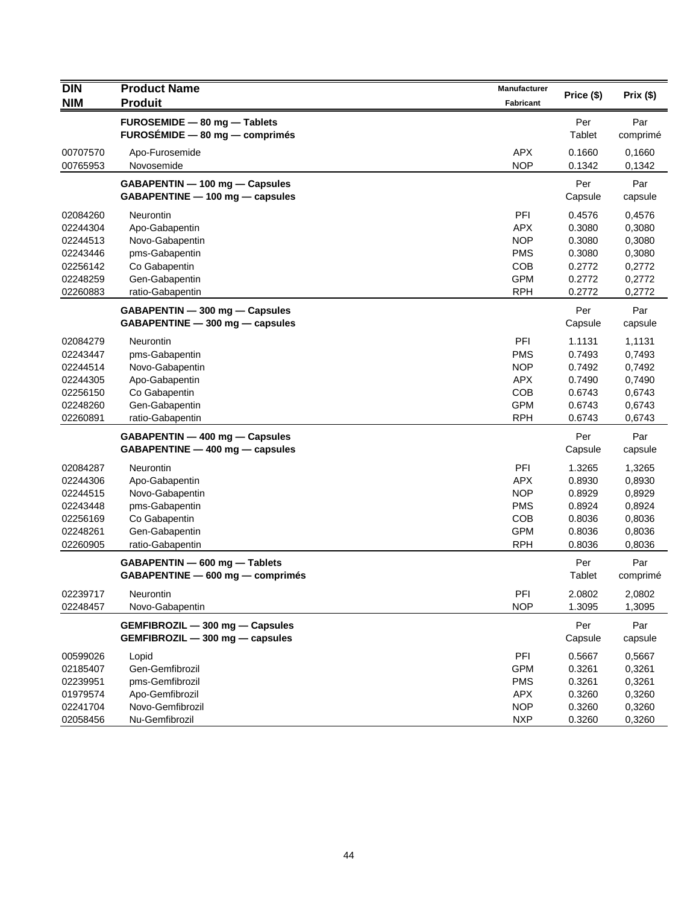| DIN<br>NIM | Product Name<br>Produit | Manufacturer<br>Fabricant | Price ($) | Prix ($) |
|---|---|---|---|---|
| | **FUROSEMIDE — 80 mg — Tablets<br>FUROSÉMIDE — 80 mg — comprimés** | | Per<br>Tablet | Par<br>comprimé |
| 00707570 | Apo-Furosemide | APX | 0.1660 | 0,1660 |
| 00765953 | Novosemide | NOP | 0.1342 | 0,1342 |
| | **GABAPENTIN — 100 mg — Capsules<br>GABAPENTINE — 100 mg — capsules** | | Per<br>Capsule | Par<br>capsule |
| 02084260 | Neurontin | PFI | 0.4576 | 0,4576 |
| 02244304 | Apo-Gabapentin | APX | 0.3080 | 0,3080 |
| 02244513 | Novo-Gabapentin | NOP | 0.3080 | 0,3080 |
| 02243446 | pms-Gabapentin | PMS | 0.3080 | 0,3080 |
| 02256142 | Co Gabapentin | COB | 0.2772 | 0,2772 |
| 02248259 | Gen-Gabapentin | GPM | 0.2772 | 0,2772 |
| 02260883 | ratio-Gabapentin | RPH | 0.2772 | 0,2772 |
| | **GABAPENTIN — 300 mg — Capsules<br>GABAPENTINE — 300 mg — capsules** | | Per<br>Capsule | Par<br>capsule |
| 02084279 | Neurontin | PFI | 1.1131 | 1,1131 |
| 02243447 | pms-Gabapentin | PMS | 0.7493 | 0,7493 |
| 02244514 | Novo-Gabapentin | NOP | 0.7492 | 0,7492 |
| 02244305 | Apo-Gabapentin | APX | 0.7490 | 0,7490 |
| 02256150 | Co Gabapentin | COB | 0.6743 | 0,6743 |
| 02248260 | Gen-Gabapentin | GPM | 0.6743 | 0,6743 |
| 02260891 | ratio-Gabapentin | RPH | 0.6743 | 0,6743 |
| | **GABAPENTIN — 400 mg — Capsules<br>GABAPENTINE — 400 mg — capsules** | | Per<br>Capsule | Par<br>capsule |
| 02084287 | Neurontin | PFI | 1.3265 | 1,3265 |
| 02244306 | Apo-Gabapentin | APX | 0.8930 | 0,8930 |
| 02244515 | Novo-Gabapentin | NOP | 0.8929 | 0,8929 |
| 02243448 | pms-Gabapentin | PMS | 0.8924 | 0,8924 |
| 02256169 | Co Gabapentin | COB | 0.8036 | 0,8036 |
| 02248261 | Gen-Gabapentin | GPM | 0.8036 | 0,8036 |
| 02260905 | ratio-Gabapentin | RPH | 0.8036 | 0,8036 |
| | **GABAPENTIN — 600 mg — Tablets<br>GABAPENTINE — 600 mg — comprimés** | | Per<br>Tablet | Par<br>comprimé |
| 02239717 | Neurontin | PFI | 2.0802 | 2,0802 |
| 02248457 | Novo-Gabapentin | NOP | 1.3095 | 1,3095 |
| | **GEMFIBROZIL — 300 mg — Capsules<br>GEMFIBROZIL — 300 mg — capsules** | | Per<br>Capsule | Par<br>capsule |
| 00599026 | Lopid | PFI | 0.5667 | 0,5667 |
| 02185407 | Gen-Gemfibrozil | GPM | 0.3261 | 0,3261 |
| 02239951 | pms-Gemfibrozil | PMS | 0.3261 | 0,3261 |
| 01979574 | Apo-Gemfibrozil | APX | 0.3260 | 0,3260 |
| 02241704 | Novo-Gemfibrozil | NOP | 0.3260 | 0,3260 |
| 02058456 | Nu-Gemfibrozil | NXP | 0.3260 | 0,3260 |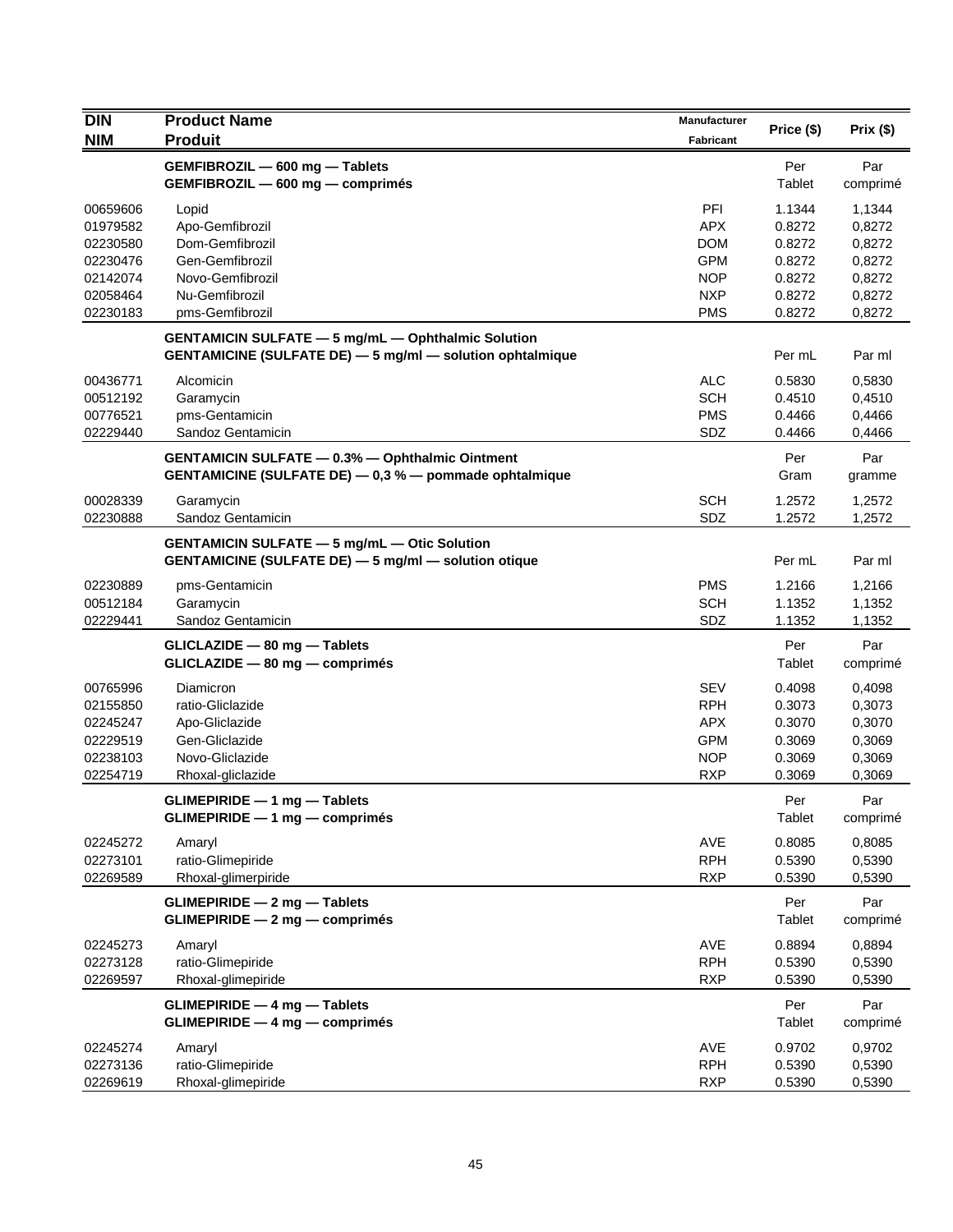| DIN<br>NIM | Product Name<br>Produit | Manufacturer<br>Fabricant | Price ($) | Prix ($) |
|---|---|---|---|---|
| | **GEMFIBROZIL — 600 mg — Tablets**<br>**GEMFIBROZIL — 600 mg — comprimés** | | Per Tablet | Par comprimé |
| 00659606 | Lopid | PFI | 1.1344 | 1,1344 |
| 01979582 | Apo-Gemfibrozil | APX | 0.8272 | 0,8272 |
| 02230580 | Dom-Gemfibrozil | DOM | 0.8272 | 0,8272 |
| 02230476 | Gen-Gemfibrozil | GPM | 0.8272 | 0,8272 |
| 02142074 | Novo-Gemfibrozil | NOP | 0.8272 | 0,8272 |
| 02058464 | Nu-Gemfibrozil | NXP | 0.8272 | 0,8272 |
| 02230183 | pms-Gemfibrozil | PMS | 0.8272 | 0,8272 |
| | **GENTAMICIN SULFATE — 5 mg/mL — Ophthalmic Solution**<br>**GENTAMICINE (SULFATE DE) — 5 mg/ml — solution ophtalmique** | | Per mL | Par ml |
| 00436771 | Alcomicin | ALC | 0.5830 | 0,5830 |
| 00512192 | Garamycin | SCH | 0.4510 | 0,4510 |
| 00776521 | pms-Gentamicin | PMS | 0.4466 | 0,4466 |
| 02229440 | Sandoz Gentamicin | SDZ | 0.4466 | 0,4466 |
| | **GENTAMICIN SULFATE — 0.3% — Ophthalmic Ointment**<br>**GENTAMICINE (SULFATE DE) — 0,3 % — pommade ophtalmique** | | Per Gram | Par gramme |
| 00028339 | Garamycin | SCH | 1.2572 | 1,2572 |
| 02230888 | Sandoz Gentamicin | SDZ | 1.2572 | 1,2572 |
| | **GENTAMICIN SULFATE — 5 mg/mL — Otic Solution**<br>**GENTAMICINE (SULFATE DE) — 5 mg/ml — solution otique** | | Per mL | Par ml |
| 02230889 | pms-Gentamicin | PMS | 1.2166 | 1,2166 |
| 00512184 | Garamycin | SCH | 1.1352 | 1,1352 |
| 02229441 | Sandoz Gentamicin | SDZ | 1.1352 | 1,1352 |
| | **GLICLAZIDE — 80 mg — Tablets**<br>**GLICLAZIDE — 80 mg — comprimés** | | Per Tablet | Par comprimé |
| 00765996 | Diamicron | SEV | 0.4098 | 0,4098 |
| 02155850 | ratio-Gliclazide | RPH | 0.3073 | 0,3073 |
| 02245247 | Apo-Gliclazide | APX | 0.3070 | 0,3070 |
| 02229519 | Gen-Gliclazide | GPM | 0.3069 | 0,3069 |
| 02238103 | Novo-Gliclazide | NOP | 0.3069 | 0,3069 |
| 02254719 | Rhoxal-gliclazide | RXP | 0.3069 | 0,3069 |
| | **GLIMEPIRIDE — 1 mg — Tablets**<br>**GLIMEPIRIDE — 1 mg — comprimés** | | Per Tablet | Par comprimé |
| 02245272 | Amaryl | AVE | 0.8085 | 0,8085 |
| 02273101 | ratio-Glimepiride | RPH | 0.5390 | 0,5390 |
| 02269589 | Rhoxal-glimerpiride | RXP | 0.5390 | 0,5390 |
| | **GLIMEPIRIDE — 2 mg — Tablets**<br>**GLIMEPIRIDE — 2 mg — comprimés** | | Per Tablet | Par comprimé |
| 02245273 | Amaryl | AVE | 0.8894 | 0,8894 |
| 02273128 | ratio-Glimepiride | RPH | 0.5390 | 0,5390 |
| 02269597 | Rhoxal-glimepiride | RXP | 0.5390 | 0,5390 |
| | **GLIMEPIRIDE — 4 mg — Tablets**<br>**GLIMEPIRIDE — 4 mg — comprimés** | | Per Tablet | Par comprimé |
| 02245274 | Amaryl | AVE | 0.9702 | 0,9702 |
| 02273136 | ratio-Glimepiride | RPH | 0.5390 | 0,5390 |
| 02269619 | Rhoxal-glimepiride | RXP | 0.5390 | 0,5390 |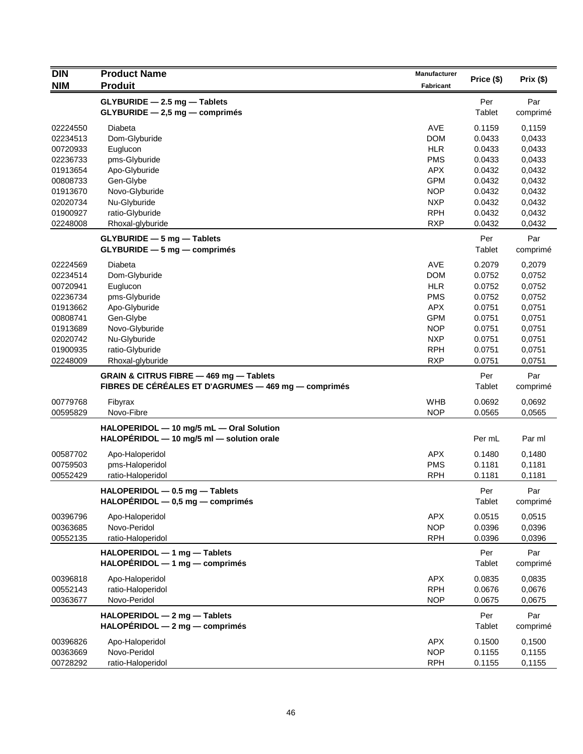| DIN<br>NIM | Product Name<br>Produit | Manufacturer<br>Fabricant | Price ($) | Prix ($) |
|---|---|---|---|---|
| | **GLYBURIDE — 2.5 mg — Tablets**<br>**GLYBURIDE — 2,5 mg — comprimés** | | Per Tablet | Par comprimé |
| 02224550 | Diabeta | AVE | 0.1159 | 0,1159 |
| 02234513 | Dom-Glyburide | DOM | 0.0433 | 0,0433 |
| 00720933 | Euglucon | HLR | 0.0433 | 0,0433 |
| 02236733 | pms-Glyburide | PMS | 0.0433 | 0,0433 |
| 01913654 | Apo-Glyburide | APX | 0.0432 | 0,0432 |
| 00808733 | Gen-Glybe | GPM | 0.0432 | 0,0432 |
| 01913670 | Novo-Glyburide | NOP | 0.0432 | 0,0432 |
| 02020734 | Nu-Glyburide | NXP | 0.0432 | 0,0432 |
| 01900927 | ratio-Glyburide | RPH | 0.0432 | 0,0432 |
| 02248008 | Rhoxal-glyburide | RXP | 0.0432 | 0,0432 |
| | **GLYBURIDE — 5 mg — Tablets**<br>**GLYBURIDE — 5 mg — comprimés** | | Per Tablet | Par comprimé |
| 02224569 | Diabeta | AVE | 0.2079 | 0,2079 |
| 02234514 | Dom-Glyburide | DOM | 0.0752 | 0,0752 |
| 00720941 | Euglucon | HLR | 0.0752 | 0,0752 |
| 02236734 | pms-Glyburide | PMS | 0.0752 | 0,0752 |
| 01913662 | Apo-Glyburide | APX | 0.0751 | 0,0751 |
| 00808741 | Gen-Glybe | GPM | 0.0751 | 0,0751 |
| 01913689 | Novo-Glyburide | NOP | 0.0751 | 0,0751 |
| 02020742 | Nu-Glyburide | NXP | 0.0751 | 0,0751 |
| 01900935 | ratio-Glyburide | RPH | 0.0751 | 0,0751 |
| 02248009 | Rhoxal-glyburide | RXP | 0.0751 | 0,0751 |
| | **GRAIN & CITRUS FIBRE — 469 mg — Tablets**<br>**FIBRES DE CÉRÉALES ET D'AGRUMES — 469 mg — comprimés** | | Per Tablet | Par comprimé |
| 00779768 | Fibyrax | WHB | 0.0692 | 0,0692 |
| 00595829 | Novo-Fibre | NOP | 0.0565 | 0,0565 |
| | **HALOPERIDOL — 10 mg/5 mL — Oral Solution**<br>**HALOPÉRIDOL — 10 mg/5 ml — solution orale** | | Per mL | Par ml |
| 00587702 | Apo-Haloperidol | APX | 0.1480 | 0,1480 |
| 00759503 | pms-Haloperidol | PMS | 0.1181 | 0,1181 |
| 00552429 | ratio-Haloperidol | RPH | 0.1181 | 0,1181 |
| | **HALOPERIDOL — 0.5 mg — Tablets**<br>**HALOPÉRIDOL — 0,5 mg — comprimés** | | Per Tablet | Par comprimé |
| 00396796 | Apo-Haloperidol | APX | 0.0515 | 0,0515 |
| 00363685 | Novo-Peridol | NOP | 0.0396 | 0,0396 |
| 00552135 | ratio-Haloperidol | RPH | 0.0396 | 0,0396 |
| | **HALOPERIDOL — 1 mg — Tablets**<br>**HALOPÉRIDOL — 1 mg — comprimés** | | Per Tablet | Par comprimé |
| 00396818 | Apo-Haloperidol | APX | 0.0835 | 0,0835 |
| 00552143 | ratio-Haloperidol | RPH | 0.0676 | 0,0676 |
| 00363677 | Novo-Peridol | NOP | 0.0675 | 0,0675 |
| | **HALOPERIDOL — 2 mg — Tablets**<br>**HALOPÉRIDOL — 2 mg — comprimés** | | Per Tablet | Par comprimé |
| 00396826 | Apo-Haloperidol | APX | 0.1500 | 0,1500 |
| 00363669 | Novo-Peridol | NOP | 0.1155 | 0,1155 |
| 00728292 | ratio-Haloperidol | RPH | 0.1155 | 0,1155 |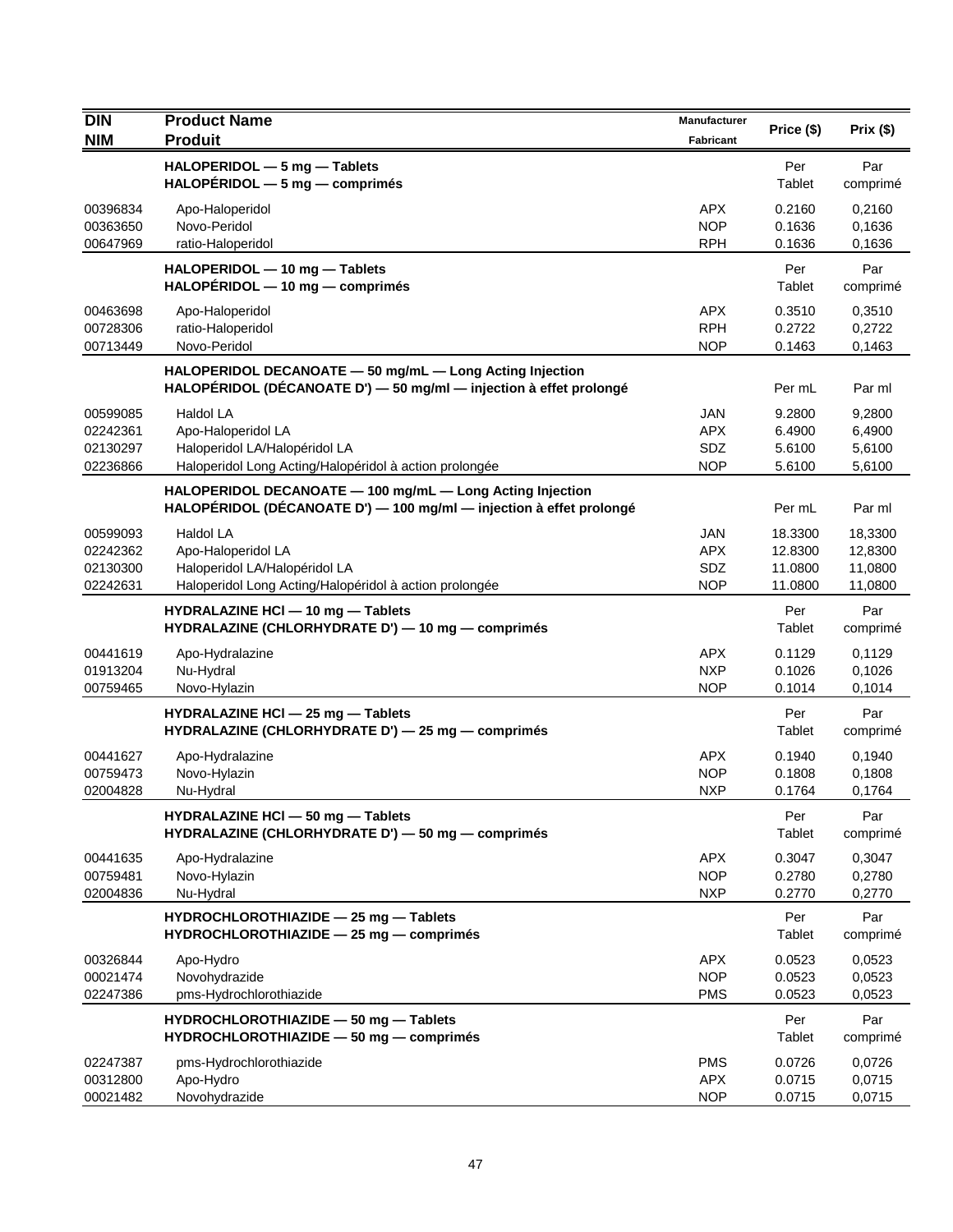| DIN<br>NIM | Product Name<br>Produit | Manufacturer<br>Fabricant | Price ($) | Prix ($) |
|---|---|---|---|---|
| | **HALOPERIDOL — 5 mg — Tablets**<br>**HALOPÉRIDOL — 5 mg — comprimés** | | Per Tablet | Par comprimé |
| 00396834 | Apo-Haloperidol | APX | 0.2160 | 0,2160 |
| 00363650 | Novo-Peridol | NOP | 0.1636 | 0,1636 |
| 00647969 | ratio-Haloperidol | RPH | 0.1636 | 0,1636 |
| | **HALOPERIDOL — 10 mg — Tablets**<br>**HALOPÉRIDOL — 10 mg — comprimés** | | Per Tablet | Par comprimé |
| 00463698 | Apo-Haloperidol | APX | 0.3510 | 0,3510 |
| 00728306 | ratio-Haloperidol | RPH | 0.2722 | 0,2722 |
| 00713449 | Novo-Peridol | NOP | 0.1463 | 0,1463 |
| | **HALOPERIDOL DECANOATE — 50 mg/mL — Long Acting Injection**<br>**HALOPÉRIDOL (DÉCANOATE D') — 50 mg/ml — injection à effet prolongé** | | Per mL | Par ml |
| 00599085 | Haldol LA | JAN | 9.2800 | 9,2800 |
| 02242361 | Apo-Haloperidol LA | APX | 6.4900 | 6,4900 |
| 02130297 | Haloperidol LA/Halopéridol LA | SDZ | 5.6100 | 5,6100 |
| 02236866 | Haloperidol Long Acting/Halopéridol à action prolongée | NOP | 5.6100 | 5,6100 |
| | **HALOPERIDOL DECANOATE — 100 mg/mL — Long Acting Injection**<br>**HALOPÉRIDOL (DÉCANOATE D') — 100 mg/ml — injection à effet prolongé** | | Per mL | Par ml |
| 00599093 | Haldol LA | JAN | 18.3300 | 18,3300 |
| 02242362 | Apo-Haloperidol LA | APX | 12.8300 | 12,8300 |
| 02130300 | Haloperidol LA/Halopéridol LA | SDZ | 11.0800 | 11,0800 |
| 02242631 | Haloperidol Long Acting/Halopéridol à action prolongée | NOP | 11.0800 | 11,0800 |
| | **HYDRALAZINE HCl — 10 mg — Tablets**<br>**HYDRALAZINE (CHLORHYDRATE D') — 10 mg — comprimés** | | Per Tablet | Par comprimé |
| 00441619 | Apo-Hydralazine | APX | 0.1129 | 0,1129 |
| 01913204 | Nu-Hydral | NXP | 0.1026 | 0,1026 |
| 00759465 | Novo-Hylazin | NOP | 0.1014 | 0,1014 |
| | **HYDRALAZINE HCl — 25 mg — Tablets**<br>**HYDRALAZINE (CHLORHYDRATE D') — 25 mg — comprimés** | | Per Tablet | Par comprimé |
| 00441627 | Apo-Hydralazine | APX | 0.1940 | 0,1940 |
| 00759473 | Novo-Hylazin | NOP | 0.1808 | 0,1808 |
| 02004828 | Nu-Hydral | NXP | 0.1764 | 0,1764 |
| | **HYDRALAZINE HCl — 50 mg — Tablets**<br>**HYDRALAZINE (CHLORHYDRATE D') — 50 mg — comprimés** | | Per Tablet | Par comprimé |
| 00441635 | Apo-Hydralazine | APX | 0.3047 | 0,3047 |
| 00759481 | Novo-Hylazin | NOP | 0.2780 | 0,2780 |
| 02004836 | Nu-Hydral | NXP | 0.2770 | 0,2770 |
| | **HYDROCHLOROTHIAZIDE — 25 mg — Tablets**<br>**HYDROCHLOROTHIAZIDE — 25 mg — comprimés** | | Per Tablet | Par comprimé |
| 00326844 | Apo-Hydro | APX | 0.0523 | 0,0523 |
| 00021474 | Novohydrazide | NOP | 0.0523 | 0,0523 |
| 02247386 | pms-Hydrochlorothiazide | PMS | 0.0523 | 0,0523 |
| | **HYDROCHLOROTHIAZIDE — 50 mg — Tablets**<br>**HYDROCHLOROTHIAZIDE — 50 mg — comprimés** | | Per Tablet | Par comprimé |
| 02247387 | pms-Hydrochlorothiazide | PMS | 0.0726 | 0,0726 |
| 00312800 | Apo-Hydro | APX | 0.0715 | 0,0715 |
| 00021482 | Novohydrazide | NOP | 0.0715 | 0,0715 |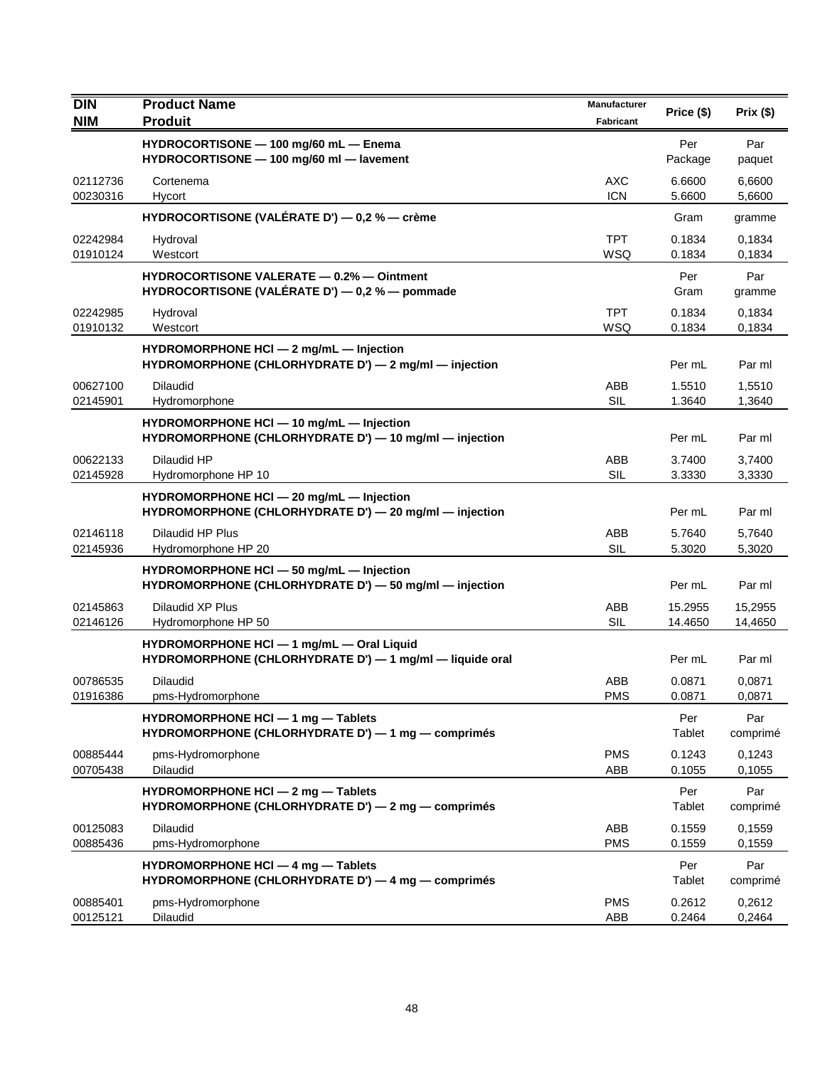| DIN<br>NIM | Product Name<br>Produit | Manufacturer<br>Fabricant | Price ($) | Prix ($) |
|---|---|---|---|---|
| | **HYDROCORTISONE — 100 mg/60 mL — Enema**<br>**HYDROCORTISONE — 100 mg/60 ml — lavement** | | Per Package | Par paquet |
| 02112736 | Cortenema | AXC | 6.6600 | 6,6600 |
| 00230316 | Hycort | ICN | 5.6600 | 5,6600 |
| | **HYDROCORTISONE (VALÉRATE D') — 0,2 % — crème** | | Gram | gramme |
| 02242984 | Hydroval | TPT | 0.1834 | 0,1834 |
| 01910124 | Westcort | WSQ | 0.1834 | 0,1834 |
| | **HYDROCORTISONE VALERATE — 0.2% — Ointment**<br>**HYDROCORTISONE (VALÉRATE D') — 0,2 % — pommade** | | Per Gram | Par gramme |
| 02242985 | Hydroval | TPT | 0.1834 | 0,1834 |
| 01910132 | Westcort | WSQ | 0.1834 | 0,1834 |
| | **HYDROMORPHONE HCl — 2 mg/mL — Injection**<br>**HYDROMORPHONE (CHLORHYDRATE D') — 2 mg/ml — injection** | | Per mL | Par ml |
| 00627100 | Dilaudid | ABB | 1.5510 | 1,5510 |
| 02145901 | Hydromorphone | SIL | 1.3640 | 1,3640 |
| | **HYDROMORPHONE HCl — 10 mg/mL — Injection**<br>**HYDROMORPHONE (CHLORHYDRATE D') — 10 mg/ml — injection** | | Per mL | Par ml |
| 00622133 | Dilaudid HP | ABB | 3.7400 | 3,7400 |
| 02145928 | Hydromorphone HP 10 | SIL | 3.3330 | 3,3330 |
| | **HYDROMORPHONE HCl — 20 mg/mL — Injection**<br>**HYDROMORPHONE (CHLORHYDRATE D') — 20 mg/ml — injection** | | Per mL | Par ml |
| 02146118 | Dilaudid HP Plus | ABB | 5.7640 | 5,7640 |
| 02145936 | Hydromorphone HP 20 | SIL | 5.3020 | 5,3020 |
| | **HYDROMORPHONE HCl — 50 mg/mL — Injection**<br>**HYDROMORPHONE (CHLORHYDRATE D') — 50 mg/ml — injection** | | Per mL | Par ml |
| 02145863 | Dilaudid XP Plus | ABB | 15.2955 | 15,2955 |
| 02146126 | Hydromorphone HP 50 | SIL | 14.4650 | 14,4650 |
| | **HYDROMORPHONE HCl — 1 mg/mL — Oral Liquid**<br>**HYDROMORPHONE (CHLORHYDRATE D') — 1 mg/ml — liquide oral** | | Per mL | Par ml |
| 00786535 | Dilaudid | ABB | 0.0871 | 0,0871 |
| 01916386 | pms-Hydromorphone | PMS | 0.0871 | 0,0871 |
| | **HYDROMORPHONE HCl — 1 mg — Tablets**<br>**HYDROMORPHONE (CHLORHYDRATE D') — 1 mg — comprimés** | | Per Tablet | Par comprimé |
| 00885444 | pms-Hydromorphone | PMS | 0.1243 | 0,1243 |
| 00705438 | Dilaudid | ABB | 0.1055 | 0,1055 |
| | **HYDROMORPHONE HCl — 2 mg — Tablets**<br>**HYDROMORPHONE (CHLORHYDRATE D') — 2 mg — comprimés** | | Per Tablet | Par comprimé |
| 00125083 | Dilaudid | ABB | 0.1559 | 0,1559 |
| 00885436 | pms-Hydromorphone | PMS | 0.1559 | 0,1559 |
| | **HYDROMORPHONE HCl — 4 mg — Tablets**<br>**HYDROMORPHONE (CHLORHYDRATE D') — 4 mg — comprimés** | | Per Tablet | Par comprimé |
| 00885401 | pms-Hydromorphone | PMS | 0.2612 | 0,2612 |
| 00125121 | Dilaudid | ABB | 0.2464 | 0,2464 |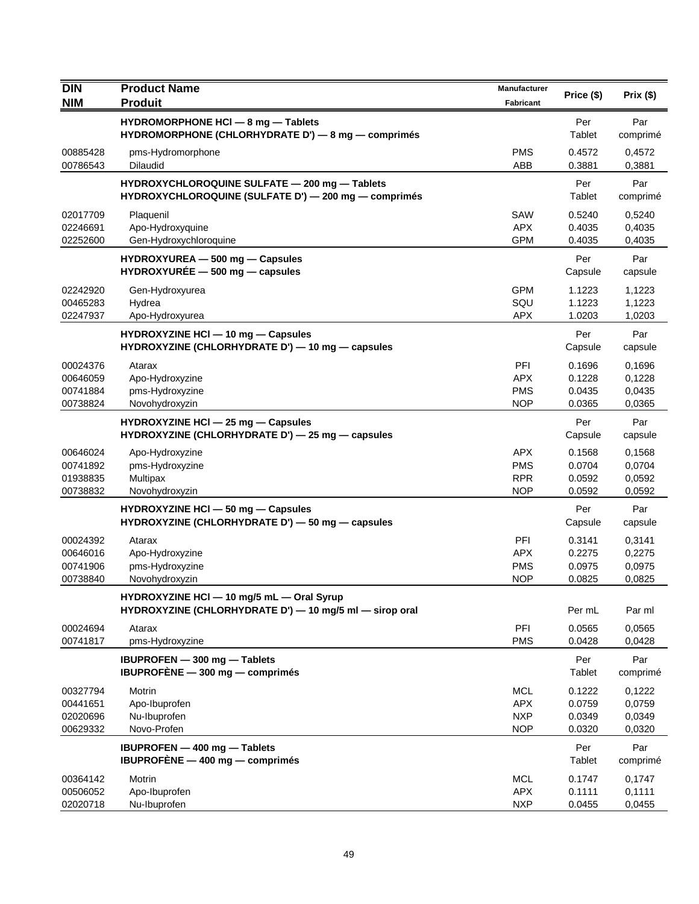| DIN<br>NIM | Product Name<br>Produit | Manufacturer<br>Fabricant | Price ($) | Prix ($) |
|---|---|---|---|---|
| | **HYDROMORPHONE HCl — 8 mg — Tablets<br>HYDROMORPHONE (CHLORHYDRATE D') — 8 mg — comprimés** | | Per Tablet | Par comprimé |
| 00885428 | pms-Hydromorphone | PMS | 0.4572 | 0,4572 |
| 00786543 | Dilaudid | ABB | 0.3881 | 0,3881 |
| | **HYDROXYCHLOROQUINE SULFATE — 200 mg — Tablets<br>HYDROXYCHLOROQUINE (SULFATE D') — 200 mg — comprimés** | | Per Tablet | Par comprimé |
| 02017709 | Plaquenil | SAW | 0.5240 | 0,5240 |
| 02246691 | Apo-Hydroxyquine | APX | 0.4035 | 0,4035 |
| 02252600 | Gen-Hydroxychloroquine | GPM | 0.4035 | 0,4035 |
| | **HYDROXYUREA — 500 mg — Capsules<br>HYDROXYURÉE — 500 mg — capsules** | | Per Capsule | Par capsule |
| 02242920 | Gen-Hydroxyurea | GPM | 1.1223 | 1,1223 |
| 00465283 | Hydrea | SQU | 1.1223 | 1,1223 |
| 02247937 | Apo-Hydroxyurea | APX | 1.0203 | 1,0203 |
| | **HYDROXYZINE HCl — 10 mg — Capsules<br>HYDROXYZINE (CHLORHYDRATE D') — 10 mg — capsules** | | Per Capsule | Par capsule |
| 00024376 | Atarax | PFI | 0.1696 | 0,1696 |
| 00646059 | Apo-Hydroxyzine | APX | 0.1228 | 0,1228 |
| 00741884 | pms-Hydroxyzine | PMS | 0.0435 | 0,0435 |
| 00738824 | Novohydroxyzin | NOP | 0.0365 | 0,0365 |
| | **HYDROXYZINE HCl — 25 mg — Capsules<br>HYDROXYZINE (CHLORHYDRATE D') — 25 mg — capsules** | | Per Capsule | Par capsule |
| 00646024 | Apo-Hydroxyzine | APX | 0.1568 | 0,1568 |
| 00741892 | pms-Hydroxyzine | PMS | 0.0704 | 0,0704 |
| 01938835 | Multipax | RPR | 0.0592 | 0,0592 |
| 00738832 | Novohydroxyzin | NOP | 0.0592 | 0,0592 |
| | **HYDROXYZINE HCl — 50 mg — Capsules<br>HYDROXYZINE (CHLORHYDRATE D') — 50 mg — capsules** | | Per Capsule | Par capsule |
| 00024392 | Atarax | PFI | 0.3141 | 0,3141 |
| 00646016 | Apo-Hydroxyzine | APX | 0.2275 | 0,2275 |
| 00741906 | pms-Hydroxyzine | PMS | 0.0975 | 0,0975 |
| 00738840 | Novohydroxyzin | NOP | 0.0825 | 0,0825 |
| | **HYDROXYZINE HCl — 10 mg/5 mL — Oral Syrup<br>HYDROXYZINE (CHLORHYDRATE D') — 10 mg/5 ml — sirop oral** | | Per mL | Par ml |
| 00024694 | Atarax | PFI | 0.0565 | 0,0565 |
| 00741817 | pms-Hydroxyzine | PMS | 0.0428 | 0,0428 |
| | **IBUPROFEN — 300 mg — Tablets<br>IBUPROFÈNE — 300 mg — comprimés** | | Per Tablet | Par comprimé |
| 00327794 | Motrin | MCL | 0.1222 | 0,1222 |
| 00441651 | Apo-Ibuprofen | APX | 0.0759 | 0,0759 |
| 02020696 | Nu-Ibuprofen | NXP | 0.0349 | 0,0349 |
| 00629332 | Novo-Profen | NOP | 0.0320 | 0,0320 |
| | **IBUPROFEN — 400 mg — Tablets<br>IBUPROFÈNE — 400 mg — comprimés** | | Per Tablet | Par comprimé |
| 00364142 | Motrin | MCL | 0.1747 | 0,1747 |
| 00506052 | Apo-Ibuprofen | APX | 0.1111 | 0,1111 |
| 02020718 | Nu-Ibuprofen | NXP | 0.0455 | 0,0455 |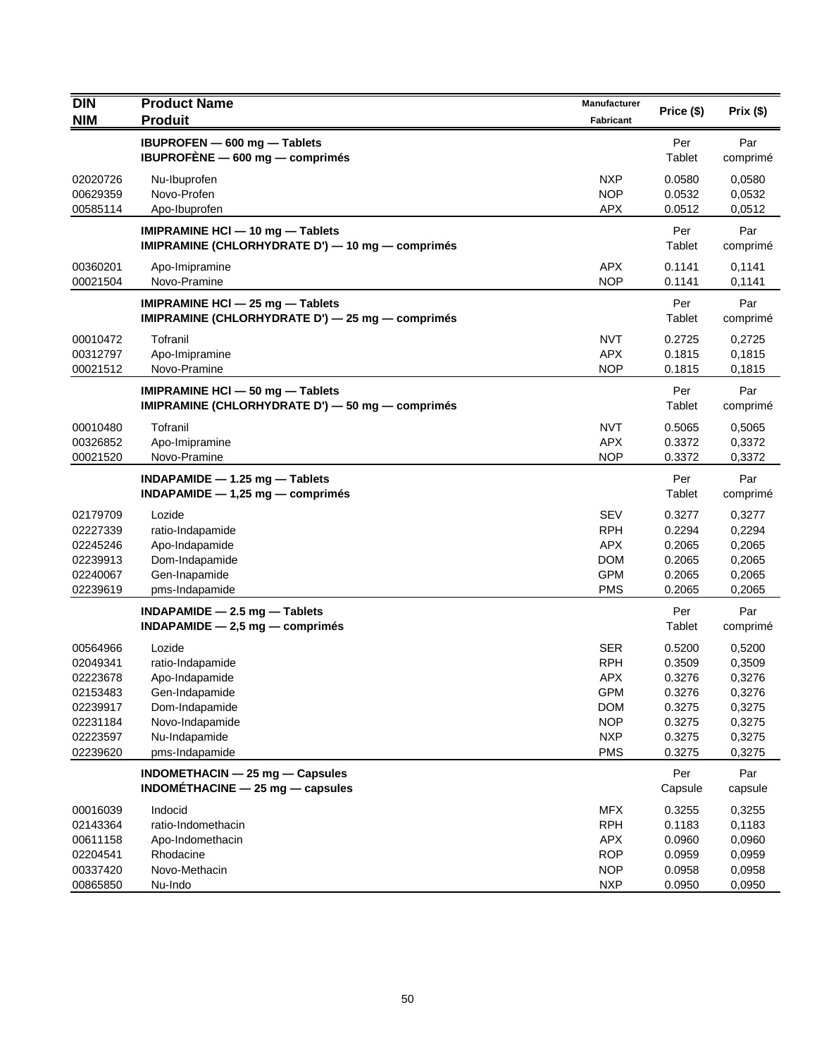| DIN<br>NIM | Product Name<br>Produit | Manufacturer<br>Fabricant | Price ($) | Prix ($) |
|---|---|---|---|---|
| | **IBUPROFEN — 600 mg — Tablets**<br>**IBUPROFÈNE — 600 mg — comprimés** | | Per<br>Tablet | Par<br>comprimé |
| 02020726 | Nu-Ibuprofen | NXP | 0.0580 | 0,0580 |
| 00629359 | Novo-Profen | NOP | 0.0532 | 0,0532 |
| 00585114 | Apo-Ibuprofen | APX | 0.0512 | 0,0512 |
| | **IMIPRAMINE HCl — 10 mg — Tablets**<br>**IMIPRAMINE (CHLORHYDRATE D') — 10 mg — comprimés** | | Per<br>Tablet | Par<br>comprimé |
| 00360201 | Apo-Imipramine | APX | 0.1141 | 0,1141 |
| 00021504 | Novo-Pramine | NOP | 0.1141 | 0,1141 |
| | **IMIPRAMINE HCl — 25 mg — Tablets**<br>**IMIPRAMINE (CHLORHYDRATE D') — 25 mg — comprimés** | | Per<br>Tablet | Par<br>comprimé |
| 00010472 | Tofranil | NVT | 0.2725 | 0,2725 |
| 00312797 | Apo-Imipramine | APX | 0.1815 | 0,1815 |
| 00021512 | Novo-Pramine | NOP | 0.1815 | 0,1815 |
| | **IMIPRAMINE HCl — 50 mg — Tablets**<br>**IMIPRAMINE (CHLORHYDRATE D') — 50 mg — comprimés** | | Per<br>Tablet | Par<br>comprimé |
| 00010480 | Tofranil | NVT | 0.5065 | 0,5065 |
| 00326852 | Apo-Imipramine | APX | 0.3372 | 0,3372 |
| 00021520 | Novo-Pramine | NOP | 0.3372 | 0,3372 |
| | **INDAPAMIDE — 1.25 mg — Tablets**<br>**INDAPAMIDE — 1,25 mg — comprimés** | | Per<br>Tablet | Par<br>comprimé |
| 02179709 | Lozide | SEV | 0.3277 | 0,3277 |
| 02227339 | ratio-Indapamide | RPH | 0.2294 | 0,2294 |
| 02245246 | Apo-Indapamide | APX | 0.2065 | 0,2065 |
| 02239913 | Dom-Indapamide | DOM | 0.2065 | 0,2065 |
| 02240067 | Gen-Inapamide | GPM | 0.2065 | 0,2065 |
| 02239619 | pms-Indapamide | PMS | 0.2065 | 0,2065 |
| | **INDAPAMIDE — 2.5 mg — Tablets**<br>**INDAPAMIDE — 2,5 mg — comprimés** | | Per<br>Tablet | Par<br>comprimé |
| 00564966 | Lozide | SER | 0.5200 | 0,5200 |
| 02049341 | ratio-Indapamide | RPH | 0.3509 | 0,3509 |
| 02223678 | Apo-Indapamide | APX | 0.3276 | 0,3276 |
| 02153483 | Gen-Indapamide | GPM | 0.3276 | 0,3276 |
| 02239917 | Dom-Indapamide | DOM | 0.3275 | 0,3275 |
| 02231184 | Novo-Indapamide | NOP | 0.3275 | 0,3275 |
| 02223597 | Nu-Indapamide | NXP | 0.3275 | 0,3275 |
| 02239620 | pms-Indapamide | PMS | 0.3275 | 0,3275 |
| | **INDOMETHACIN — 25 mg — Capsules**<br>**INDOMÉTHACINE — 25 mg — capsules** | | Per<br>Capsule | Par<br>capsule |
| 00016039 | Indocid | MFX | 0.3255 | 0,3255 |
| 02143364 | ratio-Indomethacin | RPH | 0.1183 | 0,1183 |
| 00611158 | Apo-Indomethacin | APX | 0.0960 | 0,0960 |
| 02204541 | Rhodacine | ROP | 0.0959 | 0,0959 |
| 00337420 | Novo-Methacin | NOP | 0.0958 | 0,0958 |
| 00865850 | Nu-Indo | NXP | 0.0950 | 0,0950 |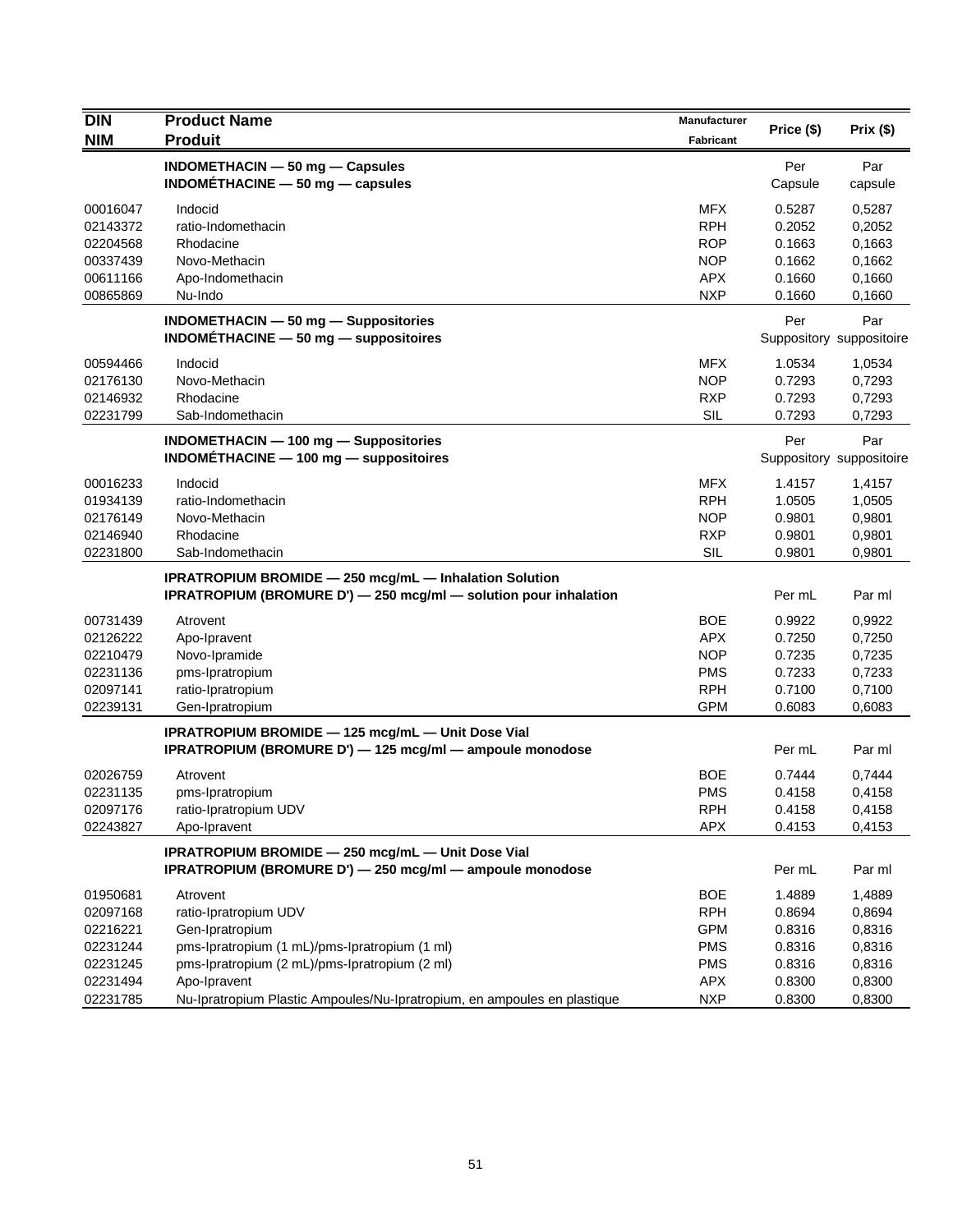| DIN<br>NIM | Product Name<br>Produit | Manufacturer<br>Fabricant | Price ($) | Prix ($) |
|---|---|---|---|---|
| | **INDOMETHACIN — 50 mg — Capsules**<br>**INDOMÉTHACINE — 50 mg — capsules** | | Per Capsule | Par capsule |
| 00016047 | Indocid | MFX | 0.5287 | 0,5287 |
| 02143372 | ratio-Indomethacin | RPH | 0.2052 | 0,2052 |
| 02204568 | Rhodacine | ROP | 0.1663 | 0,1663 |
| 00337439 | Novo-Methacin | NOP | 0.1662 | 0,1662 |
| 00611166 | Apo-Indomethacin | APX | 0.1660 | 0,1660 |
| 00865869 | Nu-Indo | NXP | 0.1660 | 0,1660 |
| | **INDOMETHACIN — 50 mg — Suppositories**<br>**INDOMÉTHACINE — 50 mg — suppositoires** | | Per Suppository | Par suppositoire |
| 00594466 | Indocid | MFX | 1.0534 | 1,0534 |
| 02176130 | Novo-Methacin | NOP | 0.7293 | 0,7293 |
| 02146932 | Rhodacine | RXP | 0.7293 | 0,7293 |
| 02231799 | Sab-Indomethacin | SIL | 0.7293 | 0,7293 |
| | **INDOMETHACIN — 100 mg — Suppositories**<br>**INDOMÉTHACINE — 100 mg — suppositoires** | | Per Suppository | Par suppositoire |
| 00016233 | Indocid | MFX | 1.4157 | 1,4157 |
| 01934139 | ratio-Indomethacin | RPH | 1.0505 | 1,0505 |
| 02176149 | Novo-Methacin | NOP | 0.9801 | 0,9801 |
| 02146940 | Rhodacine | RXP | 0.9801 | 0,9801 |
| 02231800 | Sab-Indomethacin | SIL | 0.9801 | 0,9801 |
| | **IPRATROPIUM BROMIDE — 250 mcg/mL — Inhalation Solution**<br>**IPRATROPIUM (BROMURE D') — 250 mcg/ml — solution pour inhalation** | | Per mL | Par ml |
| 00731439 | Atrovent | BOE | 0.9922 | 0,9922 |
| 02126222 | Apo-Ipravent | APX | 0.7250 | 0,7250 |
| 02210479 | Novo-Ipramide | NOP | 0.7235 | 0,7235 |
| 02231136 | pms-Ipratropium | PMS | 0.7233 | 0,7233 |
| 02097141 | ratio-Ipratropium | RPH | 0.7100 | 0,7100 |
| 02239131 | Gen-Ipratropium | GPM | 0.6083 | 0,6083 |
| | **IPRATROPIUM BROMIDE — 125 mcg/mL — Unit Dose Vial**<br>**IPRATROPIUM (BROMURE D') — 125 mcg/ml — ampoule monodose** | | Per mL | Par ml |
| 02026759 | Atrovent | BOE | 0.7444 | 0,7444 |
| 02231135 | pms-Ipratropium | PMS | 0.4158 | 0,4158 |
| 02097176 | ratio-Ipratropium UDV | RPH | 0.4158 | 0,4158 |
| 02243827 | Apo-Ipravent | APX | 0.4153 | 0,4153 |
| | **IPRATROPIUM BROMIDE — 250 mcg/mL — Unit Dose Vial**<br>**IPRATROPIUM (BROMURE D') — 250 mcg/ml — ampoule monodose** | | Per mL | Par ml |
| 01950681 | Atrovent | BOE | 1.4889 | 1,4889 |
| 02097168 | ratio-Ipratropium UDV | RPH | 0.8694 | 0,8694 |
| 02216221 | Gen-Ipratropium | GPM | 0.8316 | 0,8316 |
| 02231244 | pms-Ipratropium (1 mL)/pms-Ipratropium (1 ml) | PMS | 0.8316 | 0,8316 |
| 02231245 | pms-Ipratropium (2 mL)/pms-Ipratropium (2 ml) | PMS | 0.8316 | 0,8316 |
| 02231494 | Apo-Ipravent | APX | 0.8300 | 0,8300 |
| 02231785 | Nu-Ipratropium Plastic Ampoules/Nu-Ipratropium, en ampoules en plastique | NXP | 0.8300 | 0,8300 |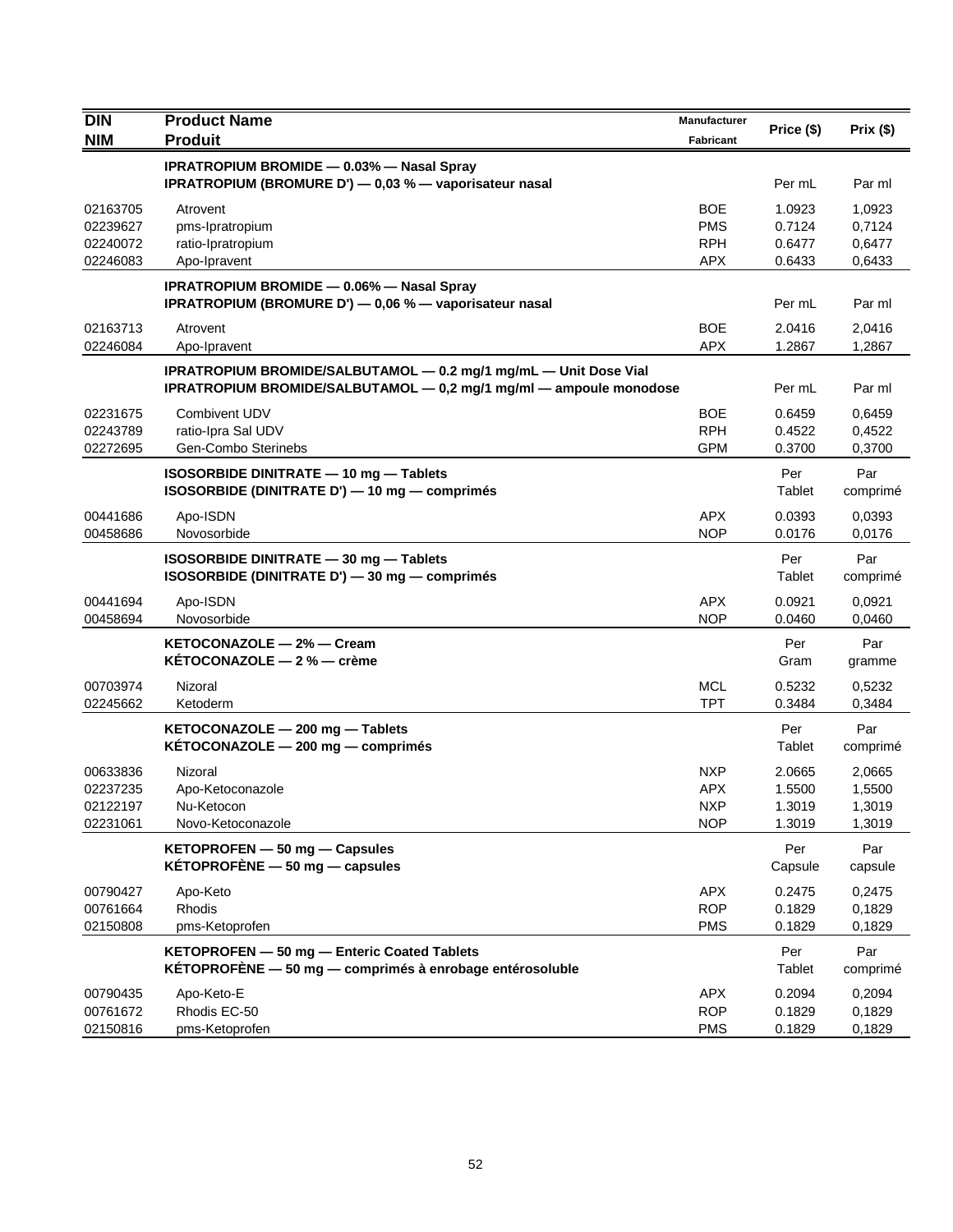| DIN<br>NIM | Product Name<br>Produit | Manufacturer<br>Fabricant | Price ($) | Prix ($) |
|---|---|---|---|---|
| | **IPRATROPIUM BROMIDE — 0.03% — Nasal Spray**<br>**IPRATROPIUM (BROMURE D') — 0,03 % — vaporisateur nasal** | | Per mL | Par ml |
| 02163705 | Atrovent | BOE | 1.0923 | 1,0923 |
| 02239627 | pms-Ipratropium | PMS | 0.7124 | 0,7124 |
| 02240072 | ratio-Ipratropium | RPH | 0.6477 | 0,6477 |
| 02246083 | Apo-Ipravent | APX | 0.6433 | 0,6433 |
| | **IPRATROPIUM BROMIDE — 0.06% — Nasal Spray**<br>**IPRATROPIUM (BROMURE D') — 0,06 % — vaporisateur nasal** | | Per mL | Par ml |
| 02163713 | Atrovent | BOE | 2.0416 | 2,0416 |
| 02246084 | Apo-Ipravent | APX | 1.2867 | 1,2867 |
| | **IPRATROPIUM BROMIDE/SALBUTAMOL — 0.2 mg/1 mg/mL — Unit Dose Vial**<br>**IPRATROPIUM BROMIDE/SALBUTAMOL — 0,2 mg/1 mg/ml — ampoule monodose** | | Per mL | Par ml |
| 02231675 | Combivent UDV | BOE | 0.6459 | 0,6459 |
| 02243789 | ratio-Ipra Sal UDV | RPH | 0.4522 | 0,4522 |
| 02272695 | Gen-Combo Sterinebs | GPM | 0.3700 | 0,3700 |
| | **ISOSORBIDE DINITRATE — 10 mg — Tablets**<br>**ISOSORBIDE (DINITRATE D') — 10 mg — comprimés** | | Per Tablet | Par comprimé |
| 00441686 | Apo-ISDN | APX | 0.0393 | 0,0393 |
| 00458686 | Novosorbide | NOP | 0.0176 | 0,0176 |
| | **ISOSORBIDE DINITRATE — 30 mg — Tablets**<br>**ISOSORBIDE (DINITRATE D') — 30 mg — comprimés** | | Per Tablet | Par comprimé |
| 00441694 | Apo-ISDN | APX | 0.0921 | 0,0921 |
| 00458694 | Novosorbide | NOP | 0.0460 | 0,0460 |
| | **KETOCONAZOLE — 2% — Cream**<br>**KÉTOCONAZOLE — 2 % — crème** | | Per Gram | Par gramme |
| 00703974 | Nizoral | MCL | 0.5232 | 0,5232 |
| 02245662 | Ketoderm | TPT | 0.3484 | 0,3484 |
| | **KETOCONAZOLE — 200 mg — Tablets**<br>**KÉTOCONAZOLE — 200 mg — comprimés** | | Per Tablet | Par comprimé |
| 00633836 | Nizoral | NXP | 2.0665 | 2,0665 |
| 02237235 | Apo-Ketoconazole | APX | 1.5500 | 1,5500 |
| 02122197 | Nu-Ketocon | NXP | 1.3019 | 1,3019 |
| 02231061 | Novo-Ketoconazole | NOP | 1.3019 | 1,3019 |
| | **KETOPROFEN — 50 mg — Capsules**<br>**KÉTOPROFÈNE — 50 mg — capsules** | | Per Capsule | Par capsule |
| 00790427 | Apo-Keto | APX | 0.2475 | 0,2475 |
| 00761664 | Rhodis | ROP | 0.1829 | 0,1829 |
| 02150808 | pms-Ketoprofen | PMS | 0.1829 | 0,1829 |
| | **KETOPROFEN — 50 mg — Enteric Coated Tablets**<br>**KÉTOPROFÈNE — 50 mg — comprimés à enrobage entérosoluble** | | Per Tablet | Par comprimé |
| 00790435 | Apo-Keto-E | APX | 0.2094 | 0,2094 |
| 00761672 | Rhodis EC-50 | ROP | 0.1829 | 0,1829 |
| 02150816 | pms-Ketoprofen | PMS | 0.1829 | 0,1829 |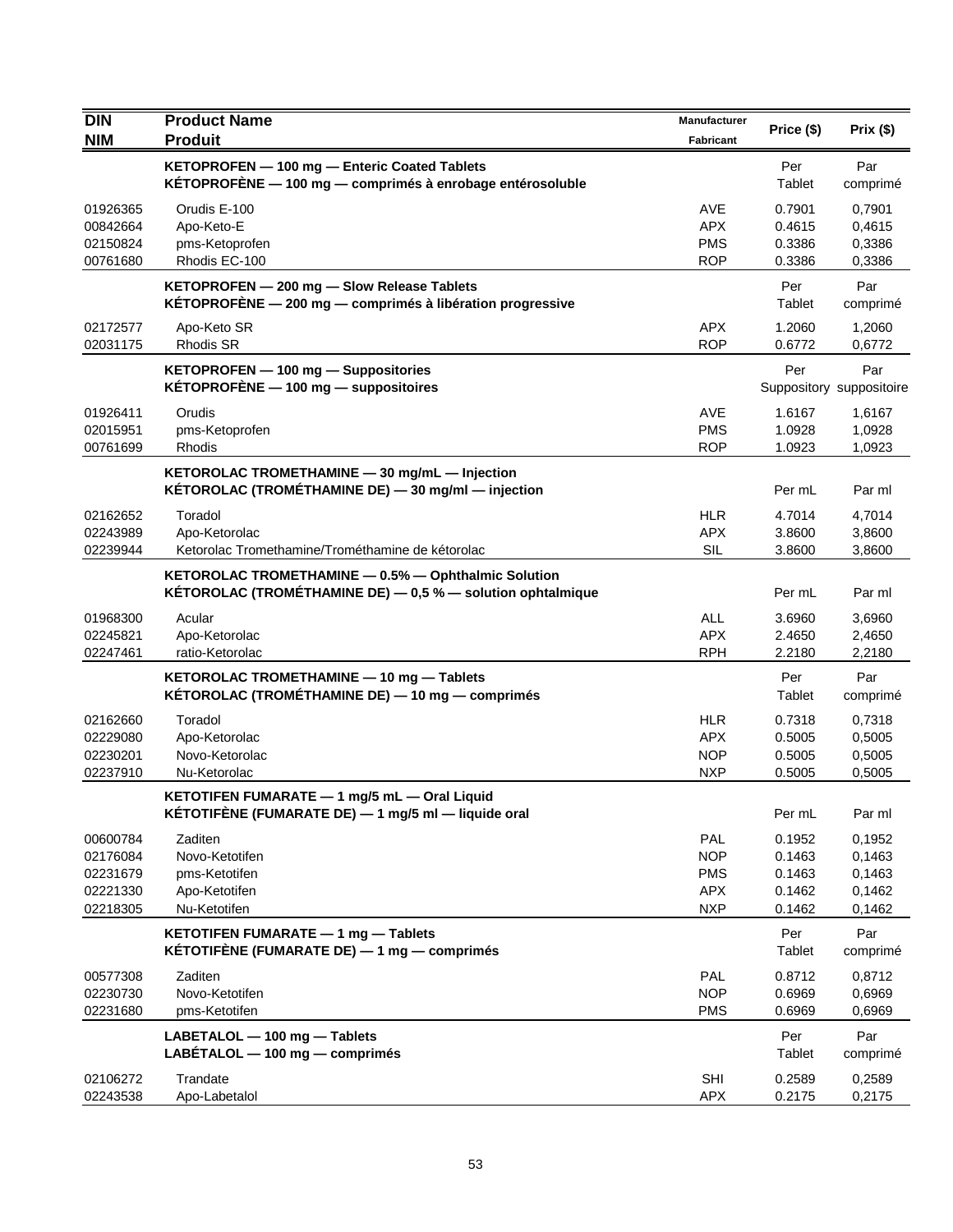| DIN<br>NIM | Product Name<br>Produit | Manufacturer<br>Fabricant | Price ($) | Prix ($) |
|---|---|---|---|---|
| | **KETOPROFEN — 100 mg — Enteric Coated Tablets**<br>**KÉTOPROFÈNE — 100 mg — comprimés à enrobage entérosoluble** | | Per Tablet | Par comprimé |
| 01926365 | Orudis E-100 | AVE | 0.7901 | 0,7901 |
| 00842664 | Apo-Keto-E | APX | 0.4615 | 0,4615 |
| 02150824 | pms-Ketoprofen | PMS | 0.3386 | 0,3386 |
| 00761680 | Rhodis EC-100 | ROP | 0.3386 | 0,3386 |
| | **KETOPROFEN — 200 mg — Slow Release Tablets**<br>**KÉTOPROFÈNE — 200 mg — comprimés à libération progressive** | | Per Tablet | Par comprimé |
| 02172577 | Apo-Keto SR | APX | 1.2060 | 1,2060 |
| 02031175 | Rhodis SR | ROP | 0.6772 | 0,6772 |
| | **KETOPROFEN — 100 mg — Suppositories**<br>**KÉTOPROFÈNE — 100 mg — suppositoires** | | Per Suppository | Par suppositoire |
| 01926411 | Orudis | AVE | 1.6167 | 1,6167 |
| 02015951 | pms-Ketoprofen | PMS | 1.0928 | 1,0928 |
| 00761699 | Rhodis | ROP | 1.0923 | 1,0923 |
| | **KETOROLAC TROMETHAMINE — 30 mg/mL — Injection**<br>**KÉTOROLAC (TROMÉTHAMINE DE) — 30 mg/ml — injection** | | Per mL | Par ml |
| 02162652 | Toradol | HLR | 4.7014 | 4,7014 |
| 02243989 | Apo-Ketorolac | APX | 3.8600 | 3,8600 |
| 02239944 | Ketorolac Tromethamine/Trométhamine de kétorolac | SIL | 3.8600 | 3,8600 |
| | **KETOROLAC TROMETHAMINE — 0.5% — Ophthalmic Solution**<br>**KÉTOROLAC (TROMÉTHAMINE DE) — 0,5 % — solution ophtalmique** | | Per mL | Par ml |
| 01968300 | Acular | ALL | 3.6960 | 3,6960 |
| 02245821 | Apo-Ketorolac | APX | 2.4650 | 2,4650 |
| 02247461 | ratio-Ketorolac | RPH | 2.2180 | 2,2180 |
| | **KETOROLAC TROMETHAMINE — 10 mg — Tablets**<br>**KÉTOROLAC (TROMÉTHAMINE DE) — 10 mg — comprimés** | | Per Tablet | Par comprimé |
| 02162660 | Toradol | HLR | 0.7318 | 0,7318 |
| 02229080 | Apo-Ketorolac | APX | 0.5005 | 0,5005 |
| 02230201 | Novo-Ketorolac | NOP | 0.5005 | 0,5005 |
| 02237910 | Nu-Ketorolac | NXP | 0.5005 | 0,5005 |
| | **KETOTIFEN FUMARATE — 1 mg/5 mL — Oral Liquid**<br>**KÉTOTIFÈNE (FUMARATE DE) — 1 mg/5 ml — liquide oral** | | Per mL | Par ml |
| 00600784 | Zaditen | PAL | 0.1952 | 0,1952 |
| 02176084 | Novo-Ketotifen | NOP | 0.1463 | 0,1463 |
| 02231679 | pms-Ketotifen | PMS | 0.1463 | 0,1463 |
| 02221330 | Apo-Ketotifen | APX | 0.1462 | 0,1462 |
| 02218305 | Nu-Ketotifen | NXP | 0.1462 | 0,1462 |
| | **KETOTIFEN FUMARATE — 1 mg — Tablets**<br>**KÉTOTIFÈNE (FUMARATE DE) — 1 mg — comprimés** | | Per Tablet | Par comprimé |
| 00577308 | Zaditen | PAL | 0.8712 | 0,8712 |
| 02230730 | Novo-Ketotifen | NOP | 0.6969 | 0,6969 |
| 02231680 | pms-Ketotifen | PMS | 0.6969 | 0,6969 |
| | **LABETALOL — 100 mg — Tablets**<br>**LABÉTALOL — 100 mg — comprimés** | | Per Tablet | Par comprimé |
| 02106272 | Trandate | SHI | 0.2589 | 0,2589 |
| 02243538 | Apo-Labetalol | APX | 0.2175 | 0,2175 |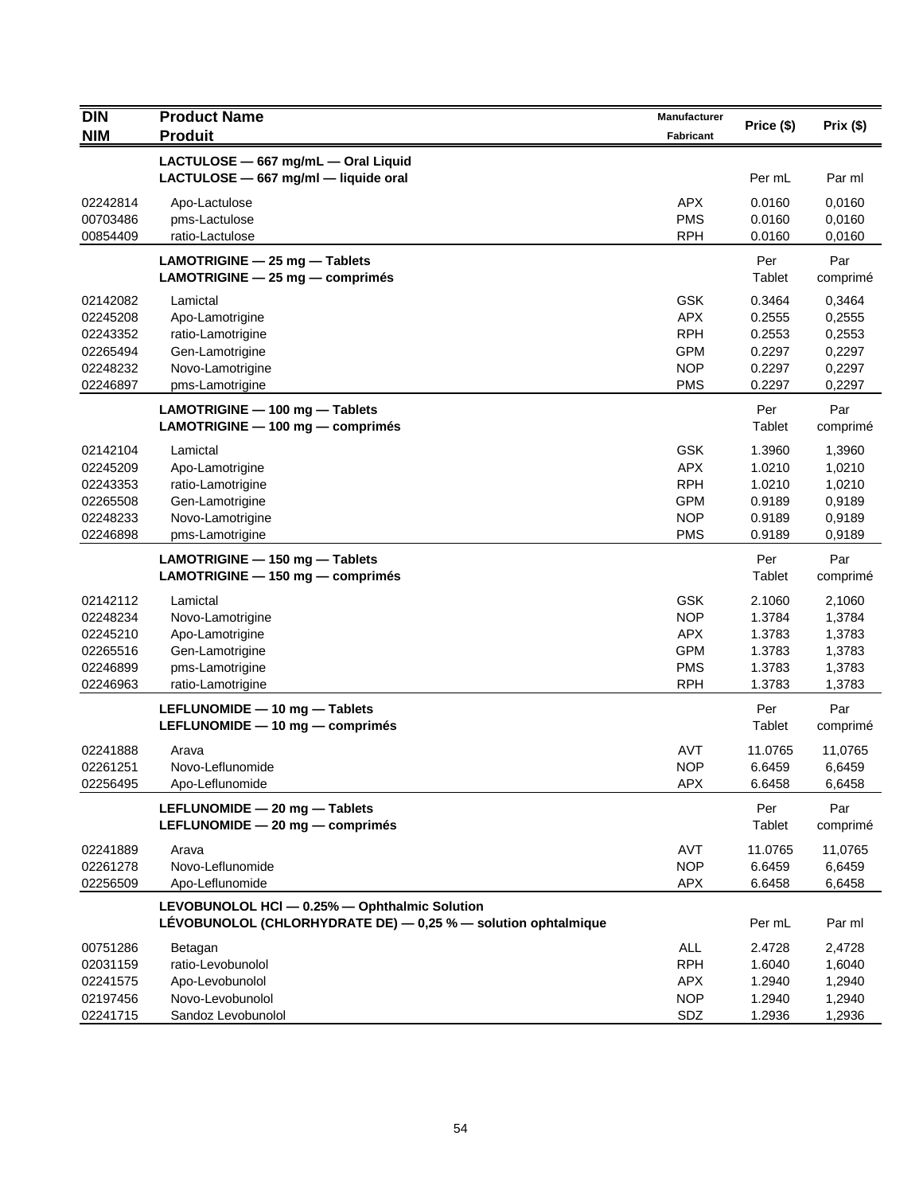| DIN<br>NIM | Product Name<br>Produit | Manufacturer<br>Fabricant | Price ($) | Prix ($) |
|---|---|---|---|---|
| | **LACTULOSE — 667 mg/mL — Oral Liquid**<br>**LACTULOSE — 667 mg/ml — liquide oral** | | Per mL | Par ml |
| 02242814 | Apo-Lactulose | APX | 0.0160 | 0,0160 |
| 00703486 | pms-Lactulose | PMS | 0.0160 | 0,0160 |
| 00854409 | ratio-Lactulose | RPH | 0.0160 | 0,0160 |
| | **LAMOTRIGINE — 25 mg — Tablets**<br>**LAMOTRIGINE — 25 mg — comprimés** | | Per Tablet | Par comprimé |
| 02142082 | Lamictal | GSK | 0.3464 | 0,3464 |
| 02245208 | Apo-Lamotrigine | APX | 0.2555 | 0,2555 |
| 02243352 | ratio-Lamotrigine | RPH | 0.2553 | 0,2553 |
| 02265494 | Gen-Lamotrigine | GPM | 0.2297 | 0,2297 |
| 02248232 | Novo-Lamotrigine | NOP | 0.2297 | 0,2297 |
| 02246897 | pms-Lamotrigine | PMS | 0.2297 | 0,2297 |
| | **LAMOTRIGINE — 100 mg — Tablets**<br>**LAMOTRIGINE — 100 mg — comprimés** | | Per Tablet | Par comprimé |
| 02142104 | Lamictal | GSK | 1.3960 | 1,3960 |
| 02245209 | Apo-Lamotrigine | APX | 1.0210 | 1,0210 |
| 02243353 | ratio-Lamotrigine | RPH | 1.0210 | 1,0210 |
| 02265508 | Gen-Lamotrigine | GPM | 0.9189 | 0,9189 |
| 02248233 | Novo-Lamotrigine | NOP | 0.9189 | 0,9189 |
| 02246898 | pms-Lamotrigine | PMS | 0.9189 | 0,9189 |
| | **LAMOTRIGINE — 150 mg — Tablets**<br>**LAMOTRIGINE — 150 mg — comprimés** | | Per Tablet | Par comprimé |
| 02142112 | Lamictal | GSK | 2.1060 | 2,1060 |
| 02248234 | Novo-Lamotrigine | NOP | 1.3784 | 1,3784 |
| 02245210 | Apo-Lamotrigine | APX | 1.3783 | 1,3783 |
| 02265516 | Gen-Lamotrigine | GPM | 1.3783 | 1,3783 |
| 02246899 | pms-Lamotrigine | PMS | 1.3783 | 1,3783 |
| 02246963 | ratio-Lamotrigine | RPH | 1.3783 | 1,3783 |
| | **LEFLUNOMIDE — 10 mg — Tablets**<br>**LEFLUNOMIDE — 10 mg — comprimés** | | Per Tablet | Par comprimé |
| 02241888 | Arava | AVT | 11.0765 | 11,0765 |
| 02261251 | Novo-Leflunomide | NOP | 6.6459 | 6,6459 |
| 02256495 | Apo-Leflunomide | APX | 6.6458 | 6,6458 |
| | **LEFLUNOMIDE — 20 mg — Tablets**<br>**LEFLUNOMIDE — 20 mg — comprimés** | | Per Tablet | Par comprimé |
| 02241889 | Arava | AVT | 11.0765 | 11,0765 |
| 02261278 | Novo-Leflunomide | NOP | 6.6459 | 6,6459 |
| 02256509 | Apo-Leflunomide | APX | 6.6458 | 6,6458 |
| | **LEVOBUNOLOL HCl — 0.25% — Ophthalmic Solution**<br>**LÉVOBUNOLOL (CHLORHYDRATE DE) — 0,25 % — solution ophtalmique** | | Per mL | Par ml |
| 00751286 | Betagan | ALL | 2.4728 | 2,4728 |
| 02031159 | ratio-Levobunolol | RPH | 1.6040 | 1,6040 |
| 02241575 | Apo-Levobunolol | APX | 1.2940 | 1,2940 |
| 02197456 | Novo-Levobunolol | NOP | 1.2940 | 1,2940 |
| 02241715 | Sandoz Levobunolol | SDZ | 1.2936 | 1,2936 |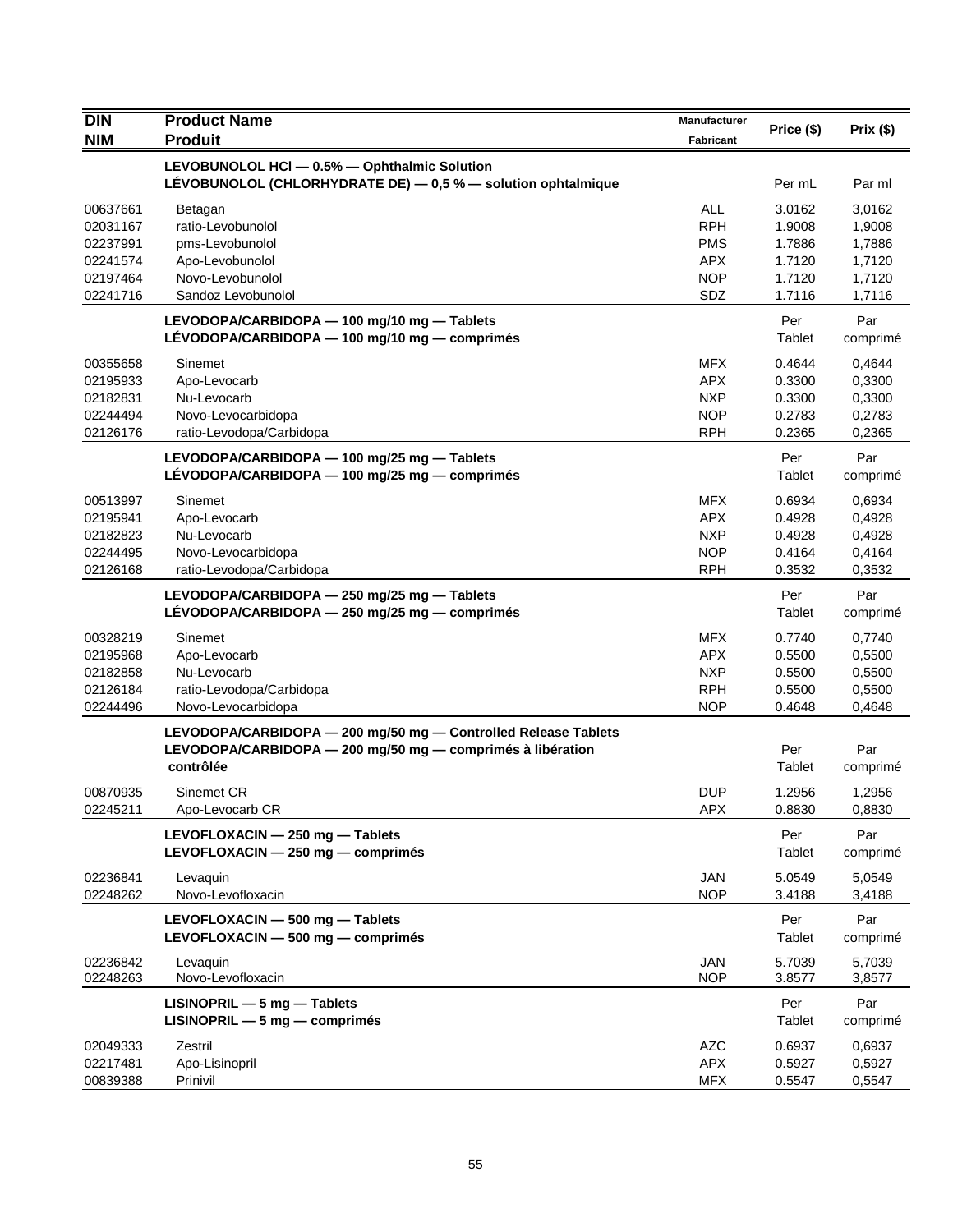| DIN<br>NIM | Product Name<br>Produit | Manufacturer<br>Fabricant | Price ($) | Prix ($) |
|---|---|---|---|---|
| | **LEVOBUNOLOL HCl — 0.5% — Ophthalmic Solution**<br>**LÉVOBUNOLOL (CHLORHYDRATE DE) — 0,5 % — solution ophtalmique** | | Per mL | Par ml |
| 00637661 | Betagan | ALL | 3.0162 | 3,0162 |
| 02031167 | ratio-Levobunolol | RPH | 1.9008 | 1,9008 |
| 02237991 | pms-Levobunolol | PMS | 1.7886 | 1,7886 |
| 02241574 | Apo-Levobunolol | APX | 1.7120 | 1,7120 |
| 02197464 | Novo-Levobunolol | NOP | 1.7120 | 1,7120 |
| 02241716 | Sandoz Levobunolol | SDZ | 1.7116 | 1,7116 |
| | **LEVODOPA/CARBIDOPA — 100 mg/10 mg — Tablets**<br>**LÉVODOPA/CARBIDOPA — 100 mg/10 mg — comprimés** | | Per Tablet | Par comprimé |
| 00355658 | Sinemet | MFX | 0.4644 | 0,4644 |
| 02195933 | Apo-Levocarb | APX | 0.3300 | 0,3300 |
| 02182831 | Nu-Levocarb | NXP | 0.3300 | 0,3300 |
| 02244494 | Novo-Levocarbidopa | NOP | 0.2783 | 0,2783 |
| 02126176 | ratio-Levodopa/Carbidopa | RPH | 0.2365 | 0,2365 |
| | **LEVODOPA/CARBIDOPA — 100 mg/25 mg — Tablets**<br>**LÉVODOPA/CARBIDOPA — 100 mg/25 mg — comprimés** | | Per Tablet | Par comprimé |
| 00513997 | Sinemet | MFX | 0.6934 | 0,6934 |
| 02195941 | Apo-Levocarb | APX | 0.4928 | 0,4928 |
| 02182823 | Nu-Levocarb | NXP | 0.4928 | 0,4928 |
| 02244495 | Novo-Levocarbidopa | NOP | 0.4164 | 0,4164 |
| 02126168 | ratio-Levodopa/Carbidopa | RPH | 0.3532 | 0,3532 |
| | **LEVODOPA/CARBIDOPA — 250 mg/25 mg — Tablets**<br>**LÉVODOPA/CARBIDOPA — 250 mg/25 mg — comprimés** | | Per Tablet | Par comprimé |
| 00328219 | Sinemet | MFX | 0.7740 | 0,7740 |
| 02195968 | Apo-Levocarb | APX | 0.5500 | 0,5500 |
| 02182858 | Nu-Levocarb | NXP | 0.5500 | 0,5500 |
| 02126184 | ratio-Levodopa/Carbidopa | RPH | 0.5500 | 0,5500 |
| 02244496 | Novo-Levocarbidopa | NOP | 0.4648 | 0,4648 |
| | **LEVODOPA/CARBIDOPA — 200 mg/50 mg — Controlled Release Tablets**<br>**LEVODOPA/CARBIDOPA — 200 mg/50 mg — comprimés à libération contrôlée** | | Per Tablet | Par comprimé |
| 00870935 | Sinemet CR | DUP | 1.2956 | 1,2956 |
| 02245211 | Apo-Levocarb CR | APX | 0.8830 | 0,8830 |
| | **LEVOFLOXACIN — 250 mg — Tablets**<br>**LEVOFLOXACIN — 250 mg — comprimés** | | Per Tablet | Par comprimé |
| 02236841 | Levaquin | JAN | 5.0549 | 5,0549 |
| 02248262 | Novo-Levofloxacin | NOP | 3.4188 | 3,4188 |
| | **LEVOFLOXACIN — 500 mg — Tablets**<br>**LEVOFLOXACIN — 500 mg — comprimés** | | Per Tablet | Par comprimé |
| 02236842 | Levaquin | JAN | 5.7039 | 5,7039 |
| 02248263 | Novo-Levofloxacin | NOP | 3.8577 | 3,8577 |
| | **LISINOPRIL — 5 mg — Tablets**<br>**LISINOPRIL — 5 mg — comprimés** | | Per Tablet | Par comprimé |
| 02049333 | Zestril | AZC | 0.6937 | 0,6937 |
| 02217481 | Apo-Lisinopril | APX | 0.5927 | 0,5927 |
| 00839388 | Prinivil | MFX | 0.5547 | 0,5547 |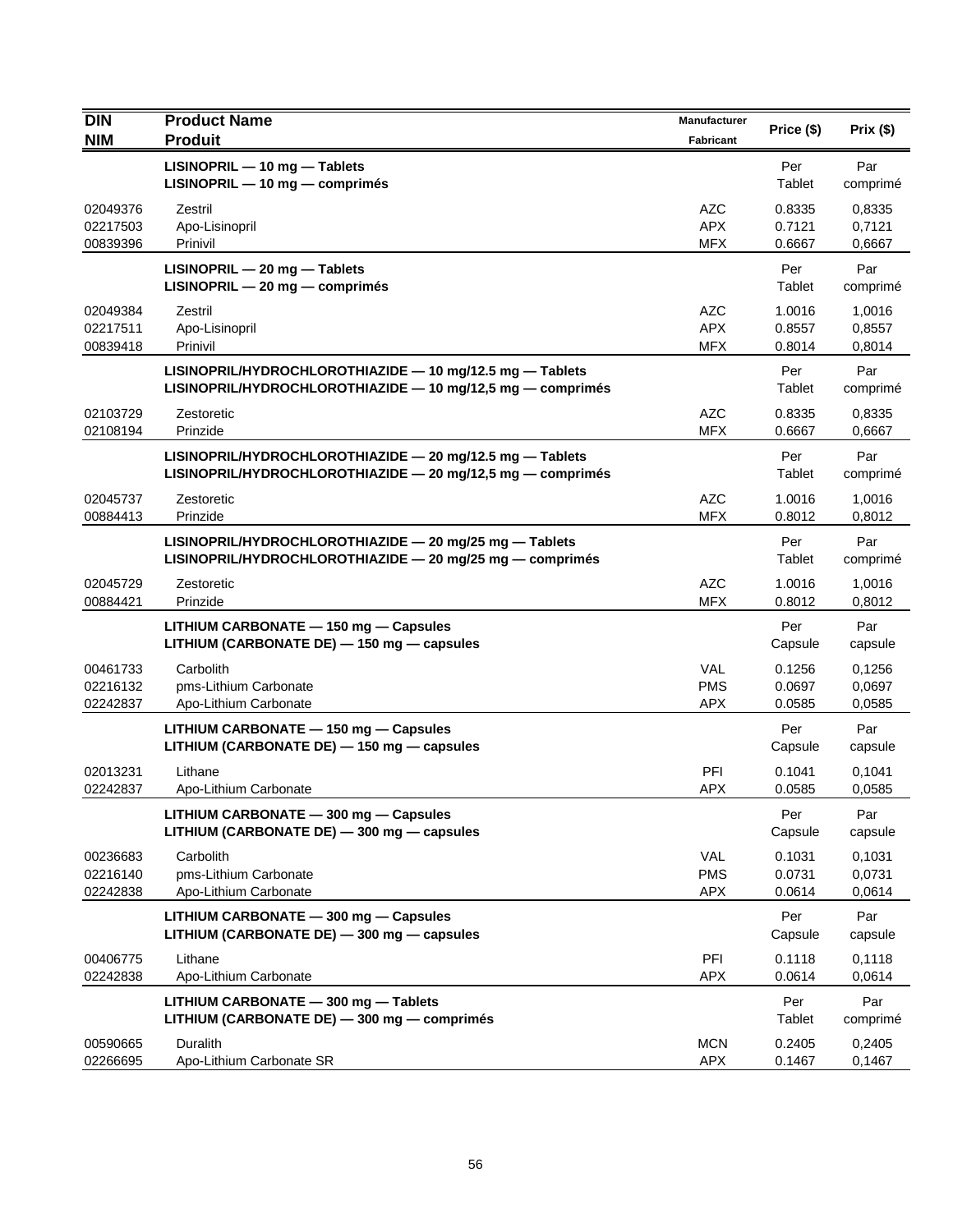| DIN<br>NIM | Product Name<br>Produit | Manufacturer<br>Fabricant | Price ($) | Prix ($) |
|---|---|---|---|---|
| | **LISINOPRIL — 10 mg — Tablets**<br>**LISINOPRIL — 10 mg — comprimés** | | Per Tablet | Par comprimé |
| 02049376 | Zestril | AZC | 0.8335 | 0,8335 |
| 02217503 | Apo-Lisinopril | APX | 0.7121 | 0,7121 |
| 00839396 | Prinivil | MFX | 0.6667 | 0,6667 |
| | **LISINOPRIL — 20 mg — Tablets**<br>**LISINOPRIL — 20 mg — comprimés** | | Per Tablet | Par comprimé |
| 02049384 | Zestril | AZC | 1.0016 | 1,0016 |
| 02217511 | Apo-Lisinopril | APX | 0.8557 | 0,8557 |
| 00839418 | Prinivil | MFX | 0.8014 | 0,8014 |
| | **LISINOPRIL/HYDROCHLOROTHIAZIDE — 10 mg/12.5 mg — Tablets**<br>**LISINOPRIL/HYDROCHLOROTHIAZIDE — 10 mg/12,5 mg — comprimés** | | Per Tablet | Par comprimé |
| 02103729 | Zestoretic | AZC | 0.8335 | 0,8335 |
| 02108194 | Prinzide | MFX | 0.6667 | 0,6667 |
| | **LISINOPRIL/HYDROCHLOROTHIAZIDE — 20 mg/12.5 mg — Tablets**<br>**LISINOPRIL/HYDROCHLOROTHIAZIDE — 20 mg/12,5 mg — comprimés** | | Per Tablet | Par comprimé |
| 02045737 | Zestoretic | AZC | 1.0016 | 1,0016 |
| 00884413 | Prinzide | MFX | 0.8012 | 0,8012 |
| | **LISINOPRIL/HYDROCHLOROTHIAZIDE — 20 mg/25 mg — Tablets**<br>**LISINOPRIL/HYDROCHLOROTHIAZIDE — 20 mg/25 mg — comprimés** | | Per Tablet | Par comprimé |
| 02045729 | Zestoretic | AZC | 1.0016 | 1,0016 |
| 00884421 | Prinzide | MFX | 0.8012 | 0,8012 |
| | **LITHIUM CARBONATE — 150 mg — Capsules**<br>**LITHIUM (CARBONATE DE) — 150 mg — capsules** | | Per Capsule | Par capsule |
| 00461733 | Carbolith | VAL | 0.1256 | 0,1256 |
| 02216132 | pms-Lithium Carbonate | PMS | 0.0697 | 0,0697 |
| 02242837 | Apo-Lithium Carbonate | APX | 0.0585 | 0,0585 |
| | **LITHIUM CARBONATE — 150 mg — Capsules**<br>**LITHIUM (CARBONATE DE) — 150 mg — capsules** | | Per Capsule | Par capsule |
| 02013231 | Lithane | PFI | 0.1041 | 0,1041 |
| 02242837 | Apo-Lithium Carbonate | APX | 0.0585 | 0,0585 |
| | **LITHIUM CARBONATE — 300 mg — Capsules**<br>**LITHIUM (CARBONATE DE) — 300 mg — capsules** | | Per Capsule | Par capsule |
| 00236683 | Carbolith | VAL | 0.1031 | 0,1031 |
| 02216140 | pms-Lithium Carbonate | PMS | 0.0731 | 0,0731 |
| 02242838 | Apo-Lithium Carbonate | APX | 0.0614 | 0,0614 |
| | **LITHIUM CARBONATE — 300 mg — Capsules**<br>**LITHIUM (CARBONATE DE) — 300 mg — capsules** | | Per Capsule | Par capsule |
| 00406775 | Lithane | PFI | 0.1118 | 0,1118 |
| 02242838 | Apo-Lithium Carbonate | APX | 0.0614 | 0,0614 |
| | **LITHIUM CARBONATE — 300 mg — Tablets**<br>**LITHIUM (CARBONATE DE) — 300 mg — comprimés** | | Per Tablet | Par comprimé |
| 00590665 | Duralith | MCN | 0.2405 | 0,2405 |
| 02266695 | Apo-Lithium Carbonate SR | APX | 0.1467 | 0,1467 |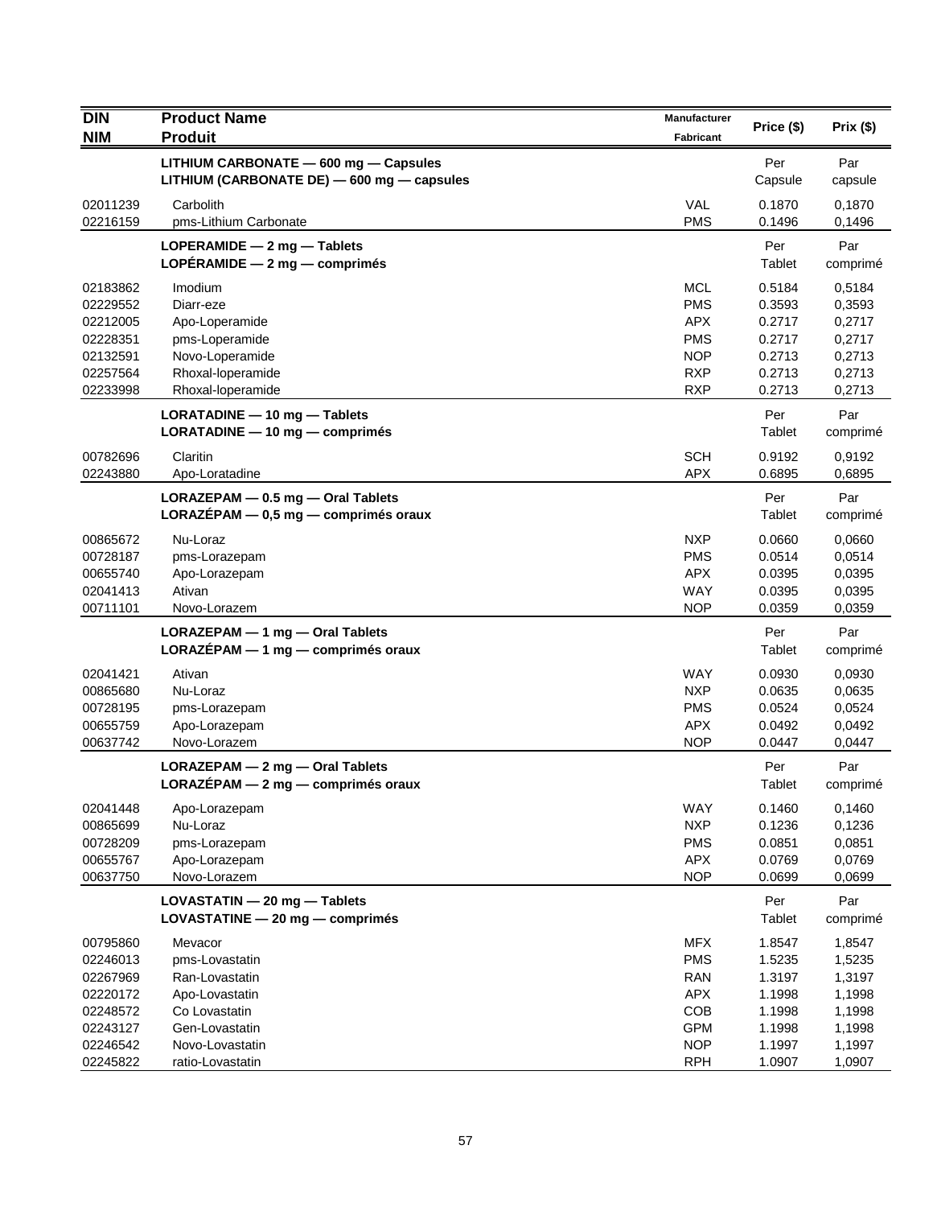| DIN<br>NIM | Product Name<br>Produit | Manufacturer<br>Fabricant | Price ($) | Prix ($) |
|---|---|---|---|---|
| | **LITHIUM CARBONATE — 600 mg — Capsules**<br>**LITHIUM (CARBONATE DE) — 600 mg — capsules** | | Per Capsule | Par capsule |
| 02011239 | Carbolith | VAL | 0.1870 | 0,1870 |
| 02216159 | pms-Lithium Carbonate | PMS | 0.1496 | 0,1496 |
| | **LOPERAMIDE — 2 mg — Tablets**<br>**LOPÉRAMIDE — 2 mg — comprimés** | | Per Tablet | Par comprimé |
| 02183862 | Imodium | MCL | 0.5184 | 0,5184 |
| 02229552 | Diarr-eze | PMS | 0.3593 | 0,3593 |
| 02212005 | Apo-Loperamide | APX | 0.2717 | 0,2717 |
| 02228351 | pms-Loperamide | PMS | 0.2717 | 0,2717 |
| 02132591 | Novo-Loperamide | NOP | 0.2713 | 0,2713 |
| 02257564 | Rhoxal-loperamide | RXP | 0.2713 | 0,2713 |
| 02233998 | Rhoxal-loperamide | RXP | 0.2713 | 0,2713 |
| | **LORATADINE — 10 mg — Tablets**<br>**LORATADINE — 10 mg — comprimés** | | Per Tablet | Par comprimé |
| 00782696 | Claritin | SCH | 0.9192 | 0,9192 |
| 02243880 | Apo-Loratadine | APX | 0.6895 | 0,6895 |
| | **LORAZEPAM — 0.5 mg — Oral Tablets**<br>**LORAZÉPAM — 0,5 mg — comprimés oraux** | | Per Tablet | Par comprimé |
| 00865672 | Nu-Loraz | NXP | 0.0660 | 0,0660 |
| 00728187 | pms-Lorazepam | PMS | 0.0514 | 0,0514 |
| 00655740 | Apo-Lorazepam | APX | 0.0395 | 0,0395 |
| 02041413 | Ativan | WAY | 0.0395 | 0,0395 |
| 00711101 | Novo-Lorazem | NOP | 0.0359 | 0,0359 |
| | **LORAZEPAM — 1 mg — Oral Tablets**<br>**LORAZÉPAM — 1 mg — comprimés oraux** | | Per Tablet | Par comprimé |
| 02041421 | Ativan | WAY | 0.0930 | 0,0930 |
| 00865680 | Nu-Loraz | NXP | 0.0635 | 0,0635 |
| 00728195 | pms-Lorazepam | PMS | 0.0524 | 0,0524 |
| 00655759 | Apo-Lorazepam | APX | 0.0492 | 0,0492 |
| 00637742 | Novo-Lorazem | NOP | 0.0447 | 0,0447 |
| | **LORAZEPAM — 2 mg — Oral Tablets**<br>**LORAZÉPAM — 2 mg — comprimés oraux** | | Per Tablet | Par comprimé |
| 02041448 | Apo-Lorazepam | WAY | 0.1460 | 0,1460 |
| 00865699 | Nu-Loraz | NXP | 0.1236 | 0,1236 |
| 00728209 | pms-Lorazepam | PMS | 0.0851 | 0,0851 |
| 00655767 | Apo-Lorazepam | APX | 0.0769 | 0,0769 |
| 00637750 | Novo-Lorazem | NOP | 0.0699 | 0,0699 |
| | **LOVASTATIN — 20 mg — Tablets**<br>**LOVASTATINE — 20 mg — comprimés** | | Per Tablet | Par comprimé |
| 00795860 | Mevacor | MFX | 1.8547 | 1,8547 |
| 02246013 | pms-Lovastatin | PMS | 1.5235 | 1,5235 |
| 02267969 | Ran-Lovastatin | RAN | 1.3197 | 1,3197 |
| 02220172 | Apo-Lovastatin | APX | 1.1998 | 1,1998 |
| 02248572 | Co Lovastatin | COB | 1.1998 | 1,1998 |
| 02243127 | Gen-Lovastatin | GPM | 1.1998 | 1,1998 |
| 02246542 | Novo-Lovastatin | NOP | 1.1997 | 1,1997 |
| 02245822 | ratio-Lovastatin | RPH | 1.0907 | 1,0907 |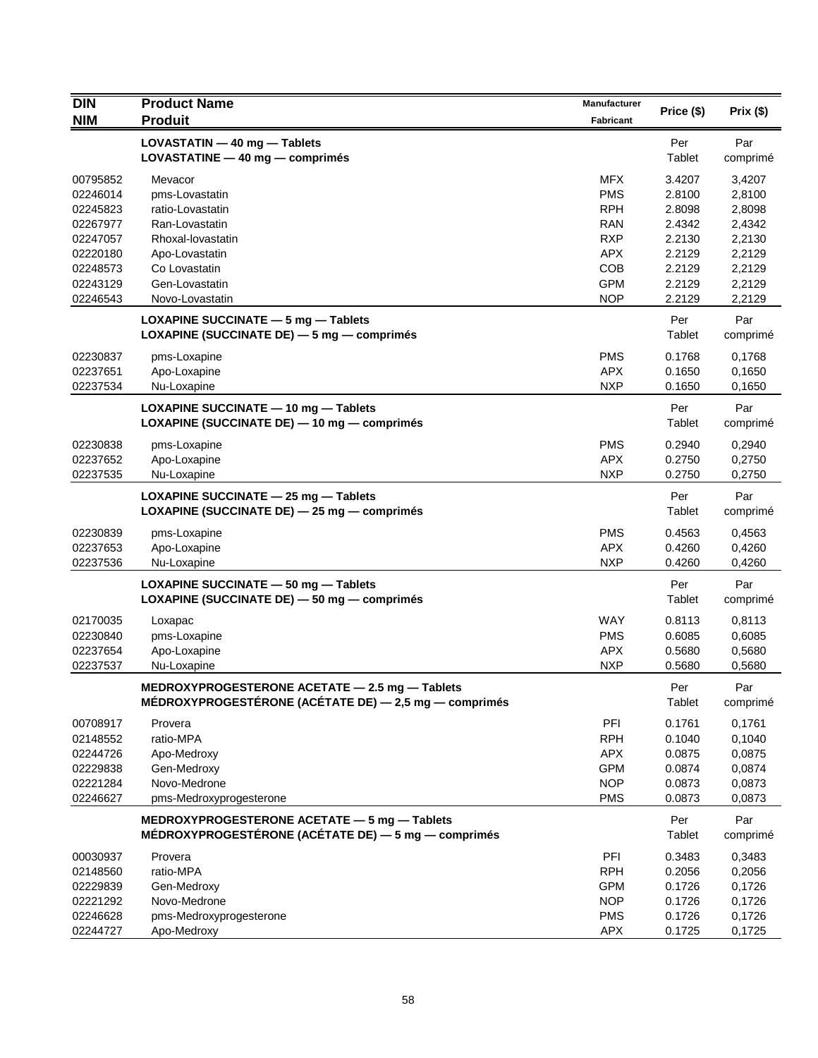| DIN<br>NIM | Product Name<br>Produit | Manufacturer<br>Fabricant | Price ($) | Prix ($) |
|---|---|---|---|---|
| | **LOVASTATIN — 40 mg — Tablets<br>LOVASTATINE — 40 mg — comprimés** | | Per Tablet | Par comprimé |
| 00795852 | Mevacor | MFX | 3.4207 | 3,4207 |
| 02246014 | pms-Lovastatin | PMS | 2.8100 | 2,8100 |
| 02245823 | ratio-Lovastatin | RPH | 2.8098 | 2,8098 |
| 02267977 | Ran-Lovastatin | RAN | 2.4342 | 2,4342 |
| 02247057 | Rhoxal-lovastatin | RXP | 2.2130 | 2,2130 |
| 02220180 | Apo-Lovastatin | APX | 2.2129 | 2,2129 |
| 02248573 | Co Lovastatin | COB | 2.2129 | 2,2129 |
| 02243129 | Gen-Lovastatin | GPM | 2.2129 | 2,2129 |
| 02246543 | Novo-Lovastatin | NOP | 2.2129 | 2,2129 |
| | **LOXAPINE SUCCINATE — 5 mg — Tablets<br>LOXAPINE (SUCCINATE DE) — 5 mg — comprimés** | | Per Tablet | Par comprimé |
| 02230837 | pms-Loxapine | PMS | 0.1768 | 0,1768 |
| 02237651 | Apo-Loxapine | APX | 0.1650 | 0,1650 |
| 02237534 | Nu-Loxapine | NXP | 0.1650 | 0,1650 |
| | **LOXAPINE SUCCINATE — 10 mg — Tablets<br>LOXAPINE (SUCCINATE DE) — 10 mg — comprimés** | | Per Tablet | Par comprimé |
| 02230838 | pms-Loxapine | PMS | 0.2940 | 0,2940 |
| 02237652 | Apo-Loxapine | APX | 0.2750 | 0,2750 |
| 02237535 | Nu-Loxapine | NXP | 0.2750 | 0,2750 |
| | **LOXAPINE SUCCINATE — 25 mg — Tablets<br>LOXAPINE (SUCCINATE DE) — 25 mg — comprimés** | | Per Tablet | Par comprimé |
| 02230839 | pms-Loxapine | PMS | 0.4563 | 0,4563 |
| 02237653 | Apo-Loxapine | APX | 0.4260 | 0,4260 |
| 02237536 | Nu-Loxapine | NXP | 0.4260 | 0,4260 |
| | **LOXAPINE SUCCINATE — 50 mg — Tablets<br>LOXAPINE (SUCCINATE DE) — 50 mg — comprimés** | | Per Tablet | Par comprimé |
| 02170035 | Loxapac | WAY | 0.8113 | 0,8113 |
| 02230840 | pms-Loxapine | PMS | 0.6085 | 0,6085 |
| 02237654 | Apo-Loxapine | APX | 0.5680 | 0,5680 |
| 02237537 | Nu-Loxapine | NXP | 0.5680 | 0,5680 |
| | **MEDROXYPROGESTERONE ACETATE — 2.5 mg — Tablets<br>MÉDROXYPROGESTÉRONE (ACÉTATE DE) — 2,5 mg — comprimés** | | Per Tablet | Par comprimé |
| 00708917 | Provera | PFI | 0.1761 | 0,1761 |
| 02148552 | ratio-MPA | RPH | 0.1040 | 0,1040 |
| 02244726 | Apo-Medroxy | APX | 0.0875 | 0,0875 |
| 02229838 | Gen-Medroxy | GPM | 0.0874 | 0,0874 |
| 02221284 | Novo-Medrone | NOP | 0.0873 | 0,0873 |
| 02246627 | pms-Medroxyprogesterone | PMS | 0.0873 | 0,0873 |
| | **MEDROXYPROGESTERONE ACETATE — 5 mg — Tablets<br>MÉDROXYPROGESTÉRONE (ACÉTATE DE) — 5 mg — comprimés** | | Per Tablet | Par comprimé |
| 00030937 | Provera | PFI | 0.3483 | 0,3483 |
| 02148560 | ratio-MPA | RPH | 0.2056 | 0,2056 |
| 02229839 | Gen-Medroxy | GPM | 0.1726 | 0,1726 |
| 02221292 | Novo-Medrone | NOP | 0.1726 | 0,1726 |
| 02246628 | pms-Medroxyprogesterone | PMS | 0.1726 | 0,1726 |
| 02244727 | Apo-Medroxy | APX | 0.1725 | 0,1725 |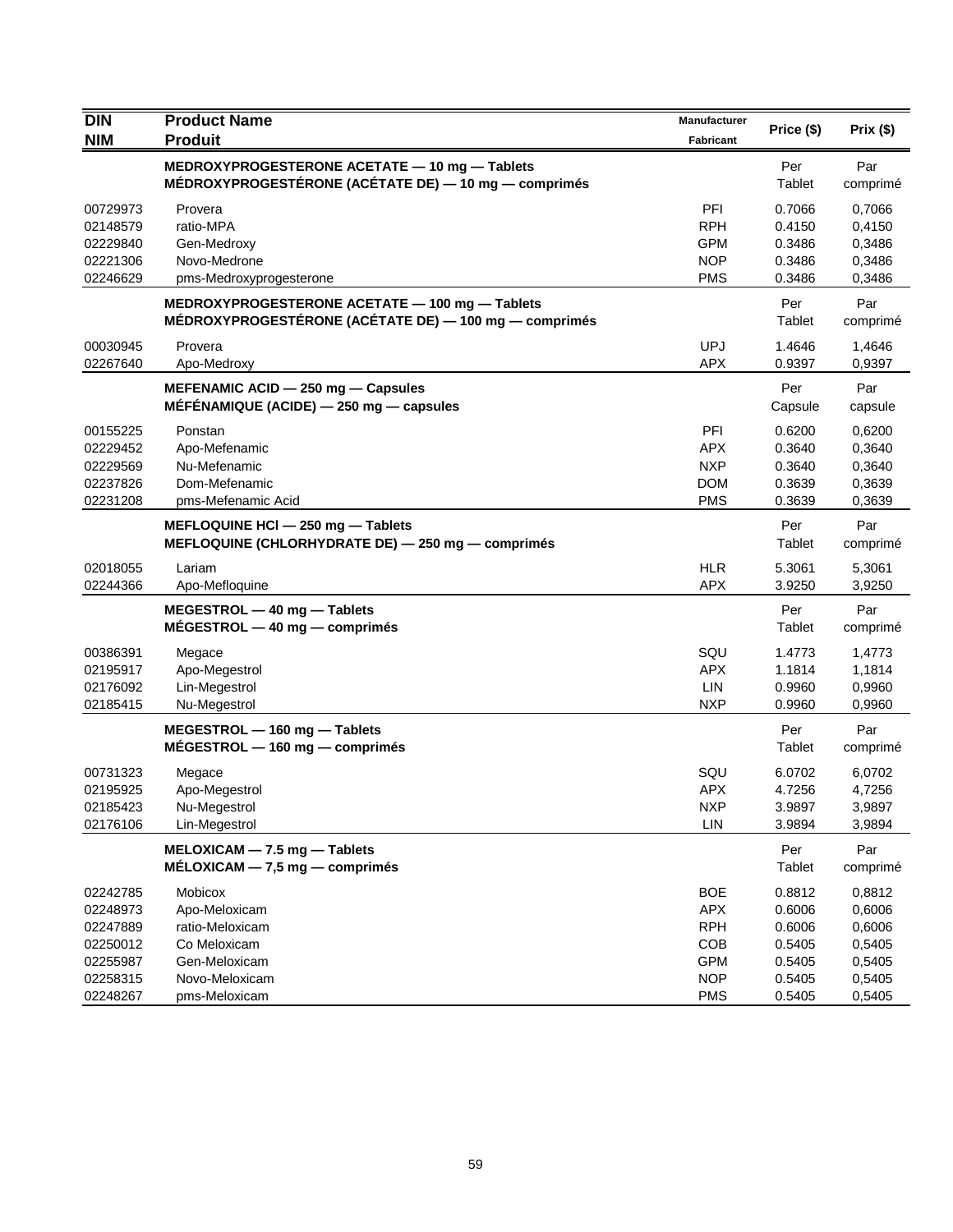| DIN<br>NIM | Product Name<br>Produit | Manufacturer<br>Fabricant | Price ($) | Prix ($) |
|---|---|---|---|---|
| | **MEDROXYPROGESTERONE ACETATE — 10 mg — Tablets**<br>**MÉDROXYPROGESTÉRONE (ACÉTATE DE) — 10 mg — comprimés** | | Per Tablet | Par comprimé |
| 00729973 | Provera | PFI | 0.7066 | 0,7066 |
| 02148579 | ratio-MPA | RPH | 0.4150 | 0,4150 |
| 02229840 | Gen-Medroxy | GPM | 0.3486 | 0,3486 |
| 02221306 | Novo-Medrone | NOP | 0.3486 | 0,3486 |
| 02246629 | pms-Medroxyprogesterone | PMS | 0.3486 | 0,3486 |
| | **MEDROXYPROGESTERONE ACETATE — 100 mg — Tablets**<br>**MÉDROXYPROGESTÉRONE (ACÉTATE DE) — 100 mg — comprimés** | | Per Tablet | Par comprimé |
| 00030945 | Provera | UPJ | 1.4646 | 1,4646 |
| 02267640 | Apo-Medroxy | APX | 0.9397 | 0,9397 |
| | **MEFENAMIC ACID — 250 mg — Capsules**<br>**MÉFÉNAMIQUE (ACIDE) — 250 mg — capsules** | | Per Capsule | Par capsule |
| 00155225 | Ponstan | PFI | 0.6200 | 0,6200 |
| 02229452 | Apo-Mefenamic | APX | 0.3640 | 0,3640 |
| 02229569 | Nu-Mefenamic | NXP | 0.3640 | 0,3640 |
| 02237826 | Dom-Mefenamic | DOM | 0.3639 | 0,3639 |
| 02231208 | pms-Mefenamic Acid | PMS | 0.3639 | 0,3639 |
| | **MEFLOQUINE HCl — 250 mg — Tablets**<br>**MEFLOQUINE (CHLORHYDRATE DE) — 250 mg — comprimés** | | Per Tablet | Par comprimé |
| 02018055 | Lariam | HLR | 5.3061 | 5,3061 |
| 02244366 | Apo-Mefloquine | APX | 3.9250 | 3,9250 |
| | **MEGESTROL — 40 mg — Tablets**<br>**MÉGESTROL — 40 mg — comprimés** | | Per Tablet | Par comprimé |
| 00386391 | Megace | SQU | 1.4773 | 1,4773 |
| 02195917 | Apo-Megestrol | APX | 1.1814 | 1,1814 |
| 02176092 | Lin-Megestrol | LIN | 0.9960 | 0,9960 |
| 02185415 | Nu-Megestrol | NXP | 0.9960 | 0,9960 |
| | **MEGESTROL — 160 mg — Tablets**<br>**MÉGESTROL — 160 mg — comprimés** | | Per Tablet | Par comprimé |
| 00731323 | Megace | SQU | 6.0702 | 6,0702 |
| 02195925 | Apo-Megestrol | APX | 4.7256 | 4,7256 |
| 02185423 | Nu-Megestrol | NXP | 3.9897 | 3,9897 |
| 02176106 | Lin-Megestrol | LIN | 3.9894 | 3,9894 |
| | **MELOXICAM — 7.5 mg — Tablets**<br>**MÉLOXICAM — 7,5 mg — comprimés** | | Per Tablet | Par comprimé |
| 02242785 | Mobicox | BOE | 0.8812 | 0,8812 |
| 02248973 | Apo-Meloxicam | APX | 0.6006 | 0,6006 |
| 02247889 | ratio-Meloxicam | RPH | 0.6006 | 0,6006 |
| 02250012 | Co Meloxicam | COB | 0.5405 | 0,5405 |
| 02255987 | Gen-Meloxicam | GPM | 0.5405 | 0,5405 |
| 02258315 | Novo-Meloxicam | NOP | 0.5405 | 0,5405 |
| 02248267 | pms-Meloxicam | PMS | 0.5405 | 0,5405 |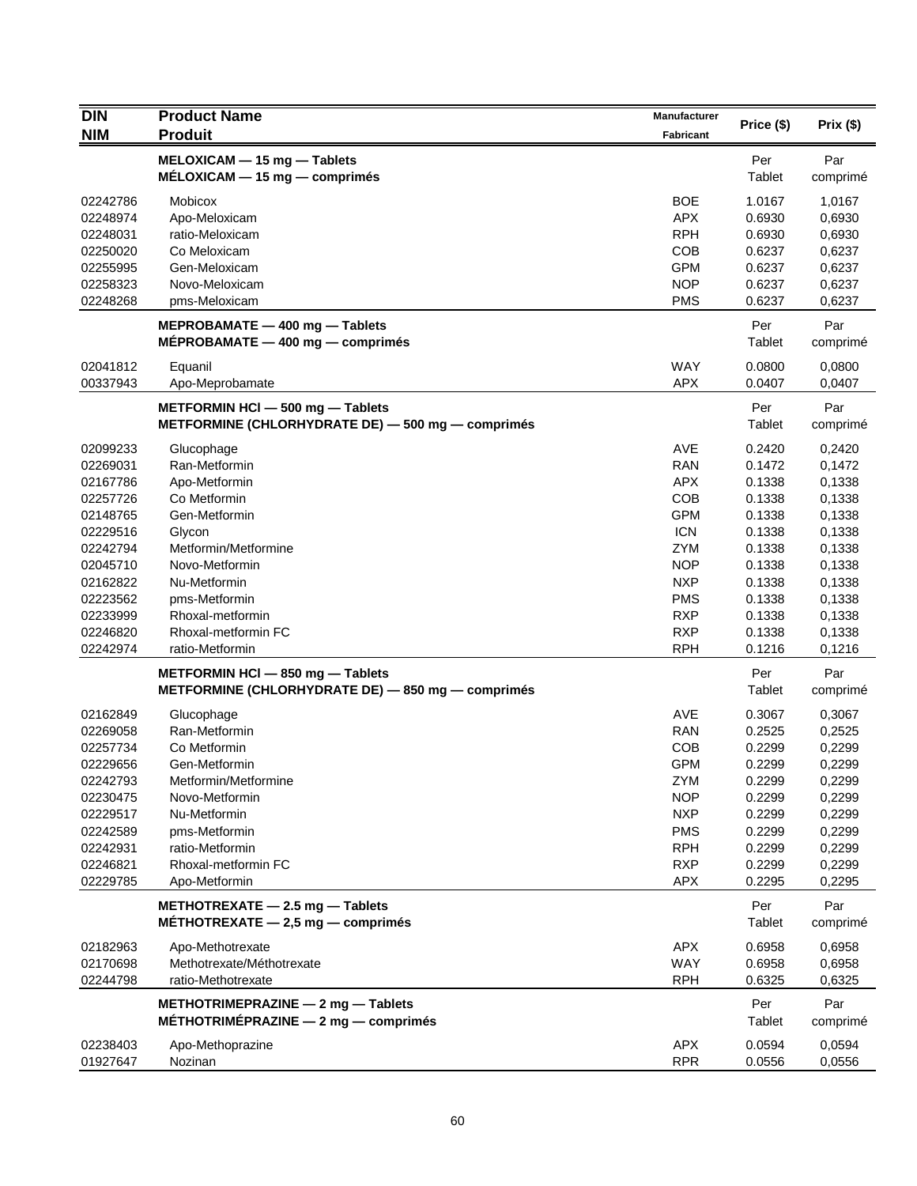| DIN<br>NIM | Product Name<br>Produit | Manufacturer<br>Fabricant | Price ($) | Prix ($) |
|---|---|---|---|---|
| | **MELOXICAM — 15 mg — Tablets**<br>**MÉLOXICAM — 15 mg — comprimés** | | Per Tablet | Par comprimé |
| 02242786 | Mobicox | BOE | 1.0167 | 1,0167 |
| 02248974 | Apo-Meloxicam | APX | 0.6930 | 0,6930 |
| 02248031 | ratio-Meloxicam | RPH | 0.6930 | 0,6930 |
| 02250020 | Co Meloxicam | COB | 0.6237 | 0,6237 |
| 02255995 | Gen-Meloxicam | GPM | 0.6237 | 0,6237 |
| 02258323 | Novo-Meloxicam | NOP | 0.6237 | 0,6237 |
| 02248268 | pms-Meloxicam | PMS | 0.6237 | 0,6237 |
| | **MEPROBAMATE — 400 mg — Tablets**<br>**MÉPROBAMATE — 400 mg — comprimés** | | Per Tablet | Par comprimé |
| 02041812 | Equanil | WAY | 0.0800 | 0,0800 |
| 00337943 | Apo-Meprobamate | APX | 0.0407 | 0,0407 |
| | **METFORMIN HCl — 500 mg — Tablets**<br>**METFORMINE (CHLORHYDRATE DE) — 500 mg — comprimés** | | Per Tablet | Par comprimé |
| 02099233 | Glucophage | AVE | 0.2420 | 0,2420 |
| 02269031 | Ran-Metformin | RAN | 0.1472 | 0,1472 |
| 02167786 | Apo-Metformin | APX | 0.1338 | 0,1338 |
| 02257726 | Co Metformin | COB | 0.1338 | 0,1338 |
| 02148765 | Gen-Metformin | GPM | 0.1338 | 0,1338 |
| 02229516 | Glycon | ICN | 0.1338 | 0,1338 |
| 02242794 | Metformin/Metformine | ZYM | 0.1338 | 0,1338 |
| 02045710 | Novo-Metformin | NOP | 0.1338 | 0,1338 |
| 02162822 | Nu-Metformin | NXP | 0.1338 | 0,1338 |
| 02223562 | pms-Metformin | PMS | 0.1338 | 0,1338 |
| 02233999 | Rhoxal-metformin | RXP | 0.1338 | 0,1338 |
| 02246820 | Rhoxal-metformin FC | RXP | 0.1338 | 0,1338 |
| 02242974 | ratio-Metformin | RPH | 0.1216 | 0,1216 |
| | **METFORMIN HCl — 850 mg — Tablets**<br>**METFORMINE (CHLORHYDRATE DE) — 850 mg — comprimés** | | Per Tablet | Par comprimé |
| 02162849 | Glucophage | AVE | 0.3067 | 0,3067 |
| 02269058 | Ran-Metformin | RAN | 0.2525 | 0,2525 |
| 02257734 | Co Metformin | COB | 0.2299 | 0,2299 |
| 02229656 | Gen-Metformin | GPM | 0.2299 | 0,2299 |
| 02242793 | Metformin/Metformine | ZYM | 0.2299 | 0,2299 |
| 02230475 | Novo-Metformin | NOP | 0.2299 | 0,2299 |
| 02229517 | Nu-Metformin | NXP | 0.2299 | 0,2299 |
| 02242589 | pms-Metformin | PMS | 0.2299 | 0,2299 |
| 02242931 | ratio-Metformin | RPH | 0.2299 | 0,2299 |
| 02246821 | Rhoxal-metformin FC | RXP | 0.2299 | 0,2299 |
| 02229785 | Apo-Metformin | APX | 0.2295 | 0,2295 |
| | **METHOTREXATE — 2.5 mg — Tablets**<br>**MÉTHOTREXATE — 2,5 mg — comprimés** | | Per Tablet | Par comprimé |
| 02182963 | Apo-Methotrexate | APX | 0.6958 | 0,6958 |
| 02170698 | Methotrexate/Méthotrexate | WAY | 0.6958 | 0,6958 |
| 02244798 | ratio-Methotrexate | RPH | 0.6325 | 0,6325 |
| | **METHOTRIMEPRAZINE — 2 mg — Tablets**<br>**MÉTHOTRIMÉPRAZINE — 2 mg — comprimés** | | Per Tablet | Par comprimé |
| 02238403 | Apo-Methoprazine | APX | 0.0594 | 0,0594 |
| 01927647 | Nozinan | RPR | 0.0556 | 0,0556 |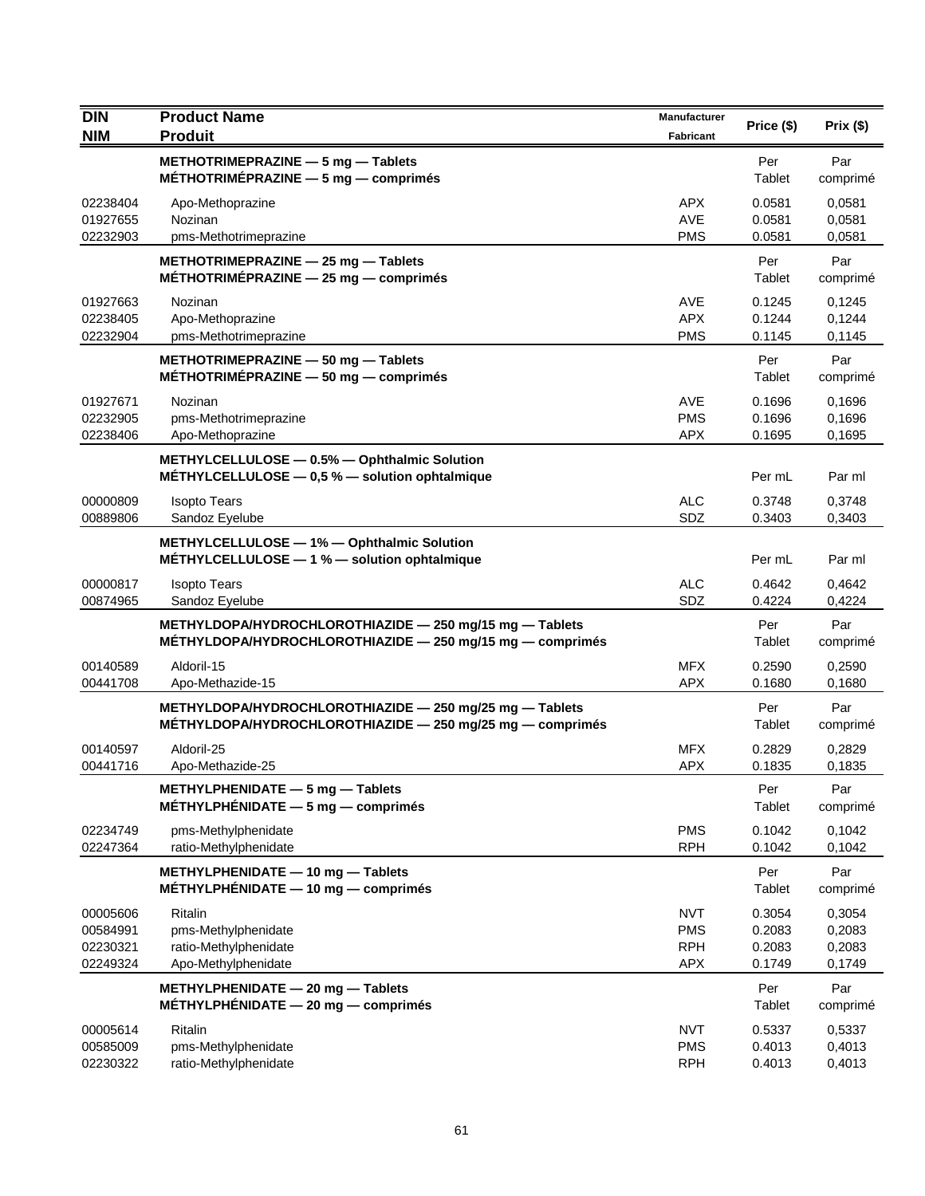| DIN<br>NIM | Product Name<br>Produit | Manufacturer<br>Fabricant | Price ($) | Prix ($) |
|---|---|---|---|---|
| | **METHOTRIMEPRAZINE — 5 mg — Tablets<br>MÉTHOTRIMÉPRAZINE — 5 mg — comprimés** | | Per Tablet | Par comprimé |
| 02238404 | Apo-Methoprazine | APX | 0.0581 | 0,0581 |
| 01927655 | Nozinan | AVE | 0.0581 | 0,0581 |
| 02232903 | pms-Methotrimeprazine | PMS | 0.0581 | 0,0581 |
| | **METHOTRIMEPRAZINE — 25 mg — Tablets<br>MÉTHOTRIMÉPRAZINE — 25 mg — comprimés** | | Per Tablet | Par comprimé |
| 01927663 | Nozinan | AVE | 0.1245 | 0,1245 |
| 02238405 | Apo-Methoprazine | APX | 0.1244 | 0,1244 |
| 02232904 | pms-Methotrimeprazine | PMS | 0.1145 | 0,1145 |
| | **METHOTRIMEPRAZINE — 50 mg — Tablets<br>MÉTHOTRIMÉPRAZINE — 50 mg — comprimés** | | Per Tablet | Par comprimé |
| 01927671 | Nozinan | AVE | 0.1696 | 0,1696 |
| 02232905 | pms-Methotrimeprazine | PMS | 0.1696 | 0,1696 |
| 02238406 | Apo-Methoprazine | APX | 0.1695 | 0,1695 |
| | **METHYLCELLULOSE — 0.5% — Ophthalmic Solution<br>MÉTHYLCELLULOSE — 0,5 % — solution ophtalmique** | | Per mL | Par ml |
| 00000809 | Isopto Tears | ALC | 0.3748 | 0,3748 |
| 00889806 | Sandoz Eyelube | SDZ | 0.3403 | 0,3403 |
| | **METHYLCELLULOSE — 1% — Ophthalmic Solution<br>MÉTHYLCELLULOSE — 1 % — solution ophtalmique** | | Per mL | Par ml |
| 00000817 | Isopto Tears | ALC | 0.4642 | 0,4642 |
| 00874965 | Sandoz Eyelube | SDZ | 0.4224 | 0,4224 |
| | **METHYLDOPA/HYDROCHLOROTHIAZIDE — 250 mg/15 mg — Tablets<br>MÉTHYLDOPA/HYDROCHLOROTHIAZIDE — 250 mg/15 mg — comprimés** | | Per Tablet | Par comprimé |
| 00140589 | Aldoril-15 | MFX | 0.2590 | 0,2590 |
| 00441708 | Apo-Methazide-15 | APX | 0.1680 | 0,1680 |
| | **METHYLDOPA/HYDROCHLOROTHIAZIDE — 250 mg/25 mg — Tablets<br>MÉTHYLDOPA/HYDROCHLOROTHIAZIDE — 250 mg/25 mg — comprimés** | | Per Tablet | Par comprimé |
| 00140597 | Aldoril-25 | MFX | 0.2829 | 0,2829 |
| 00441716 | Apo-Methazide-25 | APX | 0.1835 | 0,1835 |
| | **METHYLPHENIDATE — 5 mg — Tablets<br>MÉTHYLPHÉNIDATE — 5 mg — comprimés** | | Per Tablet | Par comprimé |
| 02234749 | pms-Methylphenidate | PMS | 0.1042 | 0,1042 |
| 02247364 | ratio-Methylphenidate | RPH | 0.1042 | 0,1042 |
| | **METHYLPHENIDATE — 10 mg — Tablets<br>MÉTHYLPHÉNIDATE — 10 mg — comprimés** | | Per Tablet | Par comprimé |
| 00005606 | Ritalin | NVT | 0.3054 | 0,3054 |
| 00584991 | pms-Methylphenidate | PMS | 0.2083 | 0,2083 |
| 02230321 | ratio-Methylphenidate | RPH | 0.2083 | 0,2083 |
| 02249324 | Apo-Methylphenidate | APX | 0.1749 | 0,1749 |
| | **METHYLPHENIDATE — 20 mg — Tablets<br>MÉTHYLPHÉNIDATE — 20 mg — comprimés** | | Per Tablet | Par comprimé |
| 00005614 | Ritalin | NVT | 0.5337 | 0,5337 |
| 00585009 | pms-Methylphenidate | PMS | 0.4013 | 0,4013 |
| 02230322 | ratio-Methylphenidate | RPH | 0.4013 | 0,4013 |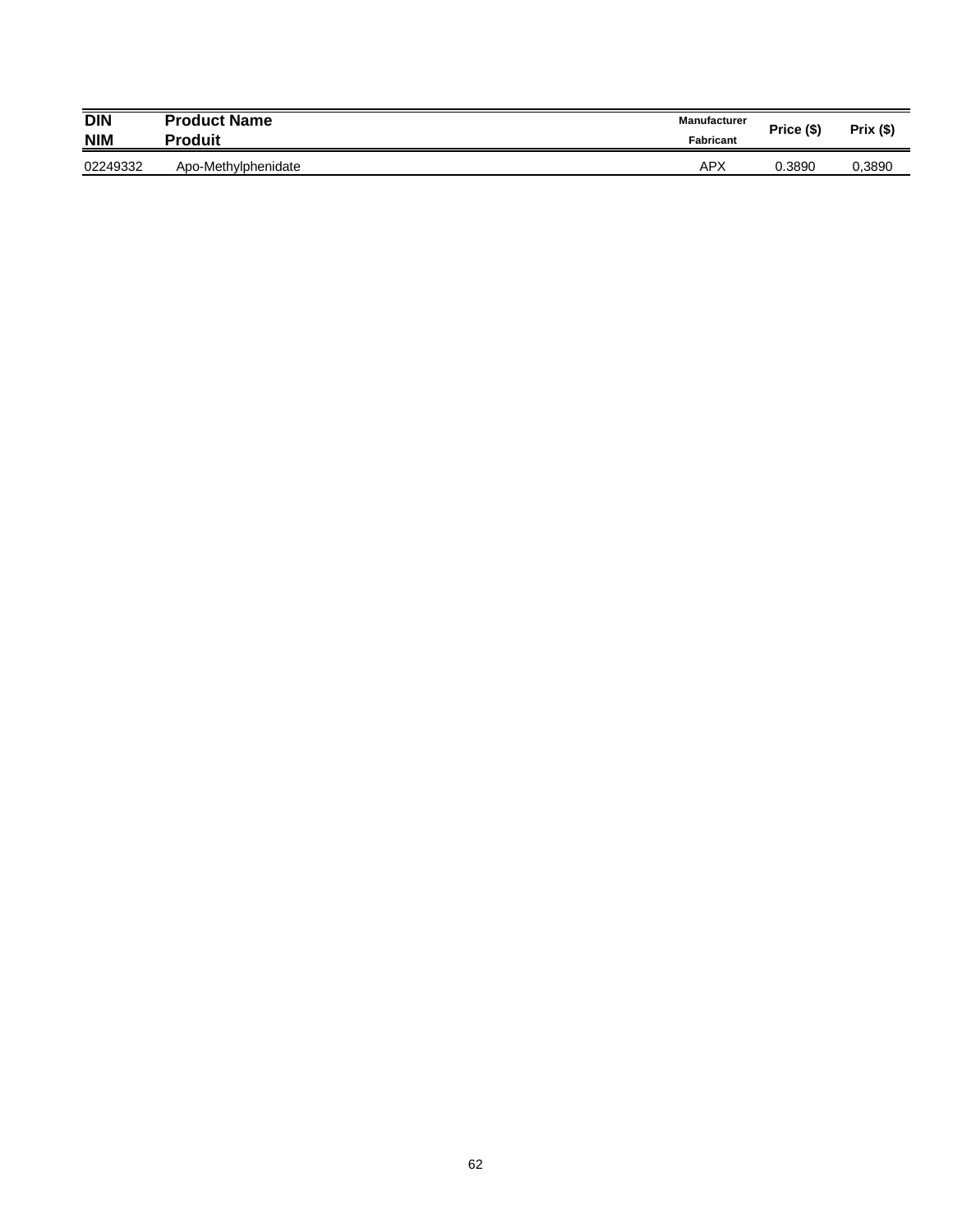| DIN<br>NIM | Product Name<br>Produit | Manufacturer<br>Fabricant | Price ($) | Prix ($) |
|---|---|---|---|---|
| 02249332 | Apo-Methylphenidate | APX | 0.3890 | 0,3890 |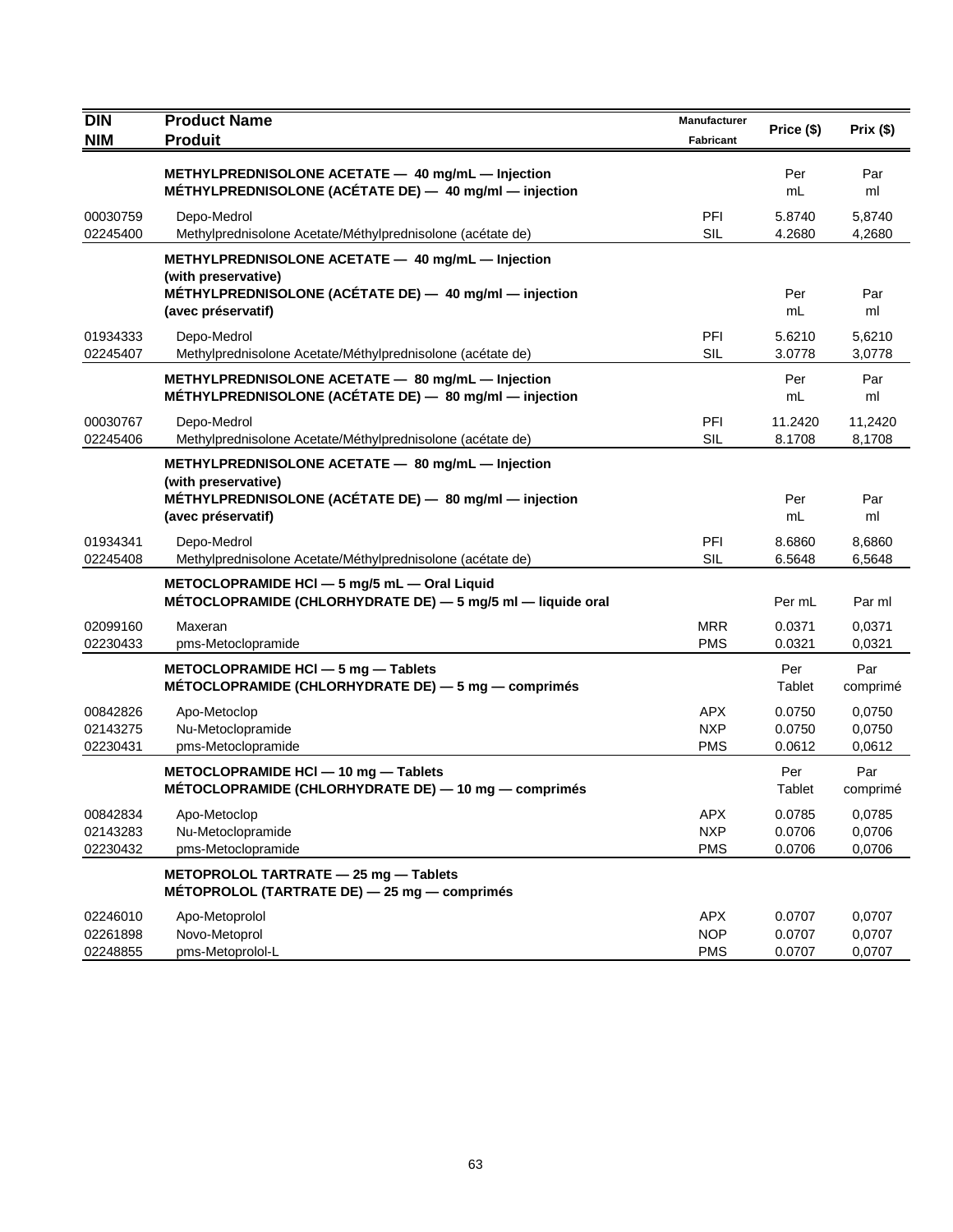| DIN<br>NIM | Product Name<br>Produit | Manufacturer<br>Fabricant | Price ($) | Prix ($) |
|---|---|---|---|---|
| | **METHYLPREDNISOLONE ACETATE — 40 mg/mL — Injection**<br>**MÉTHYLPREDNISOLONE (ACÉTATE DE) — 40 mg/ml — injection** | | Per mL | Par ml |
| 00030759 | Depo-Medrol | PFI | 5.8740 | 5,8740 |
| 02245400 | Methylprednisolone Acetate/Méthylprednisolone (acétate de) | SIL | 4.2680 | 4,2680 |
| | **METHYLPREDNISOLONE ACETATE — 40 mg/mL — Injection (with preservative)**<br>**MÉTHYLPREDNISOLONE (ACÉTATE DE) — 40 mg/ml — injection (avec préservatif)** | | Per mL | Par ml |
| 01934333 | Depo-Medrol | PFI | 5.6210 | 5,6210 |
| 02245407 | Methylprednisolone Acetate/Méthylprednisolone (acétate de) | SIL | 3.0778 | 3,0778 |
| | **METHYLPREDNISOLONE ACETATE — 80 mg/mL — Injection**<br>**MÉTHYLPREDNISOLONE (ACÉTATE DE) — 80 mg/ml — injection** | | Per mL | Par ml |
| 00030767 | Depo-Medrol | PFI | 11.2420 | 11,2420 |
| 02245406 | Methylprednisolone Acetate/Méthylprednisolone (acétate de) | SIL | 8.1708 | 8,1708 |
| | **METHYLPREDNISOLONE ACETATE — 80 mg/mL — Injection (with preservative)**<br>**MÉTHYLPREDNISOLONE (ACÉTATE DE) — 80 mg/ml — injection (avec préservatif)** | | Per mL | Par ml |
| 01934341 | Depo-Medrol | PFI | 8.6860 | 8,6860 |
| 02245408 | Methylprednisolone Acetate/Méthylprednisolone (acétate de) | SIL | 6.5648 | 6,5648 |
| | **METOCLOPRAMIDE HCl — 5 mg/5 mL — Oral Liquid**<br>**MÉTOCLOPRAMIDE (CHLORHYDRATE DE) — 5 mg/5 ml — liquide oral** | | Per mL | Par ml |
| 02099160 | Maxeran | MRR | 0.0371 | 0,0371 |
| 02230433 | pms-Metoclopramide | PMS | 0.0321 | 0,0321 |
| | **METOCLOPRAMIDE HCl — 5 mg — Tablets**<br>**MÉTOCLOPRAMIDE (CHLORHYDRATE DE) — 5 mg — comprimés** | | Per Tablet | Par comprimé |
| 00842826 | Apo-Metoclop | APX | 0.0750 | 0,0750 |
| 02143275 | Nu-Metoclopramide | NXP | 0.0750 | 0,0750 |
| 02230431 | pms-Metoclopramide | PMS | 0.0612 | 0,0612 |
| | **METOCLOPRAMIDE HCl — 10 mg — Tablets**<br>**MÉTOCLOPRAMIDE (CHLORHYDRATE DE) — 10 mg — comprimés** | | Per Tablet | Par comprimé |
| 00842834 | Apo-Metoclop | APX | 0.0785 | 0,0785 |
| 02143283 | Nu-Metoclopramide | NXP | 0.0706 | 0,0706 |
| 02230432 | pms-Metoclopramide | PMS | 0.0706 | 0,0706 |
| | **METOPROLOL TARTRATE — 25 mg — Tablets**<br>**MÉTOPROLOL (TARTRATE DE) — 25 mg — comprimés** | | | |
| 02246010 | Apo-Metoprolol | APX | 0.0707 | 0,0707 |
| 02261898 | Novo-Metoprol | NOP | 0.0707 | 0,0707 |
| 02248855 | pms-Metoprolol-L | PMS | 0.0707 | 0,0707 |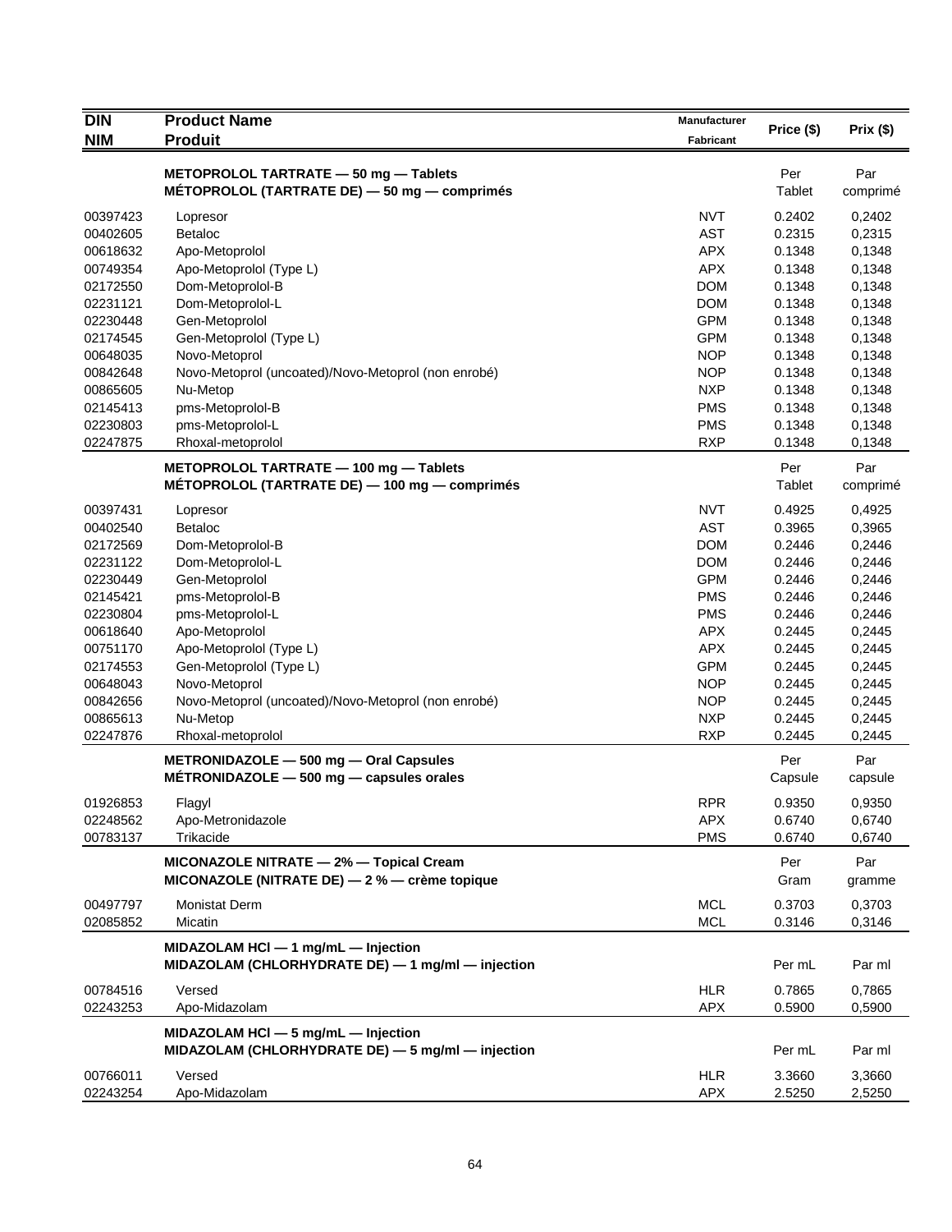| DIN<br>NIM | Product Name<br>Produit | Manufacturer<br>Fabricant | Price ($) | Prix ($) |
|---|---|---|---|---|
| | **METOPROLOL TARTRATE — 50 mg — Tablets<br>MÉTOPROLOL (TARTRATE DE) — 50 mg — comprimés** | | Per Tablet | Par comprimé |
| 00397423 | Lopresor | NVT | 0.2402 | 0,2402 |
| 00402605 | Betaloc | AST | 0.2315 | 0,2315 |
| 00618632 | Apo-Metoprolol | APX | 0.1348 | 0,1348 |
| 00749354 | Apo-Metoprolol (Type L) | APX | 0.1348 | 0,1348 |
| 02172550 | Dom-Metoprolol-B | DOM | 0.1348 | 0,1348 |
| 02231121 | Dom-Metoprolol-L | DOM | 0.1348 | 0,1348 |
| 02230448 | Gen-Metoprolol | GPM | 0.1348 | 0,1348 |
| 02174545 | Gen-Metoprolol (Type L) | GPM | 0.1348 | 0,1348 |
| 00648035 | Novo-Metoprol | NOP | 0.1348 | 0,1348 |
| 00842648 | Novo-Metoprol (uncoated)/Novo-Metoprol (non enrobé) | NOP | 0.1348 | 0,1348 |
| 00865605 | Nu-Metop | NXP | 0.1348 | 0,1348 |
| 02145413 | pms-Metoprolol-B | PMS | 0.1348 | 0,1348 |
| 02230803 | pms-Metoprolol-L | PMS | 0.1348 | 0,1348 |
| 02247875 | Rhoxal-metoprolol | RXP | 0.1348 | 0,1348 |
| | **METOPROLOL TARTRATE — 100 mg — Tablets<br>MÉTOPROLOL (TARTRATE DE) — 100 mg — comprimés** | | Per Tablet | Par comprimé |
| 00397431 | Lopresor | NVT | 0.4925 | 0,4925 |
| 00402540 | Betaloc | AST | 0.3965 | 0,3965 |
| 02172569 | Dom-Metoprolol-B | DOM | 0.2446 | 0,2446 |
| 02231122 | Dom-Metoprolol-L | DOM | 0.2446 | 0,2446 |
| 02230449 | Gen-Metoprolol | GPM | 0.2446 | 0,2446 |
| 02145421 | pms-Metoprolol-B | PMS | 0.2446 | 0,2446 |
| 02230804 | pms-Metoprolol-L | PMS | 0.2446 | 0,2446 |
| 00618640 | Apo-Metoprolol | APX | 0.2445 | 0,2445 |
| 00751170 | Apo-Metoprolol (Type L) | APX | 0.2445 | 0,2445 |
| 02174553 | Gen-Metoprolol (Type L) | GPM | 0.2445 | 0,2445 |
| 00648043 | Novo-Metoprol | NOP | 0.2445 | 0,2445 |
| 00842656 | Novo-Metoprol (uncoated)/Novo-Metoprol (non enrobé) | NOP | 0.2445 | 0,2445 |
| 00865613 | Nu-Metop | NXP | 0.2445 | 0,2445 |
| 02247876 | Rhoxal-metoprolol | RXP | 0.2445 | 0,2445 |
| | **METRONIDAZOLE — 500 mg — Oral Capsules<br>MÉTRONIDAZOLE — 500 mg — capsules orales** | | Per Capsule | Par capsule |
| 01926853 | Flagyl | RPR | 0.9350 | 0,9350 |
| 02248562 | Apo-Metronidazole | APX | 0.6740 | 0,6740 |
| 00783137 | Trikacide | PMS | 0.6740 | 0,6740 |
| | **MICONAZOLE NITRATE — 2% — Topical Cream<br>MICONAZOLE (NITRATE DE) — 2 % — crème topique** | | Per Gram | Par gramme |
| 00497797 | Monistat Derm | MCL | 0.3703 | 0,3703 |
| 02085852 | Micatin | MCL | 0.3146 | 0,3146 |
| | **MIDAZOLAM HCl — 1 mg/mL — Injection<br>MIDAZOLAM (CHLORHYDRATE DE) — 1 mg/ml — injection** | | Per mL | Par ml |
| 00784516 | Versed | HLR | 0.7865 | 0,7865 |
| 02243253 | Apo-Midazolam | APX | 0.5900 | 0,5900 |
| | **MIDAZOLAM HCl — 5 mg/mL — Injection<br>MIDAZOLAM (CHLORHYDRATE DE) — 5 mg/ml — injection** | | Per mL | Par ml |
| 00766011 | Versed | HLR | 3.3660 | 3,3660 |
| 02243254 | Apo-Midazolam | APX | 2.5250 | 2,5250 |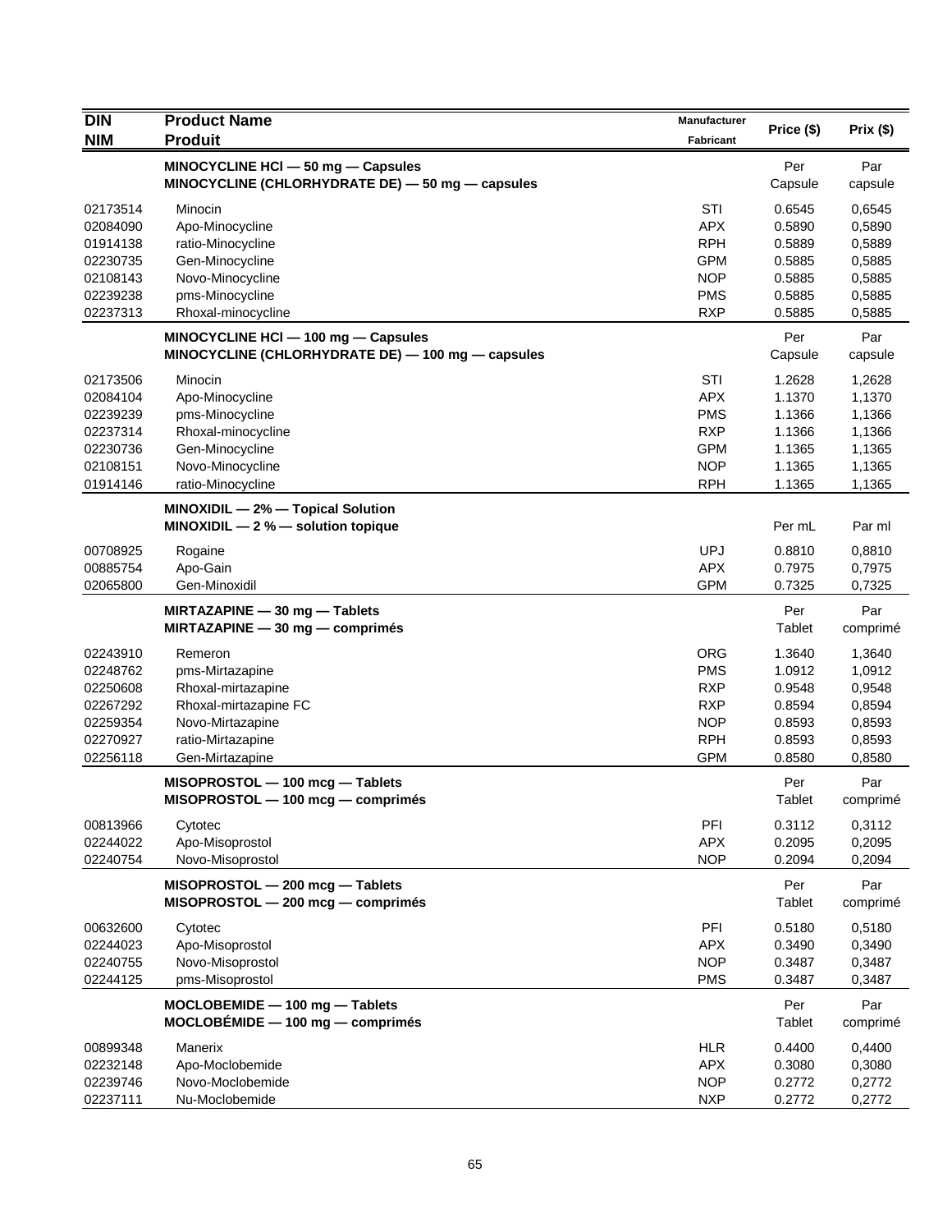| DIN<br>NIM | Product Name<br>Produit | Manufacturer<br>Fabricant | Price ($) | Prix ($) |
|---|---|---|---|---|
| | **MINOCYCLINE HCl — 50 mg — Capsules**<br>**MINOCYCLINE (CHLORHYDRATE DE) — 50 mg — capsules** | | Per Capsule | Par capsule |
| 02173514 | Minocin | STI | 0.6545 | 0,6545 |
| 02084090 | Apo-Minocycline | APX | 0.5890 | 0,5890 |
| 01914138 | ratio-Minocycline | RPH | 0.5889 | 0,5889 |
| 02230735 | Gen-Minocycline | GPM | 0.5885 | 0,5885 |
| 02108143 | Novo-Minocycline | NOP | 0.5885 | 0,5885 |
| 02239238 | pms-Minocycline | PMS | 0.5885 | 0,5885 |
| 02237313 | Rhoxal-minocycline | RXP | 0.5885 | 0,5885 |
| | **MINOCYCLINE HCl — 100 mg — Capsules**<br>**MINOCYCLINE (CHLORHYDRATE DE) — 100 mg — capsules** | | Per Capsule | Par capsule |
| 02173506 | Minocin | STI | 1.2628 | 1,2628 |
| 02084104 | Apo-Minocycline | APX | 1.1370 | 1,1370 |
| 02239239 | pms-Minocycline | PMS | 1.1366 | 1,1366 |
| 02237314 | Rhoxal-minocycline | RXP | 1.1366 | 1,1366 |
| 02230736 | Gen-Minocycline | GPM | 1.1365 | 1,1365 |
| 02108151 | Novo-Minocycline | NOP | 1.1365 | 1,1365 |
| 01914146 | ratio-Minocycline | RPH | 1.1365 | 1,1365 |
| | **MINOXIDIL — 2% — Topical Solution**<br>**MINOXIDIL — 2 % — solution topique** | | Per mL | Par ml |
| 00708925 | Rogaine | UPJ | 0.8810 | 0,8810 |
| 00885754 | Apo-Gain | APX | 0.7975 | 0,7975 |
| 02065800 | Gen-Minoxidil | GPM | 0.7325 | 0,7325 |
| | **MIRTAZAPINE — 30 mg — Tablets**<br>**MIRTAZAPINE — 30 mg — comprimés** | | Per Tablet | Par comprimé |
| 02243910 | Remeron | ORG | 1.3640 | 1,3640 |
| 02248762 | pms-Mirtazapine | PMS | 1.0912 | 1,0912 |
| 02250608 | Rhoxal-mirtazapine | RXP | 0.9548 | 0,9548 |
| 02267292 | Rhoxal-mirtazapine FC | RXP | 0.8594 | 0,8594 |
| 02259354 | Novo-Mirtazapine | NOP | 0.8593 | 0,8593 |
| 02270927 | ratio-Mirtazapine | RPH | 0.8593 | 0,8593 |
| 02256118 | Gen-Mirtazapine | GPM | 0.8580 | 0,8580 |
| | **MISOPROSTOL — 100 mcg — Tablets**<br>**MISOPROSTOL — 100 mcg — comprimés** | | Per Tablet | Par comprimé |
| 00813966 | Cytotec | PFI | 0.3112 | 0,3112 |
| 02244022 | Apo-Misoprostol | APX | 0.2095 | 0,2095 |
| 02240754 | Novo-Misoprostol | NOP | 0.2094 | 0,2094 |
| | **MISOPROSTOL — 200 mcg — Tablets**<br>**MISOPROSTOL — 200 mcg — comprimés** | | Per Tablet | Par comprimé |
| 00632600 | Cytotec | PFI | 0.5180 | 0,5180 |
| 02244023 | Apo-Misoprostol | APX | 0.3490 | 0,3490 |
| 02240755 | Novo-Misoprostol | NOP | 0.3487 | 0,3487 |
| 02244125 | pms-Misoprostol | PMS | 0.3487 | 0,3487 |
| | **MOCLOBEMIDE — 100 mg — Tablets**<br>**MOCLOBÉMIDE — 100 mg — comprimés** | | Per Tablet | Par comprimé |
| 00899348 | Manerix | HLR | 0.4400 | 0,4400 |
| 02232148 | Apo-Moclobemide | APX | 0.3080 | 0,3080 |
| 02239746 | Novo-Moclobemide | NOP | 0.2772 | 0,2772 |
| 02237111 | Nu-Moclobemide | NXP | 0.2772 | 0,2772 |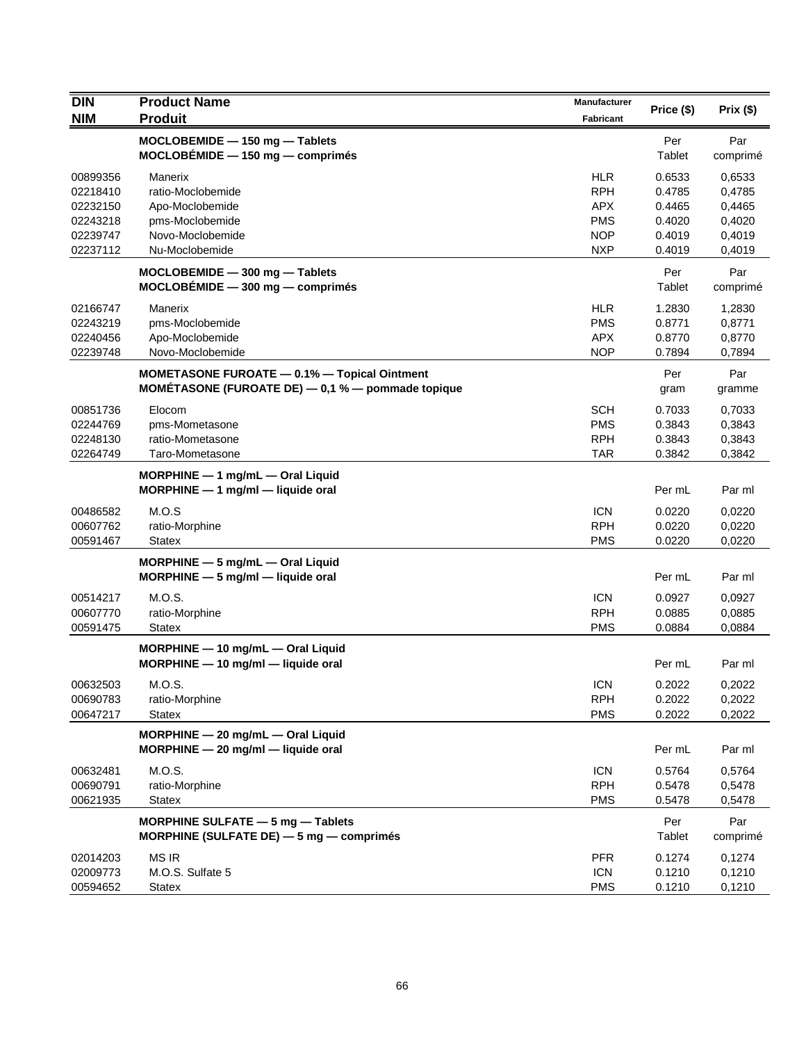| DIN<br>NIM | Product Name<br>Produit | Manufacturer<br>Fabricant | Price ($) | Prix ($) |
|---|---|---|---|---|
| | **MOCLOBEMIDE — 150 mg — Tablets**<br>**MOCLOBÉMIDE — 150 mg — comprimés** | | Per<br>Tablet | Par<br>comprimé |
| 00899356 | Manerix | HLR | 0.6533 | 0,6533 |
| 02218410 | ratio-Moclobemide | RPH | 0.4785 | 0,4785 |
| 02232150 | Apo-Moclobemide | APX | 0.4465 | 0,4465 |
| 02243218 | pms-Moclobemide | PMS | 0.4020 | 0,4020 |
| 02239747 | Novo-Moclobemide | NOP | 0.4019 | 0,4019 |
| 02237112 | Nu-Moclobemide | NXP | 0.4019 | 0,4019 |
| | **MOCLOBEMIDE — 300 mg — Tablets**<br>**MOCLOBÉMIDE — 300 mg — comprimés** | | Per<br>Tablet | Par<br>comprimé |
| 02166747 | Manerix | HLR | 1.2830 | 1,2830 |
| 02243219 | pms-Moclobemide | PMS | 0.8771 | 0,8771 |
| 02240456 | Apo-Moclobemide | APX | 0.8770 | 0,8770 |
| 02239748 | Novo-Moclobemide | NOP | 0.7894 | 0,7894 |
| | **MOMETASONE FUROATE — 0.1% — Topical Ointment**<br>**MOMÉTASONE (FUROATE DE) — 0,1 % — pommade topique** | | Per<br>gram | Par<br>gramme |
| 00851736 | Elocom | SCH | 0.7033 | 0,7033 |
| 02244769 | pms-Mometasone | PMS | 0.3843 | 0,3843 |
| 02248130 | ratio-Mometasone | RPH | 0.3843 | 0,3843 |
| 02264749 | Taro-Mometasone | TAR | 0.3842 | 0,3842 |
| | **MORPHINE — 1 mg/mL — Oral Liquid**<br>**MORPHINE — 1 mg/ml — liquide oral** | | Per mL | Par ml |
| 00486582 | M.O.S | ICN | 0.0220 | 0,0220 |
| 00607762 | ratio-Morphine | RPH | 0.0220 | 0,0220 |
| 00591467 | Statex | PMS | 0.0220 | 0,0220 |
| | **MORPHINE — 5 mg/mL — Oral Liquid**<br>**MORPHINE — 5 mg/ml — liquide oral** | | Per mL | Par ml |
| 00514217 | M.O.S. | ICN | 0.0927 | 0,0927 |
| 00607770 | ratio-Morphine | RPH | 0.0885 | 0,0885 |
| 00591475 | Statex | PMS | 0.0884 | 0,0884 |
| | **MORPHINE — 10 mg/mL — Oral Liquid**<br>**MORPHINE — 10 mg/ml — liquide oral** | | Per mL | Par ml |
| 00632503 | M.O.S. | ICN | 0.2022 | 0,2022 |
| 00690783 | ratio-Morphine | RPH | 0.2022 | 0,2022 |
| 00647217 | Statex | PMS | 0.2022 | 0,2022 |
| | **MORPHINE — 20 mg/mL — Oral Liquid**<br>**MORPHINE — 20 mg/ml — liquide oral** | | Per mL | Par ml |
| 00632481 | M.O.S. | ICN | 0.5764 | 0,5764 |
| 00690791 | ratio-Morphine | RPH | 0.5478 | 0,5478 |
| 00621935 | Statex | PMS | 0.5478 | 0,5478 |
| | **MORPHINE SULFATE — 5 mg — Tablets**<br>**MORPHINE (SULFATE DE) — 5 mg — comprimés** | | Per<br>Tablet | Par<br>comprimé |
| 02014203 | MS IR | PFR | 0.1274 | 0,1274 |
| 02009773 | M.O.S. Sulfate 5 | ICN | 0.1210 | 0,1210 |
| 00594652 | Statex | PMS | 0.1210 | 0,1210 |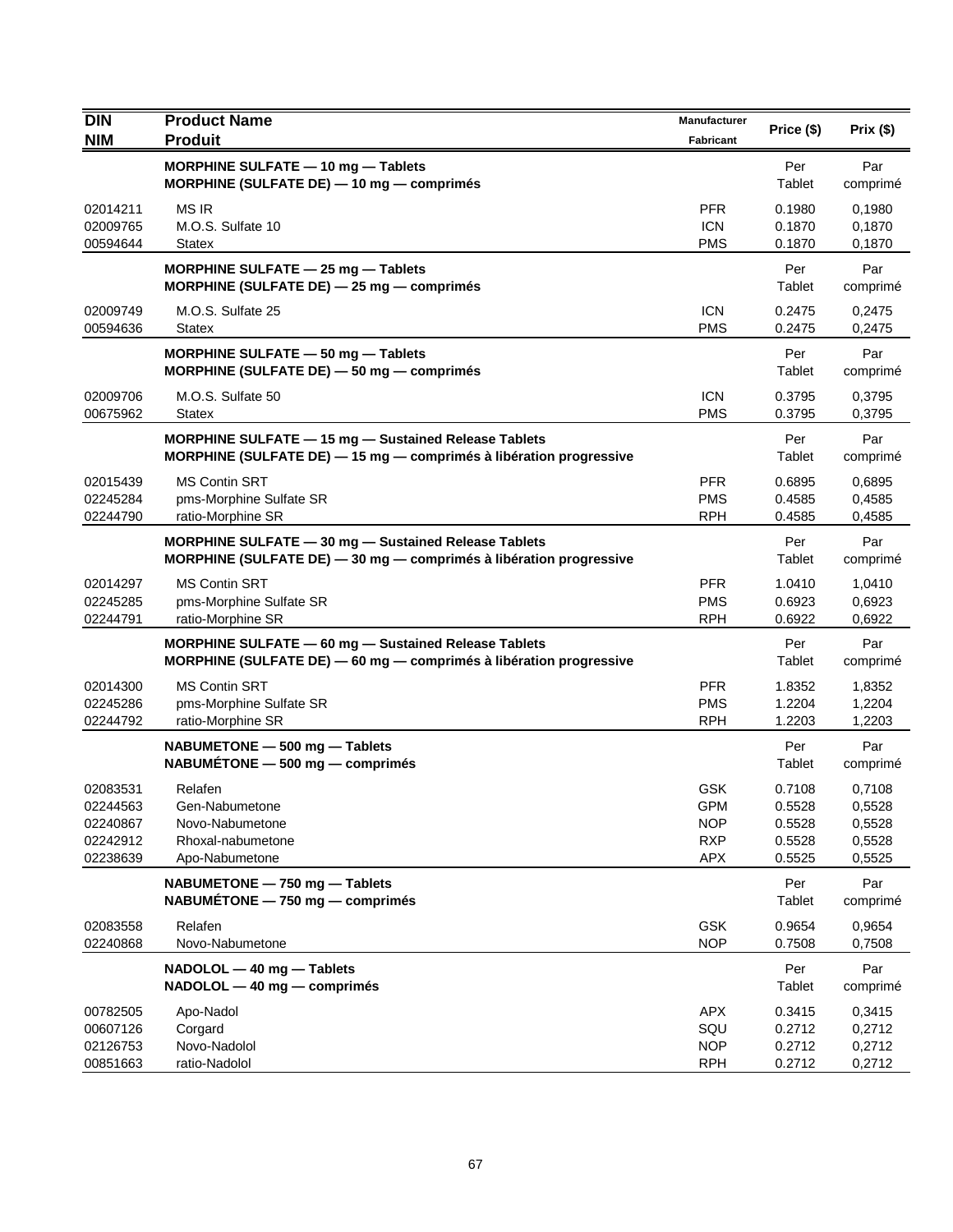| DIN<br>NIM | Product Name<br>Produit | Manufacturer<br>Fabricant | Price ($) | Prix ($) |
|---|---|---|---|---|
| | **MORPHINE SULFATE — 10 mg — Tablets**<br>**MORPHINE (SULFATE DE) — 10 mg — comprimés** | | Per Tablet | Par comprimé |
| 02014211 | MS IR | PFR | 0.1980 | 0,1980 |
| 02009765 | M.O.S. Sulfate 10 | ICN | 0.1870 | 0,1870 |
| 00594644 | Statex | PMS | 0.1870 | 0,1870 |
| | **MORPHINE SULFATE — 25 mg — Tablets**<br>**MORPHINE (SULFATE DE) — 25 mg — comprimés** | | Per Tablet | Par comprimé |
| 02009749 | M.O.S. Sulfate 25 | ICN | 0.2475 | 0,2475 |
| 00594636 | Statex | PMS | 0.2475 | 0,2475 |
| | **MORPHINE SULFATE — 50 mg — Tablets**<br>**MORPHINE (SULFATE DE) — 50 mg — comprimés** | | Per Tablet | Par comprimé |
| 02009706 | M.O.S. Sulfate 50 | ICN | 0.3795 | 0,3795 |
| 00675962 | Statex | PMS | 0.3795 | 0,3795 |
| | **MORPHINE SULFATE — 15 mg — Sustained Release Tablets**<br>**MORPHINE (SULFATE DE) — 15 mg — comprimés à libération progressive** | | Per Tablet | Par comprimé |
| 02015439 | MS Contin SRT | PFR | 0.6895 | 0,6895 |
| 02245284 | pms-Morphine Sulfate SR | PMS | 0.4585 | 0,4585 |
| 02244790 | ratio-Morphine SR | RPH | 0.4585 | 0,4585 |
| | **MORPHINE SULFATE — 30 mg — Sustained Release Tablets**<br>**MORPHINE (SULFATE DE) — 30 mg — comprimés à libération progressive** | | Per Tablet | Par comprimé |
| 02014297 | MS Contin SRT | PFR | 1.0410 | 1,0410 |
| 02245285 | pms-Morphine Sulfate SR | PMS | 0.6923 | 0,6923 |
| 02244791 | ratio-Morphine SR | RPH | 0.6922 | 0,6922 |
| | **MORPHINE SULFATE — 60 mg — Sustained Release Tablets**<br>**MORPHINE (SULFATE DE) — 60 mg — comprimés à libération progressive** | | Per Tablet | Par comprimé |
| 02014300 | MS Contin SRT | PFR | 1.8352 | 1,8352 |
| 02245286 | pms-Morphine Sulfate SR | PMS | 1.2204 | 1,2204 |
| 02244792 | ratio-Morphine SR | RPH | 1.2203 | 1,2203 |
| | **NABUMETONE — 500 mg — Tablets**<br>**NABUMÉTONE — 500 mg — comprimés** | | Per Tablet | Par comprimé |
| 02083531 | Relafen | GSK | 0.7108 | 0,7108 |
| 02244563 | Gen-Nabumetone | GPM | 0.5528 | 0,5528 |
| 02240867 | Novo-Nabumetone | NOP | 0.5528 | 0,5528 |
| 02242912 | Rhoxal-nabumetone | RXP | 0.5528 | 0,5528 |
| 02238639 | Apo-Nabumetone | APX | 0.5525 | 0,5525 |
| | **NABUMETONE — 750 mg — Tablets**<br>**NABUMÉTONE — 750 mg — comprimés** | | Per Tablet | Par comprimé |
| 02083558 | Relafen | GSK | 0.9654 | 0,9654 |
| 02240868 | Novo-Nabumetone | NOP | 0.7508 | 0,7508 |
| | **NADOLOL — 40 mg — Tablets**<br>**NADOLOL — 40 mg — comprimés** | | Per Tablet | Par comprimé |
| 00782505 | Apo-Nadol | APX | 0.3415 | 0,3415 |
| 00607126 | Corgard | SQU | 0.2712 | 0,2712 |
| 02126753 | Novo-Nadolol | NOP | 0.2712 | 0,2712 |
| 00851663 | ratio-Nadolol | RPH | 0.2712 | 0,2712 |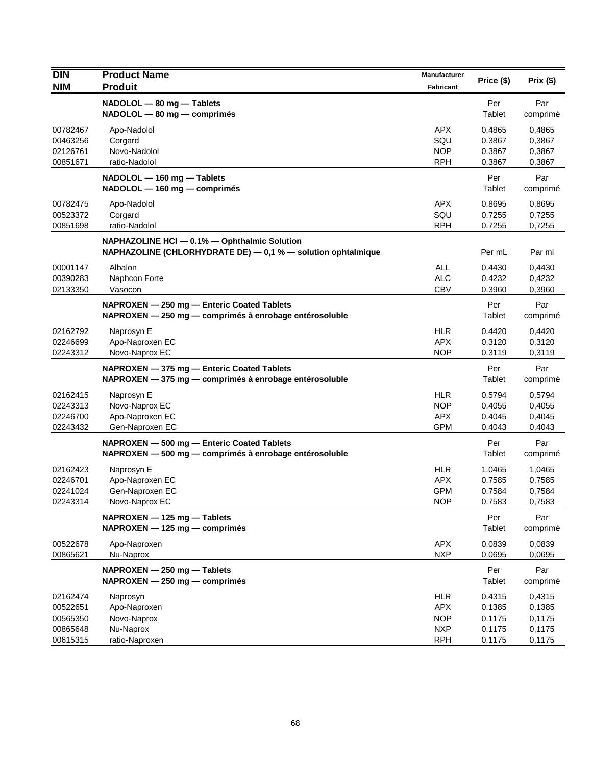| DIN<br>NIM | Product Name<br>Produit | Manufacturer<br>Fabricant | Price ($) | Prix ($) |
|---|---|---|---|---|
| | **NADOLOL — 80 mg — Tablets<br>NADOLOL — 80 mg — comprimés** | | Per Tablet | Par comprimé |
| 00782467 | Apo-Nadolol | APX | 0.4865 | 0,4865 |
| 00463256 | Corgard | SQU | 0.3867 | 0,3867 |
| 02126761 | Novo-Nadolol | NOP | 0.3867 | 0,3867 |
| 00851671 | ratio-Nadolol | RPH | 0.3867 | 0,3867 |
| | **NADOLOL — 160 mg — Tablets<br>NADOLOL — 160 mg — comprimés** | | Per Tablet | Par comprimé |
| 00782475 | Apo-Nadolol | APX | 0.8695 | 0,8695 |
| 00523372 | Corgard | SQU | 0.7255 | 0,7255 |
| 00851698 | ratio-Nadolol | RPH | 0.7255 | 0,7255 |
| | **NAPHAZOLINE HCl — 0.1% — Ophthalmic Solution<br>NAPHAZOLINE (CHLORHYDRATE DE) — 0,1 % — solution ophtalmique** | | Per mL | Par ml |
| 00001147 | Albalon | ALL | 0.4430 | 0,4430 |
| 00390283 | Naphcon Forte | ALC | 0.4232 | 0,4232 |
| 02133350 | Vasocon | CBV | 0.3960 | 0,3960 |
| | **NAPROXEN — 250 mg — Enteric Coated Tablets<br>NAPROXEN — 250 mg — comprimés à enrobage entérosoluble** | | Per Tablet | Par comprimé |
| 02162792 | Naprosyn E | HLR | 0.4420 | 0,4420 |
| 02246699 | Apo-Naproxen EC | APX | 0.3120 | 0,3120 |
| 02243312 | Novo-Naprox EC | NOP | 0.3119 | 0,3119 |
| | **NAPROXEN — 375 mg — Enteric Coated Tablets<br>NAPROXEN — 375 mg — comprimés à enrobage entérosoluble** | | Per Tablet | Par comprimé |
| 02162415 | Naprosyn E | HLR | 0.5794 | 0,5794 |
| 02243313 | Novo-Naprox EC | NOP | 0.4055 | 0,4055 |
| 02246700 | Apo-Naproxen EC | APX | 0.4045 | 0,4045 |
| 02243432 | Gen-Naproxen EC | GPM | 0.4043 | 0,4043 |
| | **NAPROXEN — 500 mg — Enteric Coated Tablets<br>NAPROXEN — 500 mg — comprimés à enrobage entérosoluble** | | Per Tablet | Par comprimé |
| 02162423 | Naprosyn E | HLR | 1.0465 | 1,0465 |
| 02246701 | Apo-Naproxen EC | APX | 0.7585 | 0,7585 |
| 02241024 | Gen-Naproxen EC | GPM | 0.7584 | 0,7584 |
| 02243314 | Novo-Naprox EC | NOP | 0.7583 | 0,7583 |
| | **NAPROXEN — 125 mg — Tablets<br>NAPROXEN — 125 mg — comprimés** | | Per Tablet | Par comprimé |
| 00522678 | Apo-Naproxen | APX | 0.0839 | 0,0839 |
| 00865621 | Nu-Naprox | NXP | 0.0695 | 0,0695 |
| | **NAPROXEN — 250 mg — Tablets<br>NAPROXEN — 250 mg — comprimés** | | Per Tablet | Par comprimé |
| 02162474 | Naprosyn | HLR | 0.4315 | 0,4315 |
| 00522651 | Apo-Naproxen | APX | 0.1385 | 0,1385 |
| 00565350 | Novo-Naprox | NOP | 0.1175 | 0,1175 |
| 00865648 | Nu-Naprox | NXP | 0.1175 | 0,1175 |
| 00615315 | ratio-Naproxen | RPH | 0.1175 | 0,1175 |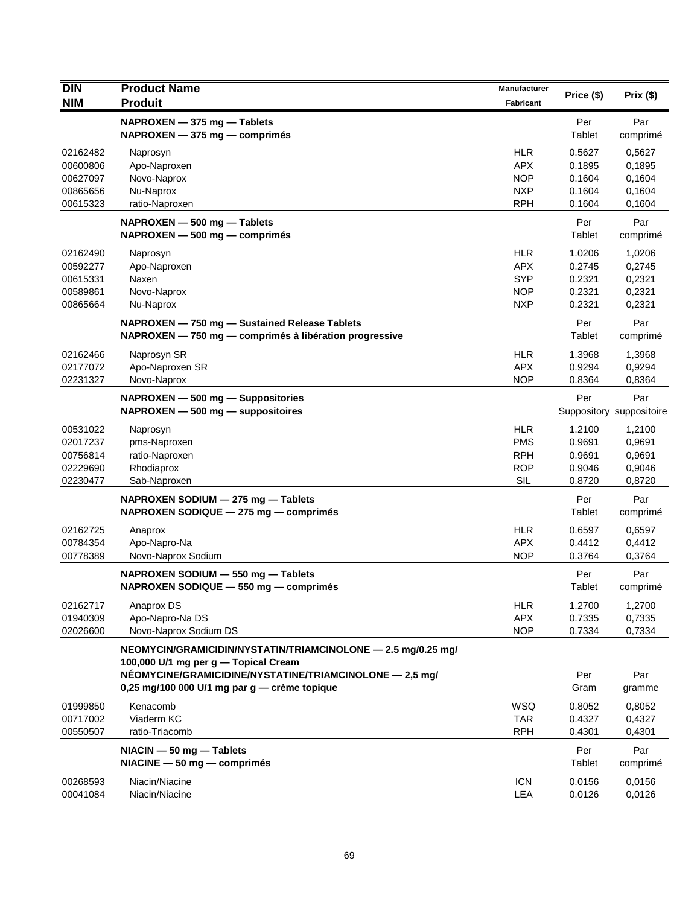| DIN<br>NIM | Product Name<br>Produit | Manufacturer<br>Fabricant | Price ($) | Prix ($) |
|---|---|---|---|---|
| | **NAPROXEN — 375 mg — Tablets<br>NAPROXEN — 375 mg — comprimés** | | Per<br>Tablet | Par<br>comprimé |
| 02162482 | Naprosyn | HLR | 0.5627 | 0,5627 |
| 00600806 | Apo-Naproxen | APX | 0.1895 | 0,1895 |
| 00627097 | Novo-Naprox | NOP | 0.1604 | 0,1604 |
| 00865656 | Nu-Naprox | NXP | 0.1604 | 0,1604 |
| 00615323 | ratio-Naproxen | RPH | 0.1604 | 0,1604 |
| | **NAPROXEN — 500 mg — Tablets<br>NAPROXEN — 500 mg — comprimés** | | Per<br>Tablet | Par<br>comprimé |
| 02162490 | Naprosyn | HLR | 1.0206 | 1,0206 |
| 00592277 | Apo-Naproxen | APX | 0.2745 | 0,2745 |
| 00615331 | Naxen | SYP | 0.2321 | 0,2321 |
| 00589861 | Novo-Naprox | NOP | 0.2321 | 0,2321 |
| 00865664 | Nu-Naprox | NXP | 0.2321 | 0,2321 |
| | **NAPROXEN — 750 mg — Sustained Release Tablets<br>NAPROXEN — 750 mg — comprimés à libération progressive** | | Per<br>Tablet | Par<br>comprimé |
| 02162466 | Naprosyn SR | HLR | 1.3968 | 1,3968 |
| 02177072 | Apo-Naproxen SR | APX | 0.9294 | 0,9294 |
| 02231327 | Novo-Naprox | NOP | 0.8364 | 0,8364 |
| | **NAPROXEN — 500 mg — Suppositories<br>NAPROXEN — 500 mg — suppositoires** | | Per<br>Suppository | Par<br>suppositoire |
| 00531022 | Naprosyn | HLR | 1.2100 | 1,2100 |
| 02017237 | pms-Naproxen | PMS | 0.9691 | 0,9691 |
| 00756814 | ratio-Naproxen | RPH | 0.9691 | 0,9691 |
| 02229690 | Rhodiaprox | ROP | 0.9046 | 0,9046 |
| 02230477 | Sab-Naproxen | SIL | 0.8720 | 0,8720 |
| | **NAPROXEN SODIUM — 275 mg — Tablets<br>NAPROXEN SODIQUE — 275 mg — comprimés** | | Per<br>Tablet | Par<br>comprimé |
| 02162725 | Anaprox | HLR | 0.6597 | 0,6597 |
| 00784354 | Apo-Napro-Na | APX | 0.4412 | 0,4412 |
| 00778389 | Novo-Naprox Sodium | NOP | 0.3764 | 0,3764 |
| | **NAPROXEN SODIUM — 550 mg — Tablets<br>NAPROXEN SODIQUE — 550 mg — comprimés** | | Per<br>Tablet | Par<br>comprimé |
| 02162717 | Anaprox DS | HLR | 1.2700 | 1,2700 |
| 01940309 | Apo-Napro-Na DS | APX | 0.7335 | 0,7335 |
| 02026600 | Novo-Naprox Sodium DS | NOP | 0.7334 | 0,7334 |
| | **NEOMYCIN/GRAMICIDIN/NYSTATIN/TRIAMCINOLONE — 2.5 mg/0.25 mg/ 100,000 U/1 mg per g — Topical Cream<br>NÉOMYCINE/GRAMICIDINE/NYSTATINE/TRIAMCINOLONE — 2,5 mg/ 0,25 mg/100 000 U/1 mg par g — crème topique** | | Per<br>Gram | Par<br>gramme |
| 01999850 | Kenacomb | WSQ | 0.8052 | 0,8052 |
| 00717002 | Viaderm KC | TAR | 0.4327 | 0,4327 |
| 00550507 | ratio-Triacomb | RPH | 0.4301 | 0,4301 |
| | **NIACIN — 50 mg — Tablets<br>NIACINE — 50 mg — comprimés** | | Per<br>Tablet | Par<br>comprimé |
| 00268593 | Niacin/Niacine | ICN | 0.0156 | 0,0156 |
| 00041084 | Niacin/Niacine | LEA | 0.0126 | 0,0126 |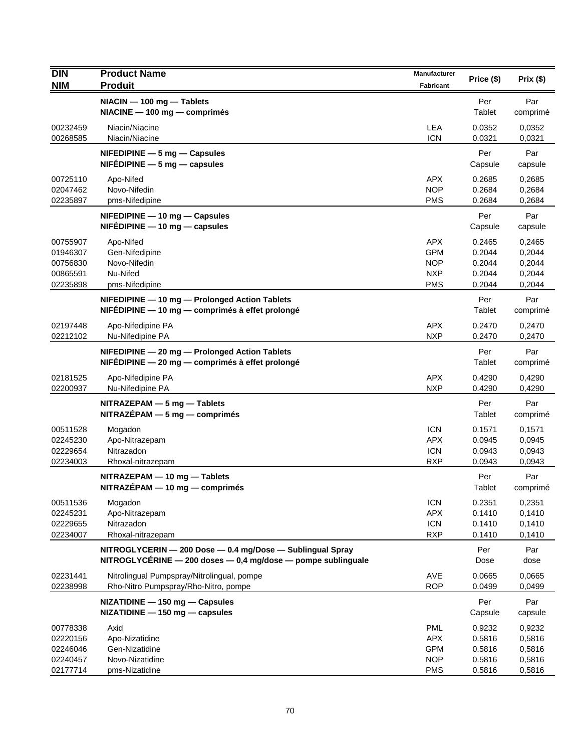| DIN<br>NIM | Product Name<br>Produit | Manufacturer<br>Fabricant | Price ($) | Prix ($) |
|---|---|---|---|---|
| | **NIACIN — 100 mg — Tablets**<br>**NIACINE — 100 mg — comprimés** | | Per<br>Tablet | Par<br>comprimé |
| 00232459 | Niacin/Niacine | LEA | 0.0352 | 0,0352 |
| 00268585 | Niacin/Niacine | ICN | 0.0321 | 0,0321 |
| | **NIFEDIPINE — 5 mg — Capsules**<br>**NIFÉDIPINE — 5 mg — capsules** | | Per<br>Capsule | Par<br>capsule |
| 00725110 | Apo-Nifed | APX | 0.2685 | 0,2685 |
| 02047462 | Novo-Nifedin | NOP | 0.2684 | 0,2684 |
| 02235897 | pms-Nifedipine | PMS | 0.2684 | 0,2684 |
| | **NIFEDIPINE — 10 mg — Capsules**<br>**NIFÉDIPINE — 10 mg — capsules** | | Per<br>Capsule | Par<br>capsule |
| 00755907 | Apo-Nifed | APX | 0.2465 | 0,2465 |
| 01946307 | Gen-Nifedipine | GPM | 0.2044 | 0,2044 |
| 00756830 | Novo-Nifedin | NOP | 0.2044 | 0,2044 |
| 00865591 | Nu-Nifed | NXP | 0.2044 | 0,2044 |
| 02235898 | pms-Nifedipine | PMS | 0.2044 | 0,2044 |
| | **NIFEDIPINE — 10 mg — Prolonged Action Tablets**<br>**NIFÉDIPINE — 10 mg — comprimés à effet prolongé** | | Per<br>Tablet | Par<br>comprimé |
| 02197448 | Apo-Nifedipine PA | APX | 0.2470 | 0,2470 |
| 02212102 | Nu-Nifedipine PA | NXP | 0.2470 | 0,2470 |
| | **NIFEDIPINE — 20 mg — Prolonged Action Tablets**<br>**NIFÉDIPINE — 20 mg — comprimés à effet prolongé** | | Per<br>Tablet | Par<br>comprimé |
| 02181525 | Apo-Nifedipine PA | APX | 0.4290 | 0,4290 |
| 02200937 | Nu-Nifedipine PA | NXP | 0.4290 | 0,4290 |
| | **NITRAZEPAM — 5 mg — Tablets**<br>**NITRAZÉPAM — 5 mg — comprimés** | | Per<br>Tablet | Par<br>comprimé |
| 00511528 | Mogadon | ICN | 0.1571 | 0,1571 |
| 02245230 | Apo-Nitrazepam | APX | 0.0945 | 0,0945 |
| 02229654 | Nitrazadon | ICN | 0.0943 | 0,0943 |
| 02234003 | Rhoxal-nitrazepam | RXP | 0.0943 | 0,0943 |
| | **NITRAZEPAM — 10 mg — Tablets**<br>**NITRAZÉPAM — 10 mg — comprimés** | | Per<br>Tablet | Par<br>comprimé |
| 00511536 | Mogadon | ICN | 0.2351 | 0,2351 |
| 02245231 | Apo-Nitrazepam | APX | 0.1410 | 0,1410 |
| 02229655 | Nitrazadon | ICN | 0.1410 | 0,1410 |
| 02234007 | Rhoxal-nitrazepam | RXP | 0.1410 | 0,1410 |
| | **NITROGLYCERIN — 200 Dose — 0.4 mg/Dose — Sublingual Spray**<br>**NITROGLYCÉRINE — 200 doses — 0,4 mg/dose — pompe sublinguale** | | Per<br>Dose | Par<br>dose |
| 02231441 | Nitrolingual Pumpspray/Nitrolingual, pompe | AVE | 0.0665 | 0,0665 |
| 02238998 | Rho-Nitro Pumpspray/Rho-Nitro, pompe | ROP | 0.0499 | 0,0499 |
| | **NIZATIDINE — 150 mg — Capsules**<br>**NIZATIDINE — 150 mg — capsules** | | Per<br>Capsule | Par<br>capsule |
| 00778338 | Axid | PML | 0.9232 | 0,9232 |
| 02220156 | Apo-Nizatidine | APX | 0.5816 | 0,5816 |
| 02246046 | Gen-Nizatidine | GPM | 0.5816 | 0,5816 |
| 02240457 | Novo-Nizatidine | NOP | 0.5816 | 0,5816 |
| 02177714 | pms-Nizatidine | PMS | 0.5816 | 0,5816 |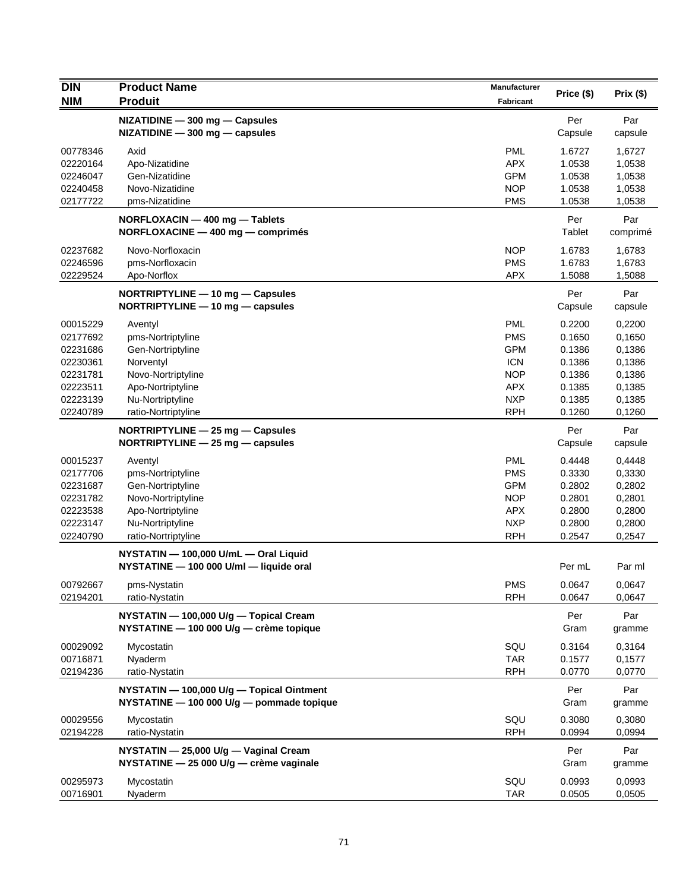| DIN<br>NIM | Product Name<br>Produit | Manufacturer<br>Fabricant | Price ($) | Prix ($) |
|---|---|---|---|---|
| | **NIZATIDINE — 300 mg — Capsules<br>NIZATIDINE — 300 mg — capsules** | | Per<br>Capsule | Par<br>capsule |
| 00778346 | Axid | PML | 1.6727 | 1,6727 |
| 02220164 | Apo-Nizatidine | APX | 1.0538 | 1,0538 |
| 02246047 | Gen-Nizatidine | GPM | 1.0538 | 1,0538 |
| 02240458 | Novo-Nizatidine | NOP | 1.0538 | 1,0538 |
| 02177722 | pms-Nizatidine | PMS | 1.0538 | 1,0538 |
| | **NORFLOXACIN — 400 mg — Tablets<br>NORFLOXACINE — 400 mg — comprimés** | | Per<br>Tablet | Par<br>comprimé |
| 02237682 | Novo-Norfloxacin | NOP | 1.6783 | 1,6783 |
| 02246596 | pms-Norfloxacin | PMS | 1.6783 | 1,6783 |
| 02229524 | Apo-Norflox | APX | 1.5088 | 1,5088 |
| | **NORTRIPTYLINE — 10 mg — Capsules<br>NORTRIPTYLINE — 10 mg — capsules** | | Per<br>Capsule | Par<br>capsule |
| 00015229 | Aventyl | PML | 0.2200 | 0,2200 |
| 02177692 | pms-Nortriptyline | PMS | 0.1650 | 0,1650 |
| 02231686 | Gen-Nortriptyline | GPM | 0.1386 | 0,1386 |
| 02230361 | Norventyl | ICN | 0.1386 | 0,1386 |
| 02231781 | Novo-Nortriptyline | NOP | 0.1386 | 0,1386 |
| 02223511 | Apo-Nortriptyline | APX | 0.1385 | 0,1385 |
| 02223139 | Nu-Nortriptyline | NXP | 0.1385 | 0,1385 |
| 02240789 | ratio-Nortriptyline | RPH | 0.1260 | 0,1260 |
| | **NORTRIPTYLINE — 25 mg — Capsules<br>NORTRIPTYLINE — 25 mg — capsules** | | Per<br>Capsule | Par<br>capsule |
| 00015237 | Aventyl | PML | 0.4448 | 0,4448 |
| 02177706 | pms-Nortriptyline | PMS | 0.3330 | 0,3330 |
| 02231687 | Gen-Nortriptyline | GPM | 0.2802 | 0,2802 |
| 02231782 | Novo-Nortriptyline | NOP | 0.2801 | 0,2801 |
| 02223538 | Apo-Nortriptyline | APX | 0.2800 | 0,2800 |
| 02223147 | Nu-Nortriptyline | NXP | 0.2800 | 0,2800 |
| 02240790 | ratio-Nortriptyline | RPH | 0.2547 | 0,2547 |
| | **NYSTATIN — 100,000 U/mL — Oral Liquid<br>NYSTATINE — 100 000 U/ml — liquide oral** | | Per mL | Par ml |
| 00792667 | pms-Nystatin | PMS | 0.0647 | 0,0647 |
| 02194201 | ratio-Nystatin | RPH | 0.0647 | 0,0647 |
| | **NYSTATIN — 100,000 U/g — Topical Cream<br>NYSTATINE — 100 000 U/g — crème topique** | | Per<br>Gram | Par<br>gramme |
| 00029092 | Mycostatin | SQU | 0.3164 | 0,3164 |
| 00716871 | Nyaderm | TAR | 0.1577 | 0,1577 |
| 02194236 | ratio-Nystatin | RPH | 0.0770 | 0,0770 |
| | **NYSTATIN — 100,000 U/g — Topical Ointment<br>NYSTATINE — 100 000 U/g — pommade topique** | | Per<br>Gram | Par<br>gramme |
| 00029556 | Mycostatin | SQU | 0.3080 | 0,3080 |
| 02194228 | ratio-Nystatin | RPH | 0.0994 | 0,0994 |
| | **NYSTATIN — 25,000 U/g — Vaginal Cream<br>NYSTATINE — 25 000 U/g — crème vaginale** | | Per<br>Gram | Par<br>gramme |
| 00295973 | Mycostatin | SQU | 0.0993 | 0,0993 |
| 00716901 | Nyaderm | TAR | 0.0505 | 0,0505 |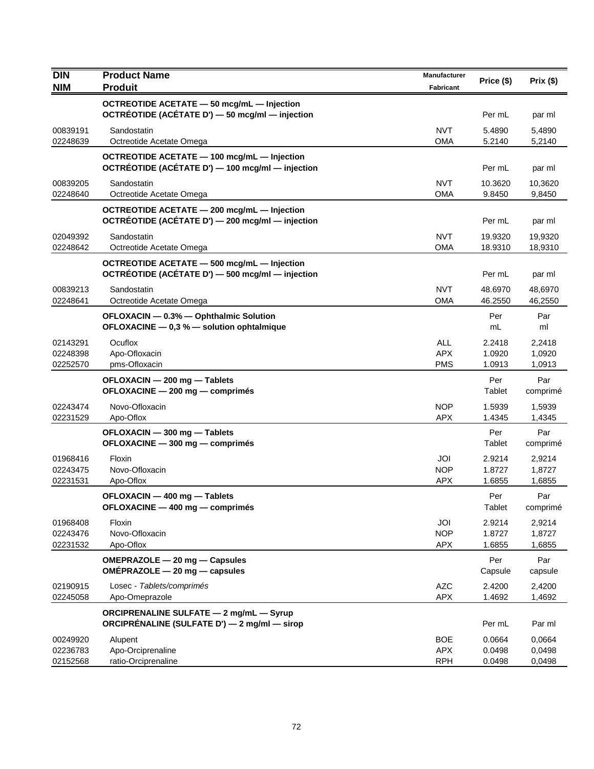| DIN<br>NIM | Product Name<br>Produit | Manufacturer<br>Fabricant | Price ($) | Prix ($) |
|---|---|---|---|---|
| | **OCTREOTIDE ACETATE — 50 mcg/mL — Injection**<br>**OCTRÉOTIDE (ACÉTATE D') — 50 mcg/ml — injection** | | Per mL | par ml |
| 00839191 | Sandostatin | NVT | 5.4890 | 5,4890 |
| 02248639 | Octreotide Acetate Omega | OMA | 5.2140 | 5,2140 |
| | **OCTREOTIDE ACETATE — 100 mcg/mL — Injection**<br>**OCTRÉOTIDE (ACÉTATE D') — 100 mcg/ml — injection** | | Per mL | par ml |
| 00839205 | Sandostatin | NVT | 10.3620 | 10,3620 |
| 02248640 | Octreotide Acetate Omega | OMA | 9.8450 | 9,8450 |
| | **OCTREOTIDE ACETATE — 200 mcg/mL — Injection**<br>**OCTRÉOTIDE (ACÉTATE D') — 200 mcg/ml — injection** | | Per mL | par ml |
| 02049392 | Sandostatin | NVT | 19.9320 | 19,9320 |
| 02248642 | Octreotide Acetate Omega | OMA | 18.9310 | 18,9310 |
| | **OCTREOTIDE ACETATE — 500 mcg/mL — Injection**<br>**OCTRÉOTIDE (ACÉTATE D') — 500 mcg/ml — injection** | | Per mL | par ml |
| 00839213 | Sandostatin | NVT | 48.6970 | 48,6970 |
| 02248641 | Octreotide Acetate Omega | OMA | 46.2550 | 46,2550 |
| | **OFLOXACIN — 0.3% — Ophthalmic Solution**<br>**OFLOXACINE — 0,3 % — solution ophtalmique** | | Per mL | Par ml |
| 02143291 | Ocuflox | ALL | 2.2418 | 2,2418 |
| 02248398 | Apo-Ofloxacin | APX | 1.0920 | 1,0920 |
| 02252570 | pms-Ofloxacin | PMS | 1.0913 | 1,0913 |
| | **OFLOXACIN — 200 mg — Tablets**<br>**OFLOXACINE — 200 mg — comprimés** | | Per Tablet | Par comprimé |
| 02243474 | Novo-Ofloxacin | NOP | 1.5939 | 1,5939 |
| 02231529 | Apo-Oflox | APX | 1.4345 | 1,4345 |
| | **OFLOXACIN — 300 mg — Tablets**<br>**OFLOXACINE — 300 mg — comprimés** | | Per Tablet | Par comprimé |
| 01968416 | Floxin | JOI | 2.9214 | 2,9214 |
| 02243475 | Novo-Ofloxacin | NOP | 1.8727 | 1,8727 |
| 02231531 | Apo-Oflox | APX | 1.6855 | 1,6855 |
| | **OFLOXACIN — 400 mg — Tablets**<br>**OFLOXACINE — 400 mg — comprimés** | | Per Tablet | Par comprimé |
| 01968408 | Floxin | JOI | 2.9214 | 2,9214 |
| 02243476 | Novo-Ofloxacin | NOP | 1.8727 | 1,8727 |
| 02231532 | Apo-Oflox | APX | 1.6855 | 1,6855 |
| | **OMEPRAZOLE — 20 mg — Capsules**<br>**OMÉPRAZOLE — 20 mg — capsules** | | Per Capsule | Par capsule |
| 02190915 | Losec - *Tablets/comprimés* | AZC | 2.4200 | 2,4200 |
| 02245058 | Apo-Omeprazole | APX | 1.4692 | 1,4692 |
| | **ORCIPRENALINE SULFATE — 2 mg/mL — Syrup**<br>**ORCIPRÉNALINE (SULFATE D') — 2 mg/ml — sirop** | | Per mL | Par ml |
| 00249920 | Alupent | BOE | 0.0664 | 0,0664 |
| 02236783 | Apo-Orciprenaline | APX | 0.0498 | 0,0498 |
| 02152568 | ratio-Orciprenaline | RPH | 0.0498 | 0,0498 |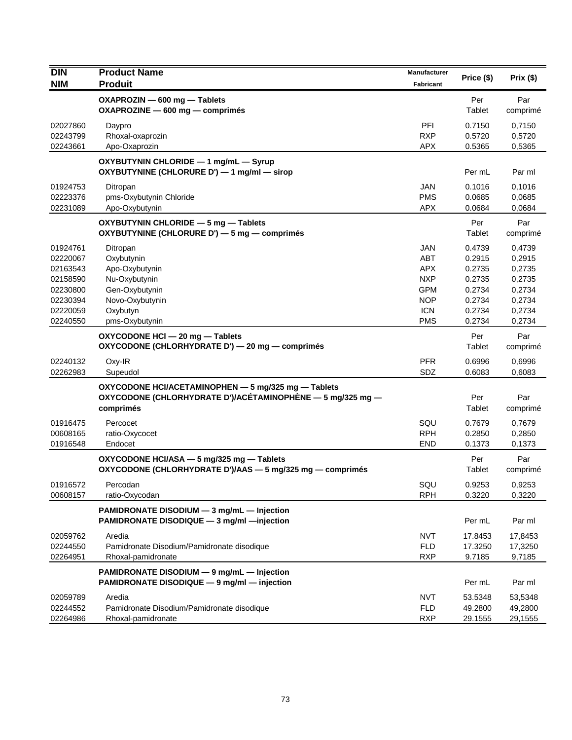| DIN<br>NIM | Product Name<br>Produit | Manufacturer<br>Fabricant | Price ($) | Prix ($) |
|---|---|---|---|---|
| | **OXAPROZIN — 600 mg — Tablets**<br>**OXAPROZINE — 600 mg — comprimés** | | Per Tablet | Par comprimé |
| 02027860 | Daypro | PFI | 0.7150 | 0,7150 |
| 02243799 | Rhoxal-oxaprozin | RXP | 0.5720 | 0,5720 |
| 02243661 | Apo-Oxaprozin | APX | 0.5365 | 0,5365 |
| | **OXYBUTYNIN CHLORIDE — 1 mg/mL — Syrup**<br>**OXYBUTYNINE (CHLORURE D') — 1 mg/ml — sirop** | | Per mL | Par ml |
| 01924753 | Ditropan | JAN | 0.1016 | 0,1016 |
| 02223376 | pms-Oxybutynin Chloride | PMS | 0.0685 | 0,0685 |
| 02231089 | Apo-Oxybutynin | APX | 0.0684 | 0,0684 |
| | **OXYBUTYNIN CHLORIDE — 5 mg — Tablets**<br>**OXYBUTYNINE (CHLORURE D') — 5 mg — comprimés** | | Per Tablet | Par comprimé |
| 01924761 | Ditropan | JAN | 0.4739 | 0,4739 |
| 02220067 | Oxybutynin | ABT | 0.2915 | 0,2915 |
| 02163543 | Apo-Oxybutynin | APX | 0.2735 | 0,2735 |
| 02158590 | Nu-Oxybutynin | NXP | 0.2735 | 0,2735 |
| 02230800 | Gen-Oxybutynin | GPM | 0.2734 | 0,2734 |
| 02230394 | Novo-Oxybutynin | NOP | 0.2734 | 0,2734 |
| 02220059 | Oxybutyn | ICN | 0.2734 | 0,2734 |
| 02240550 | pms-Oxybutynin | PMS | 0.2734 | 0,2734 |
| | **OXYCODONE HCl — 20 mg — Tablets**<br>**OXYCODONE (CHLORHYDRATE D') — 20 mg — comprimés** | | Per Tablet | Par comprimé |
| 02240132 | Oxy-IR | PFR | 0.6996 | 0,6996 |
| 02262983 | Supeudol | SDZ | 0.6083 | 0,6083 |
| | **OXYCODONE HCl/ACETAMINOPHEN — 5 mg/325 mg — Tablets**<br>**OXYCODONE (CHLORHYDRATE D')/ACÉTAMINOPHÈNE — 5 mg/325 mg — comprimés** | | Per Tablet | Par comprimé |
| 01916475 | Percocet | SQU | 0.7679 | 0,7679 |
| 00608165 | ratio-Oxycocet | RPH | 0.2850 | 0,2850 |
| 01916548 | Endocet | END | 0.1373 | 0,1373 |
| | **OXYCODONE HCl/ASA — 5 mg/325 mg — Tablets**<br>**OXYCODONE (CHLORHYDRATE D')/AAS — 5 mg/325 mg — comprimés** | | Per Tablet | Par comprimé |
| 01916572 | Percodan | SQU | 0.9253 | 0,9253 |
| 00608157 | ratio-Oxycodan | RPH | 0.3220 | 0,3220 |
| | **PAMIDRONATE DISODIUM — 3 mg/mL — Injection**<br>**PAMIDRONATE DISODIQUE — 3 mg/ml —injection** | | Per mL | Par ml |
| 02059762 | Aredia | NVT | 17.8453 | 17,8453 |
| 02244550 | Pamidronate Disodium/Pamidronate disodique | FLD | 17.3250 | 17,3250 |
| 02264951 | Rhoxal-pamidronate | RXP | 9.7185 | 9,7185 |
| | **PAMIDRONATE DISODIUM — 9 mg/mL — Injection**<br>**PAMIDRONATE DISODIQUE — 9 mg/ml — injection** | | Per mL | Par ml |
| 02059789 | Aredia | NVT | 53.5348 | 53,5348 |
| 02244552 | Pamidronate Disodium/Pamidronate disodique | FLD | 49.2800 | 49,2800 |
| 02264986 | Rhoxal-pamidronate | RXP | 29.1555 | 29,1555 |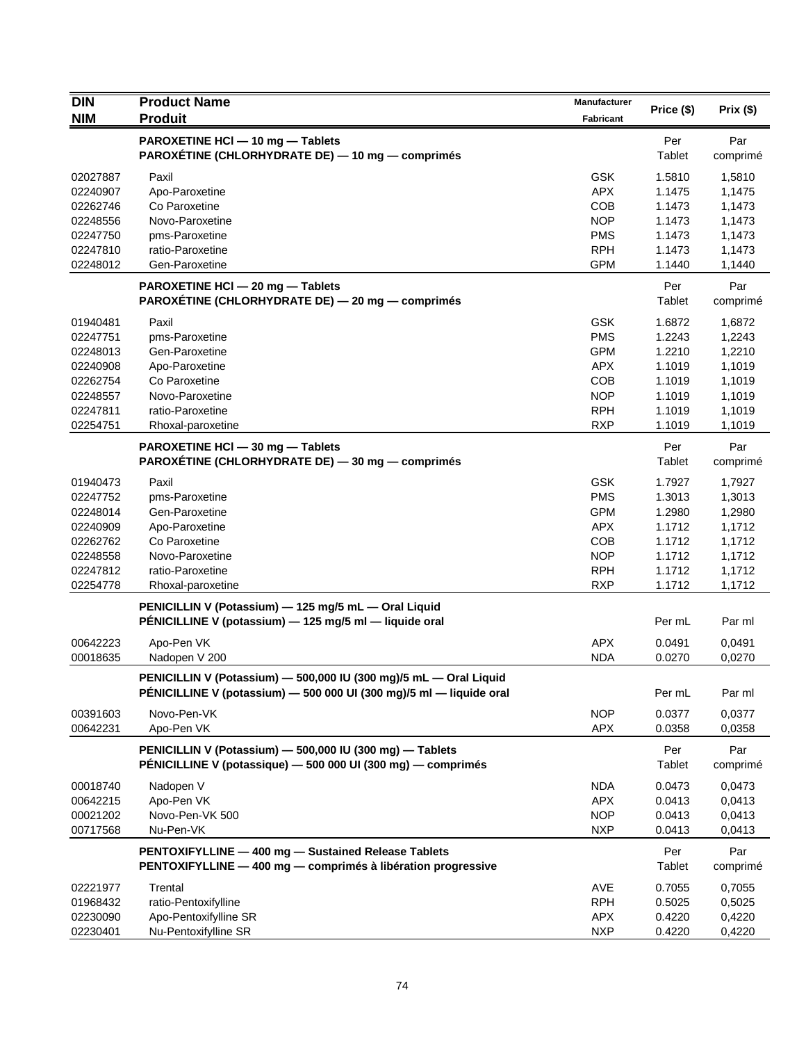| DIN<br>NIM | Product Name<br>Produit | Manufacturer<br>Fabricant | Price ($) | Prix ($) |
|---|---|---|---|---|
| | **PAROXETINE HCl — 10 mg — Tablets**<br>**PAROXÉTINE (CHLORHYDRATE DE) — 10 mg — comprimés** | | Per Tablet | Par comprimé |
| 02027887 | Paxil | GSK | 1.5810 | 1,5810 |
| 02240907 | Apo-Paroxetine | APX | 1.1475 | 1,1475 |
| 02262746 | Co Paroxetine | COB | 1.1473 | 1,1473 |
| 02248556 | Novo-Paroxetine | NOP | 1.1473 | 1,1473 |
| 02247750 | pms-Paroxetine | PMS | 1.1473 | 1,1473 |
| 02247810 | ratio-Paroxetine | RPH | 1.1473 | 1,1473 |
| 02248012 | Gen-Paroxetine | GPM | 1.1440 | 1,1440 |
| | **PAROXETINE HCl — 20 mg — Tablets**<br>**PAROXÉTINE (CHLORHYDRATE DE) — 20 mg — comprimés** | | Per Tablet | Par comprimé |
| 01940481 | Paxil | GSK | 1.6872 | 1,6872 |
| 02247751 | pms-Paroxetine | PMS | 1.2243 | 1,2243 |
| 02248013 | Gen-Paroxetine | GPM | 1.2210 | 1,2210 |
| 02240908 | Apo-Paroxetine | APX | 1.1019 | 1,1019 |
| 02262754 | Co Paroxetine | COB | 1.1019 | 1,1019 |
| 02248557 | Novo-Paroxetine | NOP | 1.1019 | 1,1019 |
| 02247811 | ratio-Paroxetine | RPH | 1.1019 | 1,1019 |
| 02254751 | Rhoxal-paroxetine | RXP | 1.1019 | 1,1019 |
| | **PAROXETINE HCl — 30 mg — Tablets**<br>**PAROXÉTINE (CHLORHYDRATE DE) — 30 mg — comprimés** | | Per Tablet | Par comprimé |
| 01940473 | Paxil | GSK | 1.7927 | 1,7927 |
| 02247752 | pms-Paroxetine | PMS | 1.3013 | 1,3013 |
| 02248014 | Gen-Paroxetine | GPM | 1.2980 | 1,2980 |
| 02240909 | Apo-Paroxetine | APX | 1.1712 | 1,1712 |
| 02262762 | Co Paroxetine | COB | 1.1712 | 1,1712 |
| 02248558 | Novo-Paroxetine | NOP | 1.1712 | 1,1712 |
| 02247812 | ratio-Paroxetine | RPH | 1.1712 | 1,1712 |
| 02254778 | Rhoxal-paroxetine | RXP | 1.1712 | 1,1712 |
| | **PENICILLIN V (Potassium) — 125 mg/5 mL — Oral Liquid**<br>**PÉNICILLINE V (potassium) — 125 mg/5 ml — liquide oral** | | Per mL | Par ml |
| 00642223 | Apo-Pen VK | APX | 0.0491 | 0,0491 |
| 00018635 | Nadopen V 200 | NDA | 0.0270 | 0,0270 |
| | **PENICILLIN V (Potassium) — 500,000 IU (300 mg)/5 mL — Oral Liquid**<br>**PÉNICILLINE V (potassium) — 500 000 UI (300 mg)/5 ml — liquide oral** | | Per mL | Par ml |
| 00391603 | Novo-Pen-VK | NOP | 0.0377 | 0,0377 |
| 00642231 | Apo-Pen VK | APX | 0.0358 | 0,0358 |
| | **PENICILLIN V (Potassium) — 500,000 IU (300 mg) — Tablets**<br>**PÉNICILLINE V (potassique) — 500 000 UI (300 mg) — comprimés** | | Per Tablet | Par comprimé |
| 00018740 | Nadopen V | NDA | 0.0473 | 0,0473 |
| 00642215 | Apo-Pen VK | APX | 0.0413 | 0,0413 |
| 00021202 | Novo-Pen-VK 500 | NOP | 0.0413 | 0,0413 |
| 00717568 | Nu-Pen-VK | NXP | 0.0413 | 0,0413 |
| | **PENTOXIFYLLINE — 400 mg — Sustained Release Tablets**<br>**PENTOXIFYLLINE — 400 mg — comprimés à libération progressive** | | Per Tablet | Par comprimé |
| 02221977 | Trental | AVE | 0.7055 | 0,7055 |
| 01968432 | ratio-Pentoxifylline | RPH | 0.5025 | 0,5025 |
| 02230090 | Apo-Pentoxifylline SR | APX | 0.4220 | 0,4220 |
| 02230401 | Nu-Pentoxifylline SR | NXP | 0.4220 | 0,4220 |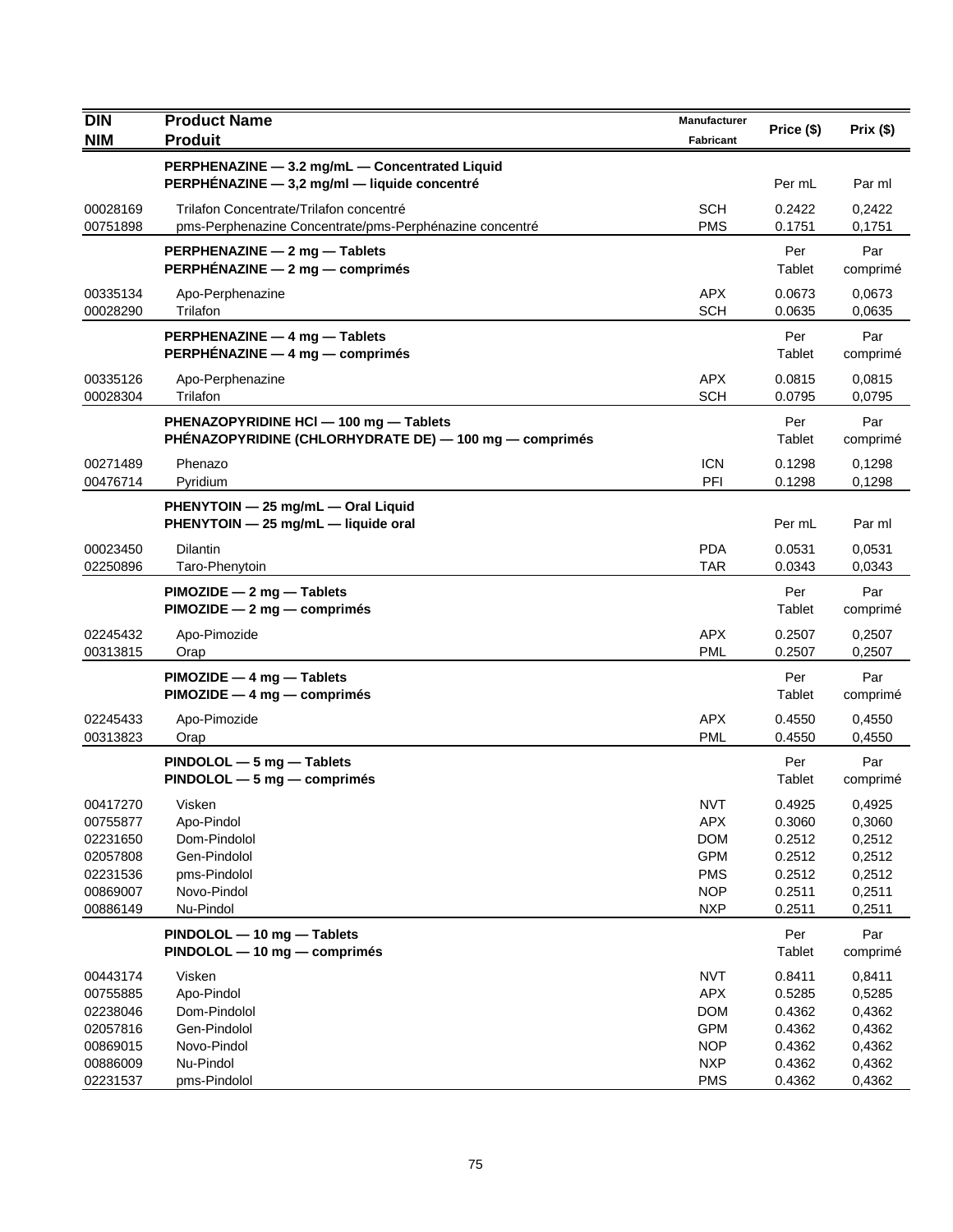| DIN<br>NIM | Product Name<br>Produit | Manufacturer<br>Fabricant | Price ($) | Prix ($) |
|---|---|---|---|---|
| | **PERPHENAZINE — 3.2 mg/mL — Concentrated Liquid**<br>**PERPHÉNAZINE — 3,2 mg/ml — liquide concentré** | | Per mL | Par ml |
| 00028169 | Trilafon Concentrate/Trilafon concentré | SCH | 0.2422 | 0,2422 |
| 00751898 | pms-Perphenazine Concentrate/pms-Perphénazine concentré | PMS | 0.1751 | 0,1751 |
| | **PERPHENAZINE — 2 mg — Tablets**<br>**PERPHÉNAZINE — 2 mg — comprimés** | | Per Tablet | Par comprimé |
| 00335134 | Apo-Perphenazine | APX | 0.0673 | 0,0673 |
| 00028290 | Trilafon | SCH | 0.0635 | 0,0635 |
| | **PERPHENAZINE — 4 mg — Tablets**<br>**PERPHÉNAZINE — 4 mg — comprimés** | | Per Tablet | Par comprimé |
| 00335126 | Apo-Perphenazine | APX | 0.0815 | 0,0815 |
| 00028304 | Trilafon | SCH | 0.0795 | 0,0795 |
| | **PHENAZOPYRIDINE HCl — 100 mg — Tablets**<br>**PHÉNAZOPYRIDINE (CHLORHYDRATE DE) — 100 mg — comprimés** | | Per Tablet | Par comprimé |
| 00271489 | Phenazo | ICN | 0.1298 | 0,1298 |
| 00476714 | Pyridium | PFI | 0.1298 | 0,1298 |
| | **PHENYTOIN — 25 mg/mL — Oral Liquid**<br>**PHENYTOIN — 25 mg/mL — liquide oral** | | Per mL | Par ml |
| 00023450 | Dilantin | PDA | 0.0531 | 0,0531 |
| 02250896 | Taro-Phenytoin | TAR | 0.0343 | 0,0343 |
| | **PIMOZIDE — 2 mg — Tablets**<br>**PIMOZIDE — 2 mg — comprimés** | | Per Tablet | Par comprimé |
| 02245432 | Apo-Pimozide | APX | 0.2507 | 0,2507 |
| 00313815 | Orap | PML | 0.2507 | 0,2507 |
| | **PIMOZIDE — 4 mg — Tablets**<br>**PIMOZIDE — 4 mg — comprimés** | | Per Tablet | Par comprimé |
| 02245433 | Apo-Pimozide | APX | 0.4550 | 0,4550 |
| 00313823 | Orap | PML | 0.4550 | 0,4550 |
| | **PINDOLOL — 5 mg — Tablets**<br>**PINDOLOL — 5 mg — comprimés** | | Per Tablet | Par comprimé |
| 00417270 | Visken | NVT | 0.4925 | 0,4925 |
| 00755877 | Apo-Pindol | APX | 0.3060 | 0,3060 |
| 02231650 | Dom-Pindolol | DOM | 0.2512 | 0,2512 |
| 02057808 | Gen-Pindolol | GPM | 0.2512 | 0,2512 |
| 02231536 | pms-Pindolol | PMS | 0.2512 | 0,2512 |
| 00869007 | Novo-Pindol | NOP | 0.2511 | 0,2511 |
| 00886149 | Nu-Pindol | NXP | 0.2511 | 0,2511 |
| | **PINDOLOL — 10 mg — Tablets**<br>**PINDOLOL — 10 mg — comprimés** | | Per Tablet | Par comprimé |
| 00443174 | Visken | NVT | 0.8411 | 0,8411 |
| 00755885 | Apo-Pindol | APX | 0.5285 | 0,5285 |
| 02238046 | Dom-Pindolol | DOM | 0.4362 | 0,4362 |
| 02057816 | Gen-Pindolol | GPM | 0.4362 | 0,4362 |
| 00869015 | Novo-Pindol | NOP | 0.4362 | 0,4362 |
| 00886009 | Nu-Pindol | NXP | 0.4362 | 0,4362 |
| 02231537 | pms-Pindolol | PMS | 0.4362 | 0,4362 |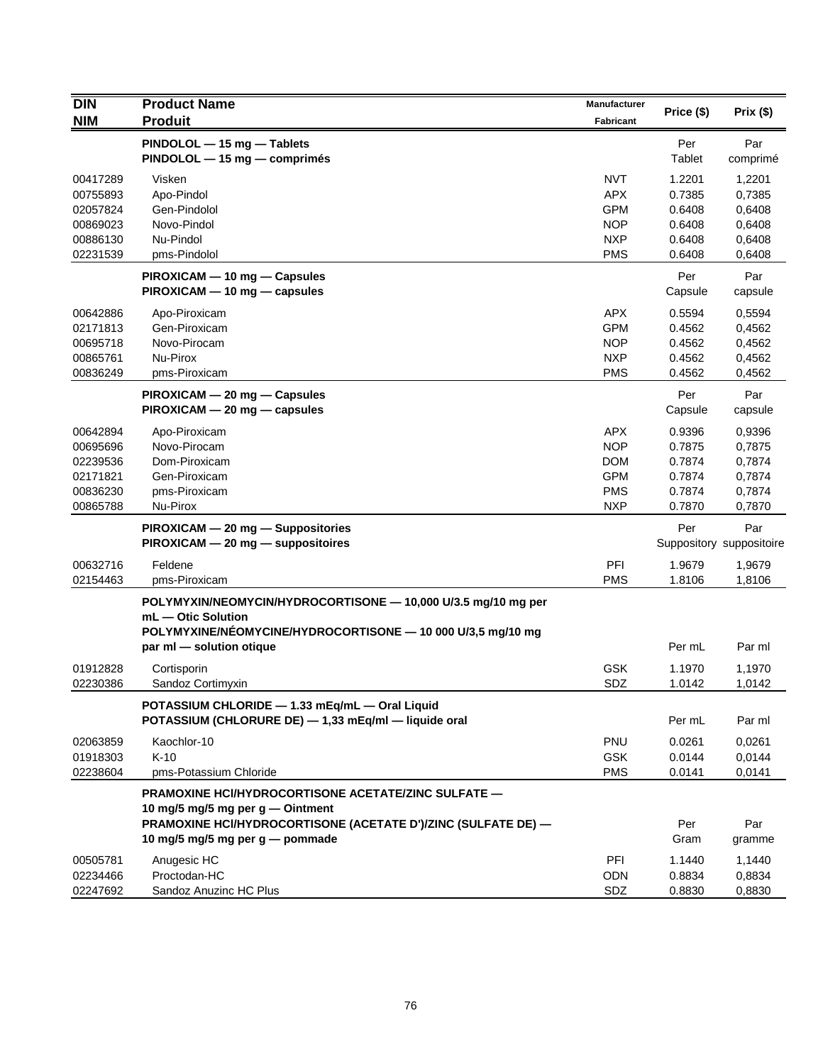| DIN<br>NIM | Product Name<br>Produit | Manufacturer<br>Fabricant | Price ($) | Prix ($) |
|---|---|---|---|---|
| | **PINDOLOL — 15 mg — Tablets**<br>**PINDOLOL — 15 mg — comprimés** | | Per<br>Tablet | Par<br>comprimé |
| 00417289 | Visken | NVT | 1.2201 | 1,2201 |
| 00755893 | Apo-Pindol | APX | 0.7385 | 0,7385 |
| 02057824 | Gen-Pindolol | GPM | 0.6408 | 0,6408 |
| 00869023 | Novo-Pindol | NOP | 0.6408 | 0,6408 |
| 00886130 | Nu-Pindol | NXP | 0.6408 | 0,6408 |
| 02231539 | pms-Pindolol | PMS | 0.6408 | 0,6408 |
| | **PIROXICAM — 10 mg — Capsules**<br>**PIROXICAM — 10 mg — capsules** | | Per<br>Capsule | Par<br>capsule |
| 00642886 | Apo-Piroxicam | APX | 0.5594 | 0,5594 |
| 02171813 | Gen-Piroxicam | GPM | 0.4562 | 0,4562 |
| 00695718 | Novo-Pirocam | NOP | 0.4562 | 0,4562 |
| 00865761 | Nu-Pirox | NXP | 0.4562 | 0,4562 |
| 00836249 | pms-Piroxicam | PMS | 0.4562 | 0,4562 |
| | **PIROXICAM — 20 mg — Capsules**<br>**PIROXICAM — 20 mg — capsules** | | Per<br>Capsule | Par<br>capsule |
| 00642894 | Apo-Piroxicam | APX | 0.9396 | 0,9396 |
| 00695696 | Novo-Pirocam | NOP | 0.7875 | 0,7875 |
| 02239536 | Dom-Piroxicam | DOM | 0.7874 | 0,7874 |
| 02171821 | Gen-Piroxicam | GPM | 0.7874 | 0,7874 |
| 00836230 | pms-Piroxicam | PMS | 0.7874 | 0,7874 |
| 00865788 | Nu-Pirox | NXP | 0.7870 | 0,7870 |
| | **PIROXICAM — 20 mg — Suppositories**<br>**PIROXICAM — 20 mg — suppositoires** | | Per<br>Suppository | Par<br>suppositoire |
| 00632716 | Feldene | PFI | 1.9679 | 1,9679 |
| 02154463 | pms-Piroxicam | PMS | 1.8106 | 1,8106 |
| | **POLYMYXIN/NEOMYCIN/HYDROCORTISONE — 10,000 U/3.5 mg/10 mg per mL — Otic Solution**<br>**POLYMYXINE/NÉOMYCINE/HYDROCORTISONE — 10 000 U/3,5 mg/10 mg par ml — solution otique** | | Per mL | Par ml |
| 01912828 | Cortisporin | GSK | 1.1970 | 1,1970 |
| 02230386 | Sandoz Cortimyxin | SDZ | 1.0142 | 1,0142 |
| | **POTASSIUM CHLORIDE — 1.33 mEq/mL — Oral Liquid**<br>**POTASSIUM (CHLORURE DE) — 1,33 mEq/ml — liquide oral** | | Per mL | Par ml |
| 02063859 | Kaochlor-10 | PNU | 0.0261 | 0,0261 |
| 01918303 | K-10 | GSK | 0.0144 | 0,0144 |
| 02238604 | pms-Potassium Chloride | PMS | 0.0141 | 0,0141 |
| | **PRAMOXINE HCl/HYDROCORTISONE ACETATE/ZINC SULFATE — 10 mg/5 mg/5 mg per g — Ointment**<br>**PRAMOXINE HCl/HYDROCORTISONE (ACETATE D')/ZINC (SULFATE DE) — 10 mg/5 mg/5 mg per g — pommade** | | Per<br>Gram | Par<br>gramme |
| 00505781 | Anugesic HC | PFI | 1.1440 | 1,1440 |
| 02234466 | Proctodan-HC | ODN | 0.8834 | 0,8834 |
| 02247692 | Sandoz Anuzinc HC Plus | SDZ | 0.8830 | 0,8830 |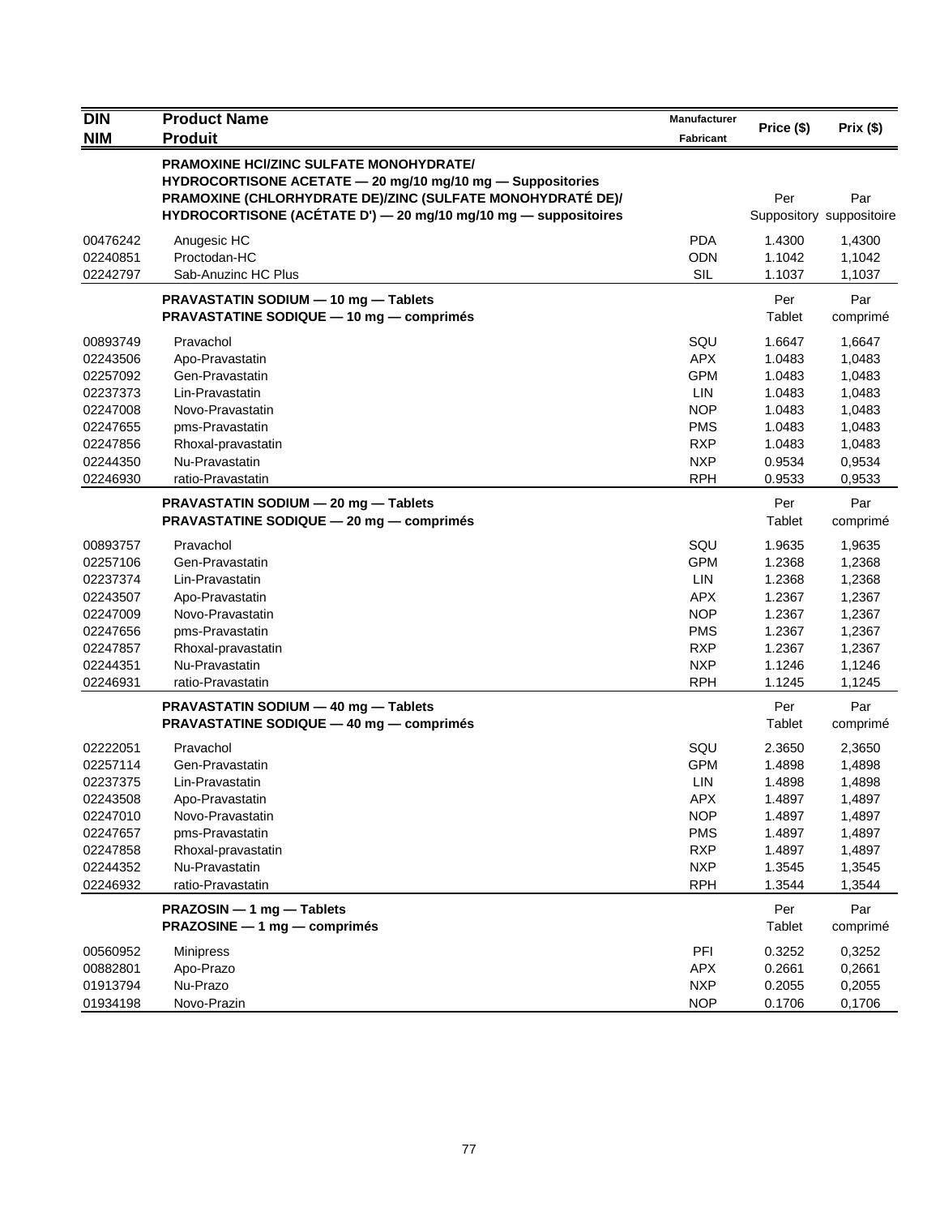| DIN<br>NIM | Product Name<br>Produit | Manufacturer<br>Fabricant | Price ($) | Prix ($) |
|---|---|---|---|---|
| | **PRAMOXINE HCl/ZINC SULFATE MONOHYDRATE/ HYDROCORTISONE ACETATE — 20 mg/10 mg/10 mg — Suppositories**<br>**PRAMOXINE (CHLORHYDRATE DE)/ZINC (SULFATE MONOHYDRATÉ DE)/ HYDROCORTISONE (ACÉTATE D') — 20 mg/10 mg/10 mg — suppositoires** | | Per Suppository | Par suppositoire |
| 00476242 | Anugesic HC | PDA | 1.4300 | 1,4300 |
| 02240851 | Proctodan-HC | ODN | 1.1042 | 1,1042 |
| 02242797 | Sab-Anuzinc HC Plus | SIL | 1.1037 | 1,1037 |
| | **PRAVASTATIN SODIUM — 10 mg — Tablets**<br>**PRAVASTATINE SODIQUE — 10 mg — comprimés** | | Per Tablet | Par comprimé |
| 00893749 | Pravachol | SQU | 1.6647 | 1,6647 |
| 02243506 | Apo-Pravastatin | APX | 1.0483 | 1,0483 |
| 02257092 | Gen-Pravastatin | GPM | 1.0483 | 1,0483 |
| 02237373 | Lin-Pravastatin | LIN | 1.0483 | 1,0483 |
| 02247008 | Novo-Pravastatin | NOP | 1.0483 | 1,0483 |
| 02247655 | pms-Pravastatin | PMS | 1.0483 | 1,0483 |
| 02247856 | Rhoxal-pravastatin | RXP | 1.0483 | 1,0483 |
| 02244350 | Nu-Pravastatin | NXP | 0.9534 | 0,9534 |
| 02246930 | ratio-Pravastatin | RPH | 0.9533 | 0,9533 |
| | **PRAVASTATIN SODIUM — 20 mg — Tablets**<br>**PRAVASTATINE SODIQUE — 20 mg — comprimés** | | Per Tablet | Par comprimé |
| 00893757 | Pravachol | SQU | 1.9635 | 1,9635 |
| 02257106 | Gen-Pravastatin | GPM | 1.2368 | 1,2368 |
| 02237374 | Lin-Pravastatin | LIN | 1.2368 | 1,2368 |
| 02243507 | Apo-Pravastatin | APX | 1.2367 | 1,2367 |
| 02247009 | Novo-Pravastatin | NOP | 1.2367 | 1,2367 |
| 02247656 | pms-Pravastatin | PMS | 1.2367 | 1,2367 |
| 02247857 | Rhoxal-pravastatin | RXP | 1.2367 | 1,2367 |
| 02244351 | Nu-Pravastatin | NXP | 1.1246 | 1,1246 |
| 02246931 | ratio-Pravastatin | RPH | 1.1245 | 1,1245 |
| | **PRAVASTATIN SODIUM — 40 mg — Tablets**<br>**PRAVASTATINE SODIQUE — 40 mg — comprimés** | | Per Tablet | Par comprimé |
| 02222051 | Pravachol | SQU | 2.3650 | 2,3650 |
| 02257114 | Gen-Pravastatin | GPM | 1.4898 | 1,4898 |
| 02237375 | Lin-Pravastatin | LIN | 1.4898 | 1,4898 |
| 02243508 | Apo-Pravastatin | APX | 1.4897 | 1,4897 |
| 02247010 | Novo-Pravastatin | NOP | 1.4897 | 1,4897 |
| 02247657 | pms-Pravastatin | PMS | 1.4897 | 1,4897 |
| 02247858 | Rhoxal-pravastatin | RXP | 1.4897 | 1,4897 |
| 02244352 | Nu-Pravastatin | NXP | 1.3545 | 1,3545 |
| 02246932 | ratio-Pravastatin | RPH | 1.3544 | 1,3544 |
| | **PRAZOSIN — 1 mg — Tablets**<br>**PRAZOSINE — 1 mg — comprimés** | | Per Tablet | Par comprimé |
| 00560952 | Minipress | PFI | 0.3252 | 0,3252 |
| 00882801 | Apo-Prazo | APX | 0.2661 | 0,2661 |
| 01913794 | Nu-Prazo | NXP | 0.2055 | 0,2055 |
| 01934198 | Novo-Prazin | NOP | 0.1706 | 0,1706 |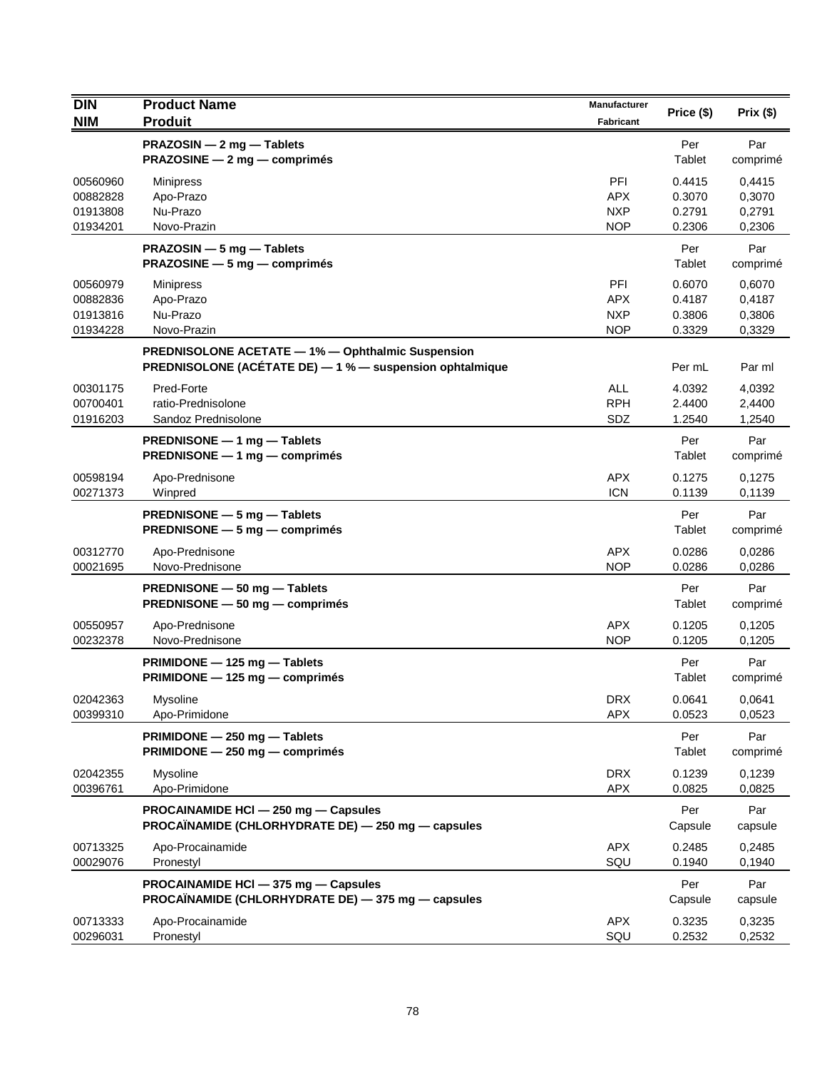| DIN<br>NIM | Product Name<br>Produit | Manufacturer<br>Fabricant | Price ($) | Prix ($) |
|---|---|---|---|---|
| | **PRAZOSIN — 2 mg — Tablets**<br>**PRAZOSINE — 2 mg — comprimés** | | Per<br>Tablet | Par<br>comprimé |
| 00560960 | Minipress | PFI | 0.4415 | 0,4415 |
| 00882828 | Apo-Prazo | APX | 0.3070 | 0,3070 |
| 01913808 | Nu-Prazo | NXP | 0.2791 | 0,2791 |
| 01934201 | Novo-Prazin | NOP | 0.2306 | 0,2306 |
| | **PRAZOSIN — 5 mg — Tablets**<br>**PRAZOSINE — 5 mg — comprimés** | | Per<br>Tablet | Par<br>comprimé |
| 00560979 | Minipress | PFI | 0.6070 | 0,6070 |
| 00882836 | Apo-Prazo | APX | 0.4187 | 0,4187 |
| 01913816 | Nu-Prazo | NXP | 0.3806 | 0,3806 |
| 01934228 | Novo-Prazin | NOP | 0.3329 | 0,3329 |
| | **PREDNISOLONE ACETATE — 1% — Ophthalmic Suspension**<br>**PREDNISOLONE (ACÉTATE DE) — 1 % — suspension ophtalmique** | | Per mL | Par ml |
| 00301175 | Pred-Forte | ALL | 4.0392 | 4,0392 |
| 00700401 | ratio-Prednisolone | RPH | 2.4400 | 2,4400 |
| 01916203 | Sandoz Prednisolone | SDZ | 1.2540 | 1,2540 |
| | **PREDNISONE — 1 mg — Tablets**<br>**PREDNISONE — 1 mg — comprimés** | | Per<br>Tablet | Par<br>comprimé |
| 00598194 | Apo-Prednisone | APX | 0.1275 | 0,1275 |
| 00271373 | Winpred | ICN | 0.1139 | 0,1139 |
| | **PREDNISONE — 5 mg — Tablets**<br>**PREDNISONE — 5 mg — comprimés** | | Per<br>Tablet | Par<br>comprimé |
| 00312770 | Apo-Prednisone | APX | 0.0286 | 0,0286 |
| 00021695 | Novo-Prednisone | NOP | 0.0286 | 0,0286 |
| | **PREDNISONE — 50 mg — Tablets**<br>**PREDNISONE — 50 mg — comprimés** | | Per<br>Tablet | Par<br>comprimé |
| 00550957 | Apo-Prednisone | APX | 0.1205 | 0,1205 |
| 00232378 | Novo-Prednisone | NOP | 0.1205 | 0,1205 |
| | **PRIMIDONE — 125 mg — Tablets**<br>**PRIMIDONE — 125 mg — comprimés** | | Per<br>Tablet | Par<br>comprimé |
| 02042363 | Mysoline | DRX | 0.0641 | 0,0641 |
| 00399310 | Apo-Primidone | APX | 0.0523 | 0,0523 |
| | **PRIMIDONE — 250 mg — Tablets**<br>**PRIMIDONE — 250 mg — comprimés** | | Per<br>Tablet | Par<br>comprimé |
| 02042355 | Mysoline | DRX | 0.1239 | 0,1239 |
| 00396761 | Apo-Primidone | APX | 0.0825 | 0,0825 |
| | **PROCAINAMIDE HCl — 250 mg — Capsules**<br>**PROCAÏNAMIDE (CHLORHYDRATE DE) — 250 mg — capsules** | | Per<br>Capsule | Par<br>capsule |
| 00713325 | Apo-Procainamide | APX | 0.2485 | 0,2485 |
| 00029076 | Pronestyl | SQU | 0.1940 | 0,1940 |
| | **PROCAINAMIDE HCl — 375 mg — Capsules**<br>**PROCAÏNAMIDE (CHLORHYDRATE DE) — 375 mg — capsules** | | Per<br>Capsule | Par<br>capsule |
| 00713333 | Apo-Procainamide | APX | 0.3235 | 0,3235 |
| 00296031 | Pronestyl | SQU | 0.2532 | 0,2532 |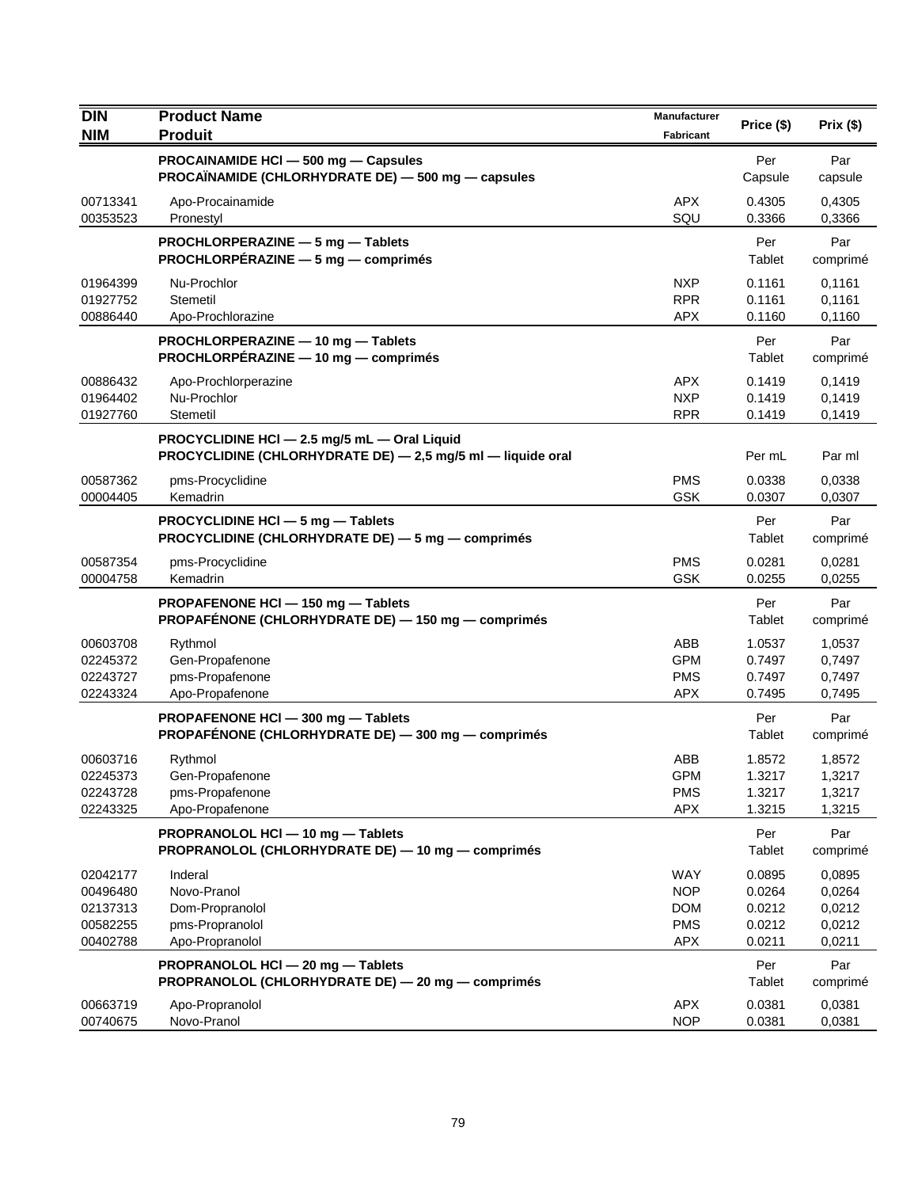| DIN<br>NIM | Product Name<br>Produit | Manufacturer<br>Fabricant | Price ($) | Prix ($) |
|---|---|---|---|---|
| | **PROCAINAMIDE HCl — 500 mg — Capsules**<br>**PROCAÏNAMIDE (CHLORHYDRATE DE) — 500 mg — capsules** | | Per Capsule | Par capsule |
| 00713341 | Apo-Procainamide | APX | 0.4305 | 0,4305 |
| 00353523 | Pronestyl | SQU | 0.3366 | 0,3366 |
| | **PROCHLORPERAZINE — 5 mg — Tablets**<br>**PROCHLORPÉRAZINE — 5 mg — comprimés** | | Per Tablet | Par comprimé |
| 01964399 | Nu-Prochlor | NXP | 0.1161 | 0,1161 |
| 01927752 | Stemetil | RPR | 0.1161 | 0,1161 |
| 00886440 | Apo-Prochlorazine | APX | 0.1160 | 0,1160 |
| | **PROCHLORPERAZINE — 10 mg — Tablets**<br>**PROCHLORPÉRAZINE — 10 mg — comprimés** | | Per Tablet | Par comprimé |
| 00886432 | Apo-Prochlorperazine | APX | 0.1419 | 0,1419 |
| 01964402 | Nu-Prochlor | NXP | 0.1419 | 0,1419 |
| 01927760 | Stemetil | RPR | 0.1419 | 0,1419 |
| | **PROCYCLIDINE HCl — 2.5 mg/5 mL — Oral Liquid**<br>**PROCYCLIDINE (CHLORHYDRATE DE) — 2,5 mg/5 ml — liquide oral** | | Per mL | Par ml |
| 00587362 | pms-Procyclidine | PMS | 0.0338 | 0,0338 |
| 00004405 | Kemadrin | GSK | 0.0307 | 0,0307 |
| | **PROCYCLIDINE HCl — 5 mg — Tablets**<br>**PROCYCLIDINE (CHLORHYDRATE DE) — 5 mg — comprimés** | | Per Tablet | Par comprimé |
| 00587354 | pms-Procyclidine | PMS | 0.0281 | 0,0281 |
| 00004758 | Kemadrin | GSK | 0.0255 | 0,0255 |
| | **PROPAFENONE HCl — 150 mg — Tablets**<br>**PROPAFÉNONE (CHLORHYDRATE DE) — 150 mg — comprimés** | | Per Tablet | Par comprimé |
| 00603708 | Rythmol | ABB | 1.0537 | 1,0537 |
| 02245372 | Gen-Propafenone | GPM | 0.7497 | 0,7497 |
| 02243727 | pms-Propafenone | PMS | 0.7497 | 0,7497 |
| 02243324 | Apo-Propafenone | APX | 0.7495 | 0,7495 |
| | **PROPAFENONE HCl — 300 mg — Tablets**<br>**PROPAFÉNONE (CHLORHYDRATE DE) — 300 mg — comprimés** | | Per Tablet | Par comprimé |
| 00603716 | Rythmol | ABB | 1.8572 | 1,8572 |
| 02245373 | Gen-Propafenone | GPM | 1.3217 | 1,3217 |
| 02243728 | pms-Propafenone | PMS | 1.3217 | 1,3217 |
| 02243325 | Apo-Propafenone | APX | 1.3215 | 1,3215 |
| | **PROPRANOLOL HCl — 10 mg — Tablets**<br>**PROPRANOLOL (CHLORHYDRATE DE) — 10 mg — comprimés** | | Per Tablet | Par comprimé |
| 02042177 | Inderal | WAY | 0.0895 | 0,0895 |
| 00496480 | Novo-Pranol | NOP | 0.0264 | 0,0264 |
| 02137313 | Dom-Propranolol | DOM | 0.0212 | 0,0212 |
| 00582255 | pms-Propranolol | PMS | 0.0212 | 0,0212 |
| 00402788 | Apo-Propranolol | APX | 0.0211 | 0,0211 |
| | **PROPRANOLOL HCl — 20 mg — Tablets**<br>**PROPRANOLOL (CHLORHYDRATE DE) — 20 mg — comprimés** | | Per Tablet | Par comprimé |
| 00663719 | Apo-Propranolol | APX | 0.0381 | 0,0381 |
| 00740675 | Novo-Pranol | NOP | 0.0381 | 0,0381 |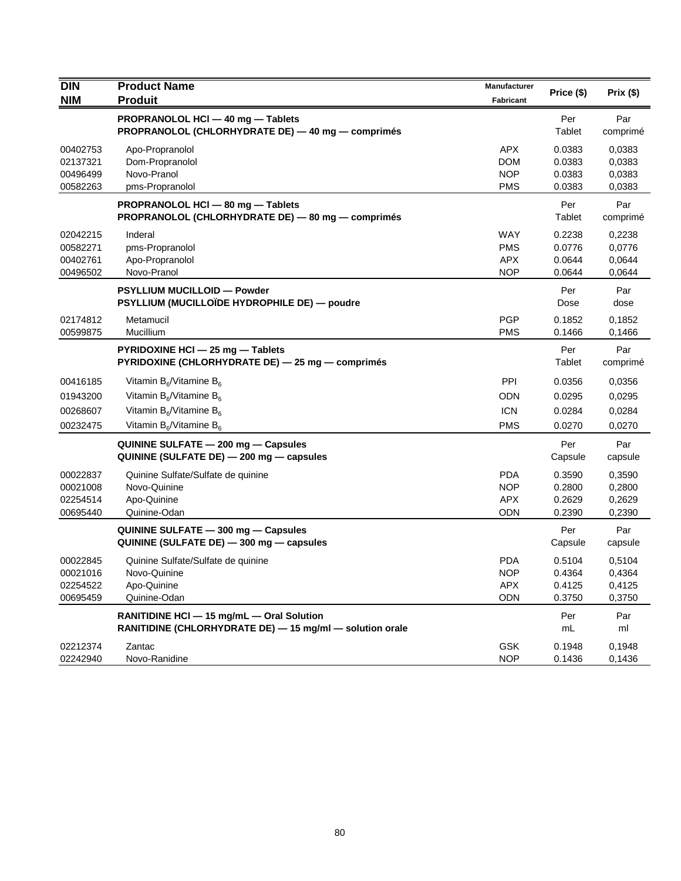| DIN<br>NIM | Product Name<br>Produit | Manufacturer<br>Fabricant | Price ($) | Prix ($) |
|---|---|---|---|---|
| | **PROPRANOLOL HCl — 40 mg — Tablets**<br>**PROPRANOLOL (CHLORHYDRATE DE) — 40 mg — comprimés** | | Per Tablet | Par comprimé |
| 00402753 | Apo-Propranolol | APX | 0.0383 | 0,0383 |
| 02137321 | Dom-Propranolol | DOM | 0.0383 | 0,0383 |
| 00496499 | Novo-Pranol | NOP | 0.0383 | 0,0383 |
| 00582263 | pms-Propranolol | PMS | 0.0383 | 0,0383 |
| | **PROPRANOLOL HCl — 80 mg — Tablets**<br>**PROPRANOLOL (CHLORHYDRATE DE) — 80 mg — comprimés** | | Per Tablet | Par comprimé |
| 02042215 | Inderal | WAY | 0.2238 | 0,2238 |
| 00582271 | pms-Propranolol | PMS | 0.0776 | 0,0776 |
| 00402761 | Apo-Propranolol | APX | 0.0644 | 0,0644 |
| 00496502 | Novo-Pranol | NOP | 0.0644 | 0,0644 |
| | **PSYLLIUM MUCILLOID — Powder**<br>**PSYLLIUM (MUCILLOÏDE HYDROPHILE DE) — poudre** | | Per Dose | Par dose |
| 02174812 | Metamucil | PGP | 0.1852 | 0,1852 |
| 00599875 | Mucillium | PMS | 0.1466 | 0,1466 |
| | **PYRIDOXINE HCl — 25 mg — Tablets**<br>**PYRIDOXINE (CHLORHYDRATE DE) — 25 mg — comprimés** | | Per Tablet | Par comprimé |
| 00416185 | Vitamin $B_6$/Vitamine $B_6$ | PPI | 0.0356 | 0,0356 |
| 01943200 | Vitamin $B_6$/Vitamine $B_6$ | ODN | 0.0295 | 0,0295 |
| 00268607 | Vitamin $B_6$/Vitamine $B_6$ | ICN | 0.0284 | 0,0284 |
| 00232475 | Vitamin $B_6$/Vitamine $B_6$ | PMS | 0.0270 | 0,0270 |
| | **QUININE SULFATE — 200 mg — Capsules**<br>**QUININE (SULFATE DE) — 200 mg — capsules** | | Per Capsule | Par capsule |
| 00022837 | Quinine Sulfate/Sulfate de quinine | PDA | 0.3590 | 0,3590 |
| 00021008 | Novo-Quinine | NOP | 0.2800 | 0,2800 |
| 02254514 | Apo-Quinine | APX | 0.2629 | 0,2629 |
| 00695440 | Quinine-Odan | ODN | 0.2390 | 0,2390 |
| | **QUININE SULFATE — 300 mg — Capsules**<br>**QUININE (SULFATE DE) — 300 mg — capsules** | | Per Capsule | Par capsule |
| 00022845 | Quinine Sulfate/Sulfate de quinine | PDA | 0.5104 | 0,5104 |
| 00021016 | Novo-Quinine | NOP | 0.4364 | 0,4364 |
| 02254522 | Apo-Quinine | APX | 0.4125 | 0,4125 |
| 00695459 | Quinine-Odan | ODN | 0.3750 | 0,3750 |
| | **RANITIDINE HCl — 15 mg/mL — Oral Solution**<br>**RANITIDINE (CHLORHYDRATE DE) — 15 mg/ml — solution orale** | | Per mL | Par ml |
| 02212374 | Zantac | GSK | 0.1948 | 0,1948 |
| 02242940 | Novo-Ranidine | NOP | 0.1436 | 0,1436 |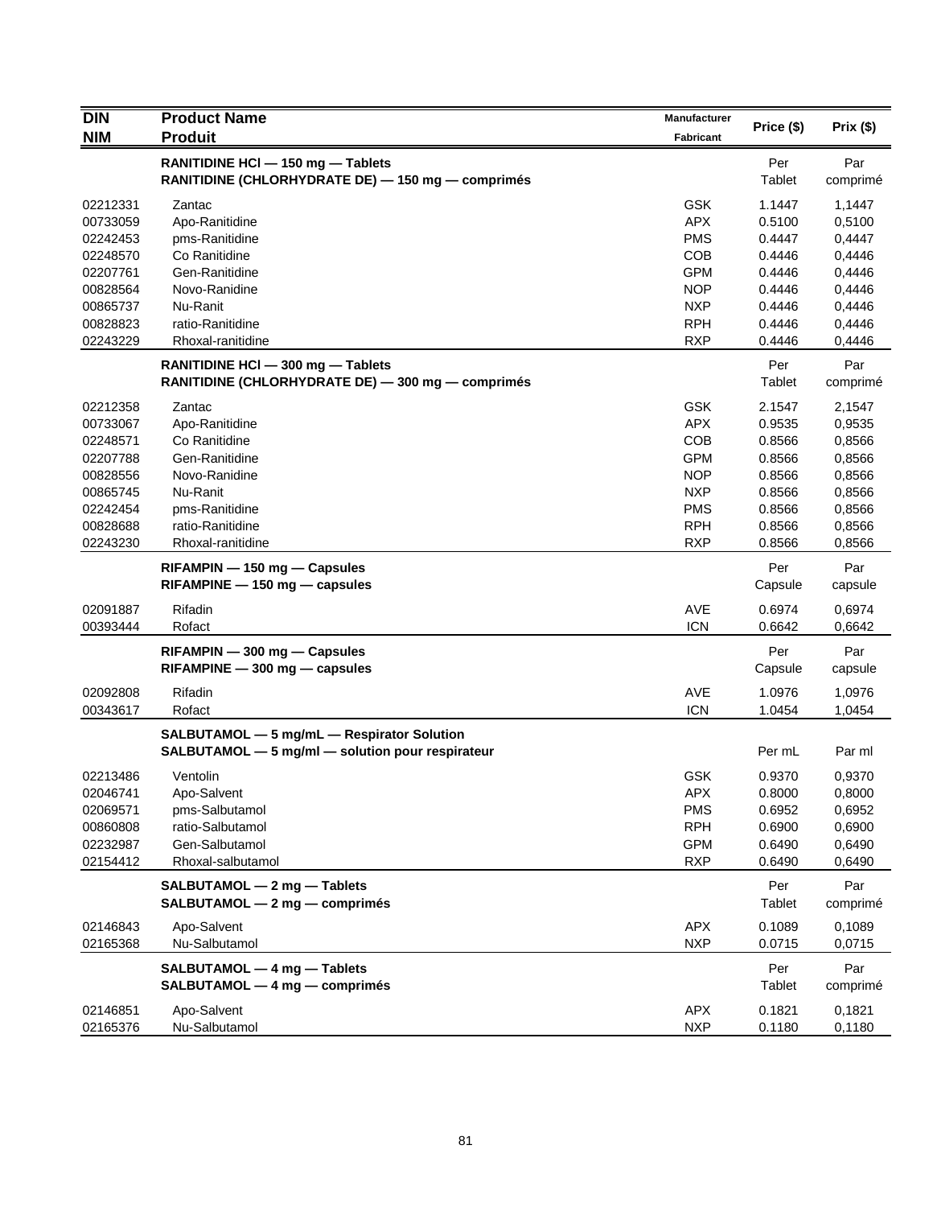| DIN<br>NIM | Product Name<br>Produit | Manufacturer<br>Fabricant | Price ($) | Prix ($) |
|---|---|---|---|---|
| | **RANITIDINE HCl — 150 mg — Tablets**<br>**RANITIDINE (CHLORHYDRATE DE) — 150 mg — comprimés** | | Per<br>Tablet | Par<br>comprimé |
| 02212331 | Zantac | GSK | 1.1447 | 1,1447 |
| 00733059 | Apo-Ranitidine | APX | 0.5100 | 0,5100 |
| 02242453 | pms-Ranitidine | PMS | 0.4447 | 0,4447 |
| 02248570 | Co Ranitidine | COB | 0.4446 | 0,4446 |
| 02207761 | Gen-Ranitidine | GPM | 0.4446 | 0,4446 |
| 00828564 | Novo-Ranidine | NOP | 0.4446 | 0,4446 |
| 00865737 | Nu-Ranit | NXP | 0.4446 | 0,4446 |
| 00828823 | ratio-Ranitidine | RPH | 0.4446 | 0,4446 |
| 02243229 | Rhoxal-ranitidine | RXP | 0.4446 | 0,4446 |
| | **RANITIDINE HCl — 300 mg — Tablets**<br>**RANITIDINE (CHLORHYDRATE DE) — 300 mg — comprimés** | | Per<br>Tablet | Par<br>comprimé |
| 02212358 | Zantac | GSK | 2.1547 | 2,1547 |
| 00733067 | Apo-Ranitidine | APX | 0.9535 | 0,9535 |
| 02248571 | Co Ranitidine | COB | 0.8566 | 0,8566 |
| 02207788 | Gen-Ranitidine | GPM | 0.8566 | 0,8566 |
| 00828556 | Novo-Ranidine | NOP | 0.8566 | 0,8566 |
| 00865745 | Nu-Ranit | NXP | 0.8566 | 0,8566 |
| 02242454 | pms-Ranitidine | PMS | 0.8566 | 0,8566 |
| 00828688 | ratio-Ranitidine | RPH | 0.8566 | 0,8566 |
| 02243230 | Rhoxal-ranitidine | RXP | 0.8566 | 0,8566 |
| | **RIFAMPIN — 150 mg — Capsules**<br>**RIFAMPINE — 150 mg — capsules** | | Per<br>Capsule | Par<br>capsule |
| 02091887 | Rifadin | AVE | 0.6974 | 0,6974 |
| 00393444 | Rofact | ICN | 0.6642 | 0,6642 |
| | **RIFAMPIN — 300 mg — Capsules**<br>**RIFAMPINE — 300 mg — capsules** | | Per<br>Capsule | Par<br>capsule |
| 02092808 | Rifadin | AVE | 1.0976 | 1,0976 |
| 00343617 | Rofact | ICN | 1.0454 | 1,0454 |
| | **SALBUTAMOL — 5 mg/mL — Respirator Solution**<br>**SALBUTAMOL — 5 mg/ml — solution pour respirateur** | | Per mL | Par ml |
| 02213486 | Ventolin | GSK | 0.9370 | 0,9370 |
| 02046741 | Apo-Salvent | APX | 0.8000 | 0,8000 |
| 02069571 | pms-Salbutamol | PMS | 0.6952 | 0,6952 |
| 00860808 | ratio-Salbutamol | RPH | 0.6900 | 0,6900 |
| 02232987 | Gen-Salbutamol | GPM | 0.6490 | 0,6490 |
| 02154412 | Rhoxal-salbutamol | RXP | 0.6490 | 0,6490 |
| | **SALBUTAMOL — 2 mg — Tablets**<br>**SALBUTAMOL — 2 mg — comprimés** | | Per<br>Tablet | Par<br>comprimé |
| 02146843 | Apo-Salvent | APX | 0.1089 | 0,1089 |
| 02165368 | Nu-Salbutamol | NXP | 0.0715 | 0,0715 |
| | **SALBUTAMOL — 4 mg — Tablets**<br>**SALBUTAMOL — 4 mg — comprimés** | | Per<br>Tablet | Par<br>comprimé |
| 02146851 | Apo-Salvent | APX | 0.1821 | 0,1821 |
| 02165376 | Nu-Salbutamol | NXP | 0.1180 | 0,1180 |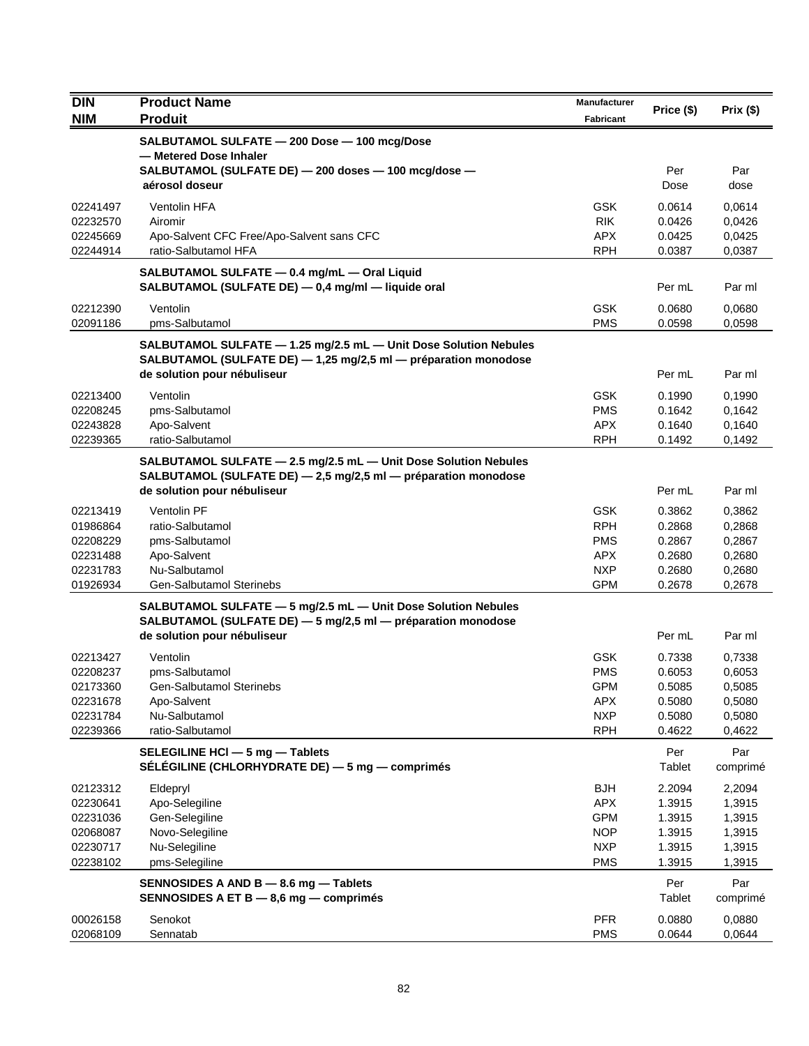| DIN<br>NIM | Product Name<br>Produit | Manufacturer<br>Fabricant | Price ($) | Prix ($) |
|---|---|---|---|---|
| | **SALBUTAMOL SULFATE — 200 Dose — 100 mcg/Dose — Metered Dose Inhaler**<br>**SALBUTAMOL (SULFATE DE) — 200 doses — 100 mcg/dose — aérosol doseur** | | Per Dose | Par dose |
| 02241497 | Ventolin HFA | GSK | 0.0614 | 0,0614 |
| 02232570 | Airomir | RIK | 0.0426 | 0,0426 |
| 02245669 | Apo-Salvent CFC Free/Apo-Salvent sans CFC | APX | 0.0425 | 0,0425 |
| 02244914 | ratio-Salbutamol HFA | RPH | 0.0387 | 0,0387 |
| | **SALBUTAMOL SULFATE — 0.4 mg/mL — Oral Liquid**<br>**SALBUTAMOL (SULFATE DE) — 0,4 mg/ml — liquide oral** | | Per mL | Par ml |
| 02212390 | Ventolin | GSK | 0.0680 | 0,0680 |
| 02091186 | pms-Salbutamol | PMS | 0.0598 | 0,0598 |
| | **SALBUTAMOL SULFATE — 1.25 mg/2.5 mL — Unit Dose Solution Nebules**<br>**SALBUTAMOL (SULFATE DE) — 1,25 mg/2,5 ml — préparation monodose de solution pour nébuliseur** | | Per mL | Par ml |
| 02213400 | Ventolin | GSK | 0.1990 | 0,1990 |
| 02208245 | pms-Salbutamol | PMS | 0.1642 | 0,1642 |
| 02243828 | Apo-Salvent | APX | 0.1640 | 0,1640 |
| 02239365 | ratio-Salbutamol | RPH | 0.1492 | 0,1492 |
| | **SALBUTAMOL SULFATE — 2.5 mg/2.5 mL — Unit Dose Solution Nebules**<br>**SALBUTAMOL (SULFATE DE) — 2,5 mg/2,5 ml — préparation monodose de solution pour nébuliseur** | | Per mL | Par ml |
| 02213419 | Ventolin PF | GSK | 0.3862 | 0,3862 |
| 01986864 | ratio-Salbutamol | RPH | 0.2868 | 0,2868 |
| 02208229 | pms-Salbutamol | PMS | 0.2867 | 0,2867 |
| 02231488 | Apo-Salvent | APX | 0.2680 | 0,2680 |
| 02231783 | Nu-Salbutamol | NXP | 0.2680 | 0,2680 |
| 01926934 | Gen-Salbutamol Sterinebs | GPM | 0.2678 | 0,2678 |
| | **SALBUTAMOL SULFATE — 5 mg/2.5 mL — Unit Dose Solution Nebules**<br>**SALBUTAMOL (SULFATE DE) — 5 mg/2,5 ml — préparation monodose de solution pour nébuliseur** | | Per mL | Par ml |
| 02213427 | Ventolin | GSK | 0.7338 | 0,7338 |
| 02208237 | pms-Salbutamol | PMS | 0.6053 | 0,6053 |
| 02173360 | Gen-Salbutamol Sterinebs | GPM | 0.5085 | 0,5085 |
| 02231678 | Apo-Salvent | APX | 0.5080 | 0,5080 |
| 02231784 | Nu-Salbutamol | NXP | 0.5080 | 0,5080 |
| 02239366 | ratio-Salbutamol | RPH | 0.4622 | 0,4622 |
| | **SELEGILINE HCl — 5 mg — Tablets**<br>**SÉLÉGILINE (CHLORHYDRATE DE) — 5 mg — comprimés** | | Per Tablet | Par comprimé |
| 02123312 | Eldepryl | BJH | 2.2094 | 2,2094 |
| 02230641 | Apo-Selegiline | APX | 1.3915 | 1,3915 |
| 02231036 | Gen-Selegiline | GPM | 1.3915 | 1,3915 |
| 02068087 | Novo-Selegiline | NOP | 1.3915 | 1,3915 |
| 02230717 | Nu-Selegiline | NXP | 1.3915 | 1,3915 |
| 02238102 | pms-Selegiline | PMS | 1.3915 | 1,3915 |
| | **SENNOSIDES A AND B — 8.6 mg — Tablets**<br>**SENNOSIDES A ET B — 8,6 mg — comprimés** | | Per Tablet | Par comprimé |
| 00026158 | Senokot | PFR | 0.0880 | 0,0880 |
| 02068109 | Sennatab | PMS | 0.0644 | 0,0644 |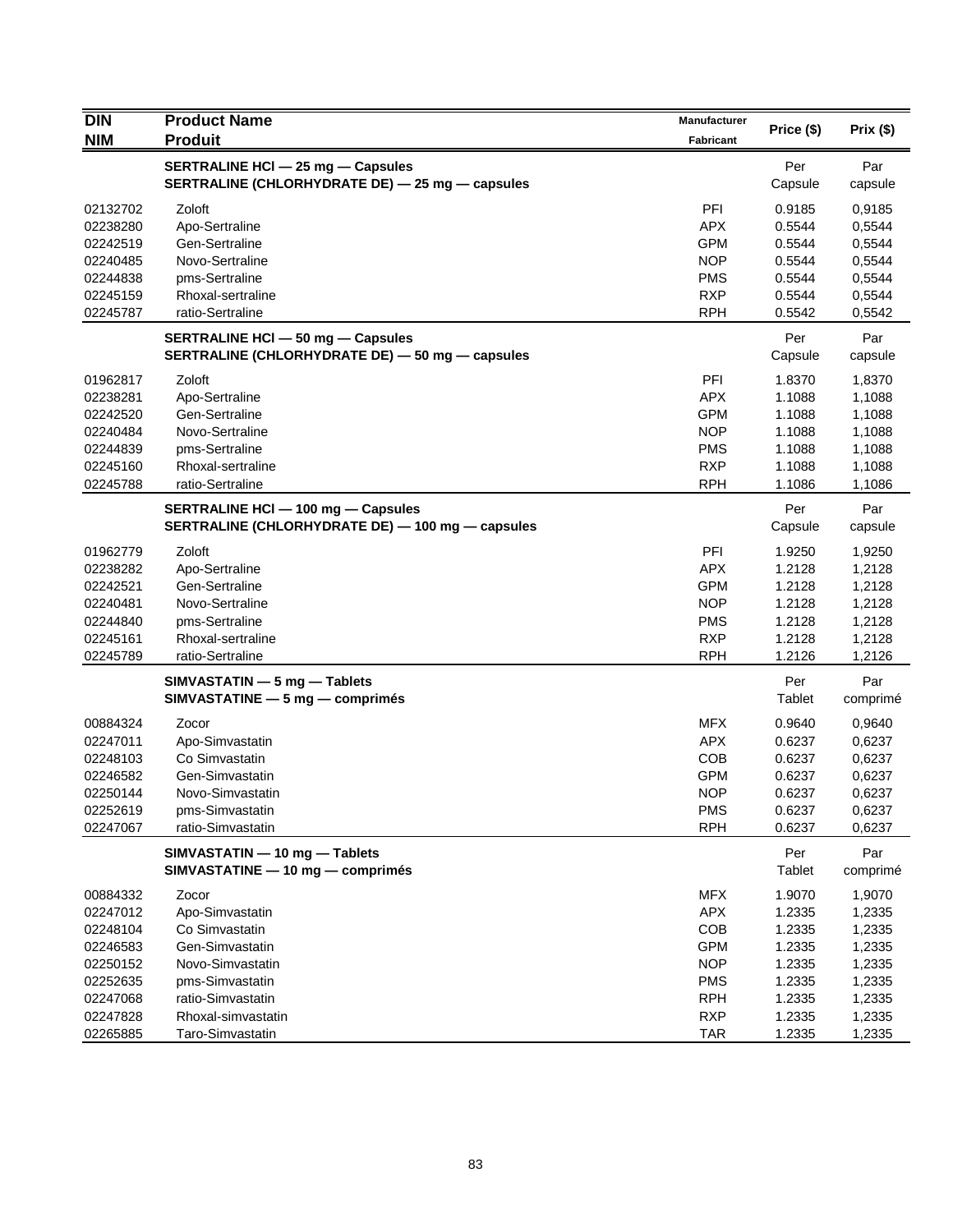| DIN<br>NIM | Product Name<br>Produit | Manufacturer<br>Fabricant | Price ($) | Prix ($) |
|---|---|---|---|---|
| | **SERTRALINE HCl — 25 mg — Capsules**<br>**SERTRALINE (CHLORHYDRATE DE) — 25 mg — capsules** | | Per Capsule | Par capsule |
| 02132702 | Zoloft | PFI | 0.9185 | 0,9185 |
| 02238280 | Apo-Sertraline | APX | 0.5544 | 0,5544 |
| 02242519 | Gen-Sertraline | GPM | 0.5544 | 0,5544 |
| 02240485 | Novo-Sertraline | NOP | 0.5544 | 0,5544 |
| 02244838 | pms-Sertraline | PMS | 0.5544 | 0,5544 |
| 02245159 | Rhoxal-sertraline | RXP | 0.5544 | 0,5544 |
| 02245787 | ratio-Sertraline | RPH | 0.5542 | 0,5542 |
| | **SERTRALINE HCl — 50 mg — Capsules**<br>**SERTRALINE (CHLORHYDRATE DE) — 50 mg — capsules** | | Per Capsule | Par capsule |
| 01962817 | Zoloft | PFI | 1.8370 | 1,8370 |
| 02238281 | Apo-Sertraline | APX | 1.1088 | 1,1088 |
| 02242520 | Gen-Sertraline | GPM | 1.1088 | 1,1088 |
| 02240484 | Novo-Sertraline | NOP | 1.1088 | 1,1088 |
| 02244839 | pms-Sertraline | PMS | 1.1088 | 1,1088 |
| 02245160 | Rhoxal-sertraline | RXP | 1.1088 | 1,1088 |
| 02245788 | ratio-Sertraline | RPH | 1.1086 | 1,1086 |
| | **SERTRALINE HCl — 100 mg — Capsules**<br>**SERTRALINE (CHLORHYDRATE DE) — 100 mg — capsules** | | Per Capsule | Par capsule |
| 01962779 | Zoloft | PFI | 1.9250 | 1,9250 |
| 02238282 | Apo-Sertraline | APX | 1.2128 | 1,2128 |
| 02242521 | Gen-Sertraline | GPM | 1.2128 | 1,2128 |
| 02240481 | Novo-Sertraline | NOP | 1.2128 | 1,2128 |
| 02244840 | pms-Sertraline | PMS | 1.2128 | 1,2128 |
| 02245161 | Rhoxal-sertraline | RXP | 1.2128 | 1,2128 |
| 02245789 | ratio-Sertraline | RPH | 1.2126 | 1,2126 |
| | **SIMVASTATIN — 5 mg — Tablets**<br>**SIMVASTATINE — 5 mg — comprimés** | | Per Tablet | Par comprimé |
| 00884324 | Zocor | MFX | 0.9640 | 0,9640 |
| 02247011 | Apo-Simvastatin | APX | 0.6237 | 0,6237 |
| 02248103 | Co Simvastatin | COB | 0.6237 | 0,6237 |
| 02246582 | Gen-Simvastatin | GPM | 0.6237 | 0,6237 |
| 02250144 | Novo-Simvastatin | NOP | 0.6237 | 0,6237 |
| 02252619 | pms-Simvastatin | PMS | 0.6237 | 0,6237 |
| 02247067 | ratio-Simvastatin | RPH | 0.6237 | 0,6237 |
| | **SIMVASTATIN — 10 mg — Tablets**<br>**SIMVASTATINE — 10 mg — comprimés** | | Per Tablet | Par comprimé |
| 00884332 | Zocor | MFX | 1.9070 | 1,9070 |
| 02247012 | Apo-Simvastatin | APX | 1.2335 | 1,2335 |
| 02248104 | Co Simvastatin | COB | 1.2335 | 1,2335 |
| 02246583 | Gen-Simvastatin | GPM | 1.2335 | 1,2335 |
| 02250152 | Novo-Simvastatin | NOP | 1.2335 | 1,2335 |
| 02252635 | pms-Simvastatin | PMS | 1.2335 | 1,2335 |
| 02247068 | ratio-Simvastatin | RPH | 1.2335 | 1,2335 |
| 02247828 | Rhoxal-simvastatin | RXP | 1.2335 | 1,2335 |
| 02265885 | Taro-Simvastatin | TAR | 1.2335 | 1,2335 |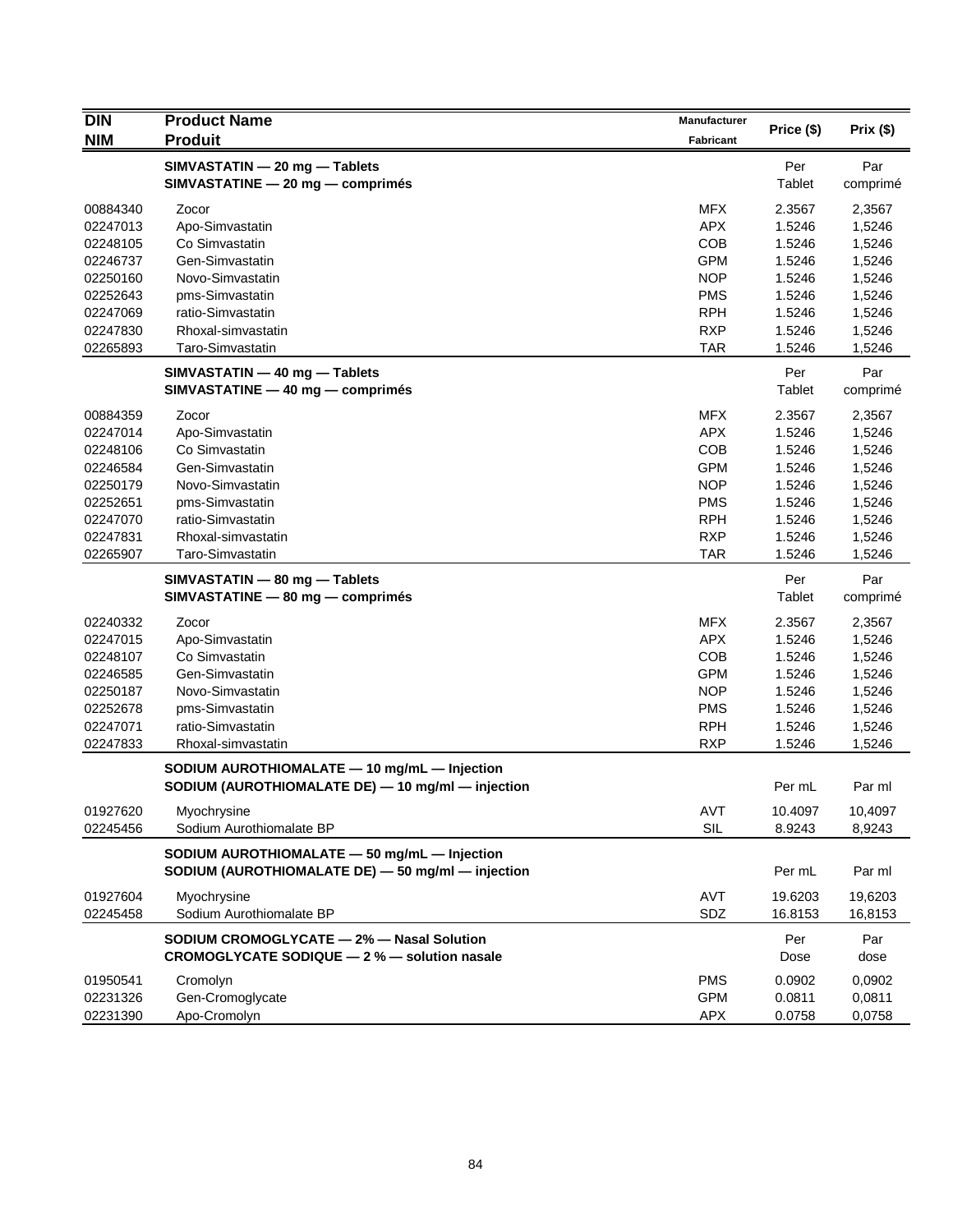| DIN<br>NIM | Product Name<br>Produit | Manufacturer<br>Fabricant | Price ($) | Prix ($) |
|---|---|---|---|---|
| | **SIMVASTATIN — 20 mg — Tablets**<br>**SIMVASTATINE — 20 mg — comprimés** | | Per<br>Tablet | Par<br>comprimé |
| 00884340 | Zocor | MFX | 2.3567 | 2,3567 |
| 02247013 | Apo-Simvastatin | APX | 1.5246 | 1,5246 |
| 02248105 | Co Simvastatin | COB | 1.5246 | 1,5246 |
| 02246737 | Gen-Simvastatin | GPM | 1.5246 | 1,5246 |
| 02250160 | Novo-Simvastatin | NOP | 1.5246 | 1,5246 |
| 02252643 | pms-Simvastatin | PMS | 1.5246 | 1,5246 |
| 02247069 | ratio-Simvastatin | RPH | 1.5246 | 1,5246 |
| 02247830 | Rhoxal-simvastatin | RXP | 1.5246 | 1,5246 |
| 02265893 | Taro-Simvastatin | TAR | 1.5246 | 1,5246 |
| | **SIMVASTATIN — 40 mg — Tablets**<br>**SIMVASTATINE — 40 mg — comprimés** | | Per<br>Tablet | Par<br>comprimé |
| 00884359 | Zocor | MFX | 2.3567 | 2,3567 |
| 02247014 | Apo-Simvastatin | APX | 1.5246 | 1,5246 |
| 02248106 | Co Simvastatin | COB | 1.5246 | 1,5246 |
| 02246584 | Gen-Simvastatin | GPM | 1.5246 | 1,5246 |
| 02250179 | Novo-Simvastatin | NOP | 1.5246 | 1,5246 |
| 02252651 | pms-Simvastatin | PMS | 1.5246 | 1,5246 |
| 02247070 | ratio-Simvastatin | RPH | 1.5246 | 1,5246 |
| 02247831 | Rhoxal-simvastatin | RXP | 1.5246 | 1,5246 |
| 02265907 | Taro-Simvastatin | TAR | 1.5246 | 1,5246 |
| | **SIMVASTATIN — 80 mg — Tablets**<br>**SIMVASTATINE — 80 mg — comprimés** | | Per<br>Tablet | Par<br>comprimé |
| 02240332 | Zocor | MFX | 2.3567 | 2,3567 |
| 02247015 | Apo-Simvastatin | APX | 1.5246 | 1,5246 |
| 02248107 | Co Simvastatin | COB | 1.5246 | 1,5246 |
| 02246585 | Gen-Simvastatin | GPM | 1.5246 | 1,5246 |
| 02250187 | Novo-Simvastatin | NOP | 1.5246 | 1,5246 |
| 02252678 | pms-Simvastatin | PMS | 1.5246 | 1,5246 |
| 02247071 | ratio-Simvastatin | RPH | 1.5246 | 1,5246 |
| 02247833 | Rhoxal-simvastatin | RXP | 1.5246 | 1,5246 |
| | **SODIUM AUROTHIOMALATE — 10 mg/mL — Injection**<br>**SODIUM (AUROTHIOMALATE DE) — 10 mg/ml — injection** | | Per mL | Par ml |
| 01927620 | Myochrysine | AVT | 10.4097 | 10,4097 |
| 02245456 | Sodium Aurothiomalate BP | SIL | 8.9243 | 8,9243 |
| | **SODIUM AUROTHIOMALATE — 50 mg/mL — Injection**<br>**SODIUM (AUROTHIOMALATE DE) — 50 mg/ml — injection** | | Per mL | Par ml |
| 01927604 | Myochrysine | AVT | 19.6203 | 19,6203 |
| 02245458 | Sodium Aurothiomalate BP | SDZ | 16.8153 | 16,8153 |
| | **SODIUM CROMOGLYCATE — 2% — Nasal Solution**<br>**CROMOGLYCATE SODIQUE — 2 % — solution nasale** | | Per<br>Dose | Par<br>dose |
| 01950541 | Cromolyn | PMS | 0.0902 | 0,0902 |
| 02231326 | Gen-Cromoglycate | GPM | 0.0811 | 0,0811 |
| 02231390 | Apo-Cromolyn | APX | 0.0758 | 0,0758 |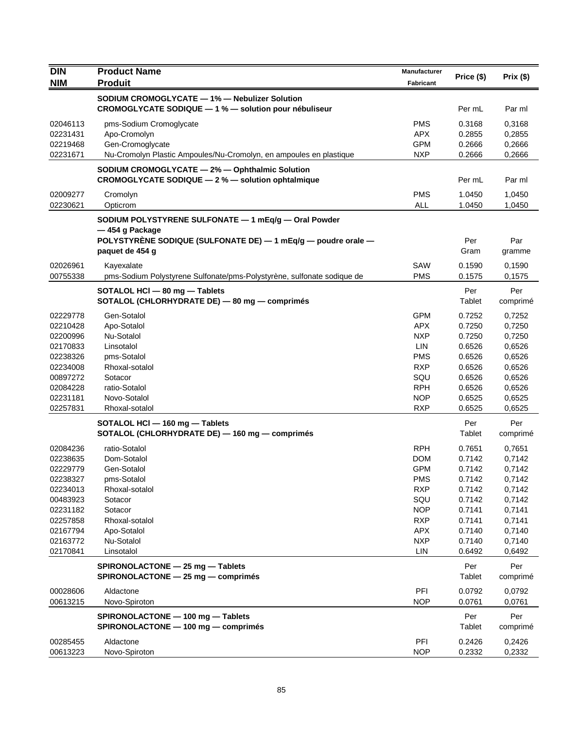| DIN<br>NIM | Product Name<br>Produit | Manufacturer<br>Fabricant | Price ($) | Prix ($) |
|---|---|---|---|---|
| | **SODIUM CROMOGLYCATE — 1% — Nebulizer Solution**<br>**CROMOGLYCATE SODIQUE — 1 % — solution pour nébuliseur** | | Per mL | Par ml |
| 02046113 | pms-Sodium Cromoglycate | PMS | 0.3168 | 0,3168 |
| 02231431 | Apo-Cromolyn | APX | 0.2855 | 0,2855 |
| 02219468 | Gen-Cromoglycate | GPM | 0.2666 | 0,2666 |
| 02231671 | Nu-Cromolyn Plastic Ampoules/Nu-Cromolyn, en ampoules en plastique | NXP | 0.2666 | 0,2666 |
| | **SODIUM CROMOGLYCATE — 2% — Ophthalmic Solution**<br>**CROMOGLYCATE SODIQUE — 2 % — solution ophtalmique** | | Per mL | Par ml |
| 02009277 | Cromolyn | PMS | 1.0450 | 1,0450 |
| 02230621 | Opticrom | ALL | 1.0450 | 1,0450 |
| | **SODIUM POLYSTYRENE SULFONATE — 1 mEq/g — Oral Powder — 454 g Package**<br>**POLYSTYRÈNE SODIQUE (SULFONATE DE) — 1 mEq/g — poudre orale — paquet de 454 g** | | Per Gram | Par gramme |
| 02026961 | Kayexalate | SAW | 0.1590 | 0,1590 |
| 00755338 | pms-Sodium Polystyrene Sulfonate/pms-Polystyrène, sulfonate sodique de | PMS | 0.1575 | 0,1575 |
| | **SOTALOL HCl — 80 mg — Tablets**<br>**SOTALOL (CHLORHYDRATE DE) — 80 mg — comprimés** | | Per Tablet | Per comprimé |
| 02229778 | Gen-Sotalol | GPM | 0.7252 | 0,7252 |
| 02210428 | Apo-Sotalol | APX | 0.7250 | 0,7250 |
| 02200996 | Nu-Sotalol | NXP | 0.7250 | 0,7250 |
| 02170833 | Linsotalol | LIN | 0.6526 | 0,6526 |
| 02238326 | pms-Sotalol | PMS | 0.6526 | 0,6526 |
| 02234008 | Rhoxal-sotalol | RXP | 0.6526 | 0,6526 |
| 00897272 | Sotacor | SQU | 0.6526 | 0,6526 |
| 02084228 | ratio-Sotalol | RPH | 0.6526 | 0,6526 |
| 02231181 | Novo-Sotalol | NOP | 0.6525 | 0,6525 |
| 02257831 | Rhoxal-sotalol | RXP | 0.6525 | 0,6525 |
| | **SOTALOL HCl — 160 mg — Tablets**<br>**SOTALOL (CHLORHYDRATE DE) — 160 mg — comprimés** | | Per Tablet | Per comprimé |
| 02084236 | ratio-Sotalol | RPH | 0.7651 | 0,7651 |
| 02238635 | Dom-Sotalol | DOM | 0.7142 | 0,7142 |
| 02229779 | Gen-Sotalol | GPM | 0.7142 | 0,7142 |
| 02238327 | pms-Sotalol | PMS | 0.7142 | 0,7142 |
| 02234013 | Rhoxal-sotalol | RXP | 0.7142 | 0,7142 |
| 00483923 | Sotacor | SQU | 0.7142 | 0,7142 |
| 02231182 | Sotacor | NOP | 0.7141 | 0,7141 |
| 02257858 | Rhoxal-sotalol | RXP | 0.7141 | 0,7141 |
| 02167794 | Apo-Sotalol | APX | 0.7140 | 0,7140 |
| 02163772 | Nu-Sotalol | NXP | 0.7140 | 0,7140 |
| 02170841 | Linsotalol | LIN | 0.6492 | 0,6492 |
| | **SPIRONOLACTONE — 25 mg — Tablets**<br>**SPIRONOLACTONE — 25 mg — comprimés** | | Per Tablet | Per comprimé |
| 00028606 | Aldactone | PFI | 0.0792 | 0,0792 |
| 00613215 | Novo-Spiroton | NOP | 0.0761 | 0,0761 |
| | **SPIRONOLACTONE — 100 mg — Tablets**<br>**SPIRONOLACTONE — 100 mg — comprimés** | | Per Tablet | Per comprimé |
| 00285455 | Aldactone | PFI | 0.2426 | 0,2426 |
| 00613223 | Novo-Spiroton | NOP | 0.2332 | 0,2332 |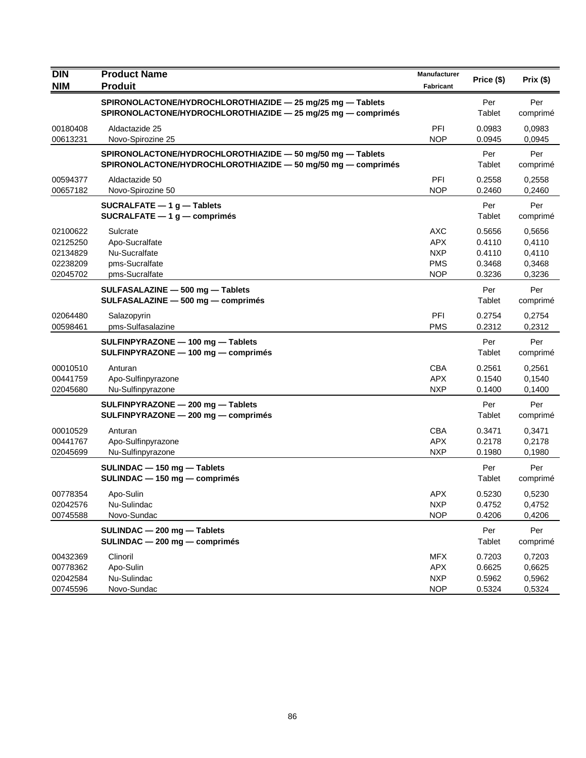| DIN<br>NIM | Product Name<br>Produit | Manufacturer<br>Fabricant | Price ($) | Prix ($) |
|---|---|---|---|---|
| | **SPIRONOLACTONE/HYDROCHLOROTHIAZIDE — 25 mg/25 mg — Tablets**<br>**SPIRONOLACTONE/HYDROCHLOROTHIAZIDE — 25 mg/25 mg — comprimés** | | Per Tablet | Per comprimé |
| 00180408 | Aldactazide 25 | PFI | 0.0983 | 0,0983 |
| 00613231 | Novo-Spirozine 25 | NOP | 0.0945 | 0,0945 |
| | **SPIRONOLACTONE/HYDROCHLOROTHIAZIDE — 50 mg/50 mg — Tablets**<br>**SPIRONOLACTONE/HYDROCHLOROTHIAZIDE — 50 mg/50 mg — comprimés** | | Per Tablet | Per comprimé |
| 00594377 | Aldactazide 50 | PFI | 0.2558 | 0,2558 |
| 00657182 | Novo-Spirozine 50 | NOP | 0.2460 | 0,2460 |
| | **SUCRALFATE — 1 g — Tablets**<br>**SUCRALFATE — 1 g — comprimés** | | Per Tablet | Per comprimé |
| 02100622 | Sulcrate | AXC | 0.5656 | 0,5656 |
| 02125250 | Apo-Sucralfate | APX | 0.4110 | 0,4110 |
| 02134829 | Nu-Sucralfate | NXP | 0.4110 | 0,4110 |
| 02238209 | pms-Sucralfate | PMS | 0.3468 | 0,3468 |
| 02045702 | pms-Sucralfate | NOP | 0.3236 | 0,3236 |
| | **SULFASALAZINE — 500 mg — Tablets**<br>**SULFASALAZINE — 500 mg — comprimés** | | Per Tablet | Per comprimé |
| 02064480 | Salazopyrin | PFI | 0.2754 | 0,2754 |
| 00598461 | pms-Sulfasalazine | PMS | 0.2312 | 0,2312 |
| | **SULFINPYRAZONE — 100 mg — Tablets**<br>**SULFINPYRAZONE — 100 mg — comprimés** | | Per Tablet | Per comprimé |
| 00010510 | Anturan | CBA | 0.2561 | 0,2561 |
| 00441759 | Apo-Sulfinpyrazone | APX | 0.1540 | 0,1540 |
| 02045680 | Nu-Sulfinpyrazone | NXP | 0.1400 | 0,1400 |
| | **SULFINPYRAZONE — 200 mg — Tablets**<br>**SULFINPYRAZONE — 200 mg — comprimés** | | Per Tablet | Per comprimé |
| 00010529 | Anturan | CBA | 0.3471 | 0,3471 |
| 00441767 | Apo-Sulfinpyrazone | APX | 0.2178 | 0,2178 |
| 02045699 | Nu-Sulfinpyrazone | NXP | 0.1980 | 0,1980 |
| | **SULINDAC — 150 mg — Tablets**<br>**SULINDAC — 150 mg — comprimés** | | Per Tablet | Per comprimé |
| 00778354 | Apo-Sulin | APX | 0.5230 | 0,5230 |
| 02042576 | Nu-Sulindac | NXP | 0.4752 | 0,4752 |
| 00745588 | Novo-Sundac | NOP | 0.4206 | 0,4206 |
| | **SULINDAC — 200 mg — Tablets**<br>**SULINDAC — 200 mg — comprimés** | | Per Tablet | Per comprimé |
| 00432369 | Clinoril | MFX | 0.7203 | 0,7203 |
| 00778362 | Apo-Sulin | APX | 0.6625 | 0,6625 |
| 02042584 | Nu-Sulindac | NXP | 0.5962 | 0,5962 |
| 00745596 | Novo-Sundac | NOP | 0.5324 | 0,5324 |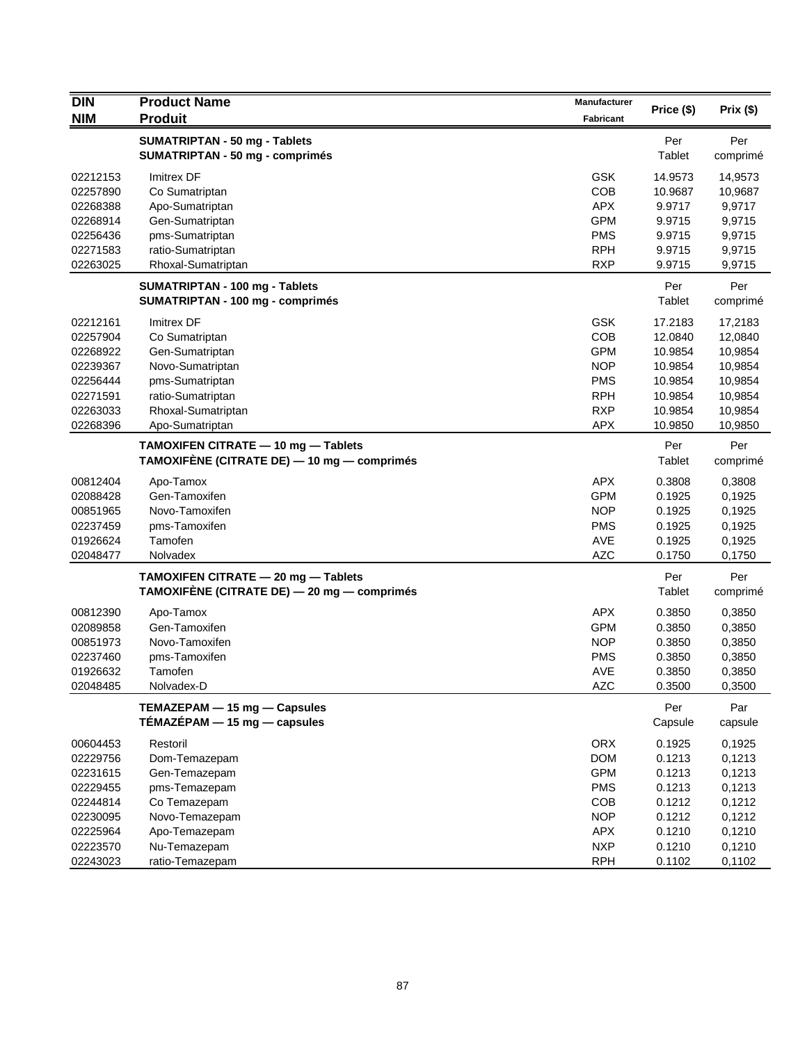| DIN<br>NIM | Product Name<br>Produit | Manufacturer<br>Fabricant | Price ($) | Prix ($) |
|---|---|---|---|---|
| | **SUMATRIPTAN - 50 mg - Tablets**<br>**SUMATRIPTAN - 50 mg - comprimés** | | Per<br>Tablet | Per<br>comprimé |
| 02212153 | Imitrex DF | GSK | 14.9573 | 14,9573 |
| 02257890 | Co Sumatriptan | COB | 10.9687 | 10,9687 |
| 02268388 | Apo-Sumatriptan | APX | 9.9717 | 9,9717 |
| 02268914 | Gen-Sumatriptan | GPM | 9.9715 | 9,9715 |
| 02256436 | pms-Sumatriptan | PMS | 9.9715 | 9,9715 |
| 02271583 | ratio-Sumatriptan | RPH | 9.9715 | 9,9715 |
| 02263025 | Rhoxal-Sumatriptan | RXP | 9.9715 | 9,9715 |
| | **SUMATRIPTAN - 100 mg - Tablets**<br>**SUMATRIPTAN - 100 mg - comprimés** | | Per<br>Tablet | Per<br>comprimé |
| 02212161 | Imitrex DF | GSK | 17.2183 | 17,2183 |
| 02257904 | Co Sumatriptan | COB | 12.0840 | 12,0840 |
| 02268922 | Gen-Sumatriptan | GPM | 10.9854 | 10,9854 |
| 02239367 | Novo-Sumatriptan | NOP | 10.9854 | 10,9854 |
| 02256444 | pms-Sumatriptan | PMS | 10.9854 | 10,9854 |
| 02271591 | ratio-Sumatriptan | RPH | 10.9854 | 10,9854 |
| 02263033 | Rhoxal-Sumatriptan | RXP | 10.9854 | 10,9854 |
| 02268396 | Apo-Sumatriptan | APX | 10.9850 | 10,9850 |
| | **TAMOXIFEN CITRATE — 10 mg — Tablets**<br>**TAMOXIFÈNE (CITRATE DE) — 10 mg — comprimés** | | Per<br>Tablet | Per<br>comprimé |
| 00812404 | Apo-Tamox | APX | 0.3808 | 0,3808 |
| 02088428 | Gen-Tamoxifen | GPM | 0.1925 | 0,1925 |
| 00851965 | Novo-Tamoxifen | NOP | 0.1925 | 0,1925 |
| 02237459 | pms-Tamoxifen | PMS | 0.1925 | 0,1925 |
| 01926624 | Tamofen | AVE | 0.1925 | 0,1925 |
| 02048477 | Nolvadex | AZC | 0.1750 | 0,1750 |
| | **TAMOXIFEN CITRATE — 20 mg — Tablets**<br>**TAMOXIFÈNE (CITRATE DE) — 20 mg — comprimés** | | Per<br>Tablet | Per<br>comprimé |
| 00812390 | Apo-Tamox | APX | 0.3850 | 0,3850 |
| 02089858 | Gen-Tamoxifen | GPM | 0.3850 | 0,3850 |
| 00851973 | Novo-Tamoxifen | NOP | 0.3850 | 0,3850 |
| 02237460 | pms-Tamoxifen | PMS | 0.3850 | 0,3850 |
| 01926632 | Tamofen | AVE | 0.3850 | 0,3850 |
| 02048485 | Nolvadex-D | AZC | 0.3500 | 0,3500 |
| | **TEMAZEPAM — 15 mg — Capsules**<br>**TÉMAZÉPAM — 15 mg — capsules** | | Per<br>Capsule | Par<br>capsule |
| 00604453 | Restoril | ORX | 0.1925 | 0,1925 |
| 02229756 | Dom-Temazepam | DOM | 0.1213 | 0,1213 |
| 02231615 | Gen-Temazepam | GPM | 0.1213 | 0,1213 |
| 02229455 | pms-Temazepam | PMS | 0.1213 | 0,1213 |
| 02244814 | Co Temazepam | COB | 0.1212 | 0,1212 |
| 02230095 | Novo-Temazepam | NOP | 0.1212 | 0,1212 |
| 02225964 | Apo-Temazepam | APX | 0.1210 | 0,1210 |
| 02223570 | Nu-Temazepam | NXP | 0.1210 | 0,1210 |
| 02243023 | ratio-Temazepam | RPH | 0.1102 | 0,1102 |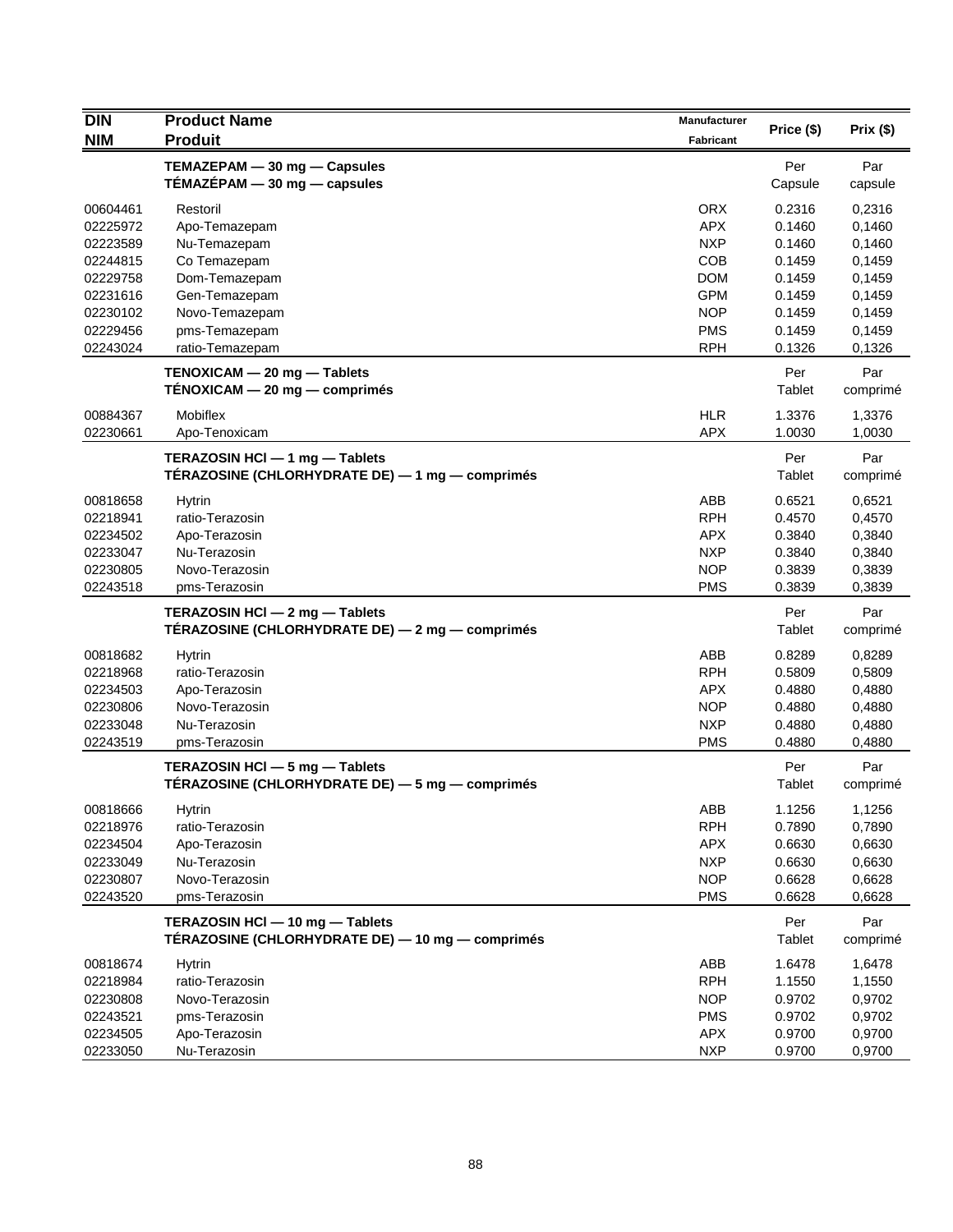| DIN<br>NIM | Product Name<br>Produit | Manufacturer<br>Fabricant | Price ($) | Prix ($) |
|---|---|---|---|---|
| | **TEMAZEPAM — 30 mg — Capsules**<br>**TÉMAZÉPAM — 30 mg — capsules** | | Per Capsule | Par capsule |
| 00604461 | Restoril | ORX | 0.2316 | 0,2316 |
| 02225972 | Apo-Temazepam | APX | 0.1460 | 0,1460 |
| 02223589 | Nu-Temazepam | NXP | 0.1460 | 0,1460 |
| 02244815 | Co Temazepam | COB | 0.1459 | 0,1459 |
| 02229758 | Dom-Temazepam | DOM | 0.1459 | 0,1459 |
| 02231616 | Gen-Temazepam | GPM | 0.1459 | 0,1459 |
| 02230102 | Novo-Temazepam | NOP | 0.1459 | 0,1459 |
| 02229456 | pms-Temazepam | PMS | 0.1459 | 0,1459 |
| 02243024 | ratio-Temazepam | RPH | 0.1326 | 0,1326 |
| | **TENOXICAM — 20 mg — Tablets**<br>**TÉNOXICAM — 20 mg — comprimés** | | Per Tablet | Par comprimé |
| 00884367 | Mobiflex | HLR | 1.3376 | 1,3376 |
| 02230661 | Apo-Tenoxicam | APX | 1.0030 | 1,0030 |
| | **TERAZOSIN HCl — 1 mg — Tablets**<br>**TÉRAZOSINE (CHLORHYDRATE DE) — 1 mg — comprimés** | | Per Tablet | Par comprimé |
| 00818658 | Hytrin | ABB | 0.6521 | 0,6521 |
| 02218941 | ratio-Terazosin | RPH | 0.4570 | 0,4570 |
| 02234502 | Apo-Terazosin | APX | 0.3840 | 0,3840 |
| 02233047 | Nu-Terazosin | NXP | 0.3840 | 0,3840 |
| 02230805 | Novo-Terazosin | NOP | 0.3839 | 0,3839 |
| 02243518 | pms-Terazosin | PMS | 0.3839 | 0,3839 |
| | **TERAZOSIN HCl — 2 mg — Tablets**<br>**TÉRAZOSINE (CHLORHYDRATE DE) — 2 mg — comprimés** | | Per Tablet | Par comprimé |
| 00818682 | Hytrin | ABB | 0.8289 | 0,8289 |
| 02218968 | ratio-Terazosin | RPH | 0.5809 | 0,5809 |
| 02234503 | Apo-Terazosin | APX | 0.4880 | 0,4880 |
| 02230806 | Novo-Terazosin | NOP | 0.4880 | 0,4880 |
| 02233048 | Nu-Terazosin | NXP | 0.4880 | 0,4880 |
| 02243519 | pms-Terazosin | PMS | 0.4880 | 0,4880 |
| | **TERAZOSIN HCl — 5 mg — Tablets**<br>**TÉRAZOSINE (CHLORHYDRATE DE) — 5 mg — comprimés** | | Per Tablet | Par comprimé |
| 00818666 | Hytrin | ABB | 1.1256 | 1,1256 |
| 02218976 | ratio-Terazosin | RPH | 0.7890 | 0,7890 |
| 02234504 | Apo-Terazosin | APX | 0.6630 | 0,6630 |
| 02233049 | Nu-Terazosin | NXP | 0.6630 | 0,6630 |
| 02230807 | Novo-Terazosin | NOP | 0.6628 | 0,6628 |
| 02243520 | pms-Terazosin | PMS | 0.6628 | 0,6628 |
| | **TERAZOSIN HCl — 10 mg — Tablets**<br>**TÉRAZOSINE (CHLORHYDRATE DE) — 10 mg — comprimés** | | Per Tablet | Par comprimé |
| 00818674 | Hytrin | ABB | 1.6478 | 1,6478 |
| 02218984 | ratio-Terazosin | RPH | 1.1550 | 1,1550 |
| 02230808 | Novo-Terazosin | NOP | 0.9702 | 0,9702 |
| 02243521 | pms-Terazosin | PMS | 0.9702 | 0,9702 |
| 02234505 | Apo-Terazosin | APX | 0.9700 | 0,9700 |
| 02233050 | Nu-Terazosin | NXP | 0.9700 | 0,9700 |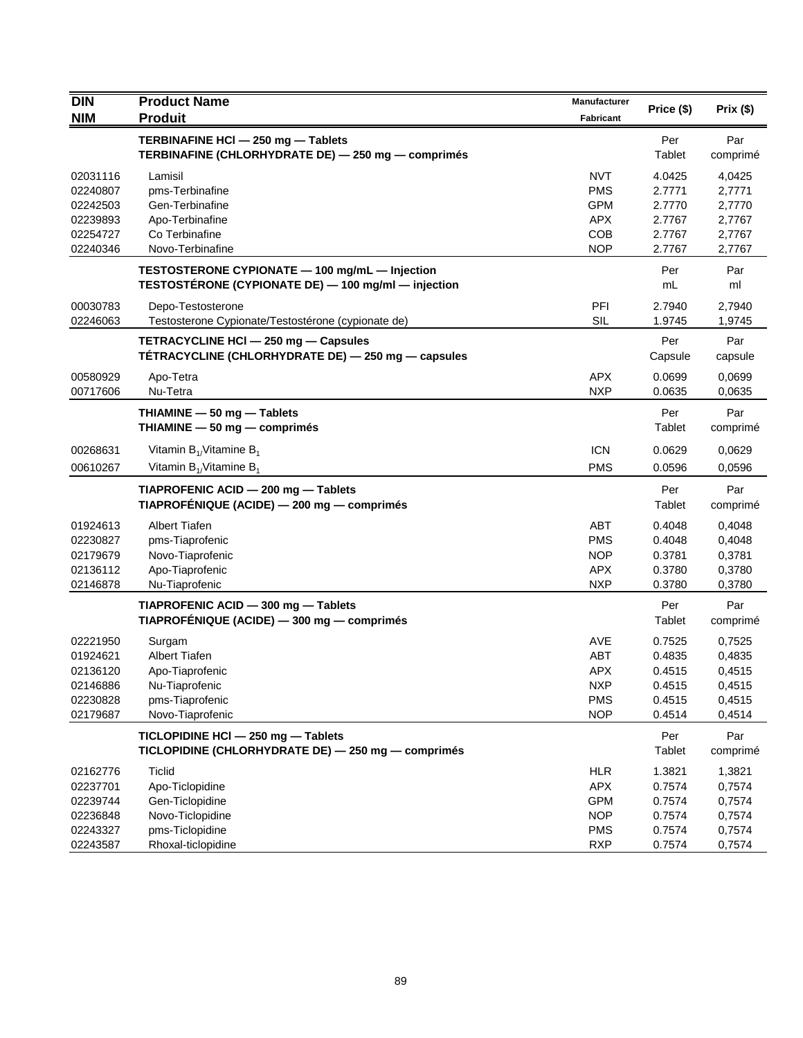| DIN<br>NIM | Product Name<br>Produit | Manufacturer<br>Fabricant | Price ($) | Prix ($) |
|---|---|---|---|---|
| | **TERBINAFINE HCl — 250 mg — Tablets**<br>**TERBINAFINE (CHLORHYDRATE DE) — 250 mg — comprimés** | | Per Tablet | Par comprimé |
| 02031116 | Lamisil | NVT | 4.0425 | 4,0425 |
| 02240807 | pms-Terbinafine | PMS | 2.7771 | 2,7771 |
| 02242503 | Gen-Terbinafine | GPM | 2.7770 | 2,7770 |
| 02239893 | Apo-Terbinafine | APX | 2.7767 | 2,7767 |
| 02254727 | Co Terbinafine | COB | 2.7767 | 2,7767 |
| 02240346 | Novo-Terbinafine | NOP | 2.7767 | 2,7767 |
| | **TESTOSTERONE CYPIONATE — 100 mg/mL — Injection**<br>**TESTOSTÉRONE (CYPIONATE DE) — 100 mg/ml — injection** | | Per mL | Par ml |
| 00030783 | Depo-Testosterone | PFI | 2.7940 | 2,7940 |
| 02246063 | Testosterone Cypionate/Testostérone (cypionate de) | SIL | 1.9745 | 1,9745 |
| | **TETRACYCLINE HCl — 250 mg — Capsules**<br>**TÉTRACYCLINE (CHLORHYDRATE DE) — 250 mg — capsules** | | Per Capsule | Par capsule |
| 00580929 | Apo-Tetra | APX | 0.0699 | 0,0699 |
| 00717606 | Nu-Tetra | NXP | 0.0635 | 0,0635 |
| | **THIAMINE — 50 mg — Tablets**<br>**THIAMINE — 50 mg — comprimés** | | Per Tablet | Par comprimé |
| 00268631 | Vitamin $B_1$/Vitamine $B_1$ | ICN | 0.0629 | 0,0629 |
| 00610267 | Vitamin $B_1$/Vitamine $B_1$ | PMS | 0.0596 | 0,0596 |
| | **TIAPROFENIC ACID — 200 mg — Tablets**<br>**TIAPROFÉNIQUE (ACIDE) — 200 mg — comprimés** | | Per Tablet | Par comprimé |
| 01924613 | Albert Tiafen | ABT | 0.4048 | 0,4048 |
| 02230827 | pms-Tiaprofenic | PMS | 0.4048 | 0,4048 |
| 02179679 | Novo-Tiaprofenic | NOP | 0.3781 | 0,3781 |
| 02136112 | Apo-Tiaprofenic | APX | 0.3780 | 0,3780 |
| 02146878 | Nu-Tiaprofenic | NXP | 0.3780 | 0,3780 |
| | **TIAPROFENIC ACID — 300 mg — Tablets**<br>**TIAPROFÉNIQUE (ACIDE) — 300 mg — comprimés** | | Per Tablet | Par comprimé |
| 02221950 | Surgam | AVE | 0.7525 | 0,7525 |
| 01924621 | Albert Tiafen | ABT | 0.4835 | 0,4835 |
| 02136120 | Apo-Tiaprofenic | APX | 0.4515 | 0,4515 |
| 02146886 | Nu-Tiaprofenic | NXP | 0.4515 | 0,4515 |
| 02230828 | pms-Tiaprofenic | PMS | 0.4515 | 0,4515 |
| 02179687 | Novo-Tiaprofenic | NOP | 0.4514 | 0,4514 |
| | **TICLOPIDINE HCl — 250 mg — Tablets**<br>**TICLOPIDINE (CHLORHYDRATE DE) — 250 mg — comprimés** | | Per Tablet | Par comprimé |
| 02162776 | Ticlid | HLR | 1.3821 | 1,3821 |
| 02237701 | Apo-Ticlopidine | APX | 0.7574 | 0,7574 |
| 02239744 | Gen-Ticlopidine | GPM | 0.7574 | 0,7574 |
| 02236848 | Novo-Ticlopidine | NOP | 0.7574 | 0,7574 |
| 02243327 | pms-Ticlopidine | PMS | 0.7574 | 0,7574 |
| 02243587 | Rhoxal-ticlopidine | RXP | 0.7574 | 0,7574 |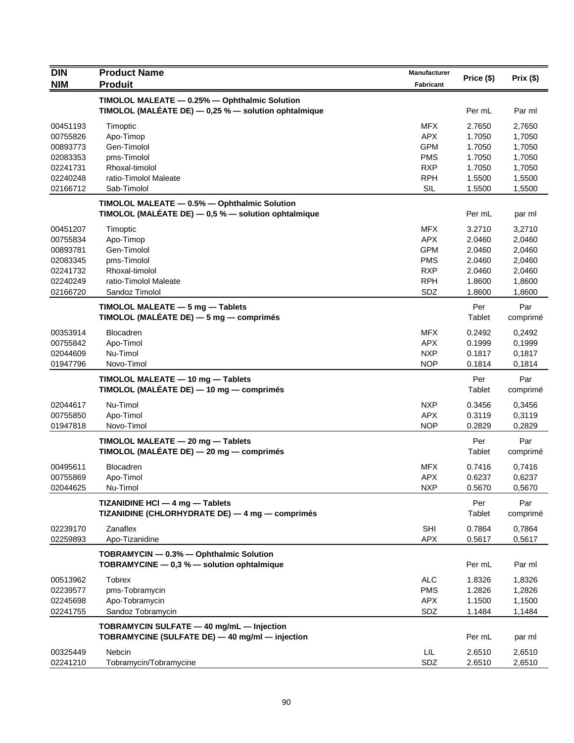| DIN<br>NIM | Product Name<br>Produit | Manufacturer<br>Fabricant | Price ($) | Prix ($) |
|---|---|---|---|---|
| | **TIMOLOL MALEATE — 0.25% — Ophthalmic Solution**<br>**TIMOLOL (MALÉATE DE) — 0,25 % — solution ophtalmique** | | Per mL | Par ml |
| 00451193 | Timoptic | MFX | 2.7650 | 2,7650 |
| 00755826 | Apo-Timop | APX | 1.7050 | 1,7050 |
| 00893773 | Gen-Timolol | GPM | 1.7050 | 1,7050 |
| 02083353 | pms-Timolol | PMS | 1.7050 | 1,7050 |
| 02241731 | Rhoxal-timolol | RXP | 1.7050 | 1,7050 |
| 02240248 | ratio-Timolol Maleate | RPH | 1.5500 | 1,5500 |
| 02166712 | Sab-Timolol | SIL | 1.5500 | 1,5500 |
| | **TIMOLOL MALEATE — 0.5% — Ophthalmic Solution**<br>**TIMOLOL (MALÉATE DE) — 0,5 % — solution ophtalmique** | | Per mL | par ml |
| 00451207 | Timoptic | MFX | 3.2710 | 3,2710 |
| 00755834 | Apo-Timop | APX | 2.0460 | 2,0460 |
| 00893781 | Gen-Timolol | GPM | 2.0460 | 2,0460 |
| 02083345 | pms-Timolol | PMS | 2.0460 | 2,0460 |
| 02241732 | Rhoxal-timolol | RXP | 2.0460 | 2,0460 |
| 02240249 | ratio-Timolol Maleate | RPH | 1.8600 | 1,8600 |
| 02166720 | Sandoz Timolol | SDZ | 1.8600 | 1,8600 |
| | **TIMOLOL MALEATE — 5 mg — Tablets**<br>**TIMOLOL (MALÉATE DE) — 5 mg — comprimés** | | Per Tablet | Par comprimé |
| 00353914 | Blocadren | MFX | 0.2492 | 0,2492 |
| 00755842 | Apo-Timol | APX | 0.1999 | 0,1999 |
| 02044609 | Nu-Timol | NXP | 0.1817 | 0,1817 |
| 01947796 | Novo-Timol | NOP | 0.1814 | 0,1814 |
| | **TIMOLOL MALEATE — 10 mg — Tablets**<br>**TIMOLOL (MALÉATE DE) — 10 mg — comprimés** | | Per Tablet | Par comprimé |
| 02044617 | Nu-Timol | NXP | 0.3456 | 0,3456 |
| 00755850 | Apo-Timol | APX | 0.3119 | 0,3119 |
| 01947818 | Novo-Timol | NOP | 0.2829 | 0,2829 |
| | **TIMOLOL MALEATE — 20 mg — Tablets**<br>**TIMOLOL (MALÉATE DE) — 20 mg — comprimés** | | Per Tablet | Par comprimé |
| 00495611 | Blocadren | MFX | 0.7416 | 0,7416 |
| 00755869 | Apo-Timol | APX | 0.6237 | 0,6237 |
| 02044625 | Nu-Timol | NXP | 0.5670 | 0,5670 |
| | **TIZANIDINE HCl — 4 mg — Tablets**<br>**TIZANIDINE (CHLORHYDRATE DE) — 4 mg — comprimés** | | Per Tablet | Par comprimé |
| 02239170 | Zanaflex | SHI | 0.7864 | 0,7864 |
| 02259893 | Apo-Tizanidine | APX | 0.5617 | 0,5617 |
| | **TOBRAMYCIN — 0.3% — Ophthalmic Solution**<br>**TOBRAMYCINE — 0,3 % — solution ophtalmique** | | Per mL | Par ml |
| 00513962 | Tobrex | ALC | 1.8326 | 1,8326 |
| 02239577 | pms-Tobramycin | PMS | 1.2826 | 1,2826 |
| 02245698 | Apo-Tobramycin | APX | 1.1500 | 1,1500 |
| 02241755 | Sandoz Tobramycin | SDZ | 1.1484 | 1,1484 |
| | **TOBRAMYCIN SULFATE — 40 mg/mL — Injection**<br>**TOBRAMYCINE (SULFATE DE) — 40 mg/ml — injection** | | Per mL | par ml |
| 00325449 | Nebcin | LIL | 2.6510 | 2,6510 |
| 02241210 | Tobramycin/Tobramycine | SDZ | 2.6510 | 2,6510 |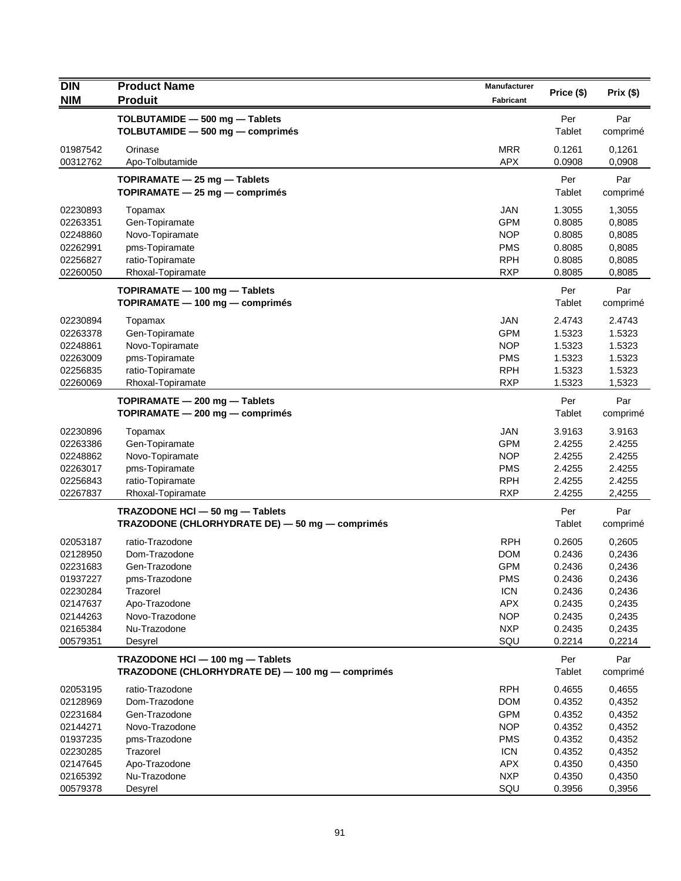| DIN<br>NIM | Product Name<br>Produit | Manufacturer<br>Fabricant | Price ($) | Prix ($) |
|---|---|---|---|---|
| | **TOLBUTAMIDE — 500 mg — Tablets**<br>**TOLBUTAMIDE — 500 mg — comprimés** | | Per<br>Tablet | Par<br>comprimé |
| 01987542 | Orinase | MRR | 0.1261 | 0,1261 |
| 00312762 | Apo-Tolbutamide | APX | 0.0908 | 0,0908 |
| | **TOPIRAMATE — 25 mg — Tablets**<br>**TOPIRAMATE — 25 mg — comprimés** | | Per<br>Tablet | Par<br>comprimé |
| 02230893 | Topamax | JAN | 1.3055 | 1,3055 |
| 02263351 | Gen-Topiramate | GPM | 0.8085 | 0,8085 |
| 02248860 | Novo-Topiramate | NOP | 0.8085 | 0,8085 |
| 02262991 | pms-Topiramate | PMS | 0.8085 | 0,8085 |
| 02256827 | ratio-Topiramate | RPH | 0.8085 | 0,8085 |
| 02260050 | Rhoxal-Topiramate | RXP | 0.8085 | 0,8085 |
| | **TOPIRAMATE — 100 mg — Tablets**<br>**TOPIRAMATE — 100 mg — comprimés** | | Per<br>Tablet | Par<br>comprimé |
| 02230894 | Topamax | JAN | 2.4743 | 2.4743 |
| 02263378 | Gen-Topiramate | GPM | 1.5323 | 1.5323 |
| 02248861 | Novo-Topiramate | NOP | 1.5323 | 1.5323 |
| 02263009 | pms-Topiramate | PMS | 1.5323 | 1.5323 |
| 02256835 | ratio-Topiramate | RPH | 1.5323 | 1.5323 |
| 02260069 | Rhoxal-Topiramate | RXP | 1.5323 | 1,5323 |
| | **TOPIRAMATE — 200 mg — Tablets**<br>**TOPIRAMATE — 200 mg — comprimés** | | Per<br>Tablet | Par<br>comprimé |
| 02230896 | Topamax | JAN | 3.9163 | 3.9163 |
| 02263386 | Gen-Topiramate | GPM | 2.4255 | 2.4255 |
| 02248862 | Novo-Topiramate | NOP | 2.4255 | 2.4255 |
| 02263017 | pms-Topiramate | PMS | 2.4255 | 2.4255 |
| 02256843 | ratio-Topiramate | RPH | 2.4255 | 2.4255 |
| 02267837 | Rhoxal-Topiramate | RXP | 2.4255 | 2,4255 |
| | **TRAZODONE HCl — 50 mg — Tablets**<br>**TRAZODONE (CHLORHYDRATE DE) — 50 mg — comprimés** | | Per<br>Tablet | Par<br>comprimé |
| 02053187 | ratio-Trazodone | RPH | 0.2605 | 0,2605 |
| 02128950 | Dom-Trazodone | DOM | 0.2436 | 0,2436 |
| 02231683 | Gen-Trazodone | GPM | 0.2436 | 0,2436 |
| 01937227 | pms-Trazodone | PMS | 0.2436 | 0,2436 |
| 02230284 | Trazorel | ICN | 0.2436 | 0,2436 |
| 02147637 | Apo-Trazodone | APX | 0.2435 | 0,2435 |
| 02144263 | Novo-Trazodone | NOP | 0.2435 | 0,2435 |
| 02165384 | Nu-Trazodone | NXP | 0.2435 | 0,2435 |
| 00579351 | Desyrel | SQU | 0.2214 | 0,2214 |
| | **TRAZODONE HCl — 100 mg — Tablets**<br>**TRAZODONE (CHLORHYDRATE DE) — 100 mg — comprimés** | | Per<br>Tablet | Par<br>comprimé |
| 02053195 | ratio-Trazodone | RPH | 0.4655 | 0,4655 |
| 02128969 | Dom-Trazodone | DOM | 0.4352 | 0,4352 |
| 02231684 | Gen-Trazodone | GPM | 0.4352 | 0,4352 |
| 02144271 | Novo-Trazodone | NOP | 0.4352 | 0,4352 |
| 01937235 | pms-Trazodone | PMS | 0.4352 | 0,4352 |
| 02230285 | Trazorel | ICN | 0.4352 | 0,4352 |
| 02147645 | Apo-Trazodone | APX | 0.4350 | 0,4350 |
| 02165392 | Nu-Trazodone | NXP | 0.4350 | 0,4350 |
| 00579378 | Desyrel | SQU | 0.3956 | 0,3956 |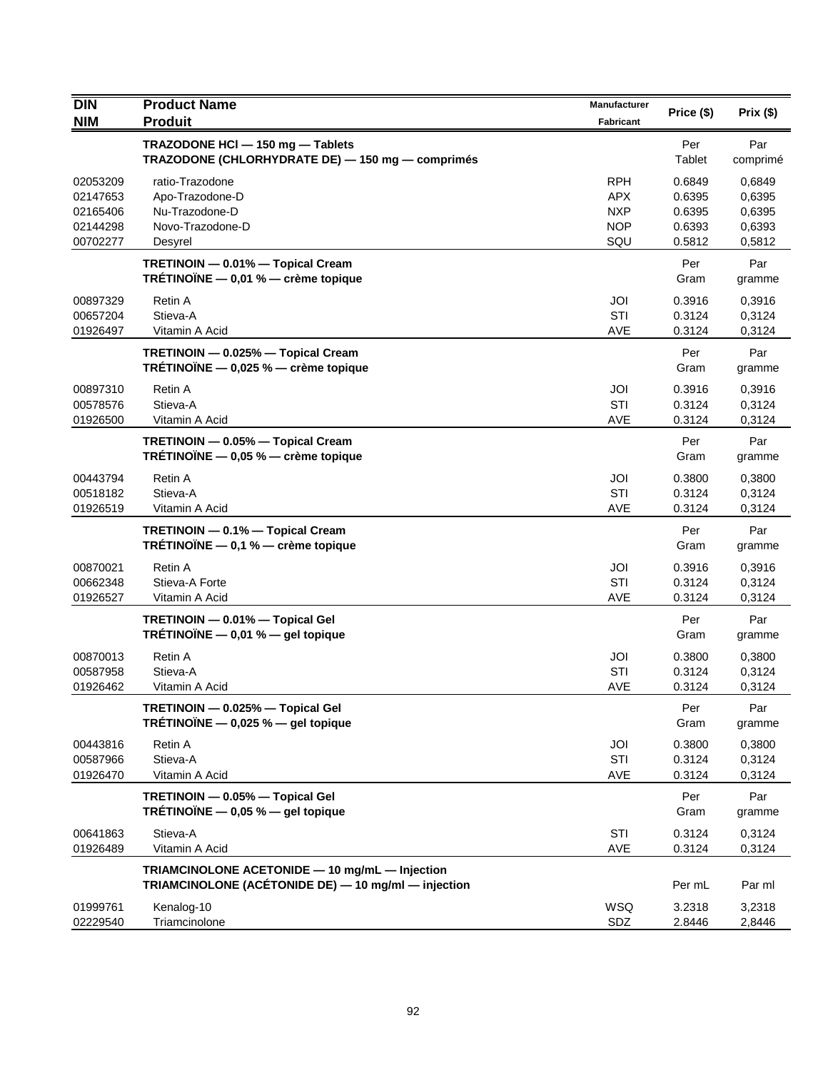| DIN<br>NIM | Product Name<br>Produit | Manufacturer<br>Fabricant | Price ($) | Prix ($) |
|---|---|---|---|---|
| | **TRAZODONE HCl — 150 mg — Tablets**<br>**TRAZODONE (CHLORHYDRATE DE) — 150 mg — comprimés** | | Per<br>Tablet | Par<br>comprimé |
| 02053209 | ratio-Trazodone | RPH | 0.6849 | 0,6849 |
| 02147653 | Apo-Trazodone-D | APX | 0.6395 | 0,6395 |
| 02165406 | Nu-Trazodone-D | NXP | 0.6395 | 0,6395 |
| 02144298 | Novo-Trazodone-D | NOP | 0.6393 | 0,6393 |
| 00702277 | Desyrel | SQU | 0.5812 | 0,5812 |
| | **TRETINOIN — 0.01% — Topical Cream**<br>**TRÉTINOÏNE — 0,01 % — crème topique** | | Per<br>Gram | Par<br>gramme |
| 00897329 | Retin A | JOI | 0.3916 | 0,3916 |
| 00657204 | Stieva-A | STI | 0.3124 | 0,3124 |
| 01926497 | Vitamin A Acid | AVE | 0.3124 | 0,3124 |
| | **TRETINOIN — 0.025% — Topical Cream**<br>**TRÉTINOÏNE — 0,025 % — crème topique** | | Per<br>Gram | Par<br>gramme |
| 00897310 | Retin A | JOI | 0.3916 | 0,3916 |
| 00578576 | Stieva-A | STI | 0.3124 | 0,3124 |
| 01926500 | Vitamin A Acid | AVE | 0.3124 | 0,3124 |
| | **TRETINOIN — 0.05% — Topical Cream**<br>**TRÉTINOÏNE — 0,05 % — crème topique** | | Per<br>Gram | Par<br>gramme |
| 00443794 | Retin A | JOI | 0.3800 | 0,3800 |
| 00518182 | Stieva-A | STI | 0.3124 | 0,3124 |
| 01926519 | Vitamin A Acid | AVE | 0.3124 | 0,3124 |
| | **TRETINOIN — 0.1% — Topical Cream**<br>**TRÉTINOÏNE — 0,1 % — crème topique** | | Per<br>Gram | Par<br>gramme |
| 00870021 | Retin A | JOI | 0.3916 | 0,3916 |
| 00662348 | Stieva-A Forte | STI | 0.3124 | 0,3124 |
| 01926527 | Vitamin A Acid | AVE | 0.3124 | 0,3124 |
| | **TRETINOIN — 0.01% — Topical Gel**<br>**TRÉTINOÏNE — 0,01 % — gel topique** | | Per<br>Gram | Par<br>gramme |
| 00870013 | Retin A | JOI | 0.3800 | 0,3800 |
| 00587958 | Stieva-A | STI | 0.3124 | 0,3124 |
| 01926462 | Vitamin A Acid | AVE | 0.3124 | 0,3124 |
| | **TRETINOIN — 0.025% — Topical Gel**<br>**TRÉTINOÏNE — 0,025 % — gel topique** | | Per<br>Gram | Par<br>gramme |
| 00443816 | Retin A | JOI | 0.3800 | 0,3800 |
| 00587966 | Stieva-A | STI | 0.3124 | 0,3124 |
| 01926470 | Vitamin A Acid | AVE | 0.3124 | 0,3124 |
| | **TRETINOIN — 0.05% — Topical Gel**<br>**TRÉTINOÏNE — 0,05 % — gel topique** | | Per<br>Gram | Par<br>gramme |
| 00641863 | Stieva-A | STI | 0.3124 | 0,3124 |
| 01926489 | Vitamin A Acid | AVE | 0.3124 | 0,3124 |
| | **TRIAMCINOLONE ACETONIDE — 10 mg/mL — Injection**<br>**TRIAMCINOLONE (ACÉTONIDE DE) — 10 mg/ml — injection** | | Per mL | Par ml |
| 01999761 | Kenalog-10 | WSQ | 3.2318 | 3,2318 |
| 02229540 | Triamcinolone | SDZ | 2.8446 | 2,8446 |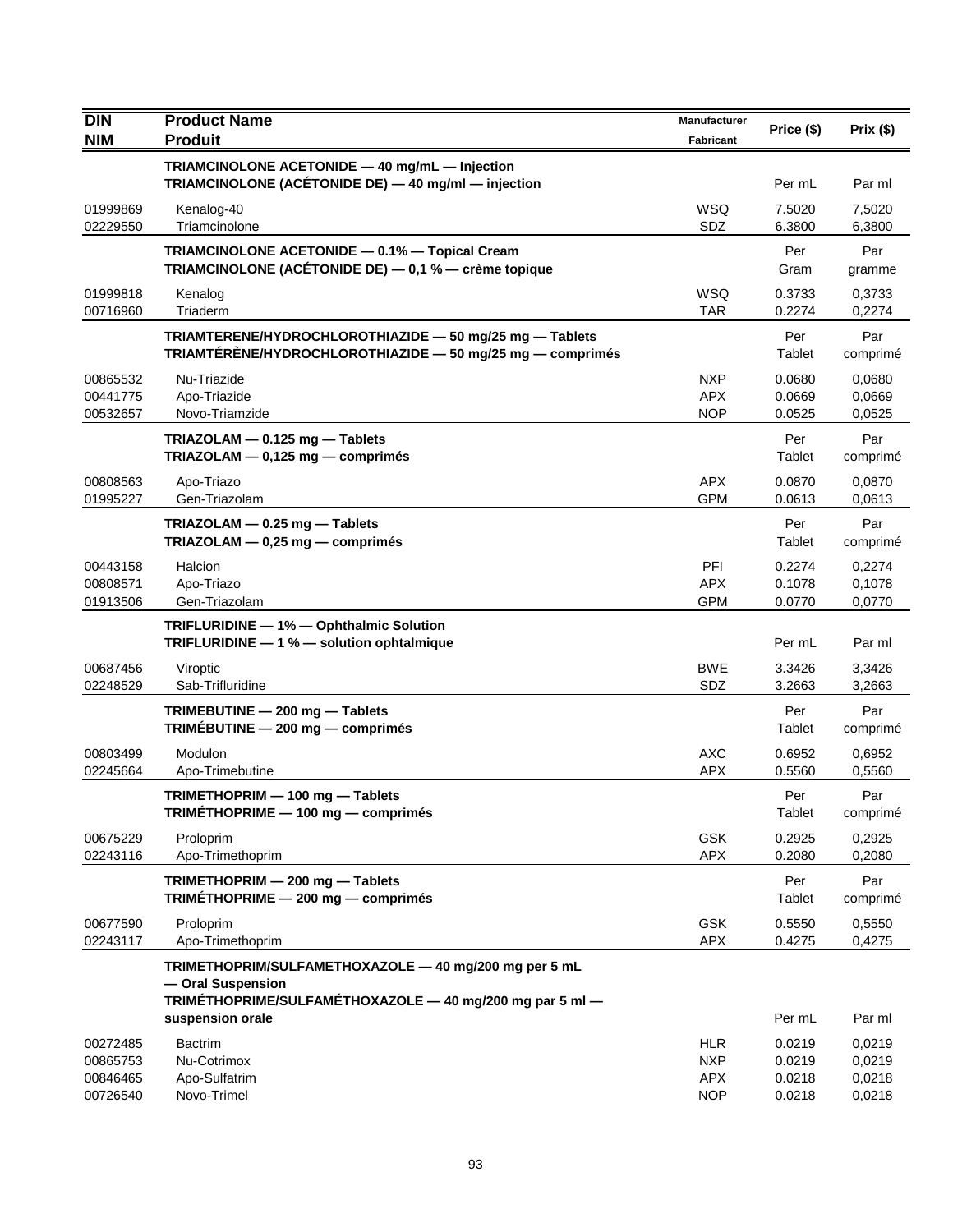| DIN<br>NIM | Product Name<br>Produit | Manufacturer<br>Fabricant | Price ($) | Prix ($) |
|---|---|---|---|---|
| | **TRIAMCINOLONE ACETONIDE — 40 mg/mL — Injection**<br>**TRIAMCINOLONE (ACÉTONIDE DE) — 40 mg/ml — injection** | | Per mL | Par ml |
| 01999869 | Kenalog-40 | WSQ | 7.5020 | 7,5020 |
| 02229550 | Triamcinolone | SDZ | 6.3800 | 6,3800 |
| | **TRIAMCINOLONE ACETONIDE — 0.1% — Topical Cream**<br>**TRIAMCINOLONE (ACÉTONIDE DE) — 0,1 % — crème topique** | | Per Gram | Par gramme |
| 01999818 | Kenalog | WSQ | 0.3733 | 0,3733 |
| 00716960 | Triaderm | TAR | 0.2274 | 0,2274 |
| | **TRIAMTERENE/HYDROCHLOROTHIAZIDE — 50 mg/25 mg — Tablets**<br>**TRIAMTÉRÈNE/HYDROCHLOROTHIAZIDE — 50 mg/25 mg — comprimés** | | Per Tablet | Par comprimé |
| 00865532 | Nu-Triazide | NXP | 0.0680 | 0,0680 |
| 00441775 | Apo-Triazide | APX | 0.0669 | 0,0669 |
| 00532657 | Novo-Triamzide | NOP | 0.0525 | 0,0525 |
| | **TRIAZOLAM — 0.125 mg — Tablets**<br>**TRIAZOLAM — 0,125 mg — comprimés** | | Per Tablet | Par comprimé |
| 00808563 | Apo-Triazo | APX | 0.0870 | 0,0870 |
| 01995227 | Gen-Triazolam | GPM | 0.0613 | 0,0613 |
| | **TRIAZOLAM — 0.25 mg — Tablets**<br>**TRIAZOLAM — 0,25 mg — comprimés** | | Per Tablet | Par comprimé |
| 00443158 | Halcion | PFI | 0.2274 | 0,2274 |
| 00808571 | Apo-Triazo | APX | 0.1078 | 0,1078 |
| 01913506 | Gen-Triazolam | GPM | 0.0770 | 0,0770 |
| | **TRIFLURIDINE — 1% — Ophthalmic Solution**<br>**TRIFLURIDINE — 1 % — solution ophtalmique** | | Per mL | Par ml |
| 00687456 | Viroptic | BWE | 3.3426 | 3,3426 |
| 02248529 | Sab-Trifluridine | SDZ | 3.2663 | 3,2663 |
| | **TRIMEBUTINE — 200 mg — Tablets**<br>**TRIMÉBUTINE — 200 mg — comprimés** | | Per Tablet | Par comprimé |
| 00803499 | Modulon | AXC | 0.6952 | 0,6952 |
| 02245664 | Apo-Trimebutine | APX | 0.5560 | 0,5560 |
| | **TRIMETHOPRIM — 100 mg — Tablets**<br>**TRIMÉTHOPRIME — 100 mg — comprimés** | | Per Tablet | Par comprimé |
| 00675229 | Proloprim | GSK | 0.2925 | 0,2925 |
| 02243116 | Apo-Trimethoprim | APX | 0.2080 | 0,2080 |
| | **TRIMETHOPRIM — 200 mg — Tablets**<br>**TRIMÉTHOPRIME — 200 mg — comprimés** | | Per Tablet | Par comprimé |
| 00677590 | Proloprim | GSK | 0.5550 | 0,5550 |
| 02243117 | Apo-Trimethoprim | APX | 0.4275 | 0,4275 |
| | **TRIMETHOPRIM/SULFAMETHOXAZOLE — 40 mg/200 mg per 5 mL — Oral Suspension**<br>**TRIMÉTHOPRIME/SULFAMÉTHOXAZOLE — 40 mg/200 mg par 5 ml — suspension orale** | | Per mL | Par ml |
| 00272485 | Bactrim | HLR | 0.0219 | 0,0219 |
| 00865753 | Nu-Cotrimox | NXP | 0.0219 | 0,0219 |
| 00846465 | Apo-Sulfatrim | APX | 0.0218 | 0,0218 |
| 00726540 | Novo-Trimel | NOP | 0.0218 | 0,0218 |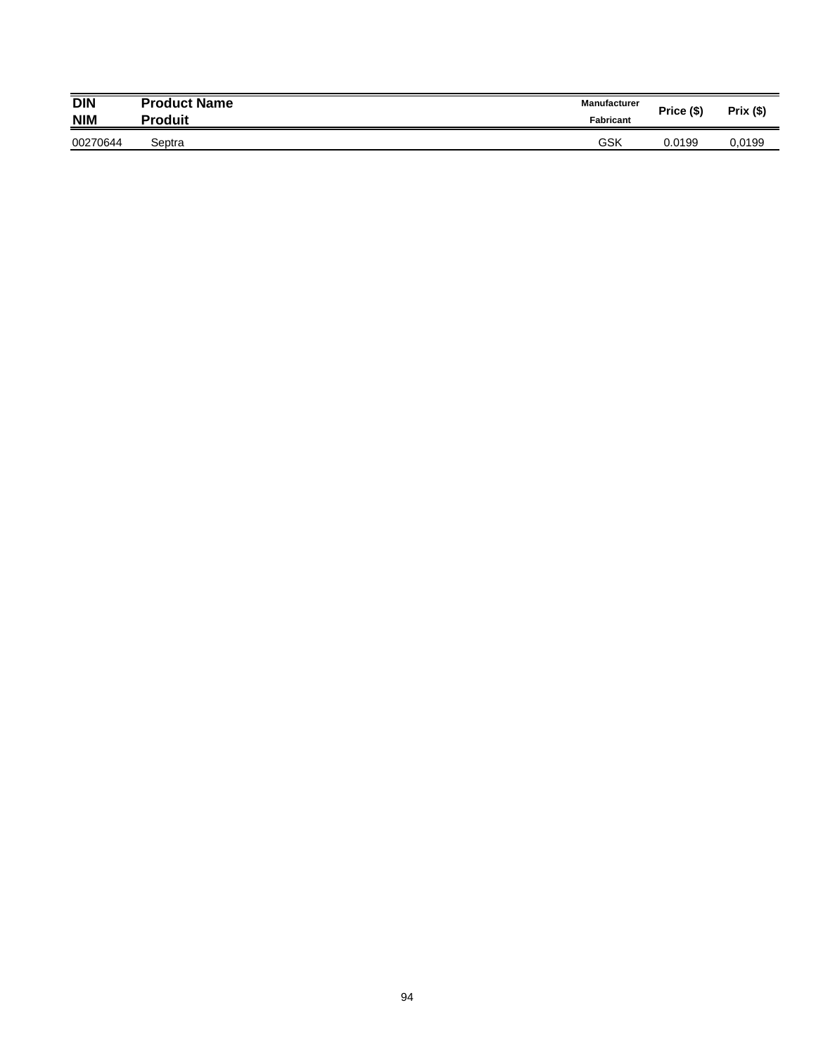| DIN<br>NIM | Product Name<br>Produit | Manufacturer<br>Fabricant | Price ($) | Prix ($) |
|---|---|---|---|---|
| 00270644 | Septra | GSK | 0.0199 | 0,0199 |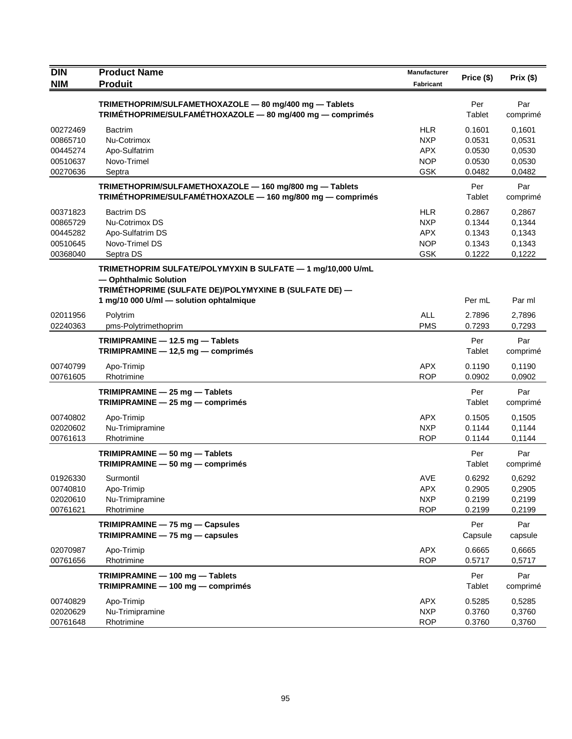| DIN<br>NIM | Product Name<br>Produit | Manufacturer<br>Fabricant | Price ($) | Prix ($) |
|---|---|---|---|---|
| | **TRIMETHOPRIM/SULFAMETHOXAZOLE — 80 mg/400 mg — Tablets**<br>**TRIMÉTHOPRIME/SULFAMÉTHOXAZOLE — 80 mg/400 mg — comprimés** | | Per Tablet | Par comprimé |
| 00272469 | Bactrim | HLR | 0.1601 | 0,1601 |
| 00865710 | Nu-Cotrimox | NXP | 0.0531 | 0,0531 |
| 00445274 | Apo-Sulfatrim | APX | 0.0530 | 0,0530 |
| 00510637 | Novo-Trimel | NOP | 0.0530 | 0,0530 |
| 00270636 | Septra | GSK | 0.0482 | 0,0482 |
| | **TRIMETHOPRIM/SULFAMETHOXAZOLE — 160 mg/800 mg — Tablets**<br>**TRIMÉTHOPRIME/SULFAMÉTHOXAZOLE — 160 mg/800 mg — comprimés** | | Per Tablet | Par comprimé |
| 00371823 | Bactrim DS | HLR | 0.2867 | 0,2867 |
| 00865729 | Nu-Cotrimox DS | NXP | 0.1344 | 0,1344 |
| 00445282 | Apo-Sulfatrim DS | APX | 0.1343 | 0,1343 |
| 00510645 | Novo-Trimel DS | NOP | 0.1343 | 0,1343 |
| 00368040 | Septra DS | GSK | 0.1222 | 0,1222 |
| | **TRIMETHOPRIM SULFATE/POLYMYXIN B SULFATE — 1 mg/10,000 U/mL — Ophthalmic Solution**<br>**TRIMÉTHOPRIME (SULFATE DE)/POLYMYXINE B (SULFATE DE) — 1 mg/10 000 U/ml — solution ophtalmique** | | Per mL | Par ml |
| 02011956 | Polytrim | ALL | 2.7896 | 2,7896 |
| 02240363 | pms-Polytrimethoprim | PMS | 0.7293 | 0,7293 |
| | **TRIMIPRAMINE — 12.5 mg — Tablets**<br>**TRIMIPRAMINE — 12,5 mg — comprimés** | | Per Tablet | Par comprimé |
| 00740799 | Apo-Trimip | APX | 0.1190 | 0,1190 |
| 00761605 | Rhotrimine | ROP | 0.0902 | 0,0902 |
| | **TRIMIPRAMINE — 25 mg — Tablets**<br>**TRIMIPRAMINE — 25 mg — comprimés** | | Per Tablet | Par comprimé |
| 00740802 | Apo-Trimip | APX | 0.1505 | 0,1505 |
| 02020602 | Nu-Trimipramine | NXP | 0.1144 | 0,1144 |
| 00761613 | Rhotrimine | ROP | 0.1144 | 0,1144 |
| | **TRIMIPRAMINE — 50 mg — Tablets**<br>**TRIMIPRAMINE — 50 mg — comprimés** | | Per Tablet | Par comprimé |
| 01926330 | Surmontil | AVE | 0.6292 | 0,6292 |
| 00740810 | Apo-Trimip | APX | 0.2905 | 0,2905 |
| 02020610 | Nu-Trimipramine | NXP | 0.2199 | 0,2199 |
| 00761621 | Rhotrimine | ROP | 0.2199 | 0,2199 |
| | **TRIMIPRAMINE — 75 mg — Capsules**<br>**TRIMIPRAMINE — 75 mg — capsules** | | Per Capsule | Par capsule |
| 02070987 | Apo-Trimip | APX | 0.6665 | 0,6665 |
| 00761656 | Rhotrimine | ROP | 0.5717 | 0,5717 |
| | **TRIMIPRAMINE — 100 mg — Tablets**<br>**TRIMIPRAMINE — 100 mg — comprimés** | | Per Tablet | Par comprimé |
| 00740829 | Apo-Trimip | APX | 0.5285 | 0,5285 |
| 02020629 | Nu-Trimipramine | NXP | 0.3760 | 0,3760 |
| 00761648 | Rhotrimine | ROP | 0.3760 | 0,3760 |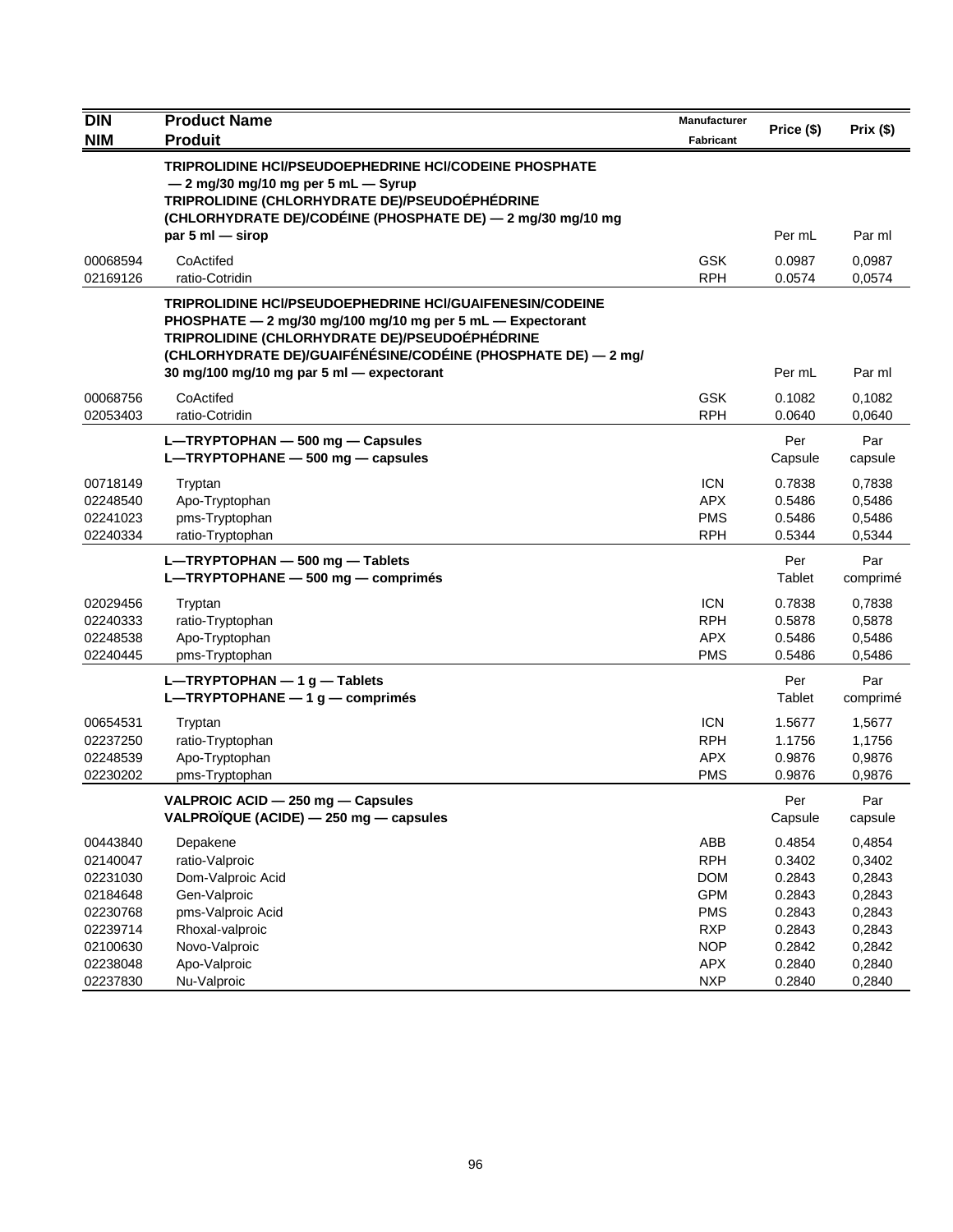| DIN<br>NIM | Product Name<br>Produit | Manufacturer<br>Fabricant | Price ($) | Prix ($) |
|---|---|---|---|---|
| | **TRIPROLIDINE HCl/PSEUDOEPHEDRINE HCl/CODEINE PHOSPHATE — 2 mg/30 mg/10 mg per 5 mL — Syrup**<br>**TRIPROLIDINE (CHLORHYDRATE DE)/PSEUDOÉPHÉDRINE (CHLORHYDRATE DE)/CODÉINE (PHOSPHATE DE) — 2 mg/30 mg/10 mg par 5 ml — sirop** | | Per mL | Par ml |
| 00068594 | CoActifed | GSK | 0.0987 | 0,0987 |
| 02169126 | ratio-Cotridin | RPH | 0.0574 | 0,0574 |
| | **TRIPROLIDINE HCl/PSEUDOEPHEDRINE HCl/GUAIFENESIN/CODEINE PHOSPHATE — 2 mg/30 mg/100 mg/10 mg per 5 mL — Expectorant**<br>**TRIPROLIDINE (CHLORHYDRATE DE)/PSEUDOÉPHÉDRINE (CHLORHYDRATE DE)/GUAIFÉNÉSINE/CODÉINE (PHOSPHATE DE) — 2 mg/ 30 mg/100 mg/10 mg par 5 ml — expectorant** | | Per mL | Par ml |
| 00068756 | CoActifed | GSK | 0.1082 | 0,1082 |
| 02053403 | ratio-Cotridin | RPH | 0.0640 | 0,0640 |
| | **L—TRYPTOPHAN — 500 mg — Capsules**<br>**L—TRYPTOPHANE — 500 mg — capsules** | | Per Capsule | Par capsule |
| 00718149 | Tryptan | ICN | 0.7838 | 0,7838 |
| 02248540 | Apo-Tryptophan | APX | 0.5486 | 0,5486 |
| 02241023 | pms-Tryptophan | PMS | 0.5486 | 0,5486 |
| 02240334 | ratio-Tryptophan | RPH | 0.5344 | 0,5344 |
| | **L—TRYPTOPHAN — 500 mg — Tablets**<br>**L—TRYPTOPHANE — 500 mg — comprimés** | | Per Tablet | Par comprimé |
| 02029456 | Tryptan | ICN | 0.7838 | 0,7838 |
| 02240333 | ratio-Tryptophan | RPH | 0.5878 | 0,5878 |
| 02248538 | Apo-Tryptophan | APX | 0.5486 | 0,5486 |
| 02240445 | pms-Tryptophan | PMS | 0.5486 | 0,5486 |
| | **L—TRYPTOPHAN — 1 g — Tablets**<br>**L—TRYPTOPHANE — 1 g — comprimés** | | Per Tablet | Par comprimé |
| 00654531 | Tryptan | ICN | 1.5677 | 1,5677 |
| 02237250 | ratio-Tryptophan | RPH | 1.1756 | 1,1756 |
| 02248539 | Apo-Tryptophan | APX | 0.9876 | 0,9876 |
| 02230202 | pms-Tryptophan | PMS | 0.9876 | 0,9876 |
| | **VALPROIC ACID — 250 mg — Capsules**<br>**VALPROÏQUE (ACIDE) — 250 mg — capsules** | | Per Capsule | Par capsule |
| 00443840 | Depakene | ABB | 0.4854 | 0,4854 |
| 02140047 | ratio-Valproic | RPH | 0.3402 | 0,3402 |
| 02231030 | Dom-Valproic Acid | DOM | 0.2843 | 0,2843 |
| 02184648 | Gen-Valproic | GPM | 0.2843 | 0,2843 |
| 02230768 | pms-Valproic Acid | PMS | 0.2843 | 0,2843 |
| 02239714 | Rhoxal-valproic | RXP | 0.2843 | 0,2843 |
| 02100630 | Novo-Valproic | NOP | 0.2842 | 0,2842 |
| 02238048 | Apo-Valproic | APX | 0.2840 | 0,2840 |
| 02237830 | Nu-Valproic | NXP | 0.2840 | 0,2840 |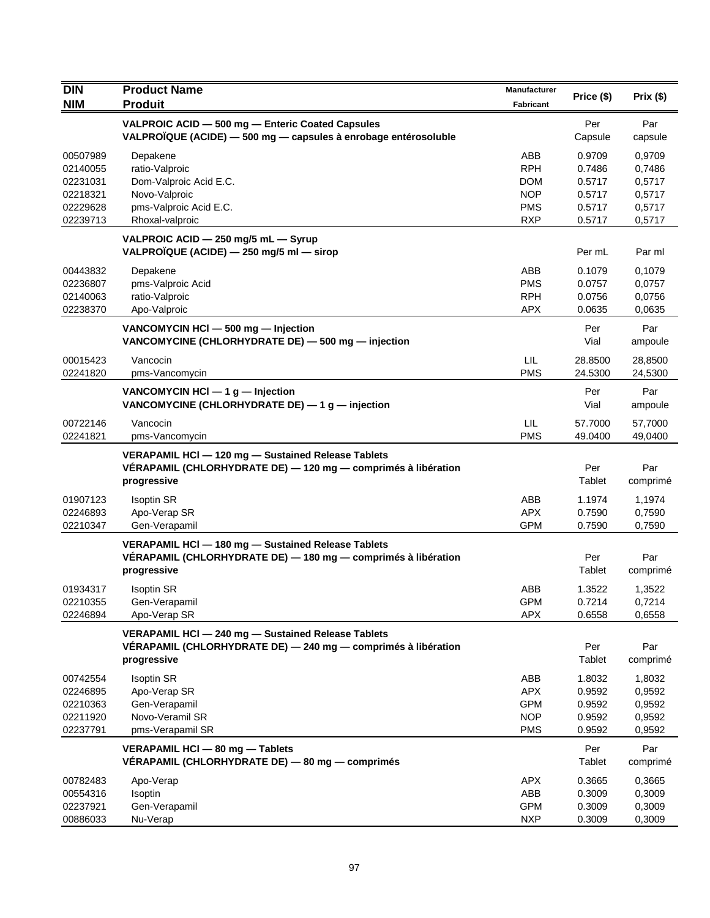| DIN<br>NIM | Product Name<br>Produit | Manufacturer<br>Fabricant | Price ($) | Prix ($) |
|---|---|---|---|---|
| | **VALPROIC ACID — 500 mg — Enteric Coated Capsules**<br>**VALPROÏQUE (ACIDE) — 500 mg — capsules à enrobage entérosoluble** | | Per Capsule | Par capsule |
| 00507989 | Depakene | ABB | 0.9709 | 0,9709 |
| 02140055 | ratio-Valproic | RPH | 0.7486 | 0,7486 |
| 02231031 | Dom-Valproic Acid E.C. | DOM | 0.5717 | 0,5717 |
| 02218321 | Novo-Valproic | NOP | 0.5717 | 0,5717 |
| 02229628 | pms-Valproic Acid E.C. | PMS | 0.5717 | 0,5717 |
| 02239713 | Rhoxal-valproic | RXP | 0.5717 | 0,5717 |
| | **VALPROIC ACID — 250 mg/5 mL — Syrup**<br>**VALPROÏQUE (ACIDE) — 250 mg/5 ml — sirop** | | Per mL | Par ml |
| 00443832 | Depakene | ABB | 0.1079 | 0,1079 |
| 02236807 | pms-Valproic Acid | PMS | 0.0757 | 0,0757 |
| 02140063 | ratio-Valproic | RPH | 0.0756 | 0,0756 |
| 02238370 | Apo-Valproic | APX | 0.0635 | 0,0635 |
| | **VANCOMYCIN HCl — 500 mg — Injection**<br>**VANCOMYCINE (CHLORHYDRATE DE) — 500 mg — injection** | | Per Vial | Par ampoule |
| 00015423 | Vancocin | LIL | 28.8500 | 28,8500 |
| 02241820 | pms-Vancomycin | PMS | 24.5300 | 24,5300 |
| | **VANCOMYCIN HCl — 1 g — Injection**<br>**VANCOMYCINE (CHLORHYDRATE DE) — 1 g — injection** | | Per Vial | Par ampoule |
| 00722146 | Vancocin | LIL | 57.7000 | 57,7000 |
| 02241821 | pms-Vancomycin | PMS | 49.0400 | 49,0400 |
| | **VERAPAMIL HCl — 120 mg — Sustained Release Tablets**<br>**VÉRAPAMIL (CHLORHYDRATE DE) — 120 mg — comprimés à libération progressive** | | Per Tablet | Par comprimé |
| 01907123 | Isoptin SR | ABB | 1.1974 | 1,1974 |
| 02246893 | Apo-Verap SR | APX | 0.7590 | 0,7590 |
| 02210347 | Gen-Verapamil | GPM | 0.7590 | 0,7590 |
| | **VERAPAMIL HCl — 180 mg — Sustained Release Tablets**<br>**VÉRAPAMIL (CHLORHYDRATE DE) — 180 mg — comprimés à libération progressive** | | Per Tablet | Par comprimé |
| 01934317 | Isoptin SR | ABB | 1.3522 | 1,3522 |
| 02210355 | Gen-Verapamil | GPM | 0.7214 | 0,7214 |
| 02246894 | Apo-Verap SR | APX | 0.6558 | 0,6558 |
| | **VERAPAMIL HCl — 240 mg — Sustained Release Tablets**<br>**VÉRAPAMIL (CHLORHYDRATE DE) — 240 mg — comprimés à libération progressive** | | Per Tablet | Par comprimé |
| 00742554 | Isoptin SR | ABB | 1.8032 | 1,8032 |
| 02246895 | Apo-Verap SR | APX | 0.9592 | 0,9592 |
| 02210363 | Gen-Verapamil | GPM | 0.9592 | 0,9592 |
| 02211920 | Novo-Veramil SR | NOP | 0.9592 | 0,9592 |
| 02237791 | pms-Verapamil SR | PMS | 0.9592 | 0,9592 |
| | **VERAPAMIL HCl — 80 mg — Tablets**<br>**VÉRAPAMIL (CHLORHYDRATE DE) — 80 mg — comprimés** | | Per Tablet | Par comprimé |
| 00782483 | Apo-Verap | APX | 0.3665 | 0,3665 |
| 00554316 | Isoptin | ABB | 0.3009 | 0,3009 |
| 02237921 | Gen-Verapamil | GPM | 0.3009 | 0,3009 |
| 00886033 | Nu-Verap | NXP | 0.3009 | 0,3009 |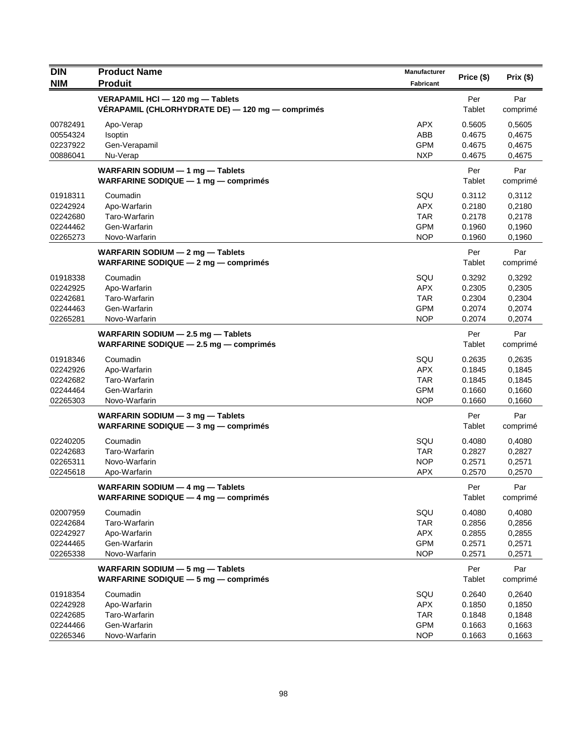| DIN<br>NIM | Product Name<br>Produit | Manufacturer<br>Fabricant | Price ($) | Prix ($) |
|---|---|---|---|---|
| | **VERAPAMIL HCl — 120 mg — Tablets**<br>**VÉRAPAMIL (CHLORHYDRATE DE) — 120 mg — comprimés** | | Per Tablet | Par comprimé |
| 00782491 | Apo-Verap | APX | 0.5605 | 0,5605 |
| 00554324 | Isoptin | ABB | 0.4675 | 0,4675 |
| 02237922 | Gen-Verapamil | GPM | 0.4675 | 0,4675 |
| 00886041 | Nu-Verap | NXP | 0.4675 | 0,4675 |
| | **WARFARIN SODIUM — 1 mg — Tablets**<br>**WARFARINE SODIQUE — 1 mg — comprimés** | | Per Tablet | Par comprimé |
| 01918311 | Coumadin | SQU | 0.3112 | 0,3112 |
| 02242924 | Apo-Warfarin | APX | 0.2180 | 0,2180 |
| 02242680 | Taro-Warfarin | TAR | 0.2178 | 0,2178 |
| 02244462 | Gen-Warfarin | GPM | 0.1960 | 0,1960 |
| 02265273 | Novo-Warfarin | NOP | 0.1960 | 0,1960 |
| | **WARFARIN SODIUM — 2 mg — Tablets**<br>**WARFARINE SODIQUE — 2 mg — comprimés** | | Per Tablet | Par comprimé |
| 01918338 | Coumadin | SQU | 0.3292 | 0,3292 |
| 02242925 | Apo-Warfarin | APX | 0.2305 | 0,2305 |
| 02242681 | Taro-Warfarin | TAR | 0.2304 | 0,2304 |
| 02244463 | Gen-Warfarin | GPM | 0.2074 | 0,2074 |
| 02265281 | Novo-Warfarin | NOP | 0.2074 | 0,2074 |
| | **WARFARIN SODIUM — 2.5 mg — Tablets**<br>**WARFARINE SODIQUE — 2.5 mg — comprimés** | | Per Tablet | Par comprimé |
| 01918346 | Coumadin | SQU | 0.2635 | 0,2635 |
| 02242926 | Apo-Warfarin | APX | 0.1845 | 0,1845 |
| 02242682 | Taro-Warfarin | TAR | 0.1845 | 0,1845 |
| 02244464 | Gen-Warfarin | GPM | 0.1660 | 0,1660 |
| 02265303 | Novo-Warfarin | NOP | 0.1660 | 0,1660 |
| | **WARFARIN SODIUM — 3 mg — Tablets**<br>**WARFARINE SODIQUE — 3 mg — comprimés** | | Per Tablet | Par comprimé |
| 02240205 | Coumadin | SQU | 0.4080 | 0,4080 |
| 02242683 | Taro-Warfarin | TAR | 0.2827 | 0,2827 |
| 02265311 | Novo-Warfarin | NOP | 0.2571 | 0,2571 |
| 02245618 | Apo-Warfarin | APX | 0.2570 | 0,2570 |
| | **WARFARIN SODIUM — 4 mg — Tablets**<br>**WARFARINE SODIQUE — 4 mg — comprimés** | | Per Tablet | Par comprimé |
| 02007959 | Coumadin | SQU | 0.4080 | 0,4080 |
| 02242684 | Taro-Warfarin | TAR | 0.2856 | 0,2856 |
| 02242927 | Apo-Warfarin | APX | 0.2855 | 0,2855 |
| 02244465 | Gen-Warfarin | GPM | 0.2571 | 0,2571 |
| 02265338 | Novo-Warfarin | NOP | 0.2571 | 0,2571 |
| | **WARFARIN SODIUM — 5 mg — Tablets**<br>**WARFARINE SODIQUE — 5 mg — comprimés** | | Per Tablet | Par comprimé |
| 01918354 | Coumadin | SQU | 0.2640 | 0,2640 |
| 02242928 | Apo-Warfarin | APX | 0.1850 | 0,1850 |
| 02242685 | Taro-Warfarin | TAR | 0.1848 | 0,1848 |
| 02244466 | Gen-Warfarin | GPM | 0.1663 | 0,1663 |
| 02265346 | Novo-Warfarin | NOP | 0.1663 | 0,1663 |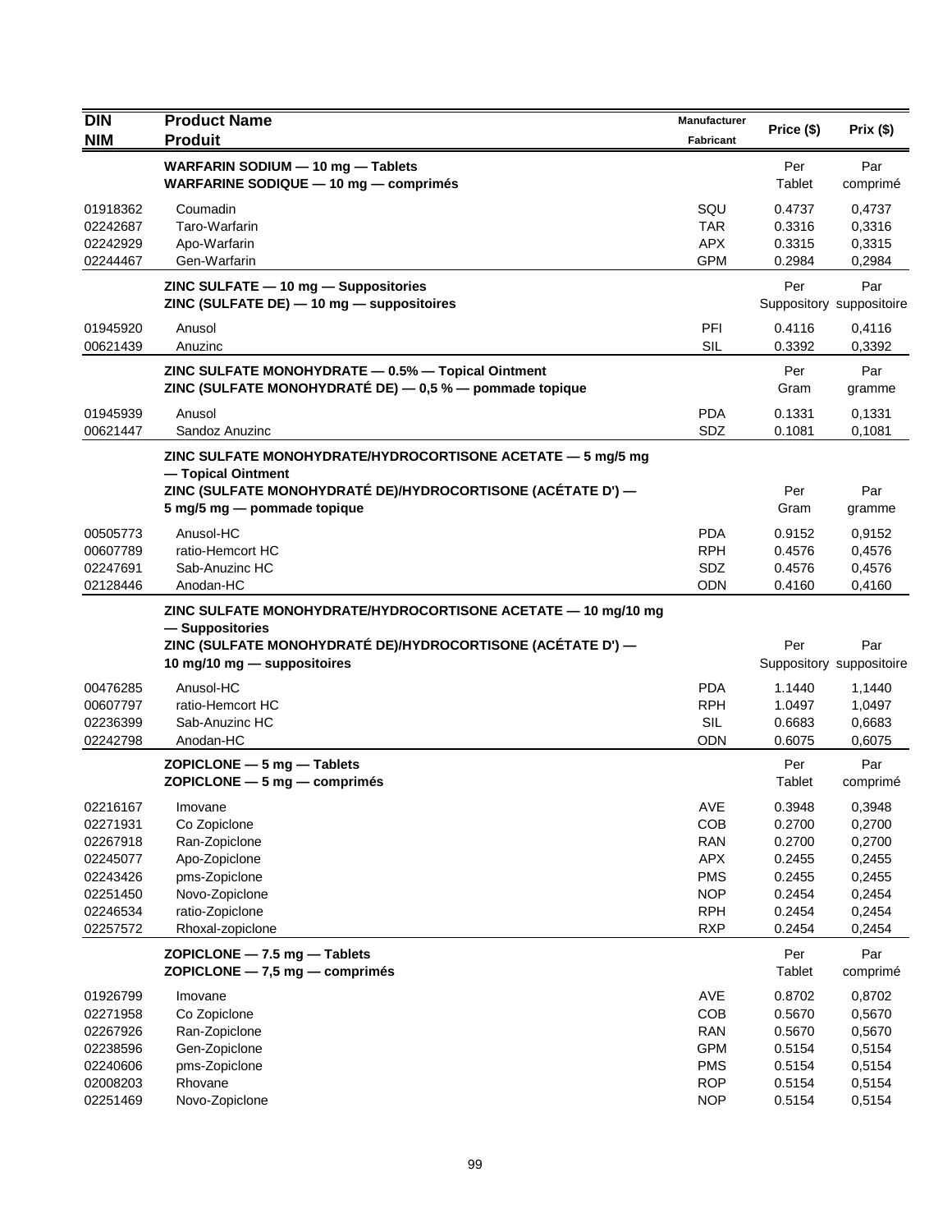| DIN<br>NIM | Product Name<br>Produit | Manufacturer<br>Fabricant | Price ($) | Prix ($) |
|---|---|---|---|---|
| | **WARFARIN SODIUM — 10 mg — Tablets**<br>**WARFARINE SODIQUE — 10 mg — comprimés** | | Per Tablet | Par comprimé |
| 01918362 | Coumadin | SQU | 0.4737 | 0,4737 |
| 02242687 | Taro-Warfarin | TAR | 0.3316 | 0,3316 |
| 02242929 | Apo-Warfarin | APX | 0.3315 | 0,3315 |
| 02244467 | Gen-Warfarin | GPM | 0.2984 | 0,2984 |
| | **ZINC SULFATE — 10 mg — Suppositories**<br>**ZINC (SULFATE DE) — 10 mg — suppositoires** | | Per Suppository | Par suppositoire |
| 01945920 | Anusol | PFI | 0.4116 | 0,4116 |
| 00621439 | Anuzinc | SIL | 0.3392 | 0,3392 |
| | **ZINC SULFATE MONOHYDRATE — 0.5% — Topical Ointment**<br>**ZINC (SULFATE MONOHYDRATÉ DE) — 0,5 % — pommade topique** | | Per Gram | Par gramme |
| 01945939 | Anusol | PDA | 0.1331 | 0,1331 |
| 00621447 | Sandoz Anuzinc | SDZ | 0.1081 | 0,1081 |
| | **ZINC SULFATE MONOHYDRATE/HYDROCORTISONE ACETATE — 5 mg/5 mg — Topical Ointment**<br>**ZINC (SULFATE MONOHYDRATÉ DE)/HYDROCORTISONE (ACÉTATE D') — 5 mg/5 mg — pommade topique** | | Per Gram | Par gramme |
| 00505773 | Anusol-HC | PDA | 0.9152 | 0,9152 |
| 00607789 | ratio-Hemcort HC | RPH | 0.4576 | 0,4576 |
| 02247691 | Sab-Anuzinc HC | SDZ | 0.4576 | 0,4576 |
| 02128446 | Anodan-HC | ODN | 0.4160 | 0,4160 |
| | **ZINC SULFATE MONOHYDRATE/HYDROCORTISONE ACETATE — 10 mg/10 mg — Suppositories**<br>**ZINC (SULFATE MONOHYDRATÉ DE)/HYDROCORTISONE (ACÉTATE D') — 10 mg/10 mg — suppositoires** | | Per Suppository | Par suppositoire |
| 00476285 | Anusol-HC | PDA | 1.1440 | 1,1440 |
| 00607797 | ratio-Hemcort HC | RPH | 1.0497 | 1,0497 |
| 02236399 | Sab-Anuzinc HC | SIL | 0.6683 | 0,6683 |
| 02242798 | Anodan-HC | ODN | 0.6075 | 0,6075 |
| | **ZOPICLONE — 5 mg — Tablets**<br>**ZOPICLONE — 5 mg — comprimés** | | Per Tablet | Par comprimé |
| 02216167 | Imovane | AVE | 0.3948 | 0,3948 |
| 02271931 | Co Zopiclone | COB | 0.2700 | 0,2700 |
| 02267918 | Ran-Zopiclone | RAN | 0.2700 | 0,2700 |
| 02245077 | Apo-Zopiclone | APX | 0.2455 | 0,2455 |
| 02243426 | pms-Zopiclone | PMS | 0.2455 | 0,2455 |
| 02251450 | Novo-Zopiclone | NOP | 0.2454 | 0,2454 |
| 02246534 | ratio-Zopiclone | RPH | 0.2454 | 0,2454 |
| 02257572 | Rhoxal-zopiclone | RXP | 0.2454 | 0,2454 |
| | **ZOPICLONE — 7.5 mg — Tablets**<br>**ZOPICLONE — 7,5 mg — comprimés** | | Per Tablet | Par comprimé |
| 01926799 | Imovane | AVE | 0.8702 | 0,8702 |
| 02271958 | Co Zopiclone | COB | 0.5670 | 0,5670 |
| 02267926 | Ran-Zopiclone | RAN | 0.5670 | 0,5670 |
| 02238596 | Gen-Zopiclone | GPM | 0.5154 | 0,5154 |
| 02240606 | pms-Zopiclone | PMS | 0.5154 | 0,5154 |
| 02008203 | Rhovane | ROP | 0.5154 | 0,5154 |
| 02251469 | Novo-Zopiclone | NOP | 0.5154 | 0,5154 |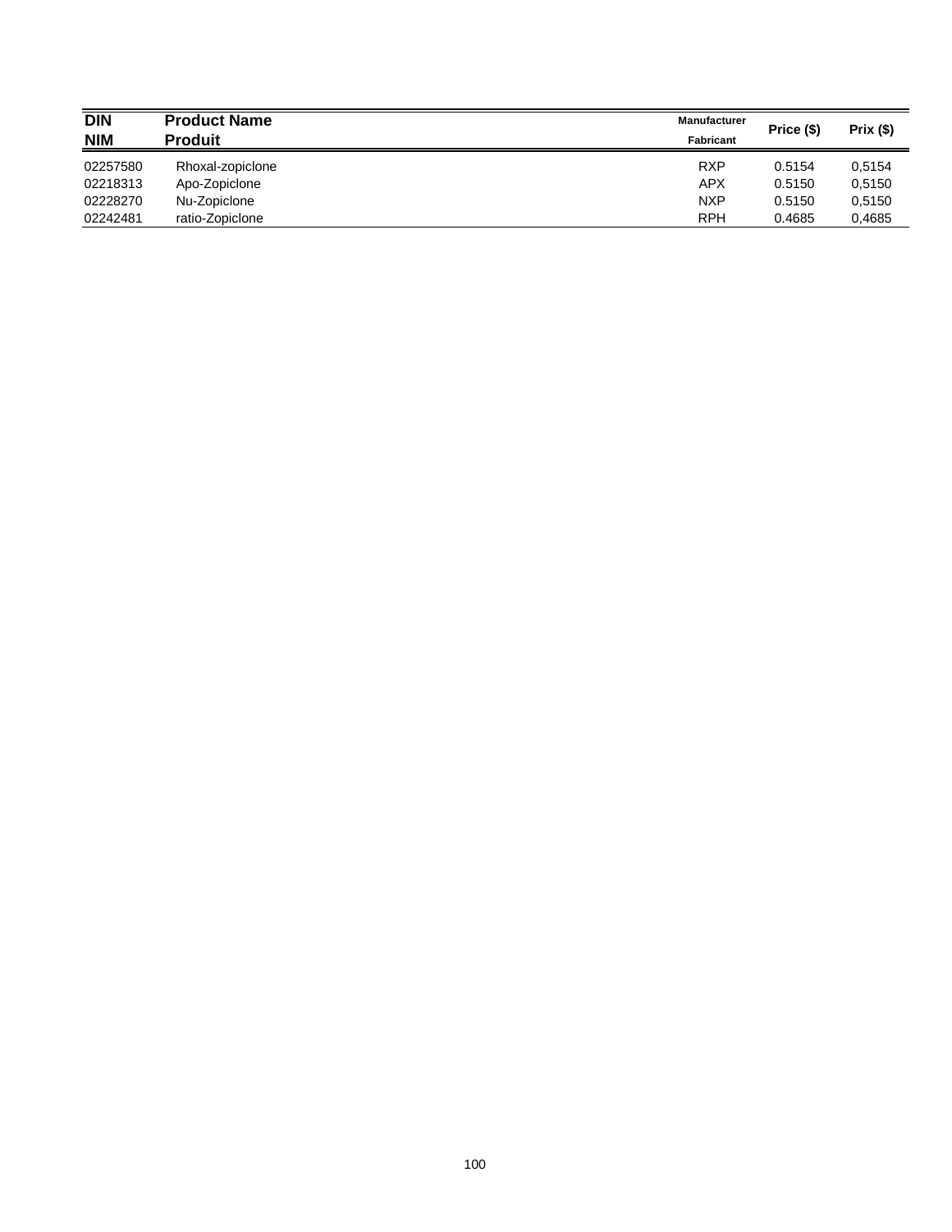| DIN<br>NIM | Product Name<br>Produit | Manufacturer<br>Fabricant | Price ($) | Prix ($) |
|---|---|---|---|---|
| 02257580 | Rhoxal-zopiclone | RXP | 0.5154 | 0,5154 |
| 02218313 | Apo-Zopiclone | APX | 0.5150 | 0,5150 |
| 02228270 | Nu-Zopiclone | NXP | 0.5150 | 0,5150 |
| 02242481 | ratio-Zopiclone | RPH | 0.4685 | 0,4685 |